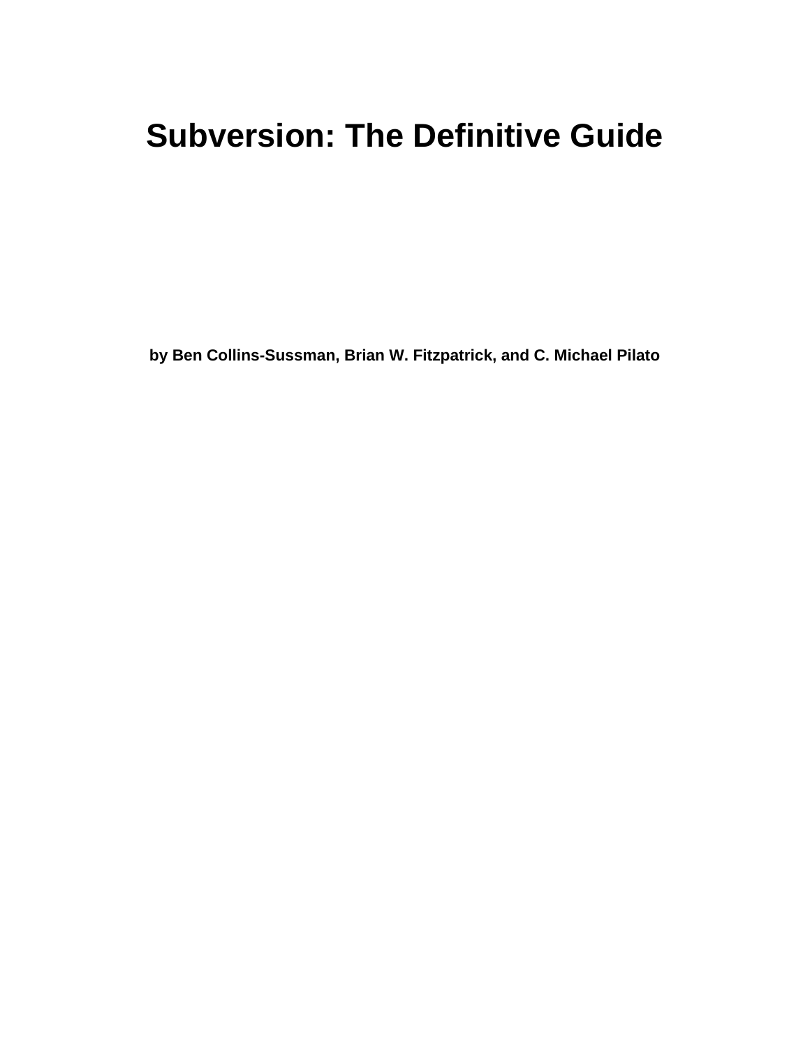# Subversion: The Definitive Guide

**by Ben Collins-Sussman, Brian W. Fitzpatrick, and C. Michael Pilato**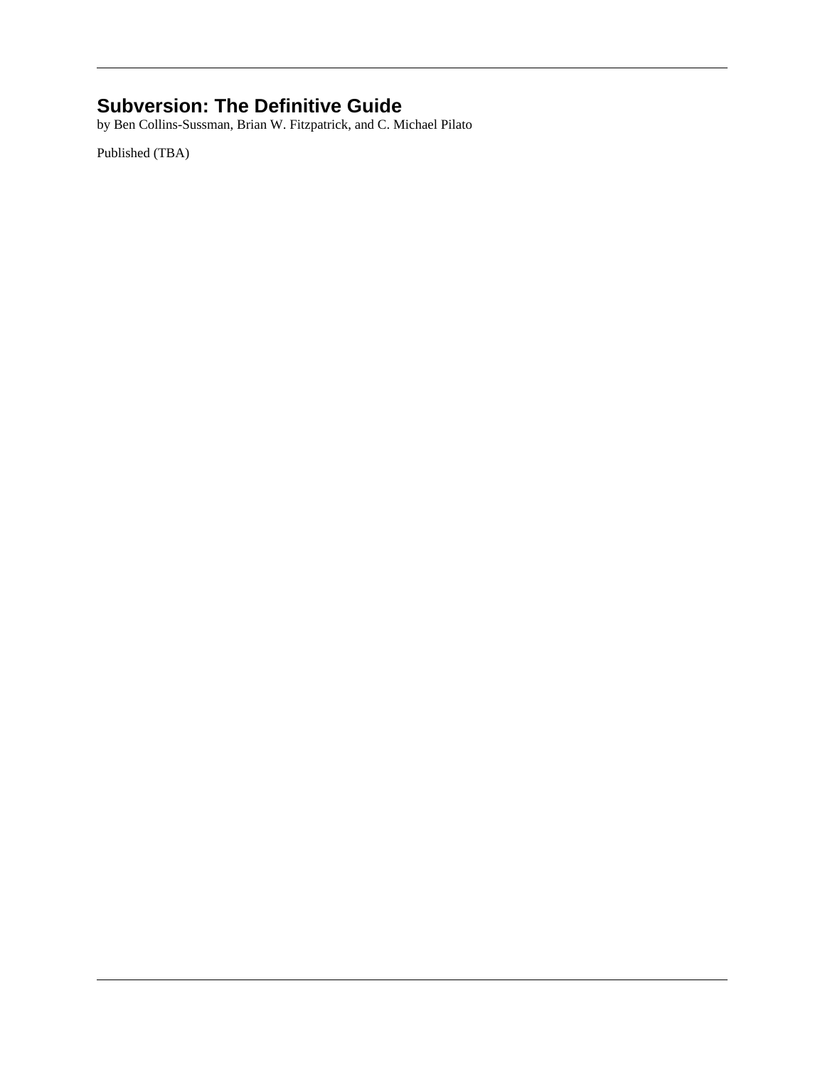# Subversion: The Definitive Guide

by Ben Collins-Sussman, Brian W. Fitzpatrick, and C. Michael Pilato

Published (TBA)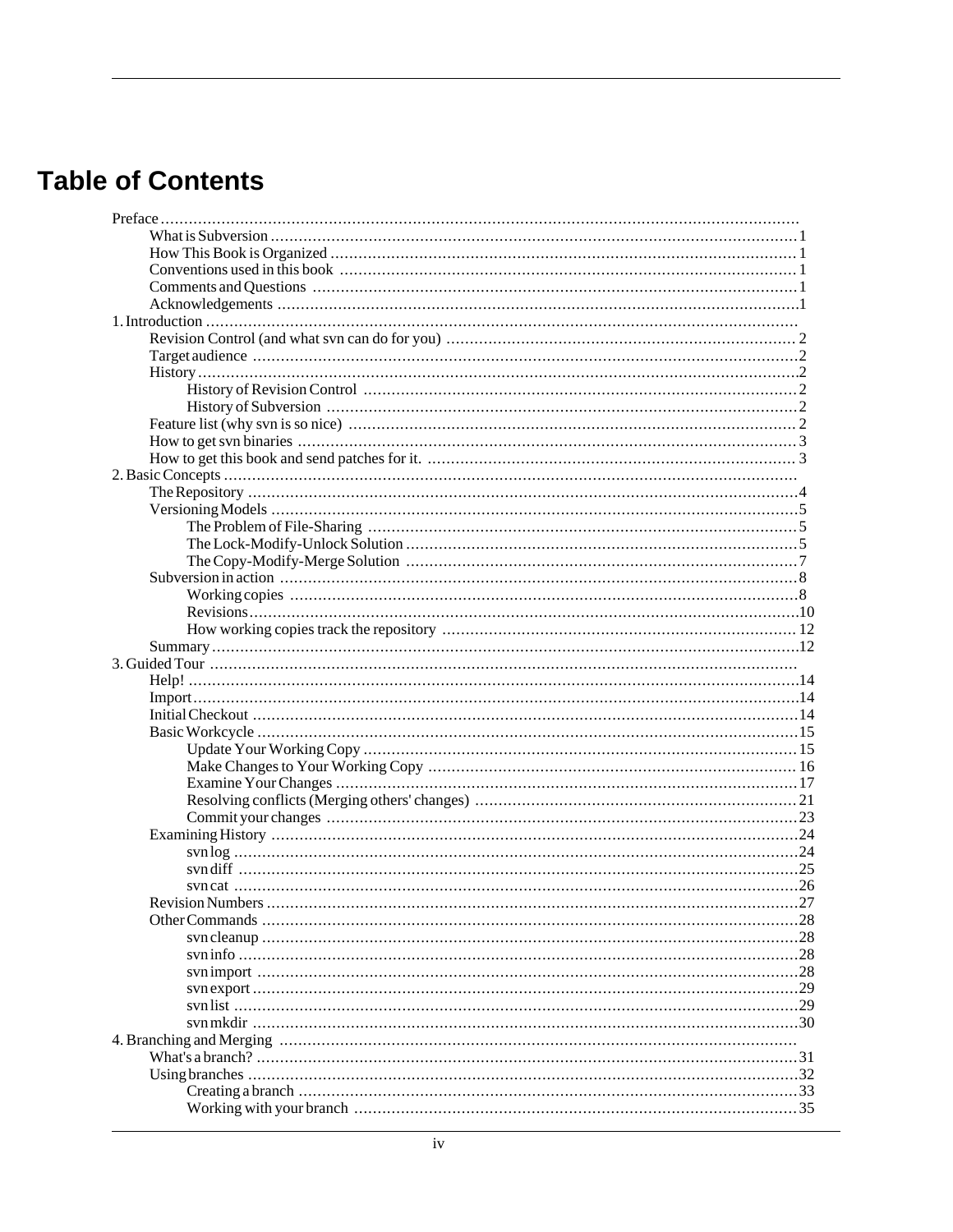# Table of Contents

- Preface
  - What is Subversion ... 1
  - How This Book is Organized ... 1
  - Conventions used in this book ... 1
  - Comments and Questions ... 1
  - Acknowledgements ... 1
- 1. Introduction
  - Revision Control (and what svn can do for you) ... 2
  - Target audience ... 2
  - History ... 2
    - History of Revision Control ... 2
    - History of Subversion ... 2
  - Feature list (why svn is so nice) ... 2
  - How to get svn binaries ... 3
  - How to get this book and send patches for it. ... 3
- 2. Basic Concepts
  - The Repository ... 4
  - Versioning Models ... 5
    - The Problem of File-Sharing ... 5
    - The Lock-Modify-Unlock Solution ... 5
    - The Copy-Modify-Merge Solution ... 7
  - Subversion in action ... 8
    - Working copies ... 8
    - Revisions ... 10
    - How working copies track the repository ... 12
  - Summary ... 12
- 3. Guided Tour
  - Help! ... 14
  - Import ... 14
  - Initial Checkout ... 14
  - Basic Workcycle ... 15
    - Update Your Working Copy ... 15
    - Make Changes to Your Working Copy ... 16
    - Examine Your Changes ... 17
    - Resolving conflicts (Merging others' changes) ... 21
    - Commit your changes ... 23
  - Examining History ... 24
    - svn log ... 24
    - svn diff ... 25
    - svn cat ... 26
  - Revision Numbers ... 27
  - Other Commands ... 28
    - svn cleanup ... 28
    - svn info ... 28
    - svn import ... 28
    - svn export ... 29
    - svn list ... 29
    - svn mkdir ... 30
- 4. Branching and Merging
  - What's a branch? ... 31
  - Using branches ... 32
    - Creating a branch ... 33
    - Working with your branch ... 35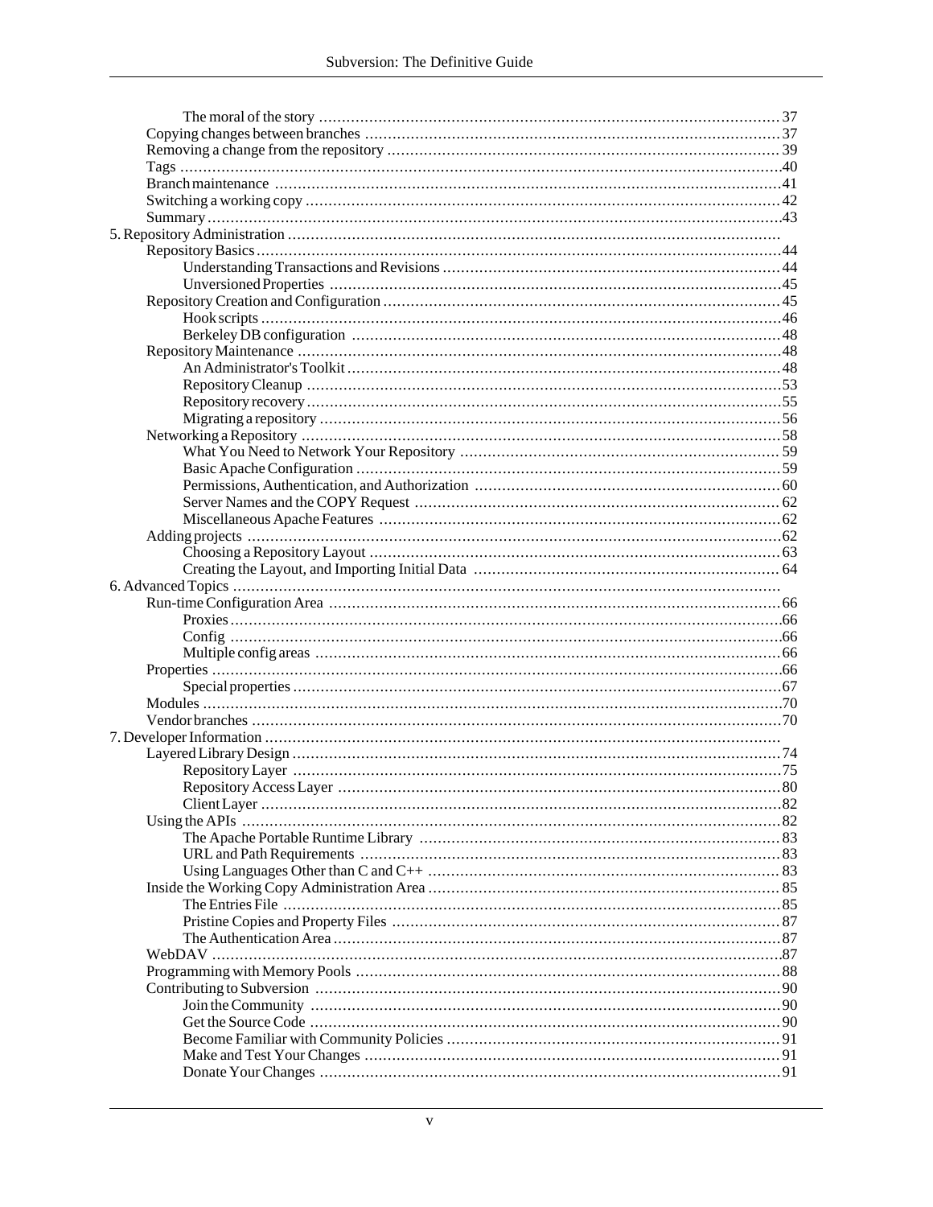- The moral of the story ..................................................................................................... 37
- Copying changes between branches .......................................................................................... 37
- Removing a change from the repository ...................................................................................... 39
- Tags .................................................................................................................................... 40
- Branch maintenance ............................................................................................................... 41
- Switching a working copy ........................................................................................................ 42
- Summary ............................................................................................................................... 43

5. Repository Administration ...........................................................................................................
    - Repository Basics .................................................................................................................. 44
        - Understanding Transactions and Revisions ........................................................................... 44
        - Unversioned Properties ........................................................................................................ 45
    - Repository Creation and Configuration ....................................................................................... 45
        - Hook scripts ........................................................................................................................ 46
        - Berkeley DB configuration ................................................................................................... 48
    - Repository Maintenance .......................................................................................................... 48
        - An Administrator's Toolkit .................................................................................................. 48
        - Repository Cleanup ............................................................................................................. 53
        - Repository recovery ............................................................................................................. 55
        - Migrating a repository ......................................................................................................... 56
    - Networking a Repository .......................................................................................................... 58
        - What You Need to Network Your Repository ....................................................................... 59
        - Basic Apache Configuration ................................................................................................. 59
        - Permissions, Authentication, and Authorization ................................................................... 60
        - Server Names and the COPY Request ................................................................................. 62
        - Miscellaneous Apache Features ........................................................................................... 62
    - Adding projects ........................................................................................................................ 62
        - Choosing a Repository Layout ............................................................................................. 63
        - Creating the Layout, and Importing Initial Data .................................................................... 64

6. Advanced Topics ...........................................................................................................................
    - Run-time Configuration Area .................................................................................................... 66
        - Proxies ................................................................................................................................ 66
        - Config ................................................................................................................................. 66
        - Multiple config areas ........................................................................................................... 66
    - Properties ................................................................................................................................. 66
        - Special properties ................................................................................................................ 67
    - Modules ................................................................................................................................... 70
    - Vendor branches ....................................................................................................................... 70

7. Developer Information ..................................................................................................................
    - Layered Library Design ............................................................................................................. 74
        - Repository Layer .................................................................................................................. 75
        - Repository Access Layer ...................................................................................................... 80
        - Client Layer ......................................................................................................................... 82
    - Using the APIs .......................................................................................................................... 82
        - The Apache Portable Runtime Library ................................................................................. 83
        - URL and Path Requirements ............................................................................................... 83
        - Using Languages Other than C and C++ .............................................................................. 83
    - Inside the Working Copy Administration Area ............................................................................ 85
        - The Entries File ................................................................................................................... 85
        - Pristine Copies and Property Files ....................................................................................... 87
        - The Authentication Area ...................................................................................................... 87
    - WebDAV .................................................................................................................................. 87
    - Programming with Memory Pools ............................................................................................... 88
    - Contributing to Subversion ......................................................................................................... 90
        - Join the Community ............................................................................................................ 90
        - Get the Source Code ............................................................................................................ 90
        - Become Familiar with Community Policies .......................................................................... 91
        - Make and Test Your Changes ............................................................................................... 91
        - Donate Your Changes .......................................................................................................... 91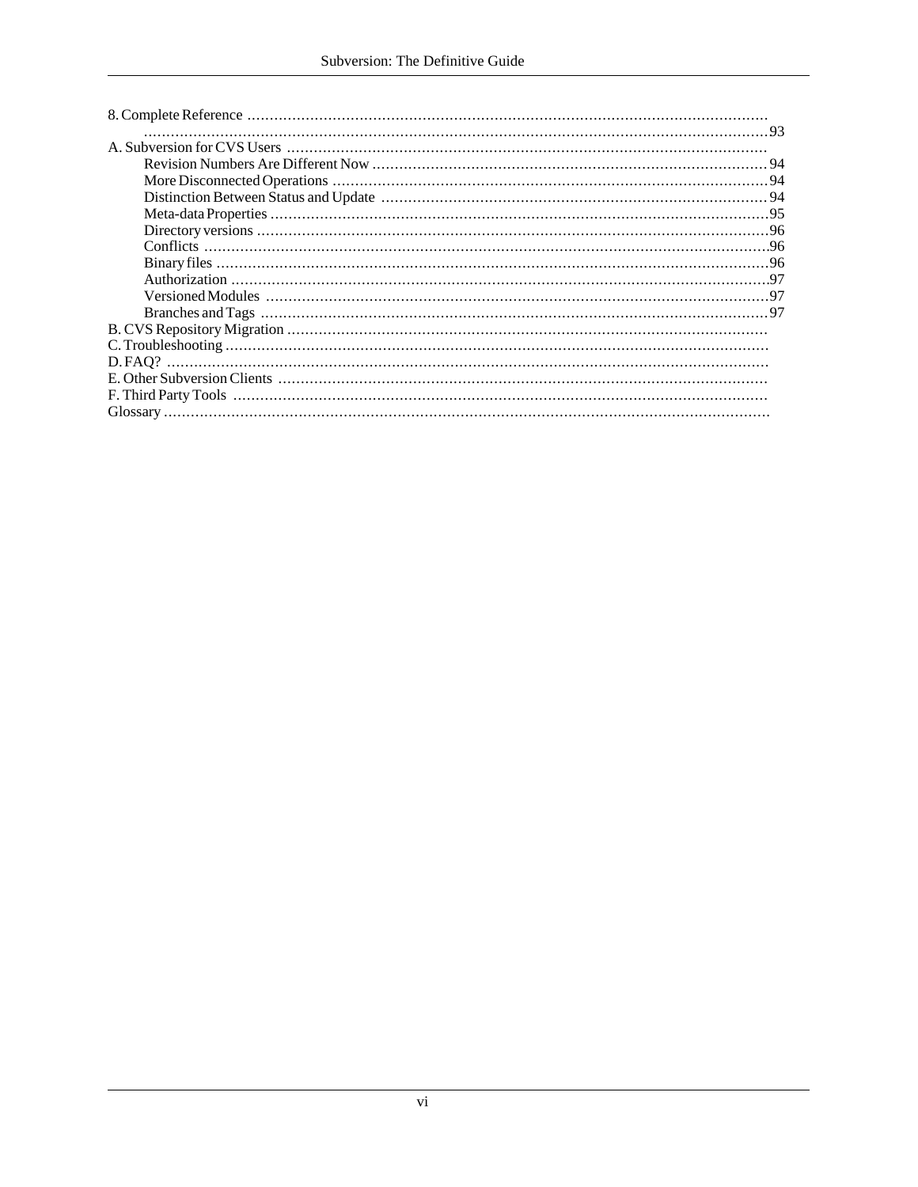8. Complete Reference .......................................................................................................................... 93

A. Subversion for CVS Users ..........................................................................................................

- Revision Numbers Are Different Now ........................................................................................ 94
- More Disconnected Operations ................................................................................................ 94
- Distinction Between Status and Update ...................................................................................... 94
- Meta-data Properties ............................................................................................................ 95
- Directory versions ................................................................................................................ 96
- Conflicts ............................................................................................................................. 96
- Binary files ......................................................................................................................... 96
- Authorization ...................................................................................................................... 97
- Versioned Modules .............................................................................................................. 97
- Branches and Tags .............................................................................................................. 97

B. CVS Repository Migration ..........................................................................................................

C. Troubleshooting ........................................................................................................................

D. FAQ? ......................................................................................................................................

E. Other Subversion Clients ............................................................................................................

F. Third Party Tools .......................................................................................................................

Glossary .......................................................................................................................................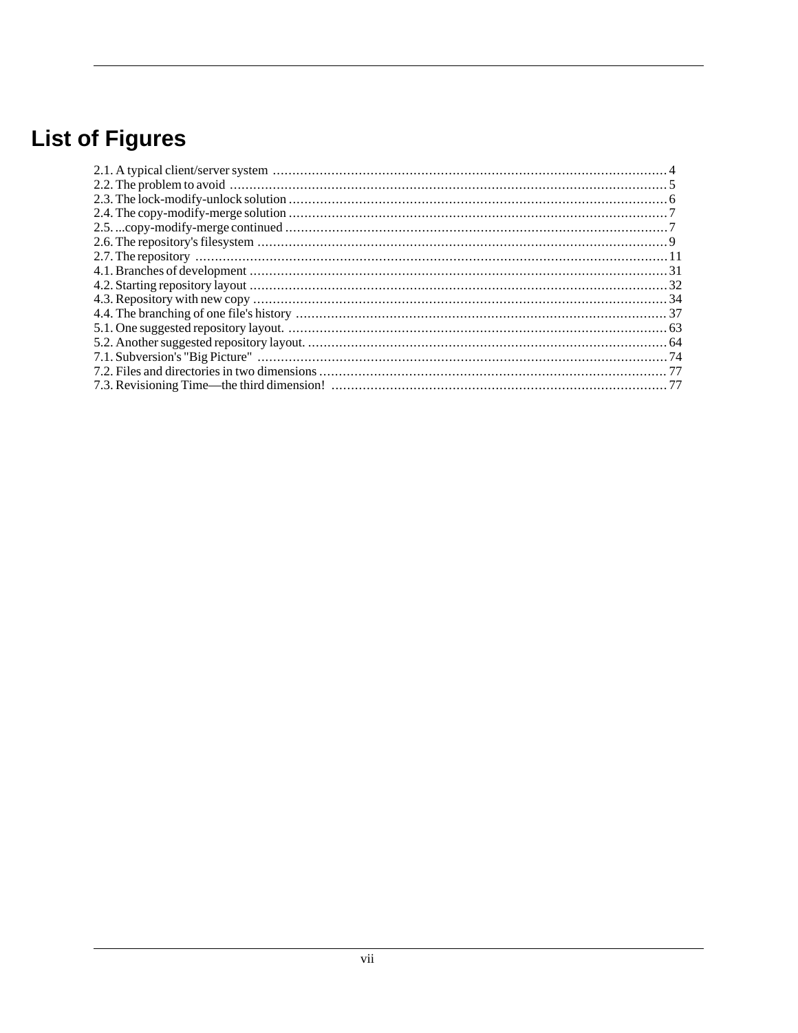# List of Figures

2.1. A typical client/server system ..... 4
2.2. The problem to avoid ..... 5
2.3. The lock-modify-unlock solution ..... 6
2.4. The copy-modify-merge solution ..... 7
2.5. ...copy-modify-merge continued ..... 7
2.6. The repository's filesystem ..... 9
2.7. The repository ..... 11
4.1. Branches of development ..... 31
4.2. Starting repository layout ..... 32
4.3. Repository with new copy ..... 34
4.4. The branching of one file's history ..... 37
5.1. One suggested repository layout. ..... 63
5.2. Another suggested repository layout. ..... 64
7.1. Subversion's "Big Picture" ..... 74
7.2. Files and directories in two dimensions ..... 77
7.3. Revisioning Time—the third dimension! ..... 77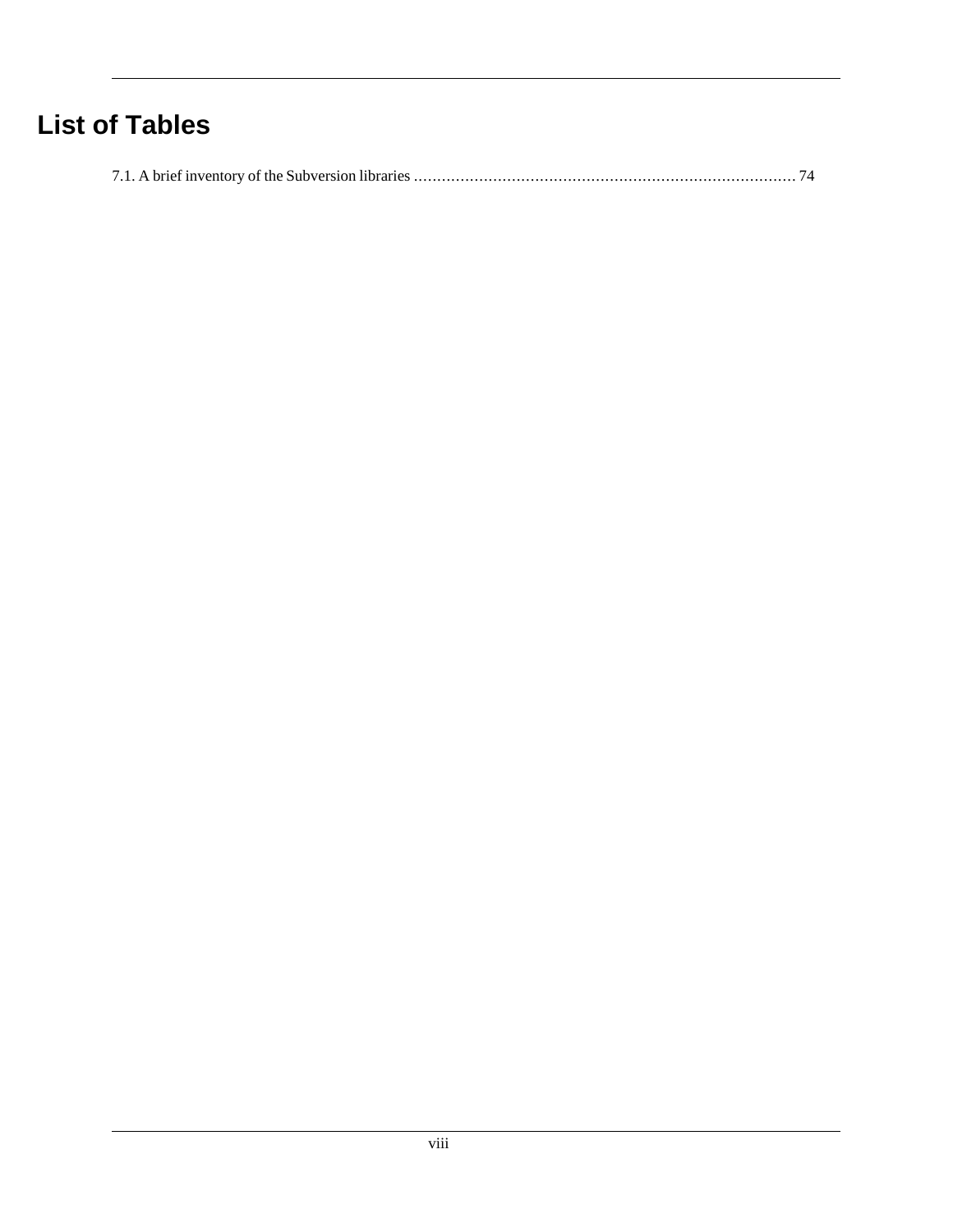# List of Tables

7.1. A brief inventory of the Subversion libraries ............................................................................ 74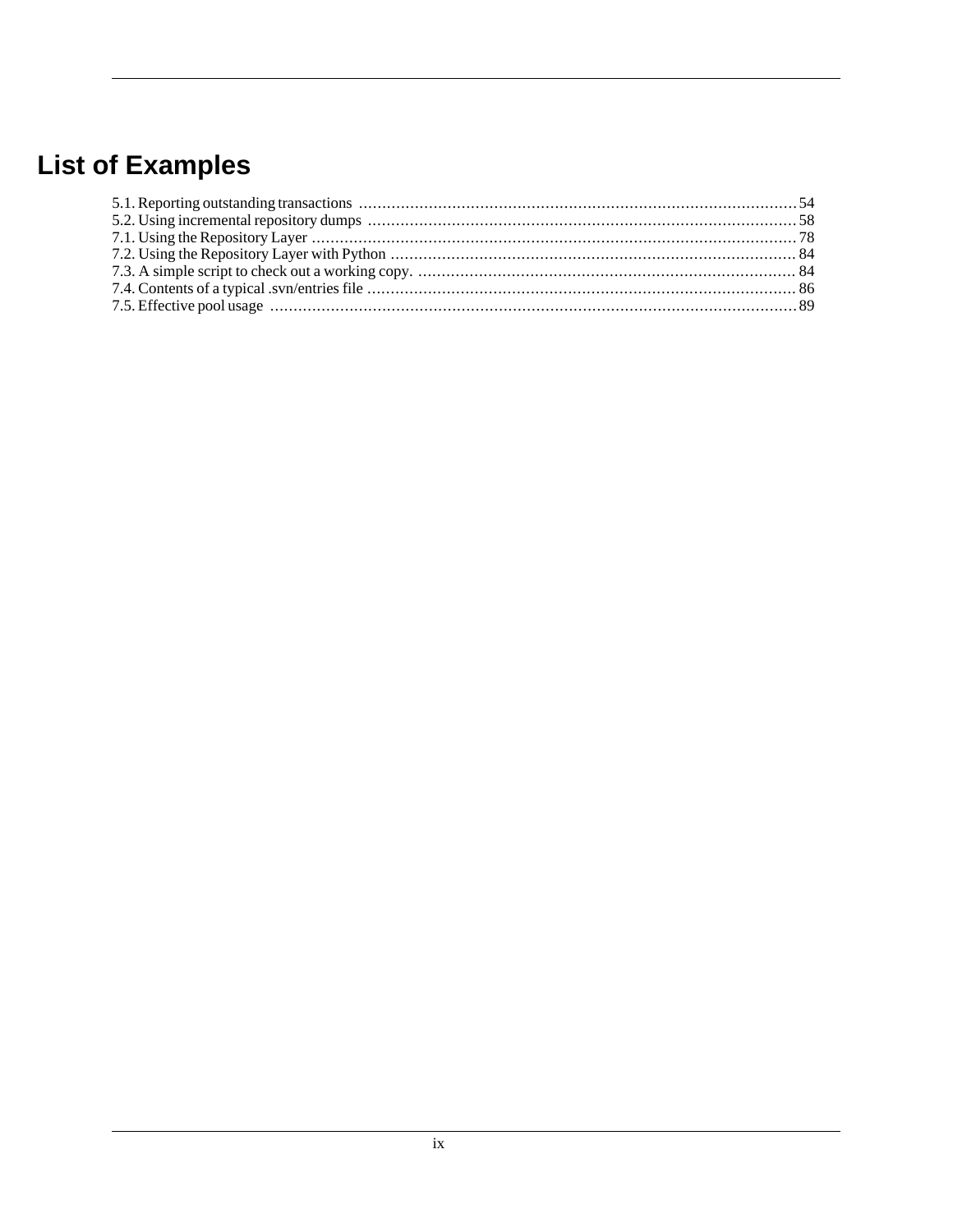# List of Examples

5.1. Reporting outstanding transactions .......... 54
5.2. Using incremental repository dumps .......... 58
7.1. Using the Repository Layer .......... 78
7.2. Using the Repository Layer with Python .......... 84
7.3. A simple script to check out a working copy. .......... 84
7.4. Contents of a typical .svn/entries file .......... 86
7.5. Effective pool usage .......... 89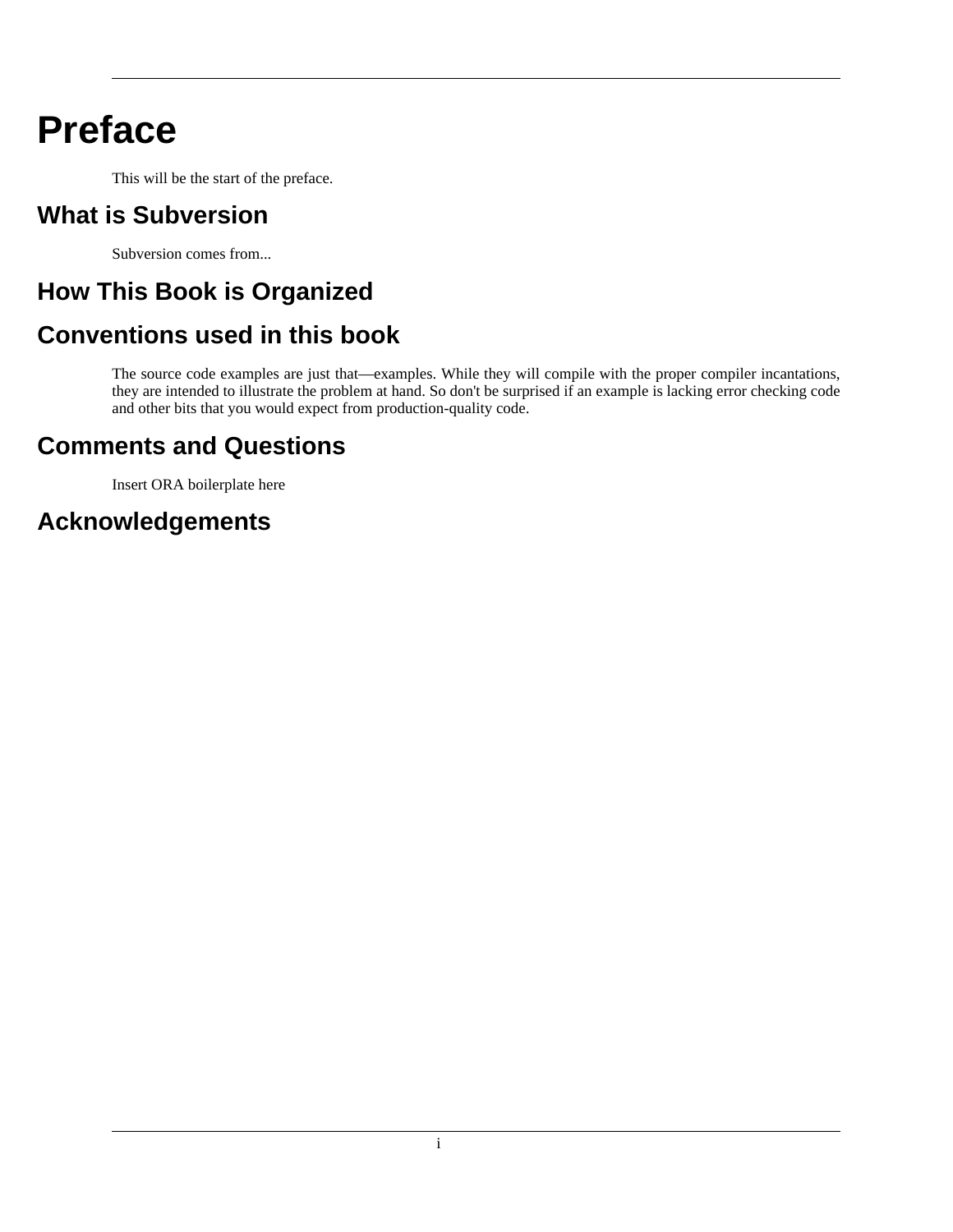# Preface

This will be the start of the preface.

## What is Subversion

Subversion comes from...

## How This Book is Organized

## Conventions used in this book

The source code examples are just that—examples. While they will compile with the proper compiler incantations, they are intended to illustrate the problem at hand. So don't be surprised if an example is lacking error checking code and other bits that you would expect from production-quality code.

## Comments and Questions

Insert ORA boilerplate here

## Acknowledgements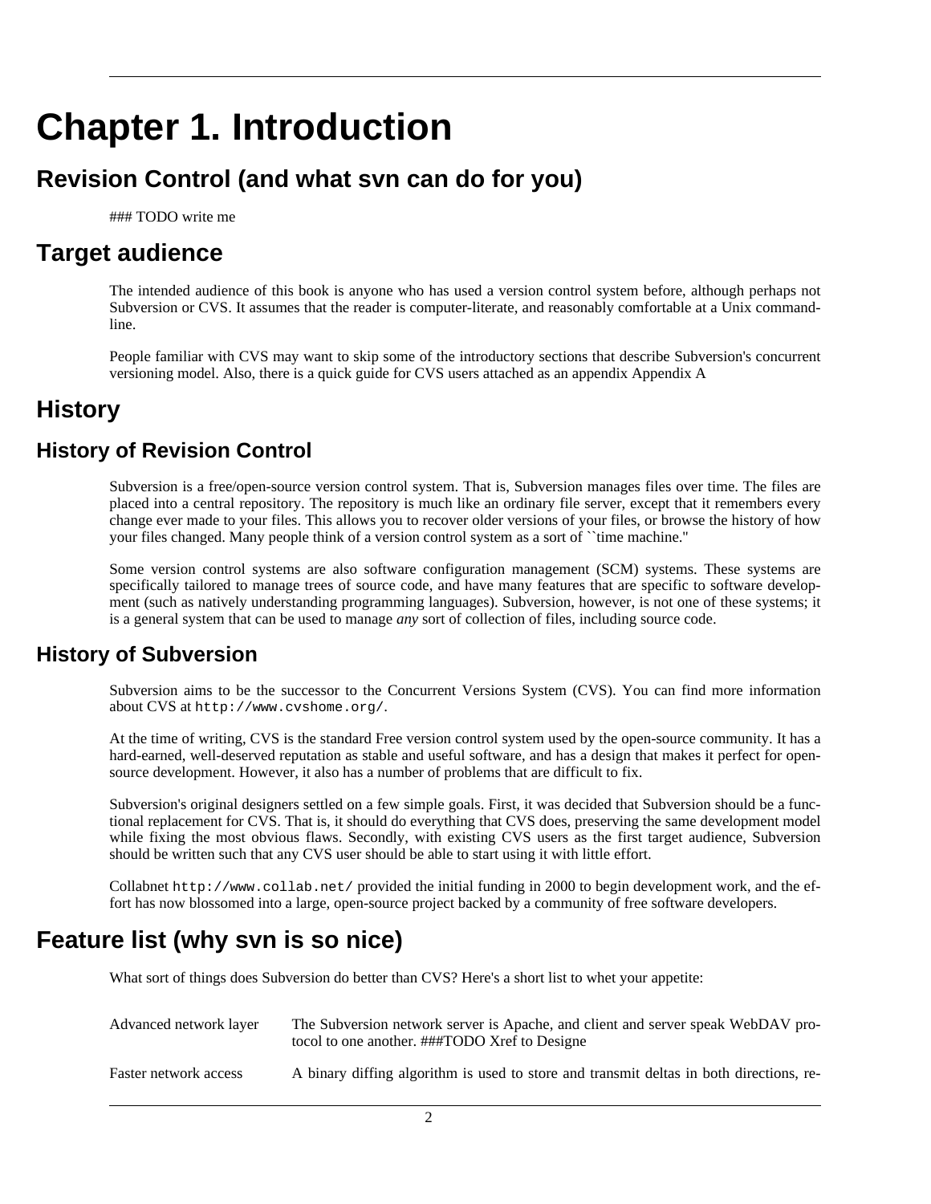# Chapter 1. Introduction

## Revision Control (and what svn can do for you)

### TODO write me

## Target audience

The intended audience of this book is anyone who has used a version control system before, although perhaps not Subversion or CVS. It assumes that the reader is computer-literate, and reasonably comfortable at a Unix command-line.

People familiar with CVS may want to skip some of the introductory sections that describe Subversion's concurrent versioning model. Also, there is a quick guide for CVS users attached as an appendix Appendix A

## History

### History of Revision Control

Subversion is a free/open-source version control system. That is, Subversion manages files over time. The files are placed into a central repository. The repository is much like an ordinary file server, except that it remembers every change ever made to your files. This allows you to recover older versions of your files, or browse the history of how your files changed. Many people think of a version control system as a sort of ``time machine.''

Some version control systems are also software configuration management (SCM) systems. These systems are specifically tailored to manage trees of source code, and have many features that are specific to software development (such as natively understanding programming languages). Subversion, however, is not one of these systems; it is a general system that can be used to manage *any* sort of collection of files, including source code.

### History of Subversion

Subversion aims to be the successor to the Concurrent Versions System (CVS). You can find more information about CVS at `http://www.cvshome.org/`.

At the time of writing, CVS is the standard Free version control system used by the open-source community. It has a hard-earned, well-deserved reputation as stable and useful software, and has a design that makes it perfect for open-source development. However, it also has a number of problems that are difficult to fix.

Subversion's original designers settled on a few simple goals. First, it was decided that Subversion should be a functional replacement for CVS. That is, it should do everything that CVS does, preserving the same development model while fixing the most obvious flaws. Secondly, with existing CVS users as the first target audience, Subversion should be written such that any CVS user should be able to start using it with little effort.

Collabnet `http://www.collab.net/` provided the initial funding in 2000 to begin development work, and the effort has now blossomed into a large, open-source project backed by a community of free software developers.

## Feature list (why svn is so nice)

What sort of things does Subversion do better than CVS? Here's a short list to whet your appetite:

Advanced network layer
: The Subversion network server is Apache, and client and server speak WebDAV protocol to one another. ###TODO Xref to Designe

Faster network access
: A binary diffing algorithm is used to store and transmit deltas in both directions, re-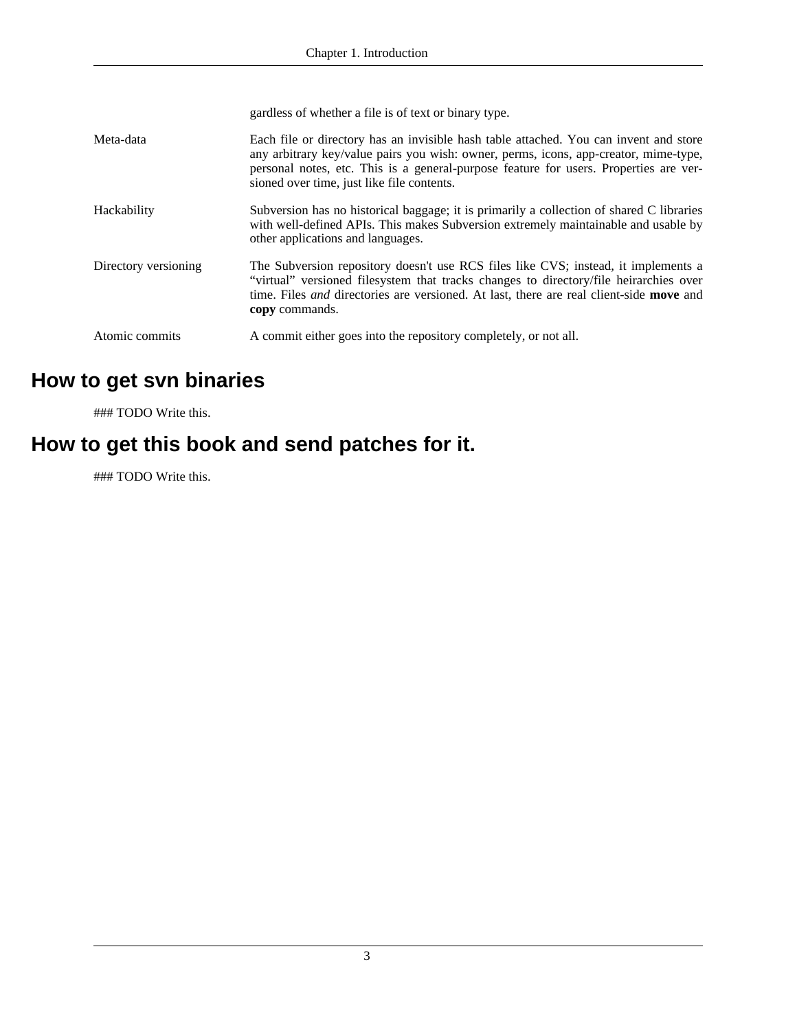gardless of whether a file is of text or binary type.

Meta-data
: Each file or directory has an invisible hash table attached. You can invent and store any arbitrary key/value pairs you wish: owner, perms, icons, app-creator, mime-type, personal notes, etc. This is a general-purpose feature for users. Properties are versioned over time, just like file contents.

Hackability
: Subversion has no historical baggage; it is primarily a collection of shared C libraries with well-defined APIs. This makes Subversion extremely maintainable and usable by other applications and languages.

Directory versioning
: The Subversion repository doesn't use RCS files like CVS; instead, it implements a “virtual” versioned filesystem that tracks changes to directory/file heirarchies over time. Files *and* directories are versioned. At last, there are real client-side **move** and **copy** commands.

Atomic commits
: A commit either goes into the repository completely, or not all.

## How to get svn binaries

### TODO Write this.

## How to get this book and send patches for it.

### TODO Write this.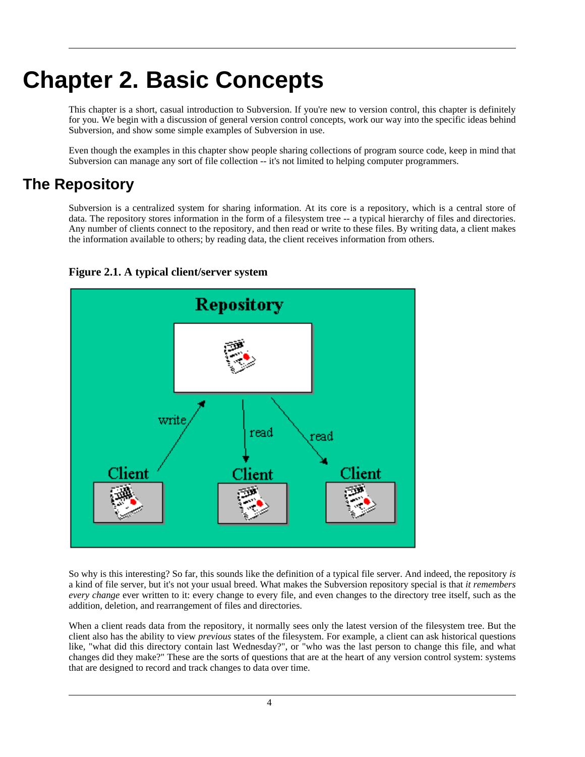# Chapter 2. Basic Concepts

This chapter is a short, casual introduction to Subversion. If you're new to version control, this chapter is definitely for you. We begin with a discussion of general version control concepts, work our way into the specific ideas behind Subversion, and show some simple examples of Subversion in use.

Even though the examples in this chapter show people sharing collections of program source code, keep in mind that Subversion can manage any sort of file collection -- it's not limited to helping computer programmers.

## The Repository

Subversion is a centralized system for sharing information. At its core is a repository, which is a central store of data. The repository stores information in the form of a filesystem tree -- a typical hierarchy of files and directories. Any number of clients connect to the repository, and then read or write to these files. By writing data, a client makes the information available to others; by reading data, the client receives information from others.

**Figure 2.1. A typical client/server system**

So why is this interesting? So far, this sounds like the definition of a typical file server. And indeed, the repository *is* a kind of file server, but it's not your usual breed. What makes the Subversion repository special is that *it remembers every change* ever written to it: every change to every file, and even changes to the directory tree itself, such as the addition, deletion, and rearrangement of files and directories.

When a client reads data from the repository, it normally sees only the latest version of the filesystem tree. But the client also has the ability to view *previous* states of the filesystem. For example, a client can ask historical questions like, "what did this directory contain last Wednesday?", or "who was the last person to change this file, and what changes did they make?" These are the sorts of questions that are at the heart of any version control system: systems that are designed to record and track changes to data over time.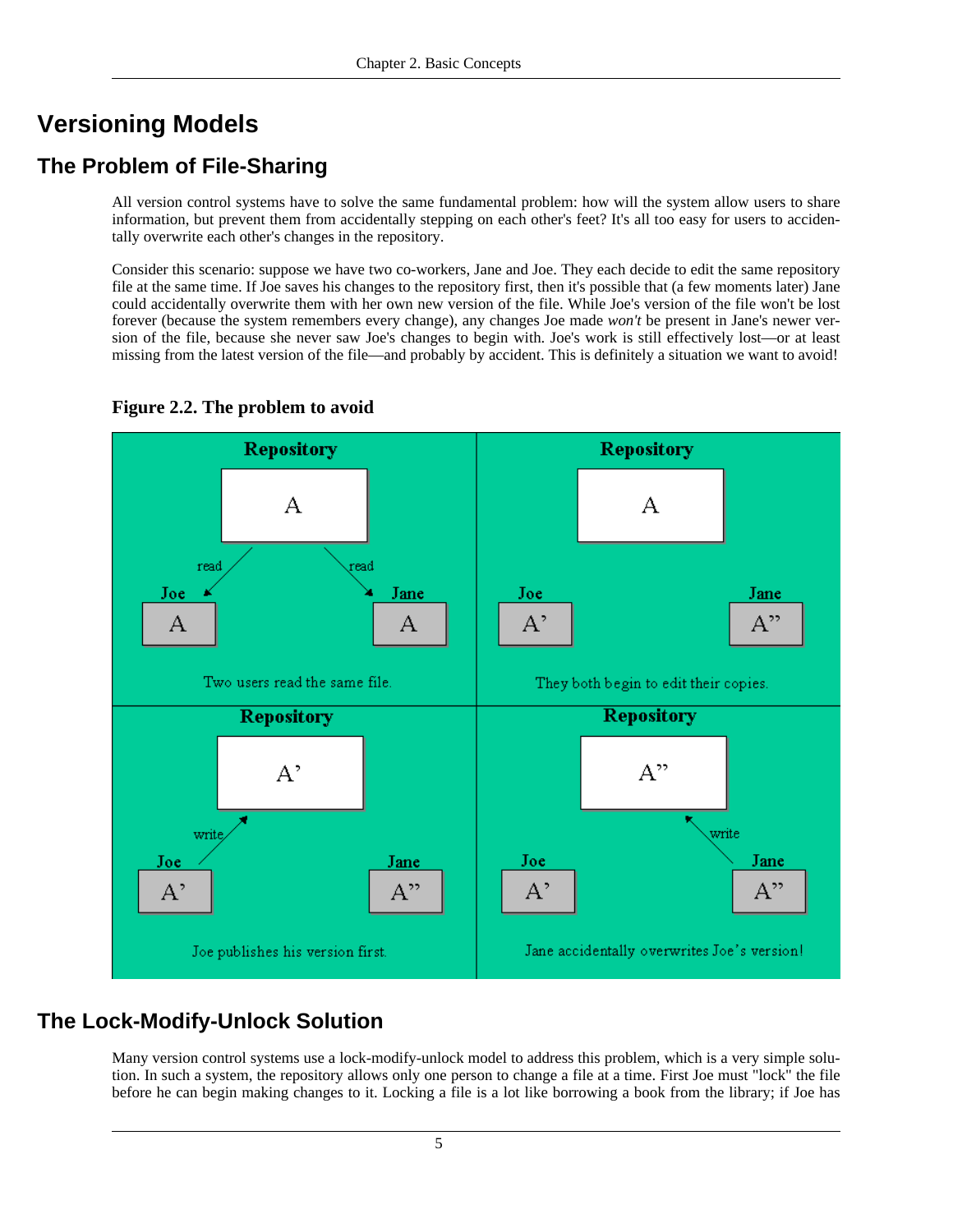# Versioning Models

## The Problem of File-Sharing

All version control systems have to solve the same fundamental problem: how will the system allow users to share information, but prevent them from accidentally stepping on each other's feet? It's all too easy for users to accidentally overwrite each other's changes in the repository.

Consider this scenario: suppose we have two co-workers, Jane and Joe. They each decide to edit the same repository file at the same time. If Joe saves his changes to the repository first, then it's possible that (a few moments later) Jane could accidentally overwrite them with her own new version of the file. While Joe's version of the file won't be lost forever (because the system remembers every change), any changes Joe made *won't* be present in Jane's newer version of the file, because she never saw Joe's changes to begin with. Joe's work is still effectively lost—or at least missing from the latest version of the file—and probably by accident. This is definitely a situation we want to avoid!

**Figure 2.2. The problem to avoid**

## The Lock-Modify-Unlock Solution

Many version control systems use a lock-modify-unlock model to address this problem, which is a very simple solution. In such a system, the repository allows only one person to change a file at a time. First Joe must "lock" the file before he can begin making changes to it. Locking a file is a lot like borrowing a book from the library; if Joe has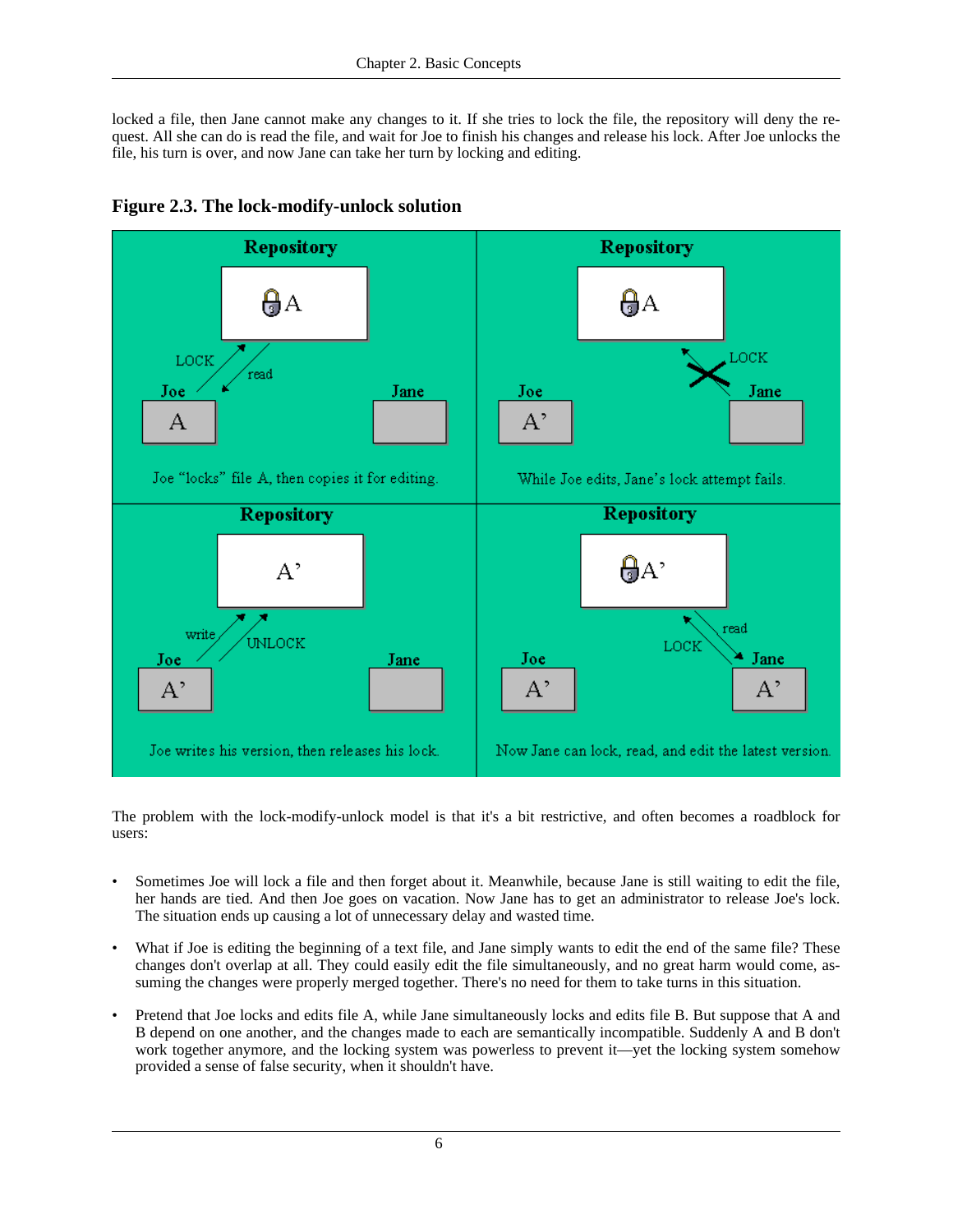locked a file, then Jane cannot make any changes to it. If she tries to lock the file, the repository will deny the request. All she can do is read the file, and wait for Joe to finish his changes and release his lock. After Joe unlocks the file, his turn is over, and now Jane can take her turn by locking and editing.

**Figure 2.3. The lock-modify-unlock solution**

The problem with the lock-modify-unlock model is that it's a bit restrictive, and often becomes a roadblock for users:

- Sometimes Joe will lock a file and then forget about it. Meanwhile, because Jane is still waiting to edit the file, her hands are tied. And then Joe goes on vacation. Now Jane has to get an administrator to release Joe's lock. The situation ends up causing a lot of unnecessary delay and wasted time.

- What if Joe is editing the beginning of a text file, and Jane simply wants to edit the end of the same file? These changes don't overlap at all. They could easily edit the file simultaneously, and no great harm would come, assuming the changes were properly merged together. There's no need for them to take turns in this situation.

- Pretend that Joe locks and edits file A, while Jane simultaneously locks and edits file B. But suppose that A and B depend on one another, and the changes made to each are semantically incompatible. Suddenly A and B don't work together anymore, and the locking system was powerless to prevent it—yet the locking system somehow provided a sense of false security, when it shouldn't have.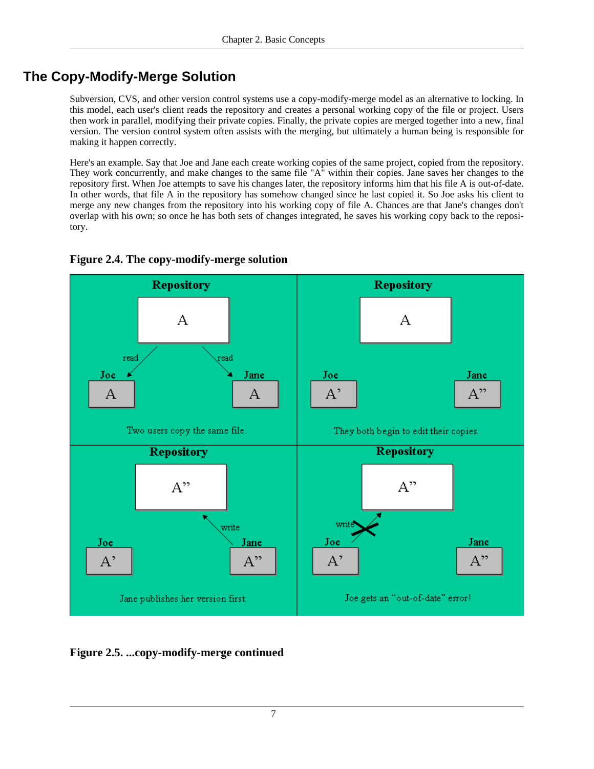## The Copy-Modify-Merge Solution

Subversion, CVS, and other version control systems use a copy-modify-merge model as an alternative to locking. In this model, each user's client reads the repository and creates a personal working copy of the file or project. Users then work in parallel, modifying their private copies. Finally, the private copies are merged together into a new, final version. The version control system often assists with the merging, but ultimately a human being is responsible for making it happen correctly.

Here's an example. Say that Joe and Jane each create working copies of the same project, copied from the repository. They work concurrently, and make changes to the same file "A" within their copies. Jane saves her changes to the repository first. When Joe attempts to save his changes later, the repository informs him that his file A is out-of-date. In other words, that file A in the repository has somehow changed since he last copied it. So Joe asks his client to merge any new changes from the repository into his working copy of file A. Chances are that Jane's changes don't overlap with his own; so once he has both sets of changes integrated, he saves his working copy back to the repository.

**Figure 2.4. The copy-modify-merge solution**

**Figure 2.5. ...copy-modify-merge continued**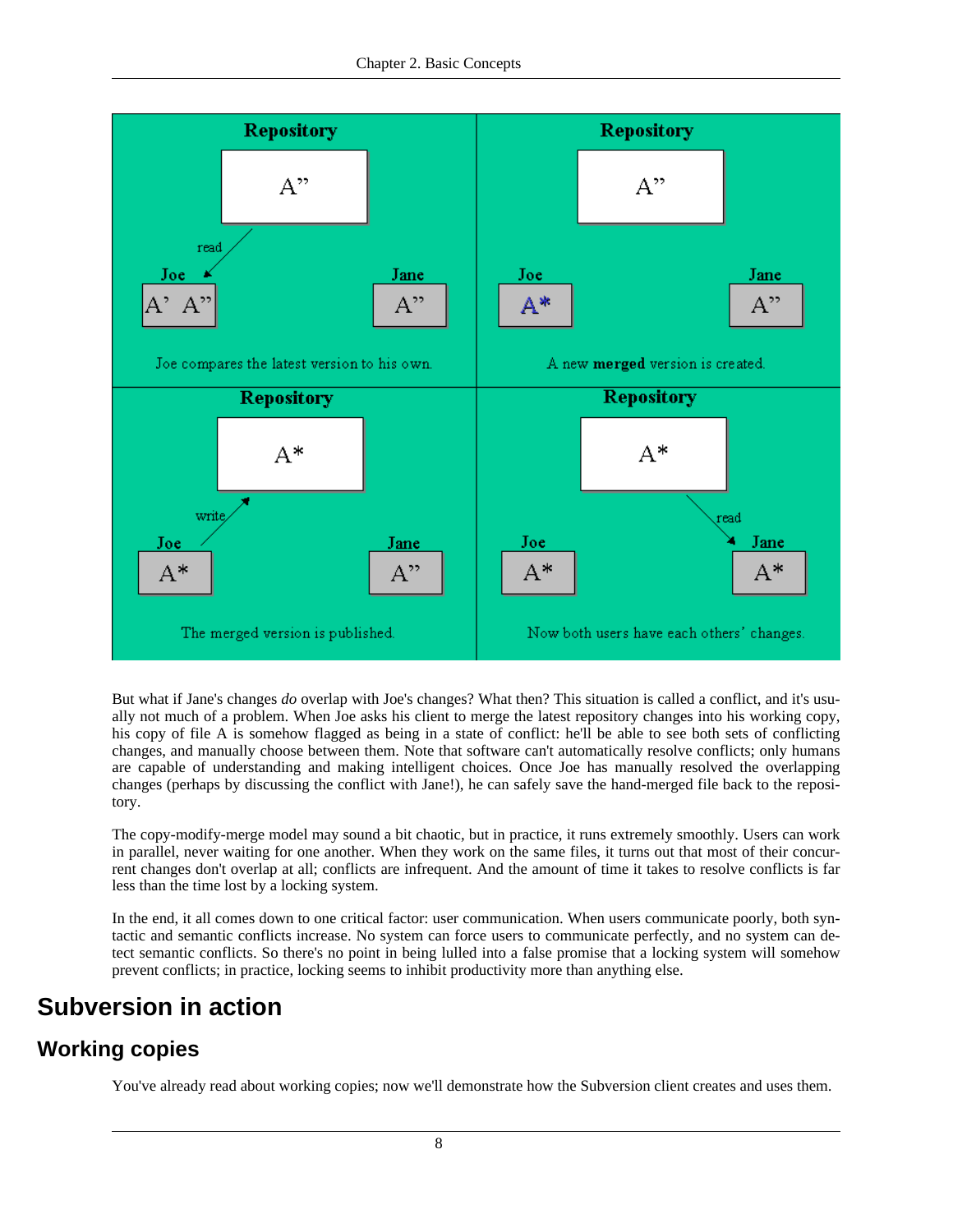But what if Jane's changes *do* overlap with Joe's changes? What then? This situation is called a conflict, and it's usually not much of a problem. When Joe asks his client to merge the latest repository changes into his working copy, his copy of file A is somehow flagged as being in a state of conflict: he'll be able to see both sets of conflicting changes, and manually choose between them. Note that software can't automatically resolve conflicts; only humans are capable of understanding and making intelligent choices. Once Joe has manually resolved the overlapping changes (perhaps by discussing the conflict with Jane!), he can safely save the hand-merged file back to the repository.

The copy-modify-merge model may sound a bit chaotic, but in practice, it runs extremely smoothly. Users can work in parallel, never waiting for one another. When they work on the same files, it turns out that most of their concurrent changes don't overlap at all; conflicts are infrequent. And the amount of time it takes to resolve conflicts is far less than the time lost by a locking system.

In the end, it all comes down to one critical factor: user communication. When users communicate poorly, both syntactic and semantic conflicts increase. No system can force users to communicate perfectly, and no system can detect semantic conflicts. So there's no point in being lulled into a false promise that a locking system will somehow prevent conflicts; in practice, locking seems to inhibit productivity more than anything else.

# Subversion in action

## Working copies

You've already read about working copies; now we'll demonstrate how the Subversion client creates and uses them.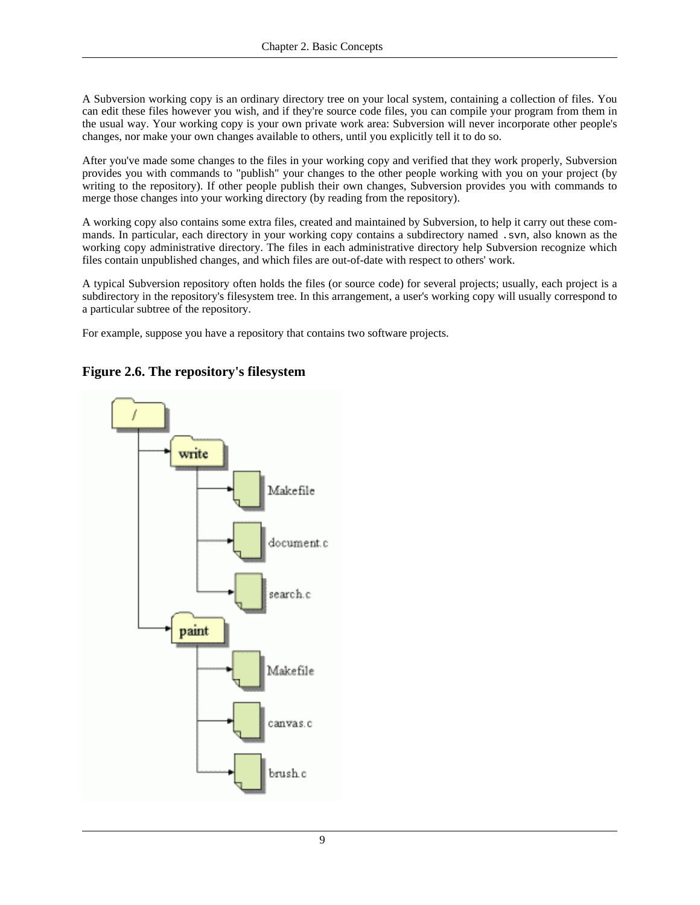A Subversion working copy is an ordinary directory tree on your local system, containing a collection of files. You can edit these files however you wish, and if they're source code files, you can compile your program from them in the usual way. Your working copy is your own private work area: Subversion will never incorporate other people's changes, nor make your own changes available to others, until you explicitly tell it to do so.

After you've made some changes to the files in your working copy and verified that they work properly, Subversion provides you with commands to "publish" your changes to the other people working with you on your project (by writing to the repository). If other people publish their own changes, Subversion provides you with commands to merge those changes into your working directory (by reading from the repository).

A working copy also contains some extra files, created and maintained by Subversion, to help it carry out these commands. In particular, each directory in your working copy contains a subdirectory named `.svn`, also known as the working copy administrative directory. The files in each administrative directory help Subversion recognize which files contain unpublished changes, and which files are out-of-date with respect to others' work.

A typical Subversion repository often holds the files (or source code) for several projects; usually, each project is a subdirectory in the repository's filesystem tree. In this arrangement, a user's working copy will usually correspond to a particular subtree of the repository.

For example, suppose you have a repository that contains two software projects.

**Figure 2.6. The repository's filesystem**

```
/
├── write
│   ├── Makefile
│   ├── document.c
│   └── search.c
└── paint
    ├── Makefile
    ├── canvas.c
    └── brush.c
```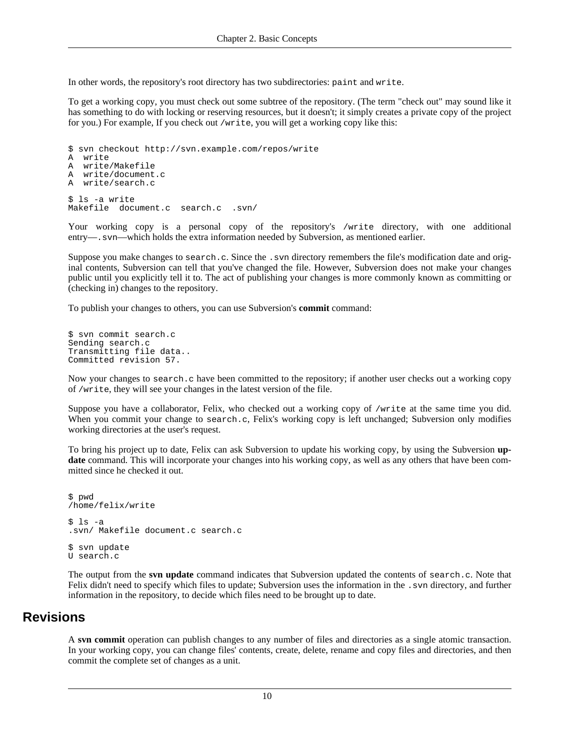In other words, the repository's root directory has two subdirectories: `paint` and `write`.

To get a working copy, you must check out some subtree of the repository. (The term "check out" may sound like it has something to do with locking or reserving resources, but it doesn't; it simply creates a private copy of the project for you.) For example, If you check out `/write`, you will get a working copy like this:

```
$ svn checkout http://svn.example.com/repos/write
A  write
A  write/Makefile
A  write/document.c
A  write/search.c

$ ls -a write
Makefile  document.c  search.c  .svn/
```

Your working copy is a personal copy of the repository's `/write` directory, with one additional entry—`.svn`—which holds the extra information needed by Subversion, as mentioned earlier.

Suppose you make changes to `search.c`. Since the `.svn` directory remembers the file's modification date and original contents, Subversion can tell that you've changed the file. However, Subversion does not make your changes public until you explicitly tell it to. The act of publishing your changes is more commonly known as committing or (checking in) changes to the repository.

To publish your changes to others, you can use Subversion's **commit** command:

```
$ svn commit search.c
Sending search.c
Transmitting file data..
Committed revision 57.
```

Now your changes to `search.c` have been committed to the repository; if another user checks out a working copy of `/write`, they will see your changes in the latest version of the file.

Suppose you have a collaborator, Felix, who checked out a working copy of `/write` at the same time you did. When you commit your change to `search.c`, Felix's working copy is left unchanged; Subversion only modifies working directories at the user's request.

To bring his project up to date, Felix can ask Subversion to update his working copy, by using the Subversion **update** command. This will incorporate your changes into his working copy, as well as any others that have been committed since he checked it out.

```
$ pwd
/home/felix/write

$ ls -a
.svn/ Makefile document.c search.c

$ svn update
U search.c
```

The output from the **svn update** command indicates that Subversion updated the contents of `search.c`. Note that Felix didn't need to specify which files to update; Subversion uses the information in the `.svn` directory, and further information in the repository, to decide which files need to be brought up to date.

## Revisions

A **svn commit** operation can publish changes to any number of files and directories as a single atomic transaction. In your working copy, you can change files' contents, create, delete, rename and copy files and directories, and then commit the complete set of changes as a unit.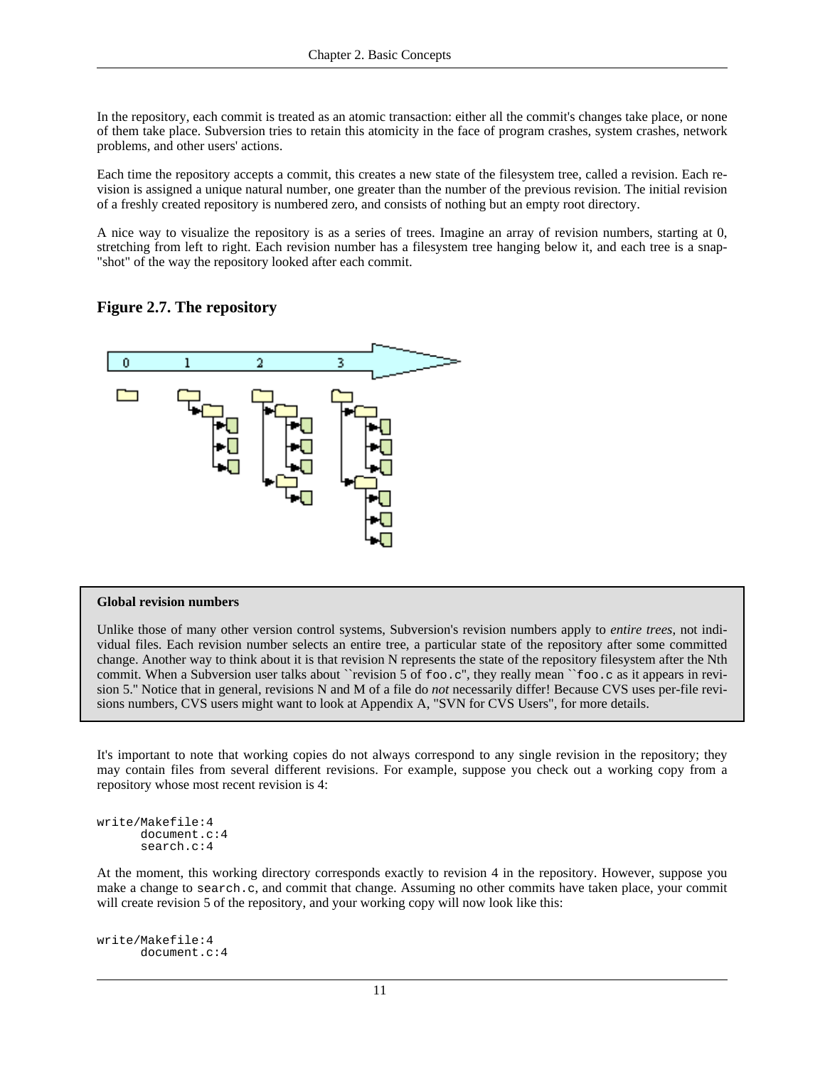In the repository, each commit is treated as an atomic transaction: either all the commit's changes take place, or none of them take place. Subversion tries to retain this atomicity in the face of program crashes, system crashes, network problems, and other users' actions.

Each time the repository accepts a commit, this creates a new state of the filesystem tree, called a revision. Each revision is assigned a unique natural number, one greater than the number of the previous revision. The initial revision of a freshly created repository is numbered zero, and consists of nothing but an empty root directory.

A nice way to visualize the repository is as a series of trees. Imagine an array of revision numbers, starting at 0, stretching from left to right. Each revision number has a filesystem tree hanging below it, and each tree is a snap-"shot" of the way the repository looked after each commit.

### Figure 2.7. The repository

> **Global revision numbers**
>
> Unlike those of many other version control systems, Subversion's revision numbers apply to *entire trees*, not individual files. Each revision number selects an entire tree, a particular state of the repository after some committed change. Another way to think about it is that revision N represents the state of the repository filesystem after the Nth commit. When a Subversion user talks about ``revision 5 of `foo.c`'', they really mean ``foo.c as it appears in revision 5.'' Notice that in general, revisions N and M of a file do *not* necessarily differ! Because CVS uses per-file revisions numbers, CVS users might want to look at Appendix A, "SVN for CVS Users", for more details.

It's important to note that working copies do not always correspond to any single revision in the repository; they may contain files from several different revisions. For example, suppose you check out a working copy from a repository whose most recent revision is 4:

```
write/Makefile:4
      document.c:4
      search.c:4
```

At the moment, this working directory corresponds exactly to revision 4 in the repository. However, suppose you make a change to `search.c`, and commit that change. Assuming no other commits have taken place, your commit will create revision 5 of the repository, and your working copy will now look like this:

```
write/Makefile:4
      document.c:4
```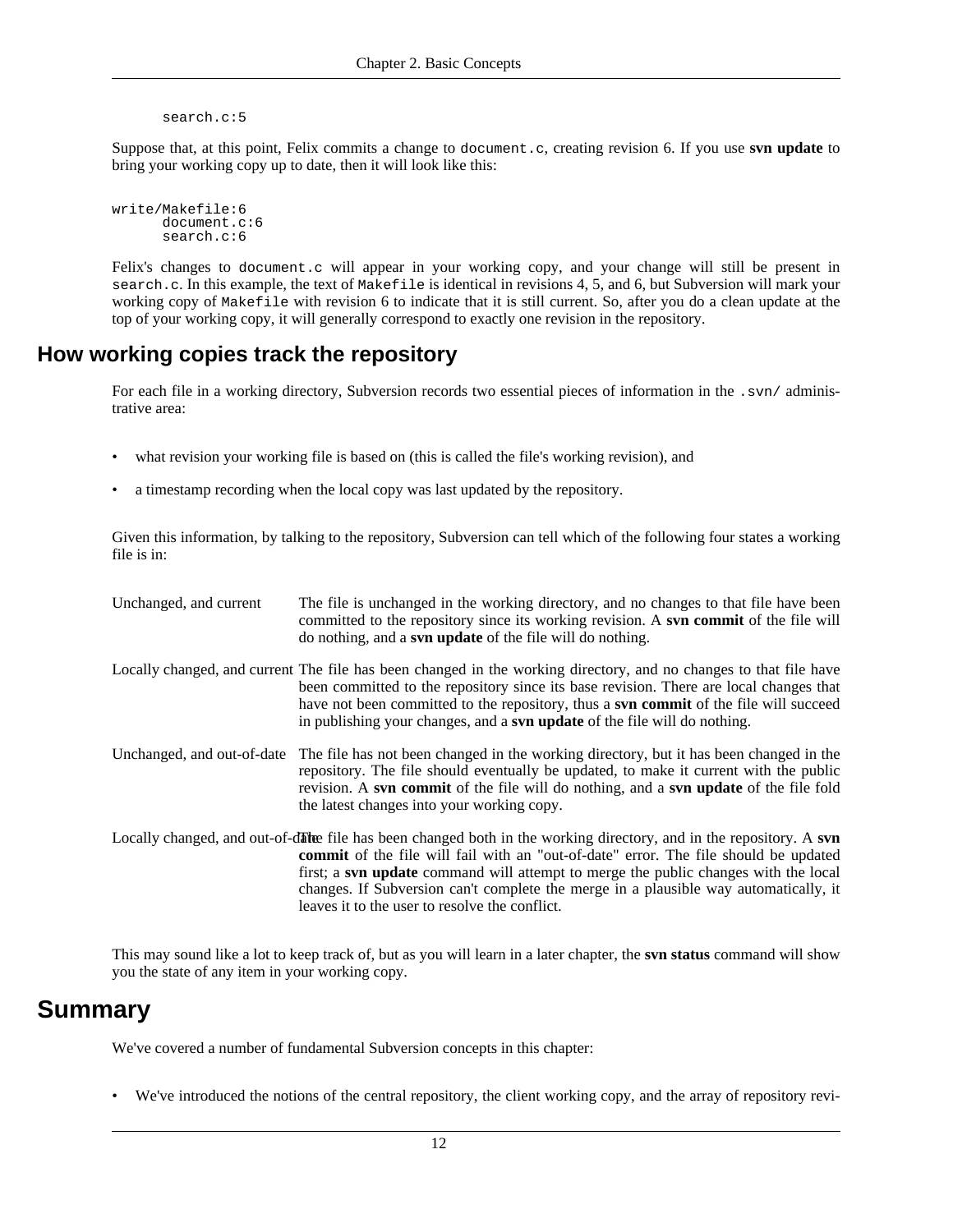```
      search.c:5
```

Suppose that, at this point, Felix commits a change to `document.c`, creating revision 6. If you use **svn update** to bring your working copy up to date, then it will look like this:

```
write/Makefile:6
      document.c:6
      search.c:6
```

Felix's changes to `document.c` will appear in your working copy, and your change will still be present in `search.c`. In this example, the text of `Makefile` is identical in revisions 4, 5, and 6, but Subversion will mark your working copy of `Makefile` with revision 6 to indicate that it is still current. So, after you do a clean update at the top of your working copy, it will generally correspond to exactly one revision in the repository.

## How working copies track the repository

For each file in a working directory, Subversion records two essential pieces of information in the `.svn/` administrative area:

- what revision your working file is based on (this is called the file's working revision), and
- a timestamp recording when the local copy was last updated by the repository.

Given this information, by talking to the repository, Subversion can tell which of the following four states a working file is in:

Unchanged, and current
: The file is unchanged in the working directory, and no changes to that file have been committed to the repository since its working revision. A **svn commit** of the file will do nothing, and a **svn update** of the file will do nothing.

Locally changed, and current
: The file has been changed in the working directory, and no changes to that file have been committed to the repository since its base revision. There are local changes that have not been committed to the repository, thus a **svn commit** of the file will succeed in publishing your changes, and a **svn update** of the file will do nothing.

Unchanged, and out-of-date
: The file has not been changed in the working directory, but it has been changed in the repository. The file should eventually be updated, to make it current with the public revision. A **svn commit** of the file will do nothing, and a **svn update** of the file fold the latest changes into your working copy.

Locally changed, and out-of-date
: The file has been changed both in the working directory, and in the repository. A **svn commit** of the file will fail with an "out-of-date" error. The file should be updated first; a **svn update** command will attempt to merge the public changes with the local changes. If Subversion can't complete the merge in a plausible way automatically, it leaves it to the user to resolve the conflict.

This may sound like a lot to keep track of, but as you will learn in a later chapter, the **svn status** command will show you the state of any item in your working copy.

## Summary

We've covered a number of fundamental Subversion concepts in this chapter:

- We've introduced the notions of the central repository, the client working copy, and the array of repository revi-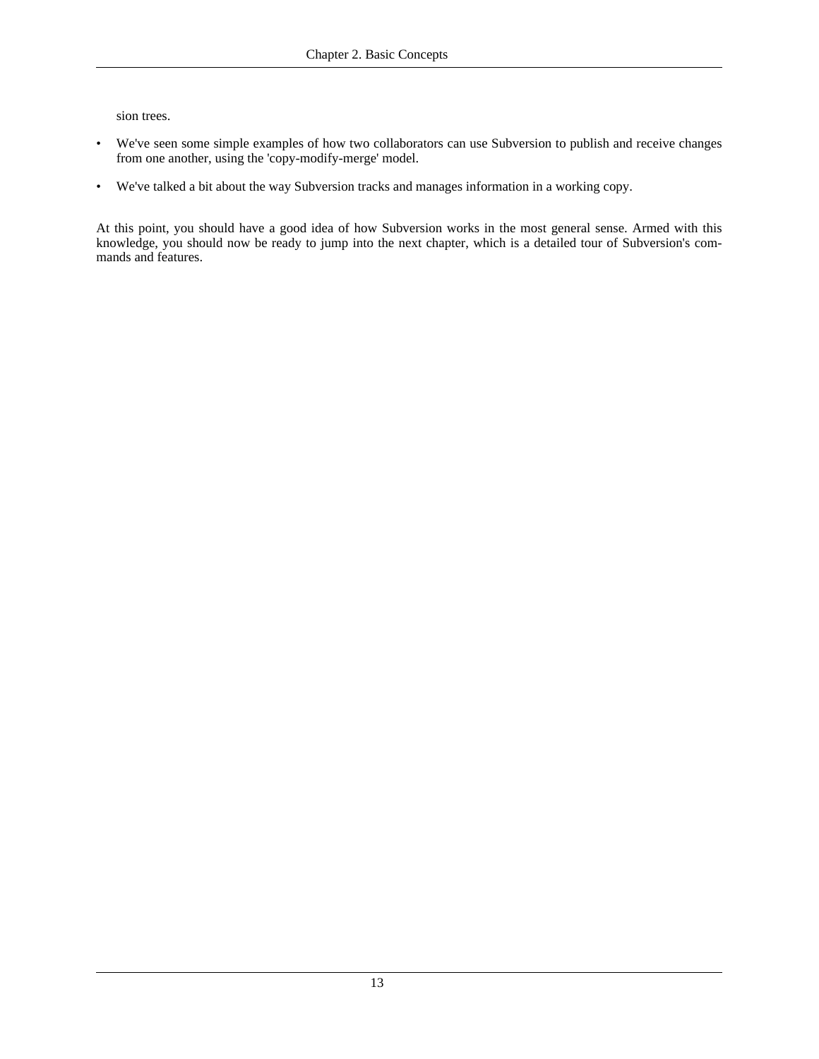sion trees.

- We've seen some simple examples of how two collaborators can use Subversion to publish and receive changes from one another, using the 'copy-modify-merge' model.
- We've talked a bit about the way Subversion tracks and manages information in a working copy.

At this point, you should have a good idea of how Subversion works in the most general sense. Armed with this knowledge, you should now be ready to jump into the next chapter, which is a detailed tour of Subversion's commands and features.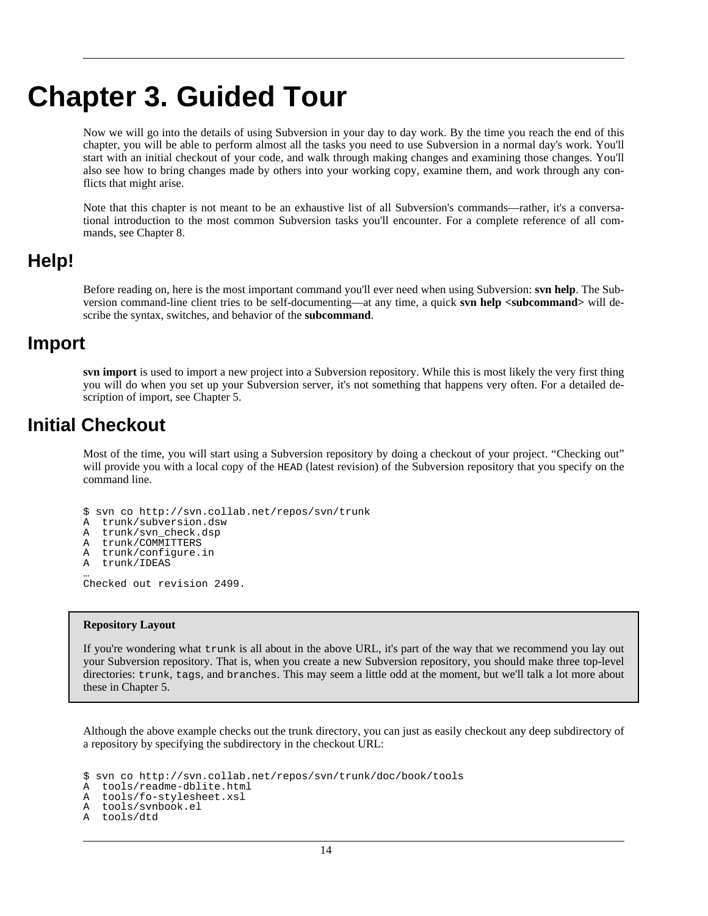# Chapter 3. Guided Tour

Now we will go into the details of using Subversion in your day to day work. By the time you reach the end of this chapter, you will be able to perform almost all the tasks you need to use Subversion in a normal day's work. You'll start with an initial checkout of your code, and walk through making changes and examining those changes. You'll also see how to bring changes made by others into your working copy, examine them, and work through any conflicts that might arise.

Note that this chapter is not meant to be an exhaustive list of all Subversion's commands—rather, it's a conversational introduction to the most common Subversion tasks you'll encounter. For a complete reference of all commands, see Chapter 8.

## Help!

Before reading on, here is the most important command you'll ever need when using Subversion: **svn help**. The Subversion command-line client tries to be self-documenting—at any time, a quick **svn help <subcommand>** will describe the syntax, switches, and behavior of the **subcommand**.

## Import

**svn import** is used to import a new project into a Subversion repository. While this is most likely the very first thing you will do when you set up your Subversion server, it's not something that happens very often. For a detailed description of import, see Chapter 5.

## Initial Checkout

Most of the time, you will start using a Subversion repository by doing a checkout of your project. “Checking out” will provide you with a local copy of the `HEAD` (latest revision) of the Subversion repository that you specify on the command line.

```
$ svn co http://svn.collab.net/repos/svn/trunk
A  trunk/subversion.dsw
A  trunk/svn_check.dsp
A  trunk/COMMITTERS
A  trunk/configure.in
A  trunk/IDEAS
…
Checked out revision 2499.
```

> **Repository Layout**
>
> If you're wondering what `trunk` is all about in the above URL, it's part of the way that we recommend you lay out your Subversion repository. That is, when you create a new Subversion repository, you should make three top-level directories: `trunk`, `tags`, and `branches`. This may seem a little odd at the moment, but we'll talk a lot more about these in Chapter 5.

Although the above example checks out the trunk directory, you can just as easily checkout any deep subdirectory of a repository by specifying the subdirectory in the checkout URL:

```
$ svn co http://svn.collab.net/repos/svn/trunk/doc/book/tools
A  tools/readme-dblite.html
A  tools/fo-stylesheet.xsl
A  tools/svnbook.el
A  tools/dtd
```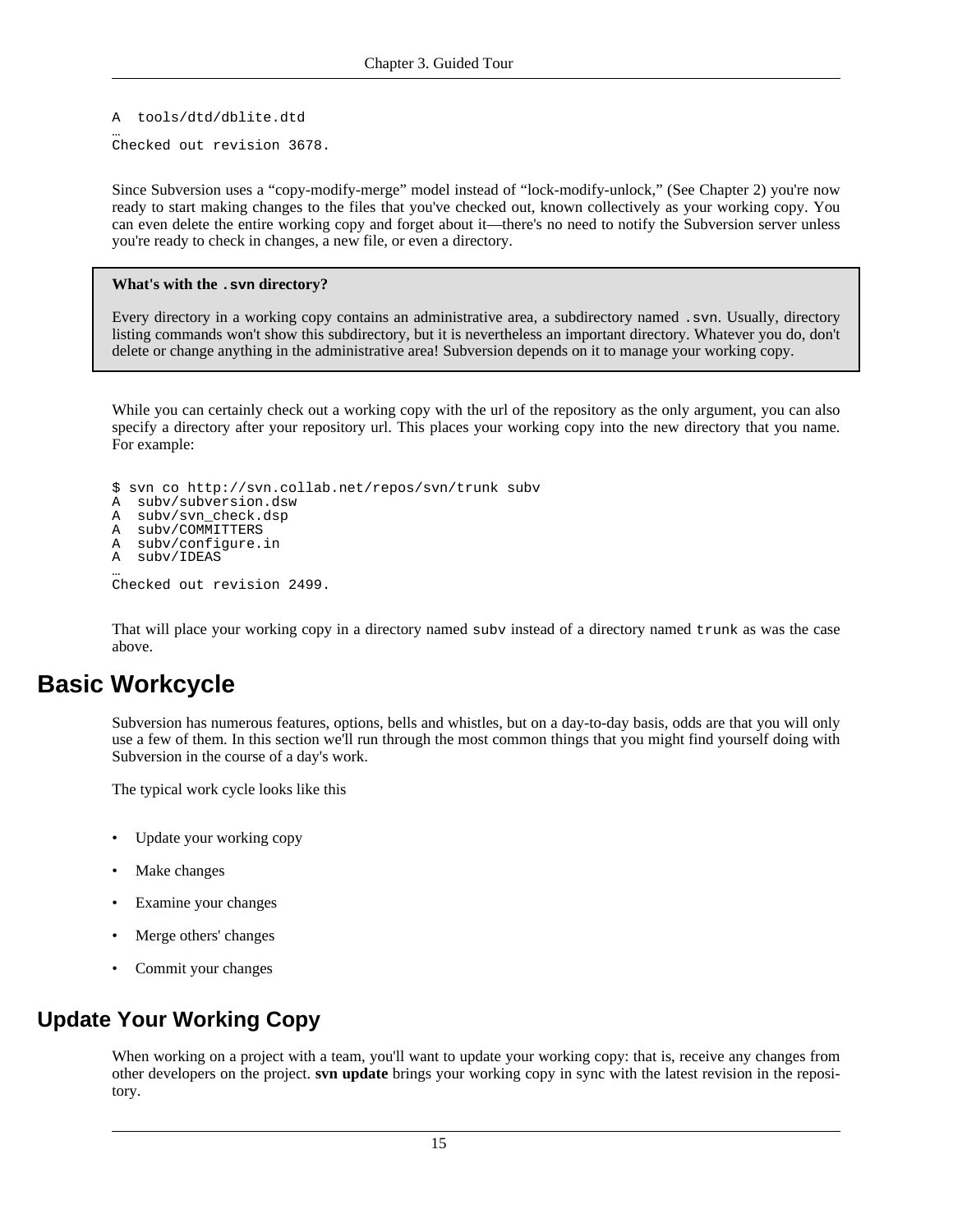```
A  tools/dtd/dblite.dtd
…
Checked out revision 3678.
```

Since Subversion uses a “copy-modify-merge” model instead of “lock-modify-unlock,” (See Chapter 2) you're now ready to start making changes to the files that you've checked out, known collectively as your working copy. You can even delete the entire working copy and forget about it—there's no need to notify the Subversion server unless you're ready to check in changes, a new file, or even a directory.

> **What's with the `.svn` directory?**
>
> Every directory in a working copy contains an administrative area, a subdirectory named `.svn`. Usually, directory listing commands won't show this subdirectory, but it is nevertheless an important directory. Whatever you do, don't delete or change anything in the administrative area! Subversion depends on it to manage your working copy.

While you can certainly check out a working copy with the url of the repository as the only argument, you can also specify a directory after your repository url. This places your working copy into the new directory that you name. For example:

```
$ svn co http://svn.collab.net/repos/svn/trunk subv
A  subv/subversion.dsw
A  subv/svn_check.dsp
A  subv/COMMITTERS
A  subv/configure.in
A  subv/IDEAS
…
Checked out revision 2499.
```

That will place your working copy in a directory named `subv` instead of a directory named `trunk` as was the case above.

# Basic Workcycle

Subversion has numerous features, options, bells and whistles, but on a day-to-day basis, odds are that you will only use a few of them. In this section we'll run through the most common things that you might find yourself doing with Subversion in the course of a day's work.

The typical work cycle looks like this

- Update your working copy
- Make changes
- Examine your changes
- Merge others' changes
- Commit your changes

## Update Your Working Copy

When working on a project with a team, you'll want to update your working copy: that is, receive any changes from other developers on the project. **svn update** brings your working copy in sync with the latest revision in the repository.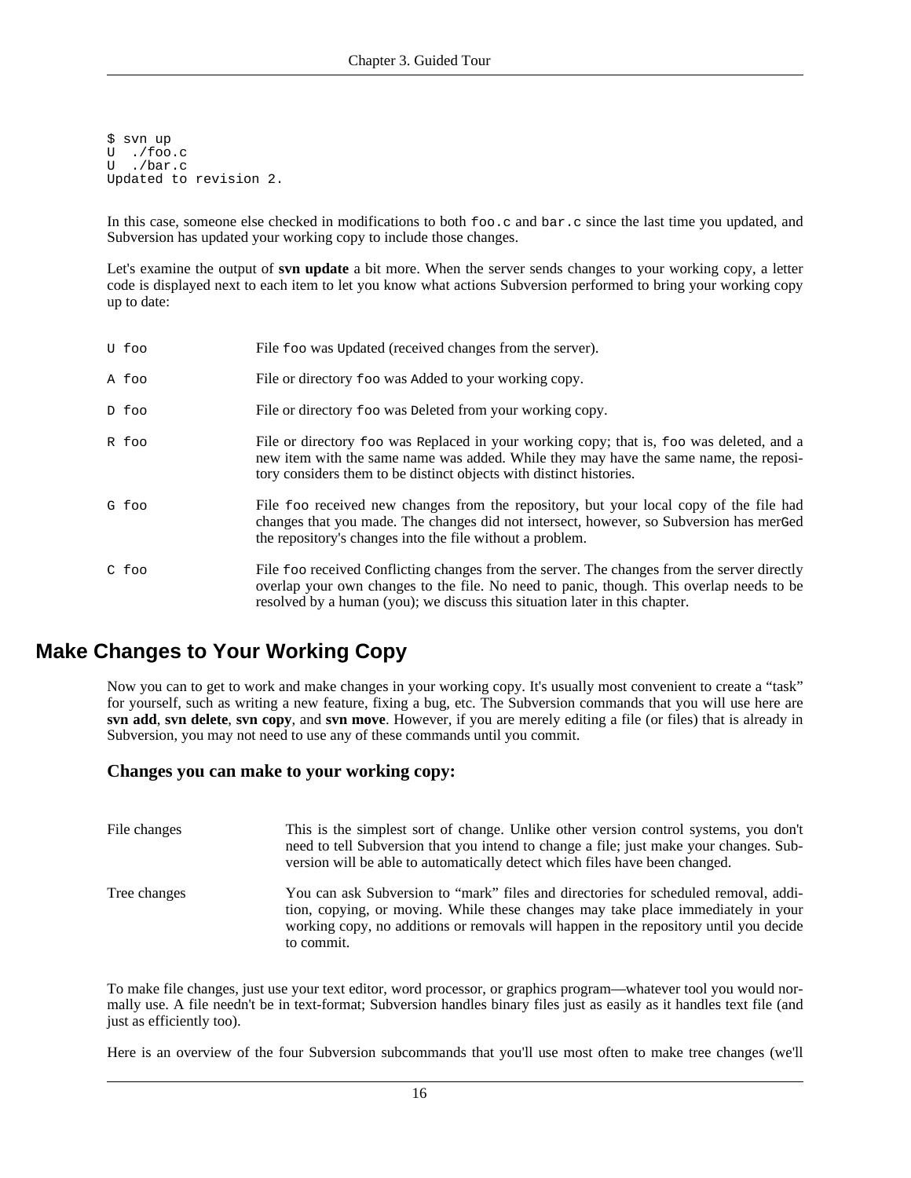```
$ svn up
U  ./foo.c
U  ./bar.c
Updated to revision 2.
```

In this case, someone else checked in modifications to both `foo.c` and `bar.c` since the last time you updated, and Subversion has updated your working copy to include those changes.

Let's examine the output of **svn update** a bit more. When the server sends changes to your working copy, a letter code is displayed next to each item to let you know what actions Subversion performed to bring your working copy up to date:

`U foo`
: File `foo` was `U`pdated (received changes from the server).

`A foo`
: File or directory `foo` was `A`dded to your working copy.

`D foo`
: File or directory `foo` was `D`eleted from your working copy.

`R foo`
: File or directory `foo` was `R`eplaced in your working copy; that is, `foo` was deleted, and a new item with the same name was added. While they may have the same name, the repository considers them to be distinct objects with distinct histories.

`G foo`
: File `foo` received new changes from the repository, but your local copy of the file had changes that you made. The changes did not intersect, however, so Subversion has mer`G`ed the repository's changes into the file without a problem.

`C foo`
: File `foo` received `C`onflicting changes from the server. The changes from the server directly overlap your own changes to the file. No need to panic, though. This overlap needs to be resolved by a human (you); we discuss this situation later in this chapter.

## Make Changes to Your Working Copy

Now you can to get to work and make changes in your working copy. It's usually most convenient to create a "task" for yourself, such as writing a new feature, fixing a bug, etc. The Subversion commands that you will use here are **svn add**, **svn delete**, **svn copy**, and **svn move**. However, if you are merely editing a file (or files) that is already in Subversion, you may not need to use any of these commands until you commit.

### Changes you can make to your working copy:

File changes
: This is the simplest sort of change. Unlike other version control systems, you don't need to tell Subversion that you intend to change a file; just make your changes. Subversion will be able to automatically detect which files have been changed.

Tree changes
: You can ask Subversion to "mark" files and directories for scheduled removal, addition, copying, or moving. While these changes may take place immediately in your working copy, no additions or removals will happen in the repository until you decide to commit.

To make file changes, just use your text editor, word processor, or graphics program—whatever tool you would normally use. A file needn't be in text-format; Subversion handles binary files just as easily as it handles text file (and just as efficiently too).

Here is an overview of the four Subversion subcommands that you'll use most often to make tree changes (we'll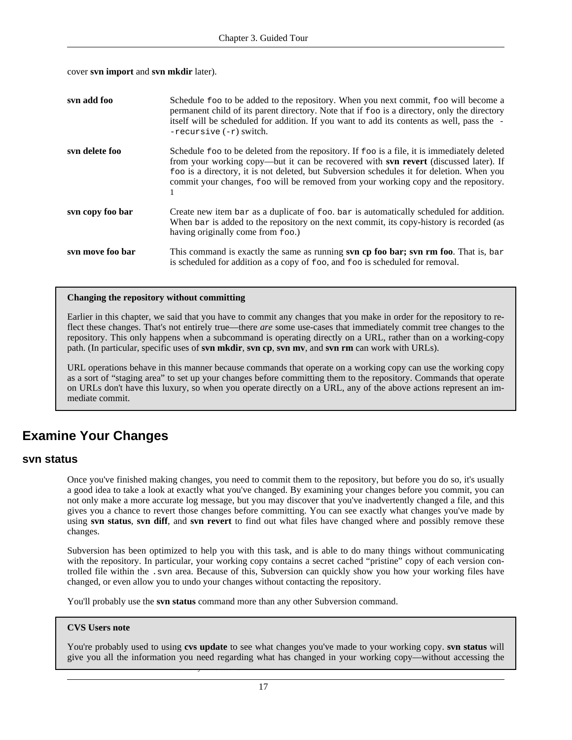cover **svn import** and **svn mkdir** later).

**svn add foo**
: Schedule `foo` to be added to the repository. When you next commit, `foo` will become a permanent child of its parent directory. Note that if `foo` is a directory, only the directory itself will be scheduled for addition. If you want to add its contents as well, pass the `--recursive` (`-r`) switch.

**svn delete foo**
: Schedule `foo` to be deleted from the repository. If `foo` is a file, it is immediately deleted from your working copy—but it can be recovered with **svn revert** (discussed later). If `foo` is a directory, it is not deleted, but Subversion schedules it for deletion. When you commit your changes, `foo` will be removed from your working copy and the repository. [1]

**svn copy foo bar**
: Create new item `bar` as a duplicate of `foo`. `bar` is automatically scheduled for addition. When `bar` is added to the repository on the next commit, its copy-history is recorded (as having originally come from `foo`.)

**svn move foo bar**
: This command is exactly the same as running **svn cp foo bar; svn rm foo**. That is, `bar` is scheduled for addition as a copy of `foo`, and `foo` is scheduled for removal.

> **Changing the repository without committing**
>
> Earlier in this chapter, we said that you have to commit any changes that you make in order for the repository to reflect these changes. That's not entirely true—there *are* some use-cases that immediately commit tree changes to the repository. This only happens when a subcommand is operating directly on a URL, rather than on a working-copy path. (In particular, specific uses of **svn mkdir**, **svn cp**, **svn mv**, and **svn rm** can work with URLs).
>
> URL operations behave in this manner because commands that operate on a working copy can use the working copy as a sort of "staging area" to set up your changes before committing them to the repository. Commands that operate on URLs don't have this luxury, so when you operate directly on a URL, any of the above actions represent an immediate commit.

## Examine Your Changes

### svn status

Once you've finished making changes, you need to commit them to the repository, but before you do so, it's usually a good idea to take a look at exactly what you've changed. By examining your changes before you commit, you can not only make a more accurate log message, but you may discover that you've inadvertently changed a file, and this gives you a chance to revert those changes before committing. You can see exactly what changes you've made by using **svn status**, **svn diff**, and **svn revert** to find out what files have changed where and possibly remove these changes.

Subversion has been optimized to help you with this task, and is able to do many things without communicating with the repository. In particular, your working copy contains a secret cached "pristine" copy of each version controlled file within the `.svn` area. Because of this, Subversion can quickly show you how your working files have changed, or even allow you to undo your changes without contacting the repository.

You'll probably use the **svn status** command more than any other Subversion command.

> **CVS Users note**
>
> You're probably used to using **cvs update** to see what changes you've made to your working copy. **svn status** will give you all the information you need regarding what has changed in your working copy—without accessing the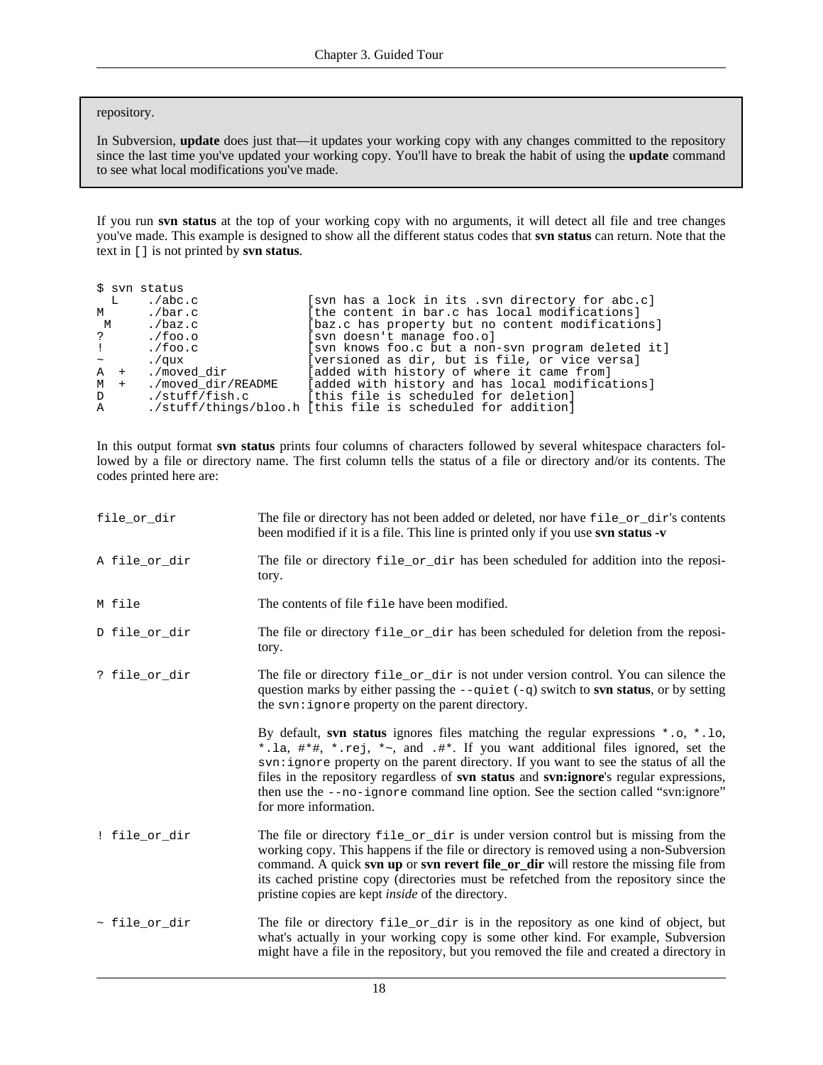repository.

In Subversion, **update** does just that—it updates your working copy with any changes committed to the repository since the last time you've updated your working copy. You'll have to break the habit of using the **update** command to see what local modifications you've made.

If you run **svn status** at the top of your working copy with no arguments, it will detect all file and tree changes you've made. This example is designed to show all the different status codes that **svn status** can return. Note that the text in `[]` is not printed by **svn status**.

```
$ svn status
  L    ./abc.c               [svn has a lock in its .svn directory for abc.c]
M      ./bar.c               [the content in bar.c has local modifications]
 M     ./baz.c               [baz.c has property but no content modifications]
?      ./foo.o               [svn doesn't manage foo.o]
!      ./foo.c               [svn knows foo.c but a non-svn program deleted it]
~      ./qux                 [versioned as dir, but is file, or vice versa]
A  +   ./moved_dir           [added with history of where it came from]
M  +   ./moved_dir/README    [added with history and has local modifications]
D      ./stuff/fish.c        [this file is scheduled for deletion]
A      ./stuff/things/bloo.h [this file is scheduled for addition]
```

In this output format **svn status** prints four columns of characters followed by several whitespace characters followed by a file or directory name. The first column tells the status of a file or directory and/or its contents. The codes printed here are:

`file_or_dir`
: The file or directory has not been added or deleted, nor have `file_or_dir`'s contents been modified if it is a file. This line is printed only if you use **svn status -v**

`A file_or_dir`
: The file or directory `file_or_dir` has been scheduled for addition into the repository.

`M file`
: The contents of file `file` have been modified.

`D file_or_dir`
: The file or directory `file_or_dir` has been scheduled for deletion from the repository.

`? file_or_dir`
: The file or directory `file_or_dir` is not under version control. You can silence the question marks by either passing the `--quiet` (`-q`) switch to **svn status**, or by setting the `svn:ignore` property on the parent directory.

  By default, **svn status** ignores files matching the regular expressions `*.o`, `*.lo`, `*.la`, `#*#`, `*.rej`, `*~`, and `.#*`. If you want additional files ignored, set the `svn:ignore` property on the parent directory. If you want to see the status of all the files in the repository regardless of **svn status** and **svn:ignore**'s regular expressions, then use the `--no-ignore` command line option. See the section called "svn:ignore" for more information.

`! file_or_dir`
: The file or directory `file_or_dir` is under version control but is missing from the working copy. This happens if the file or directory is removed using a non-Subversion command. A quick **svn up** or **svn revert file_or_dir** will restore the missing file from its cached pristine copy (directories must be refetched from the repository since the pristine copies are kept *inside* of the directory.

`~ file_or_dir`
: The file or directory `file_or_dir` is in the repository as one kind of object, but what's actually in your working copy is some other kind. For example, Subversion might have a file in the repository, but you removed the file and created a directory in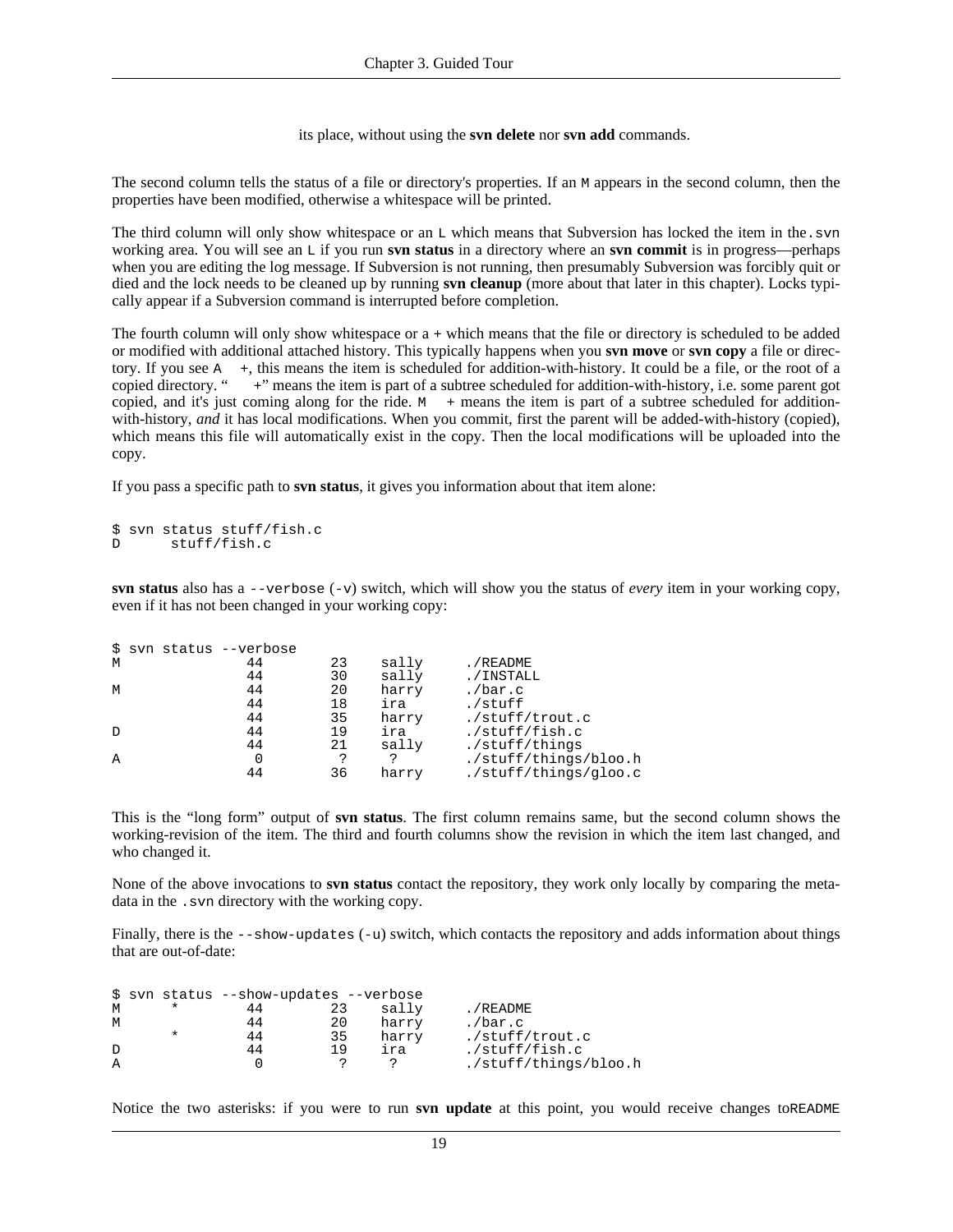its place, without using the **svn delete** nor **svn add** commands.

The second column tells the status of a file or directory's properties. If an `M` appears in the second column, then the properties have been modified, otherwise a whitespace will be printed.

The third column will only show whitespace or an `L` which means that Subversion has locked the item in the `.svn` working area. You will see an `L` if you run **svn status** in a directory where an **svn commit** is in progress—perhaps when you are editing the log message. If Subversion is not running, then presumably Subversion was forcibly quit or died and the lock needs to be cleaned up by running **svn cleanup** (more about that later in this chapter). Locks typically appear if a Subversion command is interrupted before completion.

The fourth column will only show whitespace or a `+` which means that the file or directory is scheduled to be added or modified with additional attached history. This typically happens when you **svn move** or **svn copy** a file or directory. If you see `A   +`, this means the item is scheduled for addition-with-history. It could be a file, or the root of a copied directory. "`   +`" means the item is part of a subtree scheduled for addition-with-history, i.e. some parent got copied, and it's just coming along for the ride. `M   +` means the item is part of a subtree scheduled for addition-with-history, *and* it has local modifications. When you commit, first the parent will be added-with-history (copied), which means this file will automatically exist in the copy. Then the local modifications will be uploaded into the copy.

If you pass a specific path to **svn status**, it gives you information about that item alone:

```
$ svn status stuff/fish.c
D      stuff/fish.c
```

**svn status** also has a `--verbose` (`-v`) switch, which will show you the status of *every* item in your working copy, even if it has not been changed in your working copy:

```
$ svn status --verbose
M               44        23    sally     ./README
                44        30    sally     ./INSTALL
M               44        20    harry     ./bar.c
                44        18    ira       ./stuff
                44        35    harry     ./stuff/trout.c
D               44        19    ira       ./stuff/fish.c
                44        21    sally     ./stuff/things
A                0         ?     ?        ./stuff/things/bloo.h
                44        36    harry     ./stuff/things/gloo.c
```

This is the "long form" output of **svn status**. The first column remains same, but the second column shows the working-revision of the item. The third and fourth columns show the revision in which the item last changed, and who changed it.

None of the above invocations to **svn status** contact the repository, they work only locally by comparing the metadata in the `.svn` directory with the working copy.

Finally, there is the `--show-updates` (`-u`) switch, which contacts the repository and adds information about things that are out-of-date:

```
$ svn status --show-updates --verbose
M      *        44        23    sally     ./README
M               44        20    harry     ./bar.c
       *        44        35    harry     ./stuff/trout.c
D               44        19    ira       ./stuff/fish.c
A                0         ?     ?        ./stuff/things/bloo.h
```

Notice the two asterisks: if you were to run **svn update** at this point, you would receive changes to`README`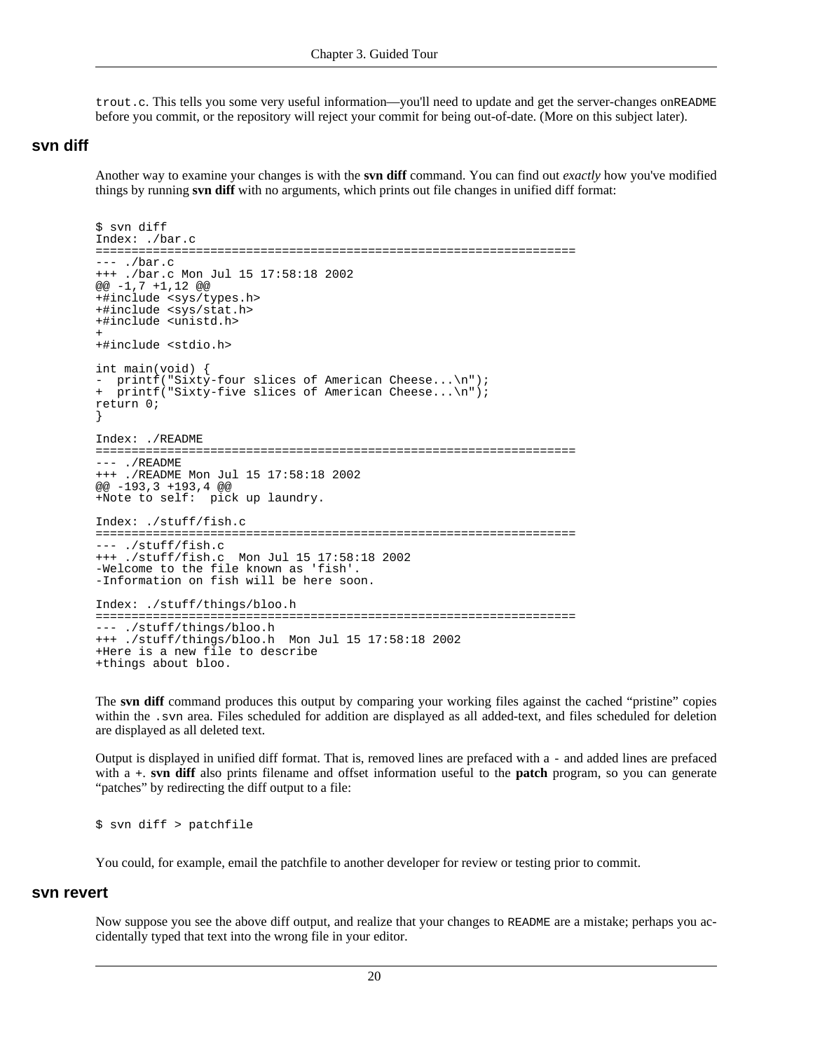trout.c. This tells you some very useful information—you'll need to update and get the server-changes on README before you commit, or the repository will reject your commit for being out-of-date. (More on this subject later).

## svn diff

Another way to examine your changes is with the **svn diff** command. You can find out *exactly* how you've modified things by running **svn diff** with no arguments, which prints out file changes in unified diff format:

```
$ svn diff
Index: ./bar.c
===================================================================
--- ./bar.c
+++ ./bar.c Mon Jul 15 17:58:18 2002
@@ -1,7 +1,12 @@
+#include <sys/types.h>
+#include <sys/stat.h>
+#include <unistd.h>
+
+#include <stdio.h>

int main(void) {
-  printf("Sixty-four slices of American Cheese...\n");
+  printf("Sixty-five slices of American Cheese...\n");
return 0;
}

Index: ./README
===================================================================
--- ./README
+++ ./README Mon Jul 15 17:58:18 2002
@@ -193,3 +193,4 @@
+Note to self:  pick up laundry.

Index: ./stuff/fish.c
===================================================================
--- ./stuff/fish.c
+++ ./stuff/fish.c  Mon Jul 15 17:58:18 2002
-Welcome to the file known as 'fish'.
-Information on fish will be here soon.

Index: ./stuff/things/bloo.h
===================================================================
--- ./stuff/things/bloo.h
+++ ./stuff/things/bloo.h  Mon Jul 15 17:58:18 2002
+Here is a new file to describe
+things about bloo.
```

The **svn diff** command produces this output by comparing your working files against the cached “pristine” copies within the .svn area. Files scheduled for addition are displayed as all added-text, and files scheduled for deletion are displayed as all deleted text.

Output is displayed in unified diff format. That is, removed lines are prefaced with a - and added lines are prefaced with a +. **svn diff** also prints filename and offset information useful to the **patch** program, so you can generate “patches” by redirecting the diff output to a file:

```
$ svn diff > patchfile
```

You could, for example, email the patchfile to another developer for review or testing prior to commit.

## svn revert

Now suppose you see the above diff output, and realize that your changes to README are a mistake; perhaps you accidentally typed that text into the wrong file in your editor.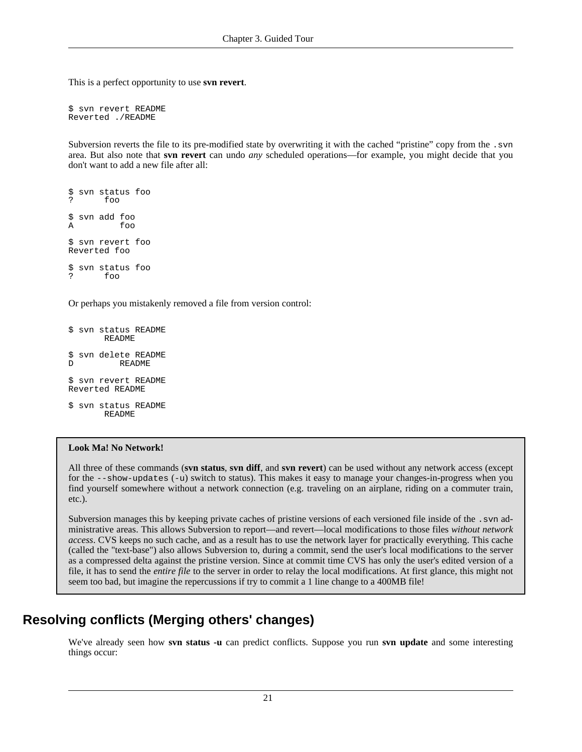This is a perfect opportunity to use **svn revert**.

```
$ svn revert README
Reverted ./README
```

Subversion reverts the file to its pre-modified state by overwriting it with the cached “pristine” copy from the `.svn` area. But also note that **svn revert** can undo *any* scheduled operations—for example, you might decide that you don't want to add a new file after all:

```
$ svn status foo
?      foo

$ svn add foo
A         foo

$ svn revert foo
Reverted foo

$ svn status foo
?      foo
```

Or perhaps you mistakenly removed a file from version control:

```
$ svn status README
       README

$ svn delete README
D         README

$ svn revert README
Reverted README

$ svn status README
       README
```

> **Look Ma! No Network!**
>
> All three of these commands (**svn status**, **svn diff**, and **svn revert**) can be used without any network access (except for the `--show-updates` (`-u`) switch to status). This makes it easy to manage your changes-in-progress when you find yourself somewhere without a network connection (e.g. traveling on an airplane, riding on a commuter train, etc.).
>
> Subversion manages this by keeping private caches of pristine versions of each versioned file inside of the `.svn` administrative areas. This allows Subversion to report—and revert—local modifications to those files *without network access*. CVS keeps no such cache, and as a result has to use the network layer for practically everything. This cache (called the "text-base") also allows Subversion to, during a commit, send the user's local modifications to the server as a compressed delta against the pristine version. Since at commit time CVS has only the user's edited version of a file, it has to send the *entire file* to the server in order to relay the local modifications. At first glance, this might not seem too bad, but imagine the repercussions if try to commit a 1 line change to a 400MB file!

## Resolving conflicts (Merging others' changes)

We've already seen how **svn status -u** can predict conflicts. Suppose you run **svn update** and some interesting things occur: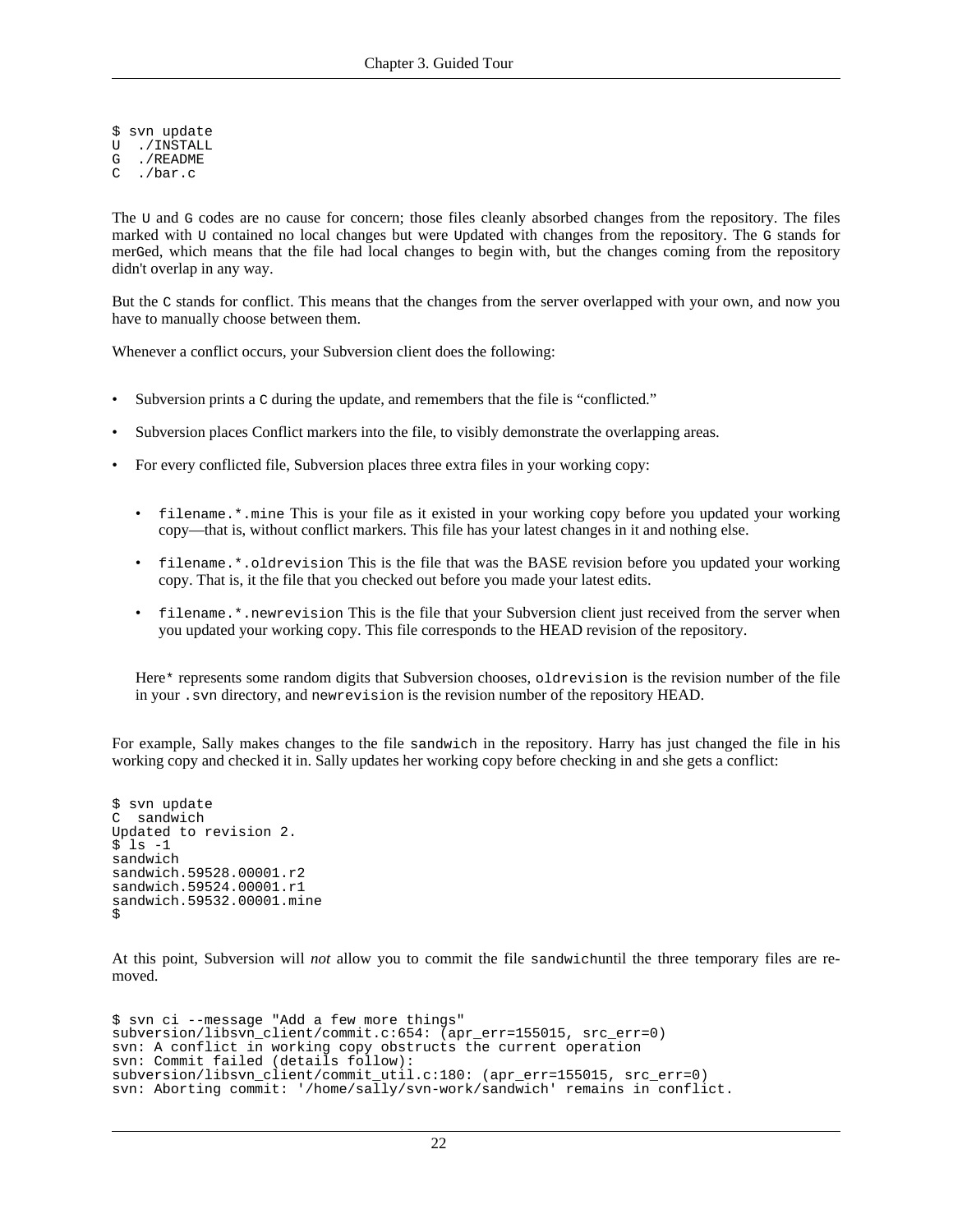```
$ svn update
U  ./INSTALL
G  ./README
C  ./bar.c
```

The `U` and `G` codes are no cause for concern; those files cleanly absorbed changes from the repository. The files marked with `U` contained no local changes but were `U`pdated with changes from the repository. The `G` stands for mer`G`ed, which means that the file had local changes to begin with, but the changes coming from the repository didn't overlap in any way.

But the `C` stands for conflict. This means that the changes from the server overlapped with your own, and now you have to manually choose between them.

Whenever a conflict occurs, your Subversion client does the following:

- Subversion prints a `C` during the update, and remembers that the file is "conflicted."
- Subversion places Conflict markers into the file, to visibly demonstrate the overlapping areas.
- For every conflicted file, Subversion places three extra files in your working copy:
  - `filename.*.mine` This is your file as it existed in your working copy before you updated your working copy—that is, without conflict markers. This file has your latest changes in it and nothing else.
  - `filename.*.oldrevision` This is the file that was the BASE revision before you updated your working copy. That is, it the file that you checked out before you made your latest edits.
  - `filename.*.newrevision` This is the file that your Subversion client just received from the server when you updated your working copy. This file corresponds to the HEAD revision of the repository.

  Here`*` represents some random digits that Subversion chooses, `oldrevision` is the revision number of the file in your `.svn` directory, and `newrevision` is the revision number of the repository HEAD.

For example, Sally makes changes to the file `sandwich` in the repository. Harry has just changed the file in his working copy and checked it in. Sally updates her working copy before checking in and she gets a conflict:

```
$ svn update
C  sandwich
Updated to revision 2.
$ ls -1
sandwich
sandwich.59528.00001.r2
sandwich.59524.00001.r1
sandwich.59532.00001.mine
$
```

At this point, Subversion will *not* allow you to commit the file `sandwich`until the three temporary files are removed.

```
$ svn ci --message "Add a few more things"
subversion/libsvn_client/commit.c:654: (apr_err=155015, src_err=0)
svn: A conflict in working copy obstructs the current operation
svn: Commit failed (details follow):
subversion/libsvn_client/commit_util.c:180: (apr_err=155015, src_err=0)
svn: Aborting commit: '/home/sally/svn-work/sandwich' remains in conflict.
```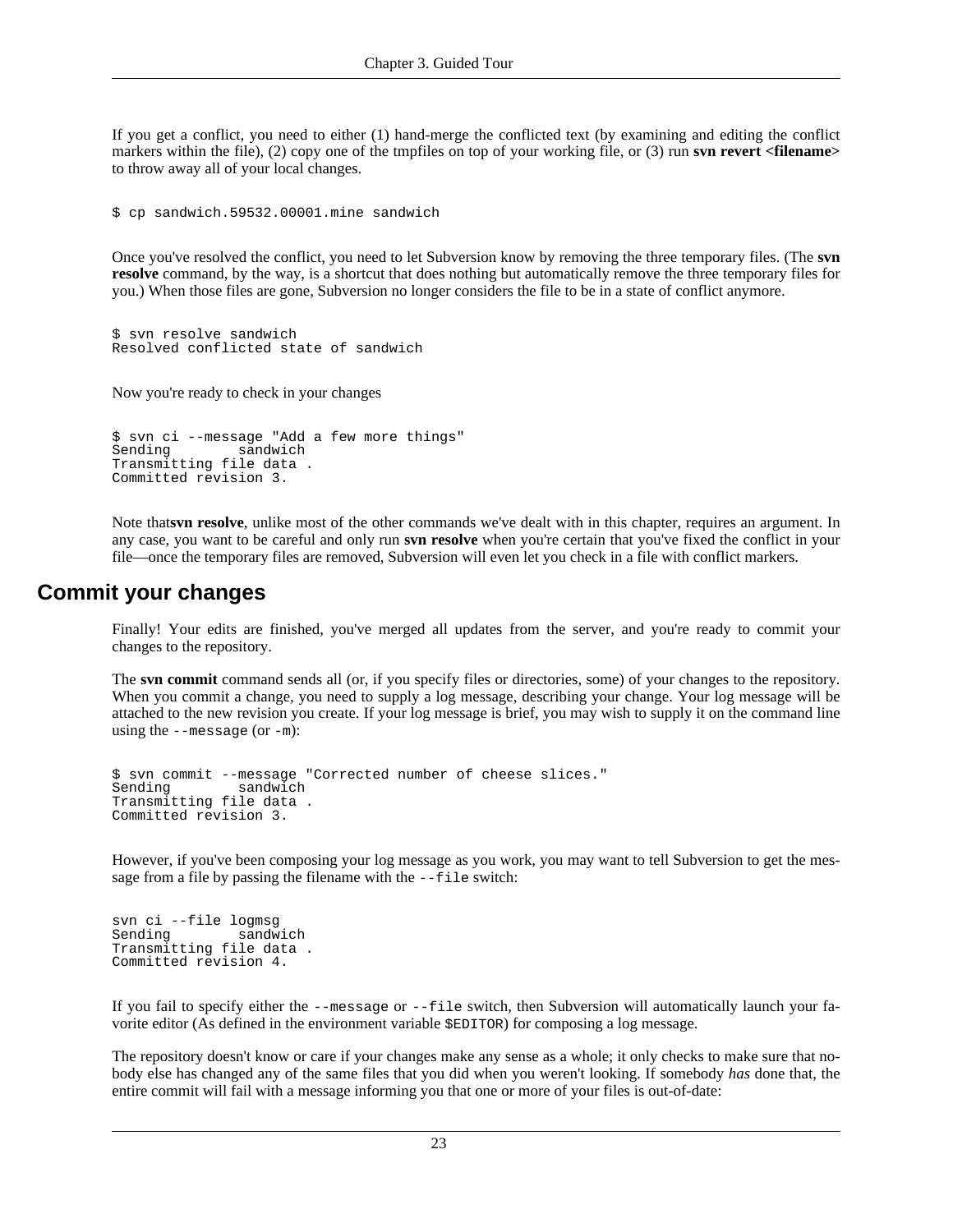If you get a conflict, you need to either (1) hand-merge the conflicted text (by examining and editing the conflict markers within the file), (2) copy one of the tmpfiles on top of your working file, or (3) run **svn revert <filename>** to throw away all of your local changes.

```
$ cp sandwich.59532.00001.mine sandwich
```

Once you've resolved the conflict, you need to let Subversion know by removing the three temporary files. (The **svn resolve** command, by the way, is a shortcut that does nothing but automatically remove the three temporary files for you.) When those files are gone, Subversion no longer considers the file to be in a state of conflict anymore.

```
$ svn resolve sandwich
Resolved conflicted state of sandwich
```

Now you're ready to check in your changes

```
$ svn ci --message "Add a few more things"
Sending        sandwich
Transmitting file data .
Committed revision 3.
```

Note that**svn resolve**, unlike most of the other commands we've dealt with in this chapter, requires an argument. In any case, you want to be careful and only run **svn resolve** when you're certain that you've fixed the conflict in your file—once the temporary files are removed, Subversion will even let you check in a file with conflict markers.

## Commit your changes

Finally! Your edits are finished, you've merged all updates from the server, and you're ready to commit your changes to the repository.

The **svn commit** command sends all (or, if you specify files or directories, some) of your changes to the repository. When you commit a change, you need to supply a log message, describing your change. Your log message will be attached to the new revision you create. If your log message is brief, you may wish to supply it on the command line using the `--message` (or `-m`):

```
$ svn commit --message "Corrected number of cheese slices."
Sending        sandwich
Transmitting file data .
Committed revision 3.
```

However, if you've been composing your log message as you work, you may want to tell Subversion to get the message from a file by passing the filename with the `--file` switch:

```
svn ci --file logmsg
Sending        sandwich
Transmitting file data .
Committed revision 4.
```

If you fail to specify either the `--message` or `--file` switch, then Subversion will automatically launch your favorite editor (As defined in the environment variable `$EDITOR`) for composing a log message.

The repository doesn't know or care if your changes make any sense as a whole; it only checks to make sure that nobody else has changed any of the same files that you did when you weren't looking. If somebody *has* done that, the entire commit will fail with a message informing you that one or more of your files is out-of-date: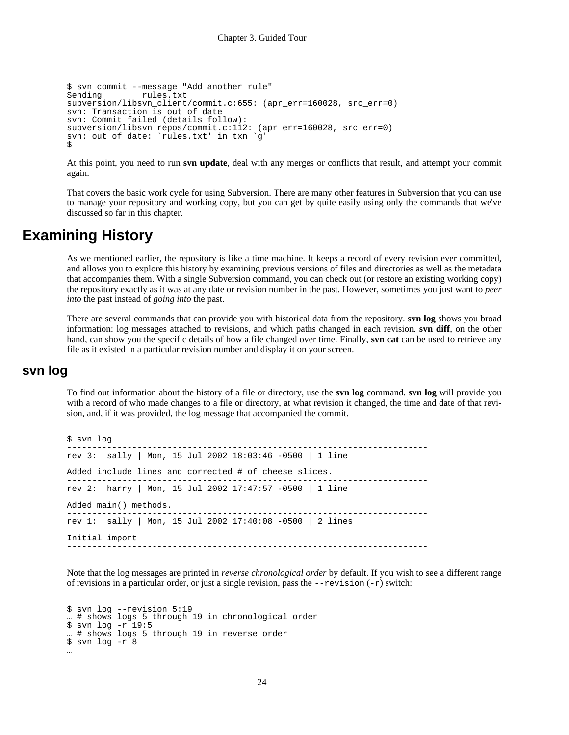```
$ svn commit --message "Add another rule"
Sending        rules.txt
subversion/libsvn_client/commit.c:655: (apr_err=160028, src_err=0)
svn: Transaction is out of date
svn: Commit failed (details follow):
subversion/libsvn_repos/commit.c:112: (apr_err=160028, src_err=0)
svn: out of date: `rules.txt' in txn `g'
$
```

At this point, you need to run **svn update**, deal with any merges or conflicts that result, and attempt your commit again.

That covers the basic work cycle for using Subversion. There are many other features in Subversion that you can use to manage your repository and working copy, but you can get by quite easily using only the commands that we've discussed so far in this chapter.

# Examining History

As we mentioned earlier, the repository is like a time machine. It keeps a record of every revision ever committed, and allows you to explore this history by examining previous versions of files and directories as well as the metadata that accompanies them. With a single Subversion command, you can check out (or restore an existing working copy) the repository exactly as it was at any date or revision number in the past. However, sometimes you just want to *peer into* the past instead of *going into* the past.

There are several commands that can provide you with historical data from the repository. **svn log** shows you broad information: log messages attached to revisions, and which paths changed in each revision. **svn diff**, on the other hand, can show you the specific details of how a file changed over time. Finally, **svn cat** can be used to retrieve any file as it existed in a particular revision number and display it on your screen.

## svn log

To find out information about the history of a file or directory, use the **svn log** command. **svn log** will provide you with a record of who made changes to a file or directory, at what revision it changed, the time and date of that revision, and, if it was provided, the log message that accompanied the commit.

```
$ svn log
------------------------------------------------------------------------
rev 3:  sally | Mon, 15 Jul 2002 18:03:46 -0500 | 1 line

Added include lines and corrected # of cheese slices.
------------------------------------------------------------------------
rev 2:  harry | Mon, 15 Jul 2002 17:47:57 -0500 | 1 line

Added main() methods.
------------------------------------------------------------------------
rev 1:  sally | Mon, 15 Jul 2002 17:40:08 -0500 | 2 lines

Initial import
------------------------------------------------------------------------
```

Note that the log messages are printed in *reverse chronological order* by default. If you wish to see a different range of revisions in a particular order, or just a single revision, pass the `--revision` (`-r`) switch:

```
$ svn log --revision 5:19
… # shows logs 5 through 19 in chronological order
$ svn log -r 19:5
… # shows logs 5 through 19 in reverse order
$ svn log -r 8
…
```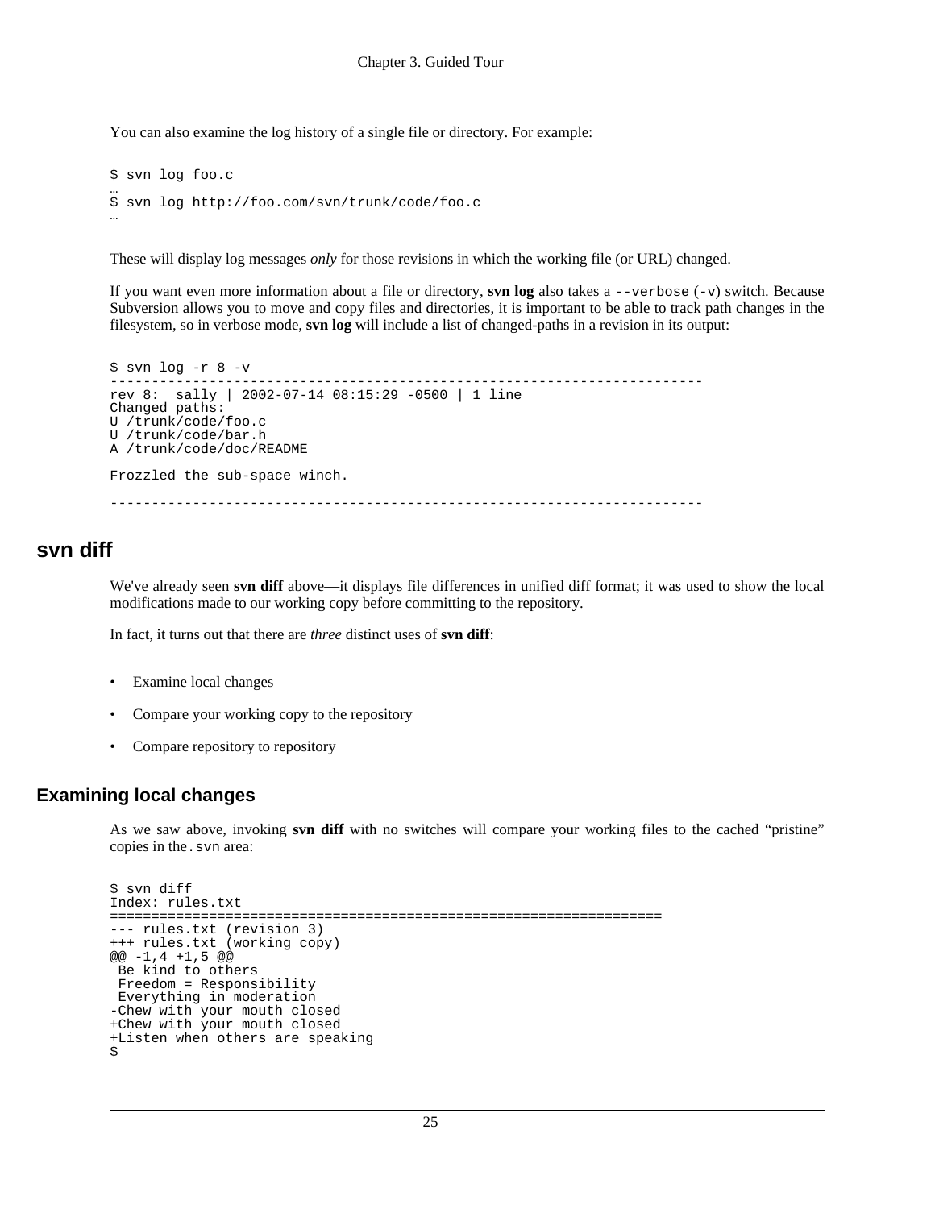You can also examine the log history of a single file or directory. For example:

```
$ svn log foo.c
…
$ svn log http://foo.com/svn/trunk/code/foo.c
…
```

These will display log messages *only* for those revisions in which the working file (or URL) changed.

If you want even more information about a file or directory, **svn log** also takes a `--verbose` (`-v`) switch. Because Subversion allows you to move and copy files and directories, it is important to be able to track path changes in the filesystem, so in verbose mode, **svn log** will include a list of changed-paths in a revision in its output:

```
$ svn log -r 8 -v
------------------------------------------------------------------------
rev 8:  sally | 2002-07-14 08:15:29 -0500 | 1 line
Changed paths:
U /trunk/code/foo.c
U /trunk/code/bar.h
A /trunk/code/doc/README

Frozzled the sub-space winch.

------------------------------------------------------------------------
```

## svn diff

We've already seen **svn diff** above—it displays file differences in unified diff format; it was used to show the local modifications made to our working copy before committing to the repository.

In fact, it turns out that there are *three* distinct uses of **svn diff**:

- Examine local changes
- Compare your working copy to the repository
- Compare repository to repository

### Examining local changes

As we saw above, invoking **svn diff** with no switches will compare your working files to the cached “pristine” copies in the `.svn` area:

```
$ svn diff
Index: rules.txt
===================================================================
--- rules.txt (revision 3)
+++ rules.txt (working copy)
@@ -1,4 +1,5 @@
 Be kind to others
 Freedom = Responsibility
 Everything in moderation
-Chew with your mouth closed
+Chew with your mouth closed
+Listen when others are speaking
$
```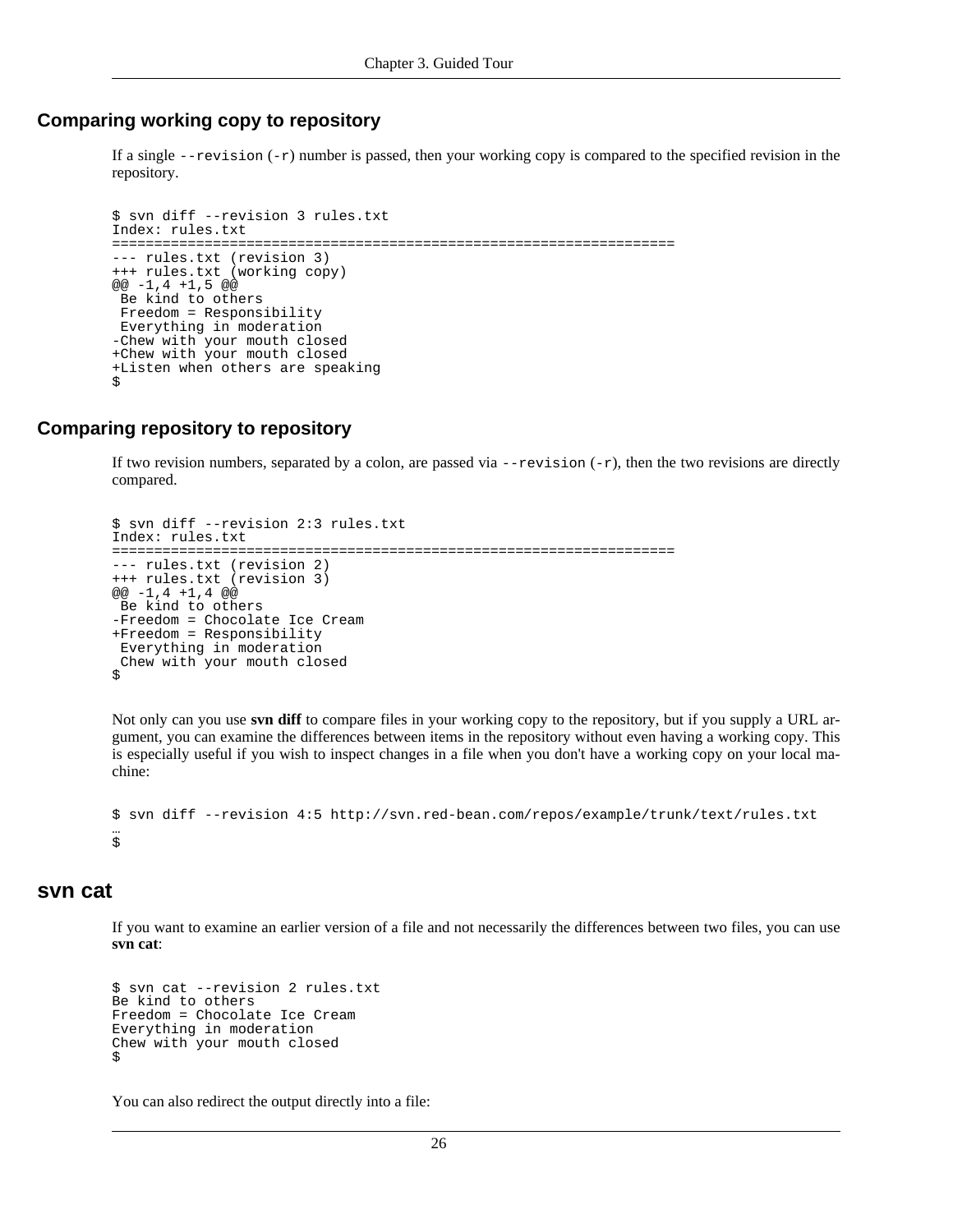### Comparing working copy to repository

If a single `--revision` (`-r`) number is passed, then your working copy is compared to the specified revision in the repository.

```
$ svn diff --revision 3 rules.txt
Index: rules.txt
===================================================================
--- rules.txt (revision 3)
+++ rules.txt (working copy)
@@ -1,4 +1,5 @@
 Be kind to others
 Freedom = Responsibility
 Everything in moderation
-Chew with your mouth closed
+Chew with your mouth closed
+Listen when others are speaking
$
```

### Comparing repository to repository

If two revision numbers, separated by a colon, are passed via `--revision` (`-r`), then the two revisions are directly compared.

```
$ svn diff --revision 2:3 rules.txt
Index: rules.txt
===================================================================
--- rules.txt (revision 2)
+++ rules.txt (revision 3)
@@ -1,4 +1,4 @@
 Be kind to others
-Freedom = Chocolate Ice Cream
+Freedom = Responsibility
 Everything in moderation
 Chew with your mouth closed
$
```

Not only can you use **svn diff** to compare files in your working copy to the repository, but if you supply a URL argument, you can examine the differences between items in the repository without even having a working copy. This is especially useful if you wish to inspect changes in a file when you don't have a working copy on your local machine:

```
$ svn diff --revision 4:5 http://svn.red-bean.com/repos/example/trunk/text/rules.txt
…
$
```

## svn cat

If you want to examine an earlier version of a file and not necessarily the differences between two files, you can use **svn cat**:

```
$ svn cat --revision 2 rules.txt
Be kind to others
Freedom = Chocolate Ice Cream
Everything in moderation
Chew with your mouth closed
$
```

You can also redirect the output directly into a file: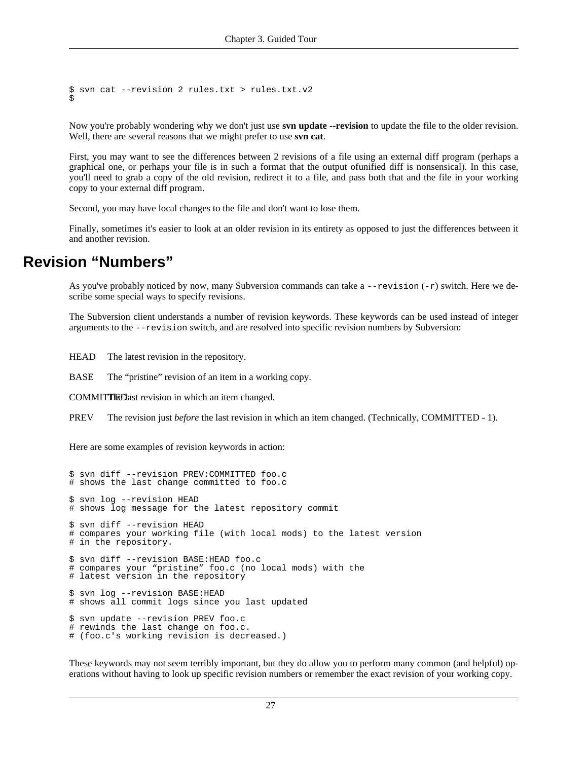```
$ svn cat --revision 2 rules.txt > rules.txt.v2
$
```

Now you're probably wondering why we don't just use **svn update --revision** to update the file to the older revision. Well, there are several reasons that we might prefer to use **svn cat**.

First, you may want to see the differences between 2 revisions of a file using an external diff program (perhaps a graphical one, or perhaps your file is in such a format that the output ofunified diff is nonsensical). In this case, you'll need to grab a copy of the old revision, redirect it to a file, and pass both that and the file in your working copy to your external diff program.

Second, you may have local changes to the file and don't want to lose them.

Finally, sometimes it's easier to look at an older revision in its entirety as opposed to just the differences between it and another revision.

## Revision “Numbers”

As you've probably noticed by now, many Subversion commands can take a `--revision` (`-r`) switch. Here we describe some special ways to specify revisions.

The Subversion client understands a number of revision keywords. These keywords can be used instead of integer arguments to the `--revision` switch, and are resolved into specific revision numbers by Subversion:

HEAD
: The latest revision in the repository.

BASE
: The “pristine” revision of an item in a working copy.

COMMITTED
: The last revision in which an item changed.

PREV
: The revision just *before* the last revision in which an item changed. (Technically, COMMITTED - 1).

Here are some examples of revision keywords in action:

```
$ svn diff --revision PREV:COMMITTED foo.c
# shows the last change committed to foo.c

$ svn log --revision HEAD
# shows log message for the latest repository commit

$ svn diff --revision HEAD
# compares your working file (with local mods) to the latest version
# in the repository.

$ svn diff --revision BASE:HEAD foo.c
# compares your “pristine” foo.c (no local mods) with the
# latest version in the repository

$ svn log --revision BASE:HEAD
# shows all commit logs since you last updated

$ svn update --revision PREV foo.c
# rewinds the last change on foo.c.
# (foo.c's working revision is decreased.)
```

These keywords may not seem terribly important, but they do allow you to perform many common (and helpful) operations without having to look up specific revision numbers or remember the exact revision of your working copy.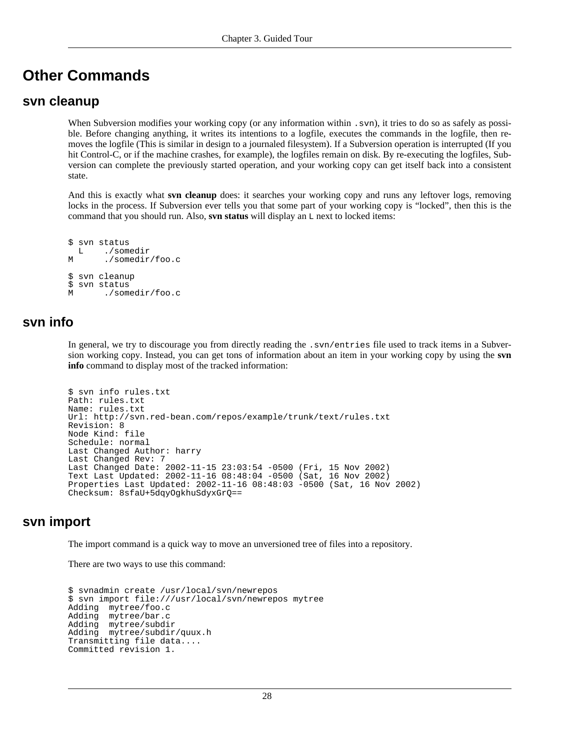## Other Commands

### svn cleanup

When Subversion modifies your working copy (or any information within `.svn`), it tries to do so as safely as possible. Before changing anything, it writes its intentions to a logfile, executes the commands in the logfile, then removes the logfile (This is similar in design to a journaled filesystem). If a Subversion operation is interrupted (If you hit Control-C, or if the machine crashes, for example), the logfiles remain on disk. By re-executing the logfiles, Subversion can complete the previously started operation, and your working copy can get itself back into a consistent state.

And this is exactly what **svn cleanup** does: it searches your working copy and runs any leftover logs, removing locks in the process. If Subversion ever tells you that some part of your working copy is "locked", then this is the command that you should run. Also, **svn status** will display an `L` next to locked items:

```
$ svn status
  L    ./somedir
M      ./somedir/foo.c

$ svn cleanup
$ svn status
M      ./somedir/foo.c
```

### svn info

In general, we try to discourage you from directly reading the `.svn/entries` file used to track items in a Subversion working copy. Instead, you can get tons of information about an item in your working copy by using the **svn info** command to display most of the tracked information:

```
$ svn info rules.txt
Path: rules.txt
Name: rules.txt
Url: http://svn.red-bean.com/repos/example/trunk/text/rules.txt
Revision: 8
Node Kind: file
Schedule: normal
Last Changed Author: harry
Last Changed Rev: 7
Last Changed Date: 2002-11-15 23:03:54 -0500 (Fri, 15 Nov 2002)
Text Last Updated: 2002-11-16 08:48:04 -0500 (Sat, 16 Nov 2002)
Properties Last Updated: 2002-11-16 08:48:03 -0500 (Sat, 16 Nov 2002)
Checksum: 8sfaU+5dqyOgkhuSdyxGrQ==
```

### svn import

The import command is a quick way to move an unversioned tree of files into a repository.

There are two ways to use this command:

```
$ svnadmin create /usr/local/svn/newrepos
$ svn import file:///usr/local/svn/newrepos mytree
Adding  mytree/foo.c
Adding  mytree/bar.c
Adding  mytree/subdir
Adding  mytree/subdir/quux.h
Transmitting file data....
Committed revision 1.
```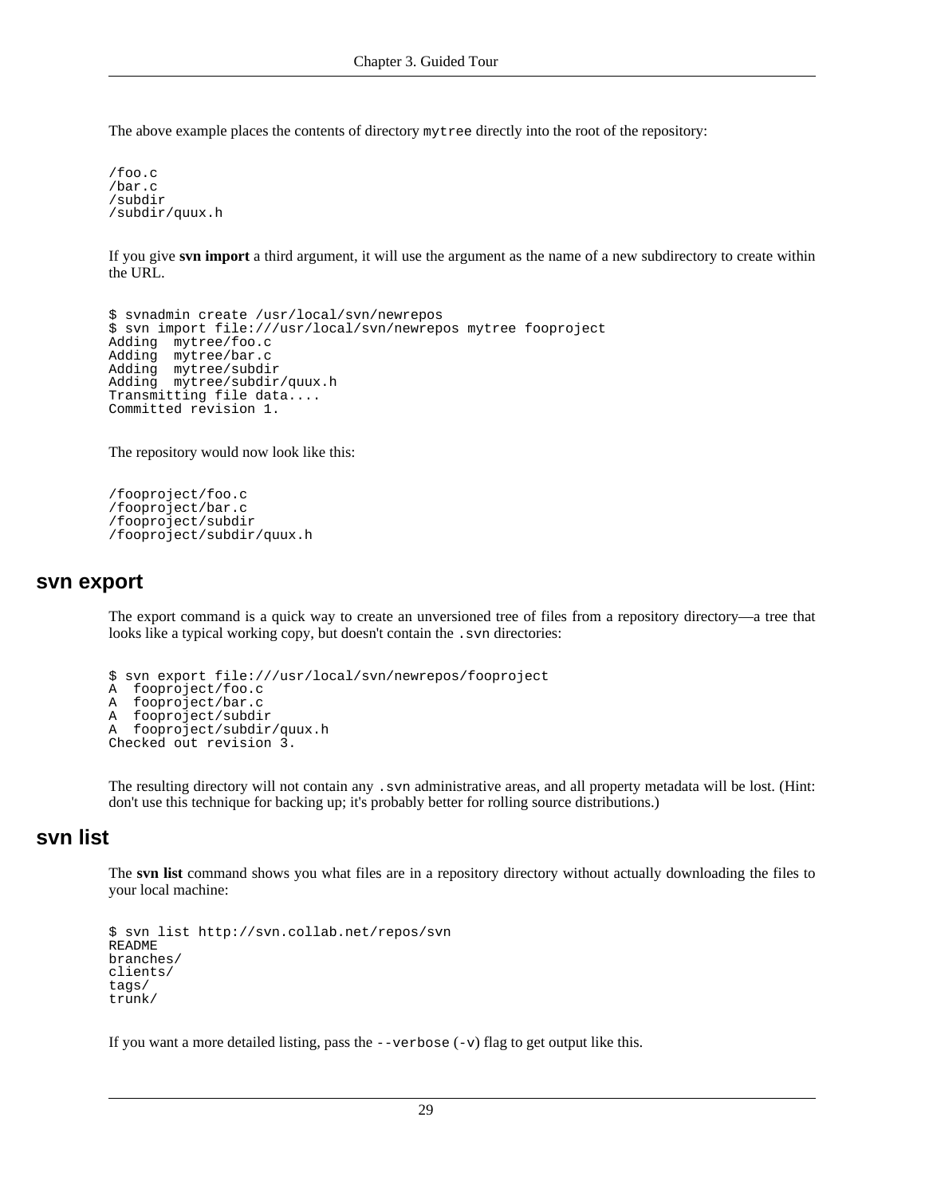The above example places the contents of directory `mytree` directly into the root of the repository:

```
/foo.c
/bar.c
/subdir
/subdir/quux.h
```

If you give **svn import** a third argument, it will use the argument as the name of a new subdirectory to create within the URL.

```
$ svnadmin create /usr/local/svn/newrepos
$ svn import file:///usr/local/svn/newrepos mytree fooproject
Adding  mytree/foo.c
Adding  mytree/bar.c
Adding  mytree/subdir
Adding  mytree/subdir/quux.h
Transmitting file data....
Committed revision 1.
```

The repository would now look like this:

```
/fooproject/foo.c
/fooproject/bar.c
/fooproject/subdir
/fooproject/subdir/quux.h
```

## svn export

The export command is a quick way to create an unversioned tree of files from a repository directory—a tree that looks like a typical working copy, but doesn't contain the `.svn` directories:

```
$ svn export file:///usr/local/svn/newrepos/fooproject
A  fooproject/foo.c
A  fooproject/bar.c
A  fooproject/subdir
A  fooproject/subdir/quux.h
Checked out revision 3.
```

The resulting directory will not contain any `.svn` administrative areas, and all property metadata will be lost. (Hint: don't use this technique for backing up; it's probably better for rolling source distributions.)

## svn list

The **svn list** command shows you what files are in a repository directory without actually downloading the files to your local machine:

```
$ svn list http://svn.collab.net/repos/svn
README
branches/
clients/
tags/
trunk/
```

If you want a more detailed listing, pass the `--verbose` (`-v`) flag to get output like this.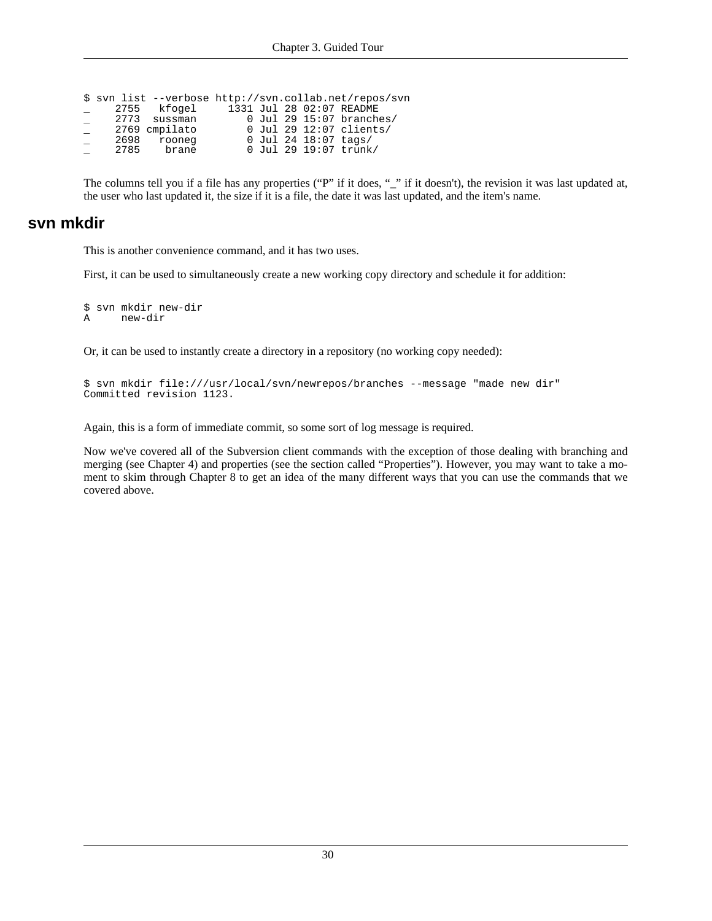```
$ svn list --verbose http://svn.collab.net/repos/svn
_    2755   kfogel     1331 Jul 28 02:07 README
_    2773  sussman        0 Jul 29 15:07 branches/
_    2769 cmpilato        0 Jul 29 12:07 clients/
_    2698   rooneg        0 Jul 24 18:07 tags/
_    2785    brane        0 Jul 29 19:07 trunk/
```

The columns tell you if a file has any properties ("P" if it does, "_" if it doesn't), the revision it was last updated at, the user who last updated it, the size if it is a file, the date it was last updated, and the item's name.

## svn mkdir

This is another convenience command, and it has two uses.

First, it can be used to simultaneously create a new working copy directory and schedule it for addition:

```
$ svn mkdir new-dir
A     new-dir
```

Or, it can be used to instantly create a directory in a repository (no working copy needed):

```
$ svn mkdir file:///usr/local/svn/newrepos/branches --message "made new dir"
Committed revision 1123.
```

Again, this is a form of immediate commit, so some sort of log message is required.

Now we've covered all of the Subversion client commands with the exception of those dealing with branching and merging (see Chapter 4) and properties (see the section called "Properties"). However, you may want to take a moment to skim through Chapter 8 to get an idea of the many different ways that you can use the commands that we covered above.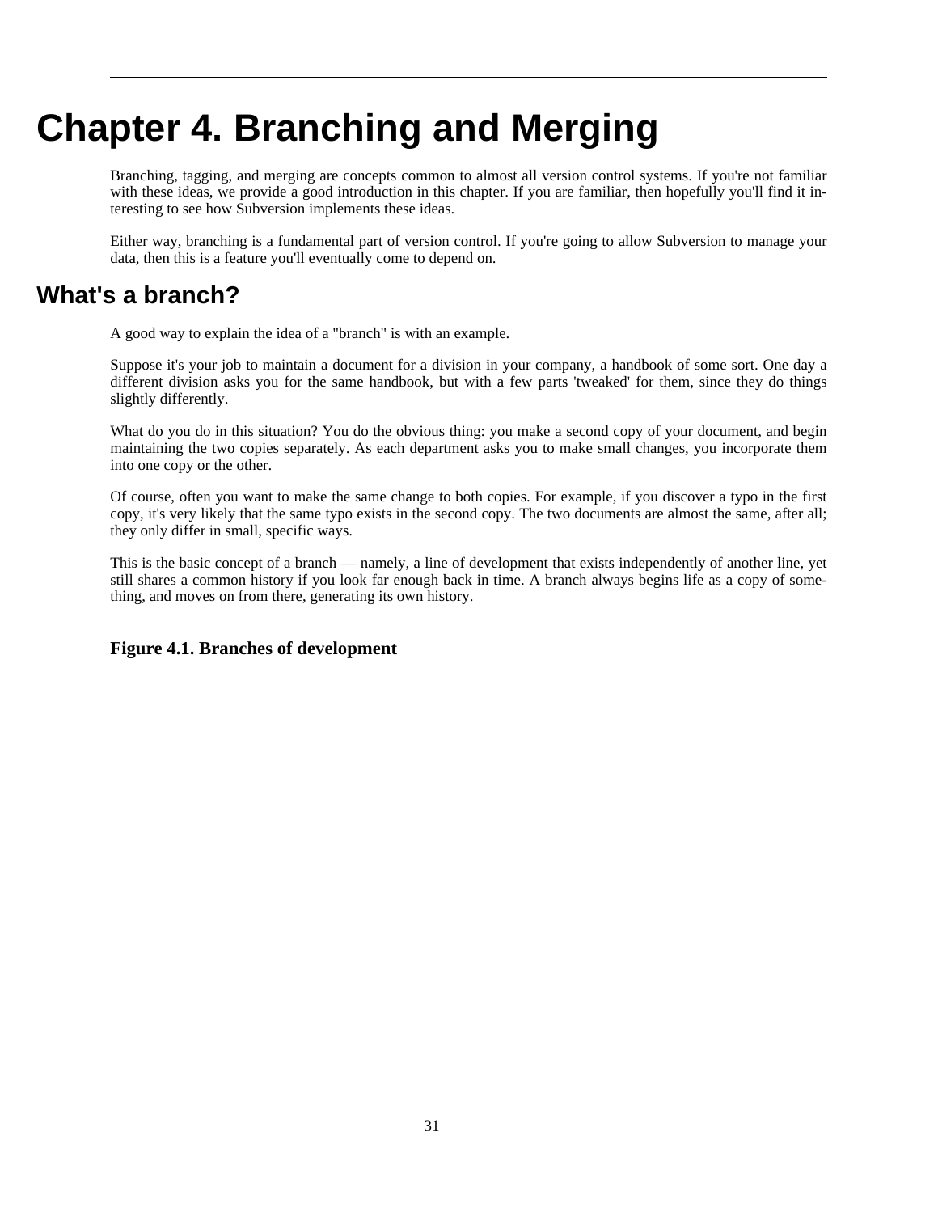# Chapter 4. Branching and Merging

Branching, tagging, and merging are concepts common to almost all version control systems. If you're not familiar with these ideas, we provide a good introduction in this chapter. If you are familiar, then hopefully you'll find it interesting to see how Subversion implements these ideas.

Either way, branching is a fundamental part of version control. If you're going to allow Subversion to manage your data, then this is a feature you'll eventually come to depend on.

## What's a branch?

A good way to explain the idea of a "branch" is with an example.

Suppose it's your job to maintain a document for a division in your company, a handbook of some sort. One day a different division asks you for the same handbook, but with a few parts 'tweaked' for them, since they do things slightly differently.

What do you do in this situation? You do the obvious thing: you make a second copy of your document, and begin maintaining the two copies separately. As each department asks you to make small changes, you incorporate them into one copy or the other.

Of course, often you want to make the same change to both copies. For example, if you discover a typo in the first copy, it's very likely that the same typo exists in the second copy. The two documents are almost the same, after all; they only differ in small, specific ways.

This is the basic concept of a branch — namely, a line of development that exists independently of another line, yet still shares a common history if you look far enough back in time. A branch always begins life as a copy of something, and moves on from there, generating its own history.

**Figure 4.1. Branches of development**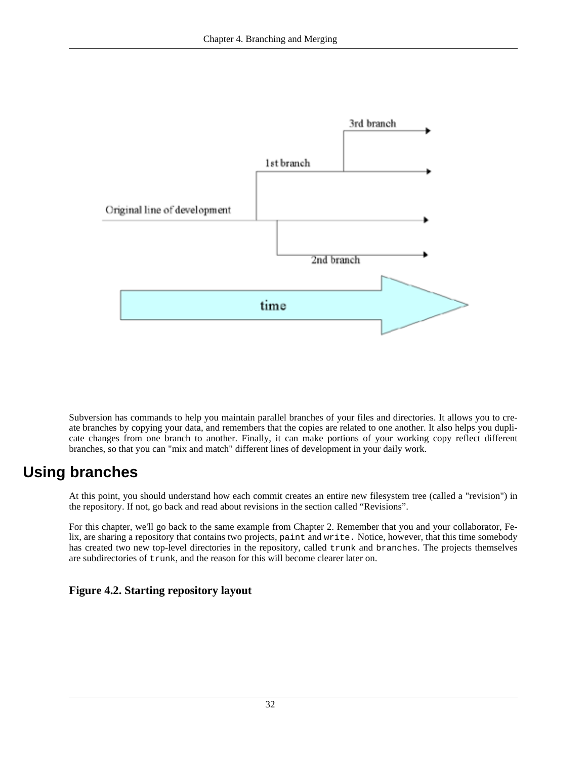Subversion has commands to help you maintain parallel branches of your files and directories. It allows you to create branches by copying your data, and remembers that the copies are related to one another. It also helps you duplicate changes from one branch to another. Finally, it can make portions of your working copy reflect different branches, so that you can "mix and match" different lines of development in your daily work.

# Using branches

At this point, you should understand how each commit creates an entire new filesystem tree (called a "revision") in the repository. If not, go back and read about revisions in the section called “Revisions”.

For this chapter, we'll go back to the same example from Chapter 2. Remember that you and your collaborator, Felix, are sharing a repository that contains two projects, `paint` and `write`. Notice, however, that this time somebody has created two new top-level directories in the repository, called `trunk` and `branches`. The projects themselves are subdirectories of `trunk`, and the reason for this will become clearer later on.

### Figure 4.2. Starting repository layout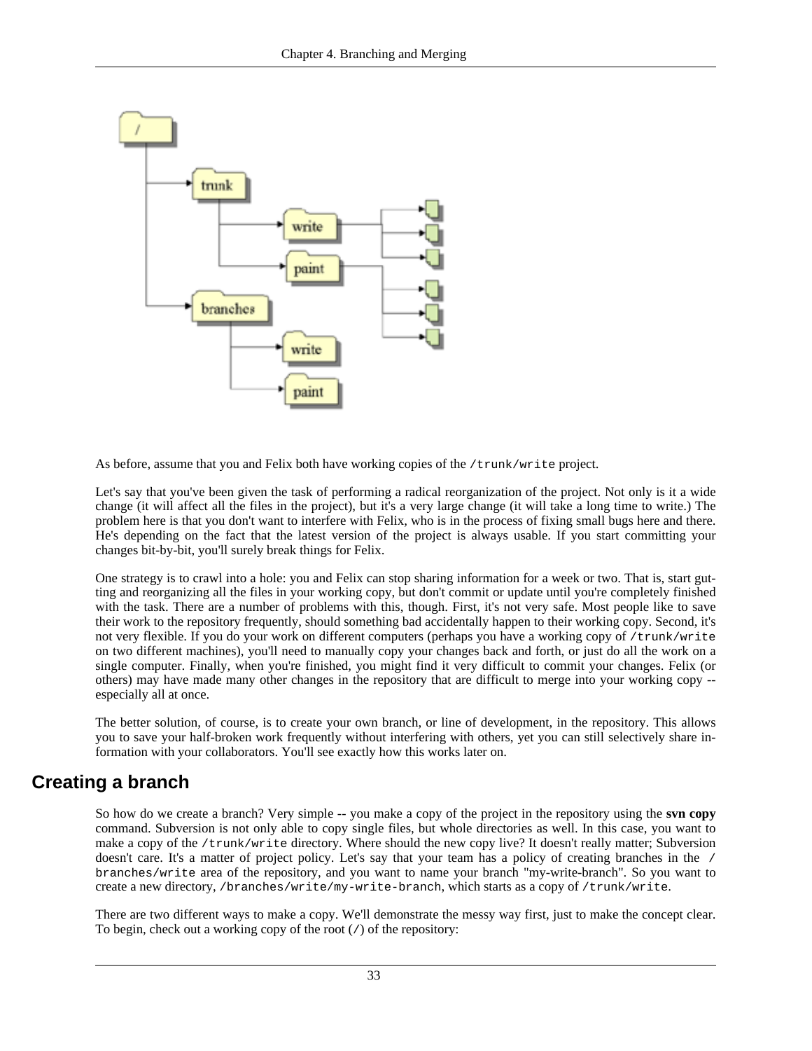As before, assume that you and Felix both have working copies of the `/trunk/write` project.

Let's say that you've been given the task of performing a radical reorganization of the project. Not only is it a wide change (it will affect all the files in the project), but it's a very large change (it will take a long time to write.) The problem here is that you don't want to interfere with Felix, who is in the process of fixing small bugs here and there. He's depending on the fact that the latest version of the project is always usable. If you start committing your changes bit-by-bit, you'll surely break things for Felix.

One strategy is to crawl into a hole: you and Felix can stop sharing information for a week or two. That is, start gutting and reorganizing all the files in your working copy, but don't commit or update until you're completely finished with the task. There are a number of problems with this, though. First, it's not very safe. Most people like to save their work to the repository frequently, should something bad accidentally happen to their working copy. Second, it's not very flexible. If you do your work on different computers (perhaps you have a working copy of `/trunk/write` on two different machines), you'll need to manually copy your changes back and forth, or just do all the work on a single computer. Finally, when you're finished, you might find it very difficult to commit your changes. Felix (or others) may have made many other changes in the repository that are difficult to merge into your working copy -- especially all at once.

The better solution, of course, is to create your own branch, or line of development, in the repository. This allows you to save your half-broken work frequently without interfering with others, yet you can still selectively share information with your collaborators. You'll see exactly how this works later on.

## Creating a branch

So how do we create a branch? Very simple -- you make a copy of the project in the repository using the **svn copy** command. Subversion is not only able to copy single files, but whole directories as well. In this case, you want to make a copy of the `/trunk/write` directory. Where should the new copy live? It doesn't really matter; Subversion doesn't care. It's a matter of project policy. Let's say that your team has a policy of creating branches in the `/branches/write` area of the repository, and you want to name your branch "my-write-branch". So you want to create a new directory, `/branches/write/my-write-branch`, which starts as a copy of `/trunk/write`.

There are two different ways to make a copy. We'll demonstrate the messy way first, just to make the concept clear. To begin, check out a working copy of the root (`/`) of the repository: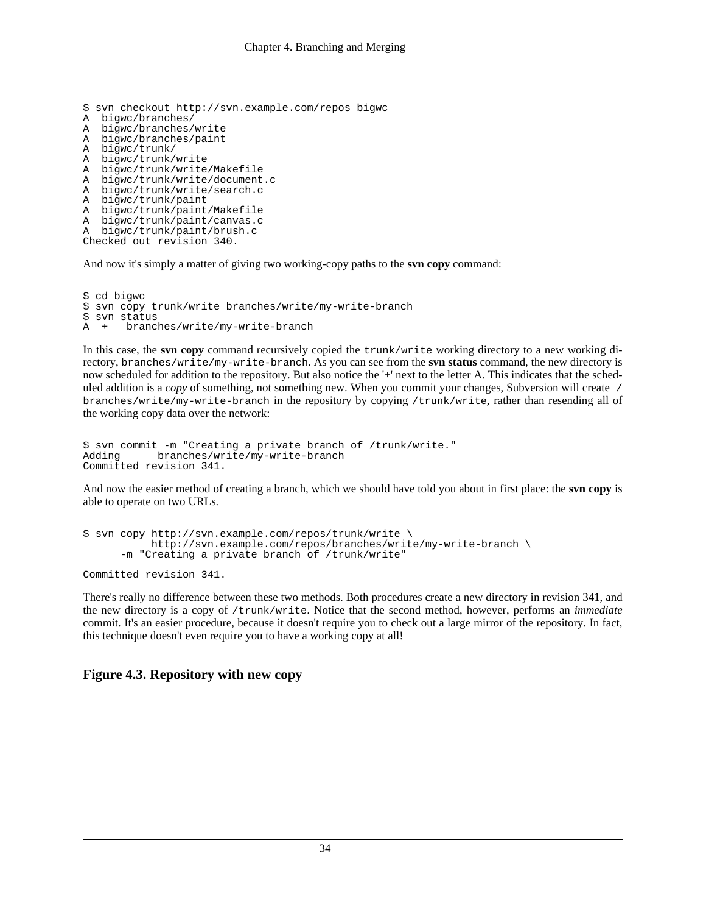```
$ svn checkout http://svn.example.com/repos bigwc
A  bigwc/branches/
A  bigwc/branches/write
A  bigwc/branches/paint
A  bigwc/trunk/
A  bigwc/trunk/write
A  bigwc/trunk/write/Makefile
A  bigwc/trunk/write/document.c
A  bigwc/trunk/write/search.c
A  bigwc/trunk/paint
A  bigwc/trunk/paint/Makefile
A  bigwc/trunk/paint/canvas.c
A  bigwc/trunk/paint/brush.c
Checked out revision 340.
```

And now it's simply a matter of giving two working-copy paths to the **svn copy** command:

```
$ cd bigwc
$ svn copy trunk/write branches/write/my-write-branch
$ svn status
A  +   branches/write/my-write-branch
```

In this case, the **svn copy** command recursively copied the `trunk/write` working directory to a new working directory, `branches/write/my-write-branch`. As you can see from the **svn status** command, the new directory is now scheduled for addition to the repository. But also notice the '+' next to the letter A. This indicates that the scheduled addition is a *copy* of something, not something new. When you commit your changes, Subversion will create `/branches/write/my-write-branch` in the repository by copying `/trunk/write`, rather than resending all of the working copy data over the network:

```
$ svn commit -m "Creating a private branch of /trunk/write."
Adding      branches/write/my-write-branch
Committed revision 341.
```

And now the easier method of creating a branch, which we should have told you about in first place: the **svn copy** is able to operate on two URLs.

```
$ svn copy http://svn.example.com/repos/trunk/write \
           http://svn.example.com/repos/branches/write/my-write-branch \
      -m "Creating a private branch of /trunk/write"

Committed revision 341.
```

There's really no difference between these two methods. Both procedures create a new directory in revision 341, and the new directory is a copy of `/trunk/write`. Notice that the second method, however, performs an *immediate* commit. It's an easier procedure, because it doesn't require you to check out a large mirror of the repository. In fact, this technique doesn't even require you to have a working copy at all!

### Figure 4.3. Repository with new copy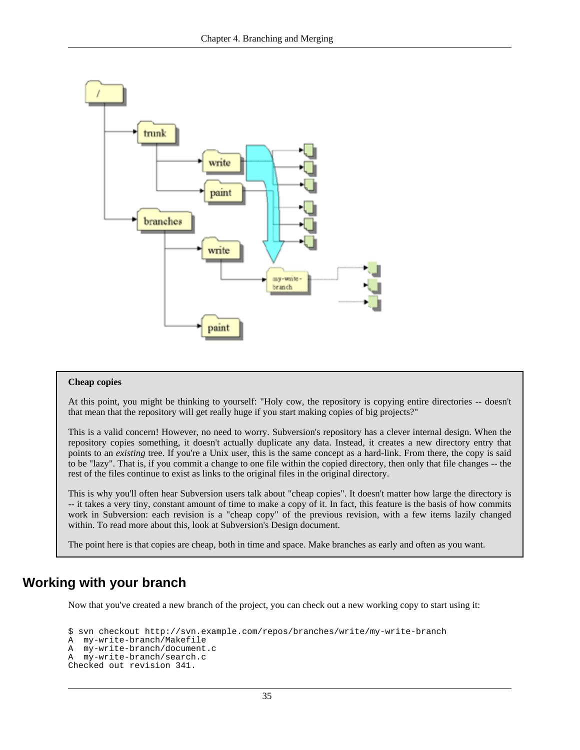**Cheap copies**

At this point, you might be thinking to yourself: "Holy cow, the repository is copying entire directories -- doesn't that mean that the repository will get really huge if you start making copies of big projects?"

This is a valid concern! However, no need to worry. Subversion's repository has a clever internal design. When the repository copies something, it doesn't actually duplicate any data. Instead, it creates a new directory entry that points to an *existing* tree. If you're a Unix user, this is the same concept as a hard-link. From there, the copy is said to be "lazy". That is, if you commit a change to one file within the copied directory, then only that file changes -- the rest of the files continue to exist as links to the original files in the original directory.

This is why you'll often hear Subversion users talk about "cheap copies". It doesn't matter how large the directory is -- it takes a very tiny, constant amount of time to make a copy of it. In fact, this feature is the basis of how commits work in Subversion: each revision is a "cheap copy" of the previous revision, with a few items lazily changed within. To read more about this, look at Subversion's Design document.

The point here is that copies are cheap, both in time and space. Make branches as early and often as you want.

## Working with your branch

Now that you've created a new branch of the project, you can check out a new working copy to start using it:

```
$ svn checkout http://svn.example.com/repos/branches/write/my-write-branch
A  my-write-branch/Makefile
A  my-write-branch/document.c
A  my-write-branch/search.c
Checked out revision 341.
```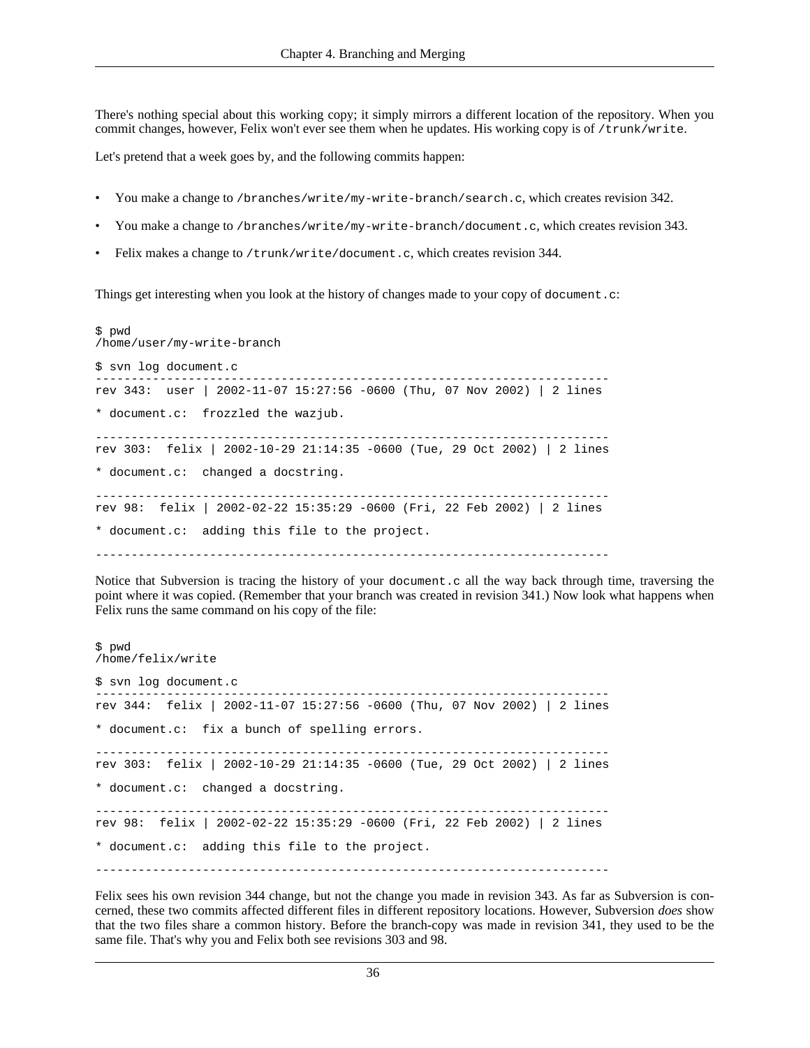There's nothing special about this working copy; it simply mirrors a different location of the repository. When you commit changes, however, Felix won't ever see them when he updates. His working copy is of `/trunk/write`.

Let's pretend that a week goes by, and the following commits happen:

- You make a change to `/branches/write/my-write-branch/search.c`, which creates revision 342.
- You make a change to `/branches/write/my-write-branch/document.c`, which creates revision 343.
- Felix makes a change to `/trunk/write/document.c`, which creates revision 344.

Things get interesting when you look at the history of changes made to your copy of `document.c`:

```
$ pwd
/home/user/my-write-branch

$ svn log document.c
------------------------------------------------------------------------
rev 343:  user | 2002-11-07 15:27:56 -0600 (Thu, 07 Nov 2002) | 2 lines

* document.c:  frozzled the wazjub.

------------------------------------------------------------------------
rev 303:  felix | 2002-10-29 21:14:35 -0600 (Tue, 29 Oct 2002) | 2 lines

* document.c:  changed a docstring.

------------------------------------------------------------------------
rev 98:  felix | 2002-02-22 15:35:29 -0600 (Fri, 22 Feb 2002) | 2 lines

* document.c:  adding this file to the project.

------------------------------------------------------------------------
```

Notice that Subversion is tracing the history of your `document.c` all the way back through time, traversing the point where it was copied. (Remember that your branch was created in revision 341.) Now look what happens when Felix runs the same command on his copy of the file:

```
$ pwd
/home/felix/write

$ svn log document.c
------------------------------------------------------------------------
rev 344:  felix | 2002-11-07 15:27:56 -0600 (Thu, 07 Nov 2002) | 2 lines

* document.c:  fix a bunch of spelling errors.

------------------------------------------------------------------------
rev 303:  felix | 2002-10-29 21:14:35 -0600 (Tue, 29 Oct 2002) | 2 lines

* document.c:  changed a docstring.

------------------------------------------------------------------------
rev 98:  felix | 2002-02-22 15:35:29 -0600 (Fri, 22 Feb 2002) | 2 lines

* document.c:  adding this file to the project.

------------------------------------------------------------------------
```

Felix sees his own revision 344 change, but not the change you made in revision 343. As far as Subversion is concerned, these two commits affected different files in different repository locations. However, Subversion *does* show that the two files share a common history. Before the branch-copy was made in revision 341, they used to be the same file. That's why you and Felix both see revisions 303 and 98.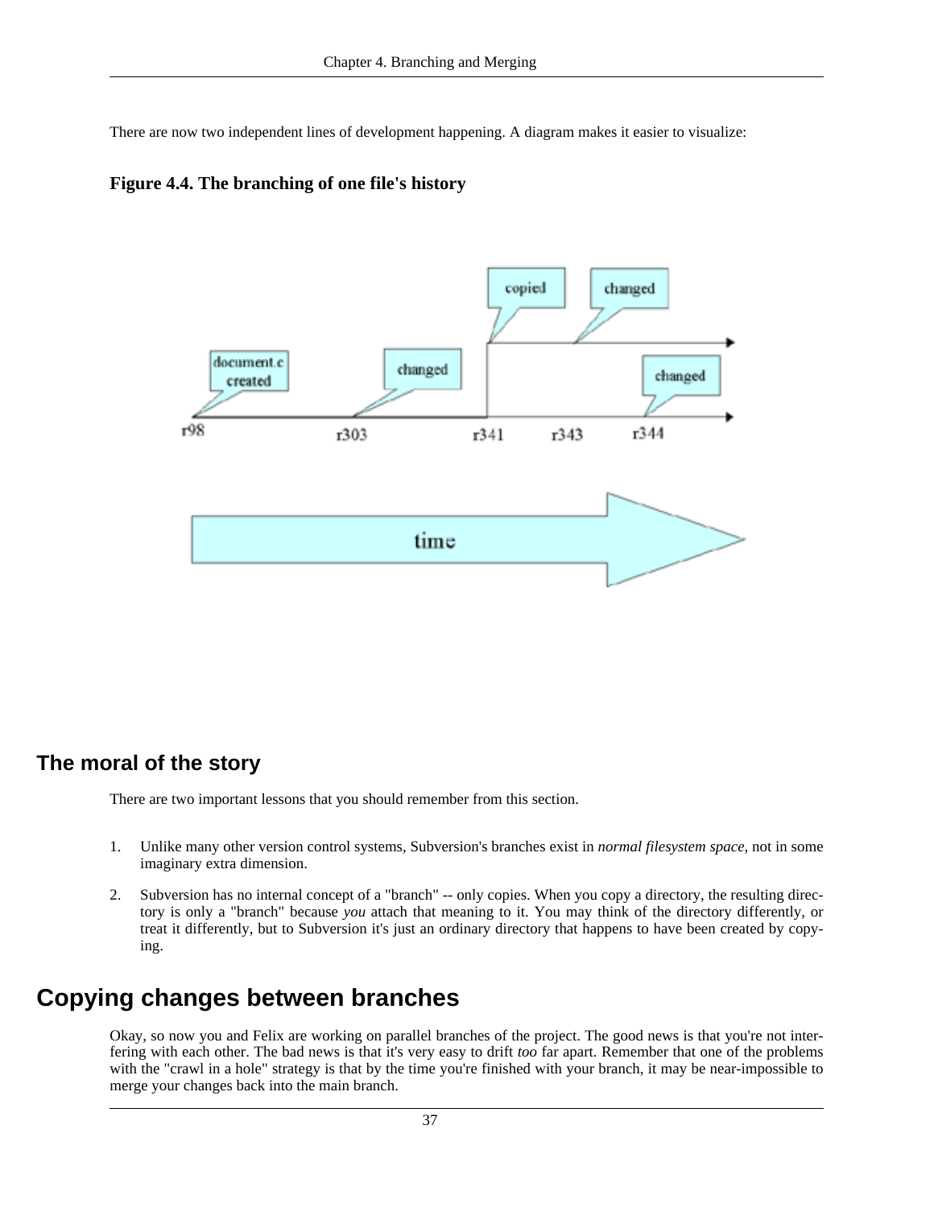There are now two independent lines of development happening. A diagram makes it easier to visualize:

**Figure 4.4. The branching of one file's history**

## The moral of the story

There are two important lessons that you should remember from this section.

1. Unlike many other version control systems, Subversion's branches exist in *normal filesystem space*, not in some imaginary extra dimension.
2. Subversion has no internal concept of a "branch" -- only copies. When you copy a directory, the resulting directory is only a "branch" because *you* attach that meaning to it. You may think of the directory differently, or treat it differently, but to Subversion it's just an ordinary directory that happens to have been created by copying.

# Copying changes between branches

Okay, so now you and Felix are working on parallel branches of the project. The good news is that you're not interfering with each other. The bad news is that it's very easy to drift *too* far apart. Remember that one of the problems with the "crawl in a hole" strategy is that by the time you're finished with your branch, it may be near-impossible to merge your changes back into the main branch.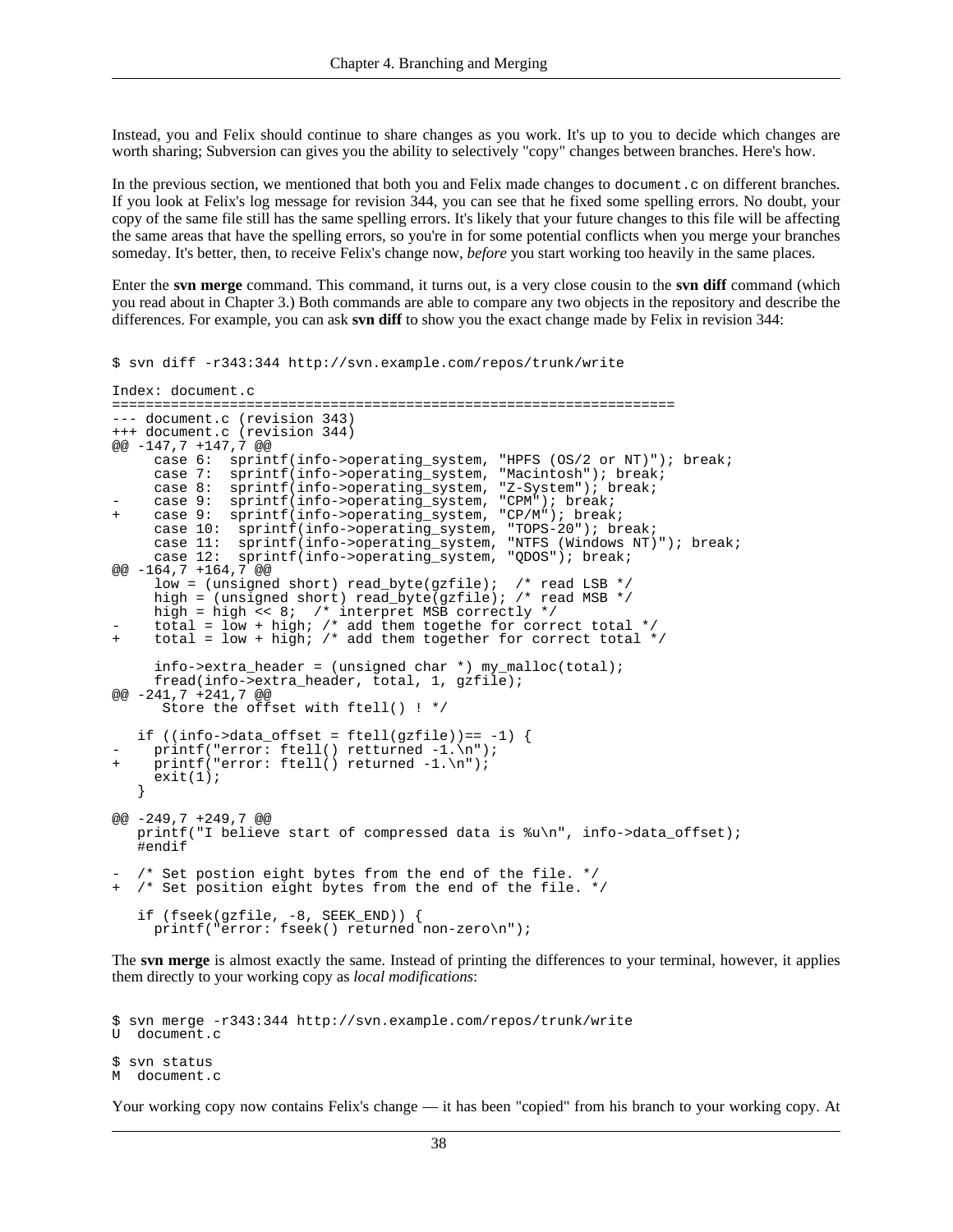Instead, you and Felix should continue to share changes as you work. It's up to you to decide which changes are worth sharing; Subversion can gives you the ability to selectively "copy" changes between branches. Here's how.

In the previous section, we mentioned that both you and Felix made changes to `document.c` on different branches. If you look at Felix's log message for revision 344, you can see that he fixed some spelling errors. No doubt, your copy of the same file still has the same spelling errors. It's likely that your future changes to this file will be affecting the same areas that have the spelling errors, so you're in for some potential conflicts when you merge your branches someday. It's better, then, to receive Felix's change now, *before* you start working too heavily in the same places.

Enter the **svn merge** command. This command, it turns out, is a very close cousin to the **svn diff** command (which you read about in Chapter 3.) Both commands are able to compare any two objects in the repository and describe the differences. For example, you can ask **svn diff** to show you the exact change made by Felix in revision 344:

```
$ svn diff -r343:344 http://svn.example.com/repos/trunk/write

Index: document.c
===================================================================
--- document.c (revision 343)
+++ document.c (revision 344)
@@ -147,7 +147,7 @@
     case 6:  sprintf(info->operating_system, "HPFS (OS/2 or NT)"); break;
     case 7:  sprintf(info->operating_system, "Macintosh"); break;
     case 8:  sprintf(info->operating_system, "Z-System"); break;
-    case 9:  sprintf(info->operating_system, "CPM"); break;
+    case 9:  sprintf(info->operating_system, "CP/M"); break;
     case 10:  sprintf(info->operating_system, "TOPS-20"); break;
     case 11:  sprintf(info->operating_system, "NTFS (Windows NT)"); break;
     case 12:  sprintf(info->operating_system, "QDOS"); break;
@@ -164,7 +164,7 @@
     low = (unsigned short) read_byte(gzfile);  /* read LSB */
     high = (unsigned short) read_byte(gzfile); /* read MSB */
     high = high << 8;  /* interpret MSB correctly */
-    total = low + high; /* add them togethe for correct total */
+    total = low + high; /* add them together for correct total */

     info->extra_header = (unsigned char *) my_malloc(total);
     fread(info->extra_header, total, 1, gzfile);
@@ -241,7 +241,7 @@
      Store the offset with ftell() ! */

   if ((info->data_offset = ftell(gzfile))== -1) {
-    printf("error: ftell() retturned -1.\n");
+    printf("error: ftell() returned -1.\n");
     exit(1);
   }

@@ -249,7 +249,7 @@
   printf("I believe start of compressed data is %u\n", info->data_offset);
   #endif

-  /* Set postion eight bytes from the end of the file. */
+  /* Set position eight bytes from the end of the file. */

   if (fseek(gzfile, -8, SEEK_END)) {
     printf("error: fseek() returned non-zero\n");
```

The **svn merge** is almost exactly the same. Instead of printing the differences to your terminal, however, it applies them directly to your working copy as *local modifications*:

```
$ svn merge -r343:344 http://svn.example.com/repos/trunk/write
U  document.c

$ svn status
M  document.c
```

Your working copy now contains Felix's change — it has been "copied" from his branch to your working copy. At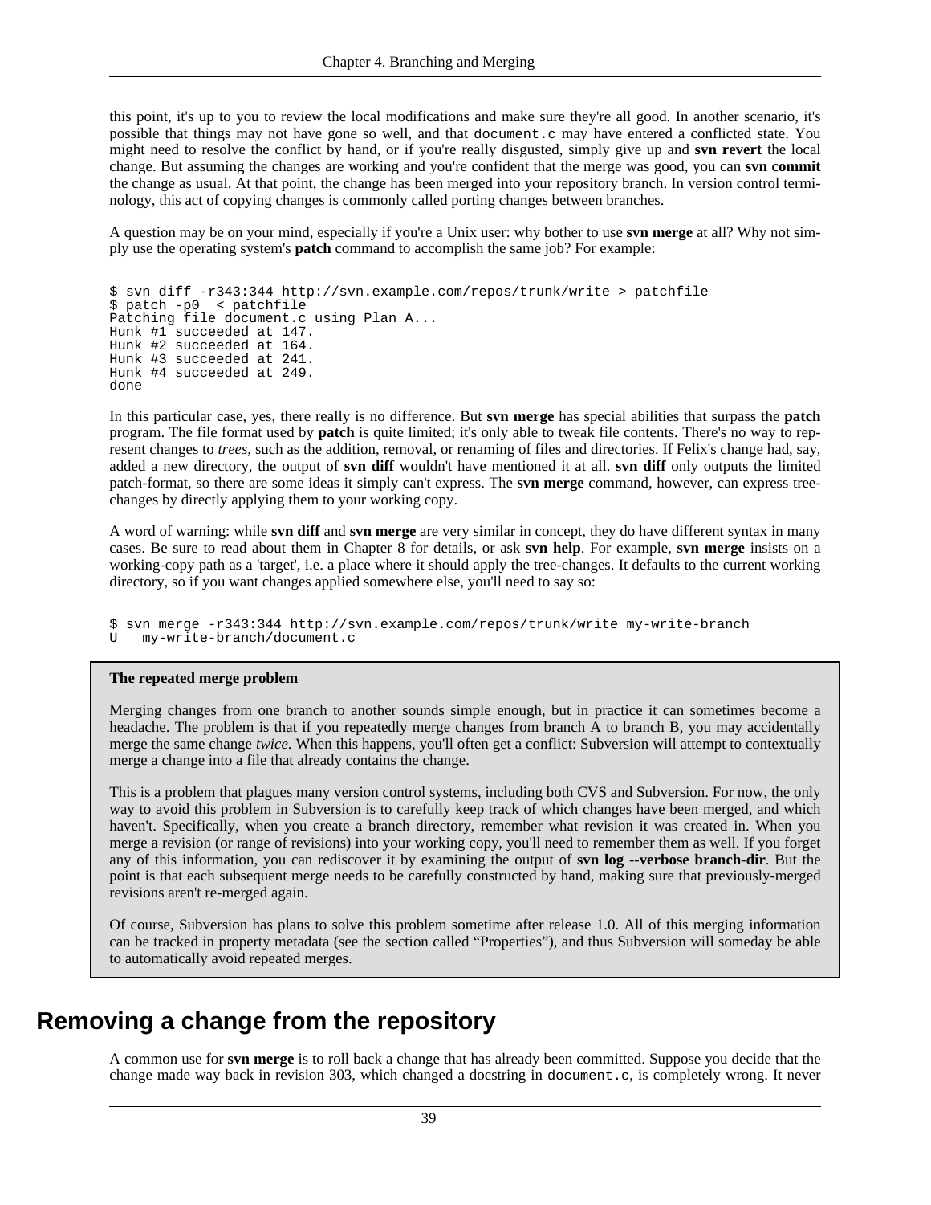this point, it's up to you to review the local modifications and make sure they're all good. In another scenario, it's possible that things may not have gone so well, and that `document.c` may have entered a conflicted state. You might need to resolve the conflict by hand, or if you're really disgusted, simply give up and **svn revert** the local change. But assuming the changes are working and you're confident that the merge was good, you can **svn commit** the change as usual. At that point, the change has been merged into your repository branch. In version control terminology, this act of copying changes is commonly called porting changes between branches.

A question may be on your mind, especially if you're a Unix user: why bother to use **svn merge** at all? Why not simply use the operating system's **patch** command to accomplish the same job? For example:

```
$ svn diff -r343:344 http://svn.example.com/repos/trunk/write > patchfile
$ patch -p0  < patchfile
Patching file document.c using Plan A...
Hunk #1 succeeded at 147.
Hunk #2 succeeded at 164.
Hunk #3 succeeded at 241.
Hunk #4 succeeded at 249.
done
```

In this particular case, yes, there really is no difference. But **svn merge** has special abilities that surpass the **patch** program. The file format used by **patch** is quite limited; it's only able to tweak file contents. There's no way to represent changes to *trees*, such as the addition, removal, or renaming of files and directories. If Felix's change had, say, added a new directory, the output of **svn diff** wouldn't have mentioned it at all. **svn diff** only outputs the limited patch-format, so there are some ideas it simply can't express. The **svn merge** command, however, can express tree-changes by directly applying them to your working copy.

A word of warning: while **svn diff** and **svn merge** are very similar in concept, they do have different syntax in many cases. Be sure to read about them in Chapter 8 for details, or ask **svn help**. For example, **svn merge** insists on a working-copy path as a 'target', i.e. a place where it should apply the tree-changes. It defaults to the current working directory, so if you want changes applied somewhere else, you'll need to say so:

```
$ svn merge -r343:344 http://svn.example.com/repos/trunk/write my-write-branch
U   my-write-branch/document.c
```

**The repeated merge problem**

Merging changes from one branch to another sounds simple enough, but in practice it can sometimes become a headache. The problem is that if you repeatedly merge changes from branch A to branch B, you may accidentally merge the same change *twice*. When this happens, you'll often get a conflict: Subversion will attempt to contextually merge a change into a file that already contains the change.

This is a problem that plagues many version control systems, including both CVS and Subversion. For now, the only way to avoid this problem in Subversion is to carefully keep track of which changes have been merged, and which haven't. Specifically, when you create a branch directory, remember what revision it was created in. When you merge a revision (or range of revisions) into your working copy, you'll need to remember them as well. If you forget any of this information, you can rediscover it by examining the output of **svn log --verbose branch-dir**. But the point is that each subsequent merge needs to be carefully constructed by hand, making sure that previously-merged revisions aren't re-merged again.

Of course, Subversion has plans to solve this problem sometime after release 1.0. All of this merging information can be tracked in property metadata (see the section called "Properties"), and thus Subversion will someday be able to automatically avoid repeated merges.

## Removing a change from the repository

A common use for **svn merge** is to roll back a change that has already been committed. Suppose you decide that the change made way back in revision 303, which changed a docstring in `document.c`, is completely wrong. It never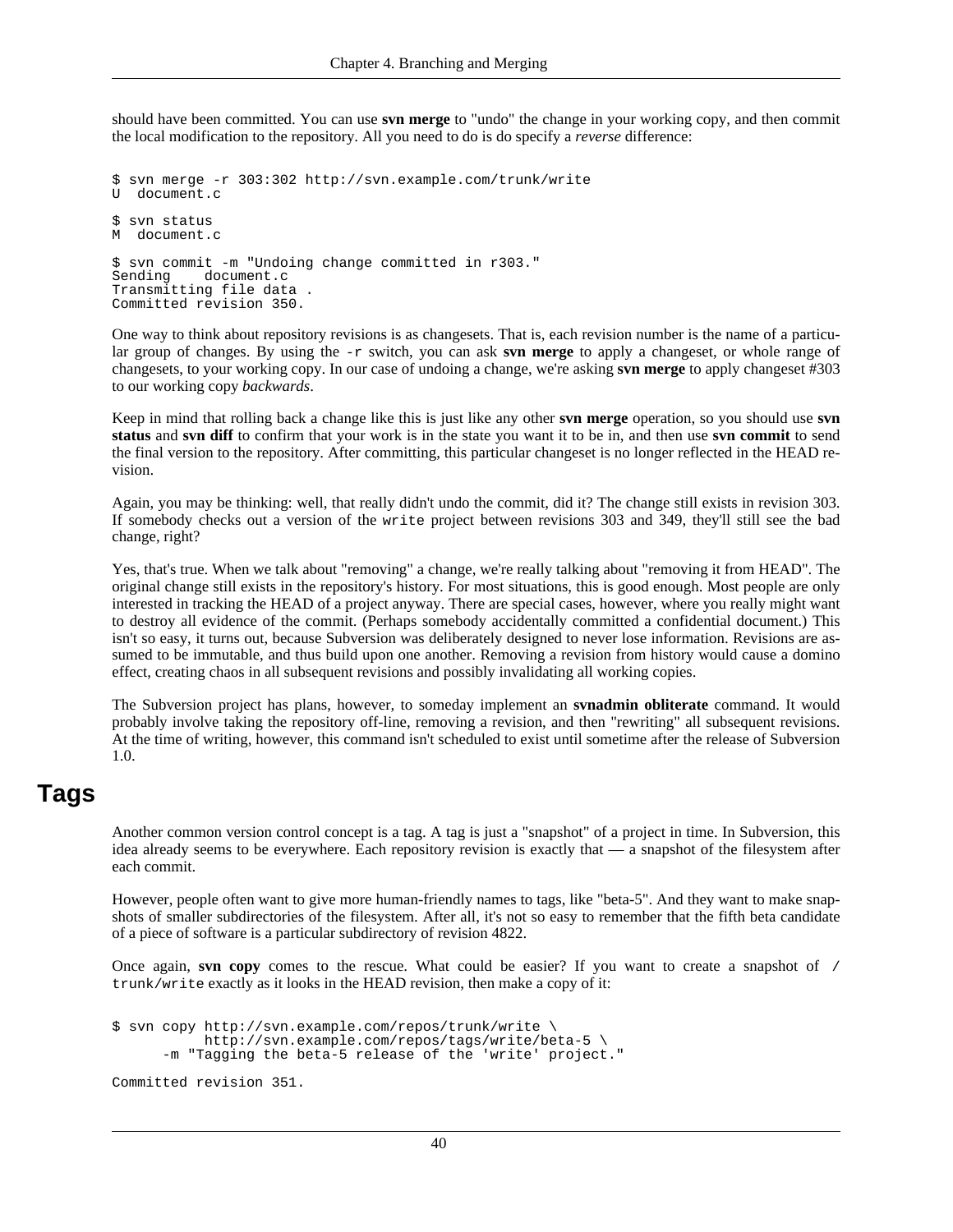should have been committed. You can use **svn merge** to "undo" the change in your working copy, and then commit the local modification to the repository. All you need to do is do specify a *reverse* difference:

```
$ svn merge -r 303:302 http://svn.example.com/trunk/write
U  document.c

$ svn status
M  document.c

$ svn commit -m "Undoing change committed in r303."
Sending        document.c
Transmitting file data .
Committed revision 350.
```

One way to think about repository revisions is as changesets. That is, each revision number is the name of a particular group of changes. By using the `-r` switch, you can ask **svn merge** to apply a changeset, or whole range of changesets, to your working copy. In our case of undoing a change, we're asking **svn merge** to apply changeset #303 to our working copy *backwards*.

Keep in mind that rolling back a change like this is just like any other **svn merge** operation, so you should use **svn status** and **svn diff** to confirm that your work is in the state you want it to be in, and then use **svn commit** to send the final version to the repository. After committing, this particular changeset is no longer reflected in the HEAD revision.

Again, you may be thinking: well, that really didn't undo the commit, did it? The change still exists in revision 303. If somebody checks out a version of the `write` project between revisions 303 and 349, they'll still see the bad change, right?

Yes, that's true. When we talk about "removing" a change, we're really talking about "removing it from HEAD". The original change still exists in the repository's history. For most situations, this is good enough. Most people are only interested in tracking the HEAD of a project anyway. There are special cases, however, where you really might want to destroy all evidence of the commit. (Perhaps somebody accidentally committed a confidential document.) This isn't so easy, it turns out, because Subversion was deliberately designed to never lose information. Revisions are assumed to be immutable, and thus build upon one another. Removing a revision from history would cause a domino effect, creating chaos in all subsequent revisions and possibly invalidating all working copies.

The Subversion project has plans, however, to someday implement an **svnadmin obliterate** command. It would probably involve taking the repository off-line, removing a revision, and then "rewriting" all subsequent revisions. At the time of writing, however, this command isn't scheduled to exist until sometime after the release of Subversion 1.0.

## Tags

Another common version control concept is a tag. A tag is just a "snapshot" of a project in time. In Subversion, this idea already seems to be everywhere. Each repository revision is exactly that — a snapshot of the filesystem after each commit.

However, people often want to give more human-friendly names to tags, like "beta-5". And they want to make snapshots of smaller subdirectories of the filesystem. After all, it's not so easy to remember that the fifth beta candidate of a piece of software is a particular subdirectory of revision 4822.

Once again, **svn copy** comes to the rescue. What could be easier? If you want to create a snapshot of `/trunk/write` exactly as it looks in the HEAD revision, then make a copy of it:

```
$ svn copy http://svn.example.com/repos/trunk/write \
           http://svn.example.com/repos/tags/write/beta-5 \
      -m "Tagging the beta-5 release of the 'write' project."

Committed revision 351.
```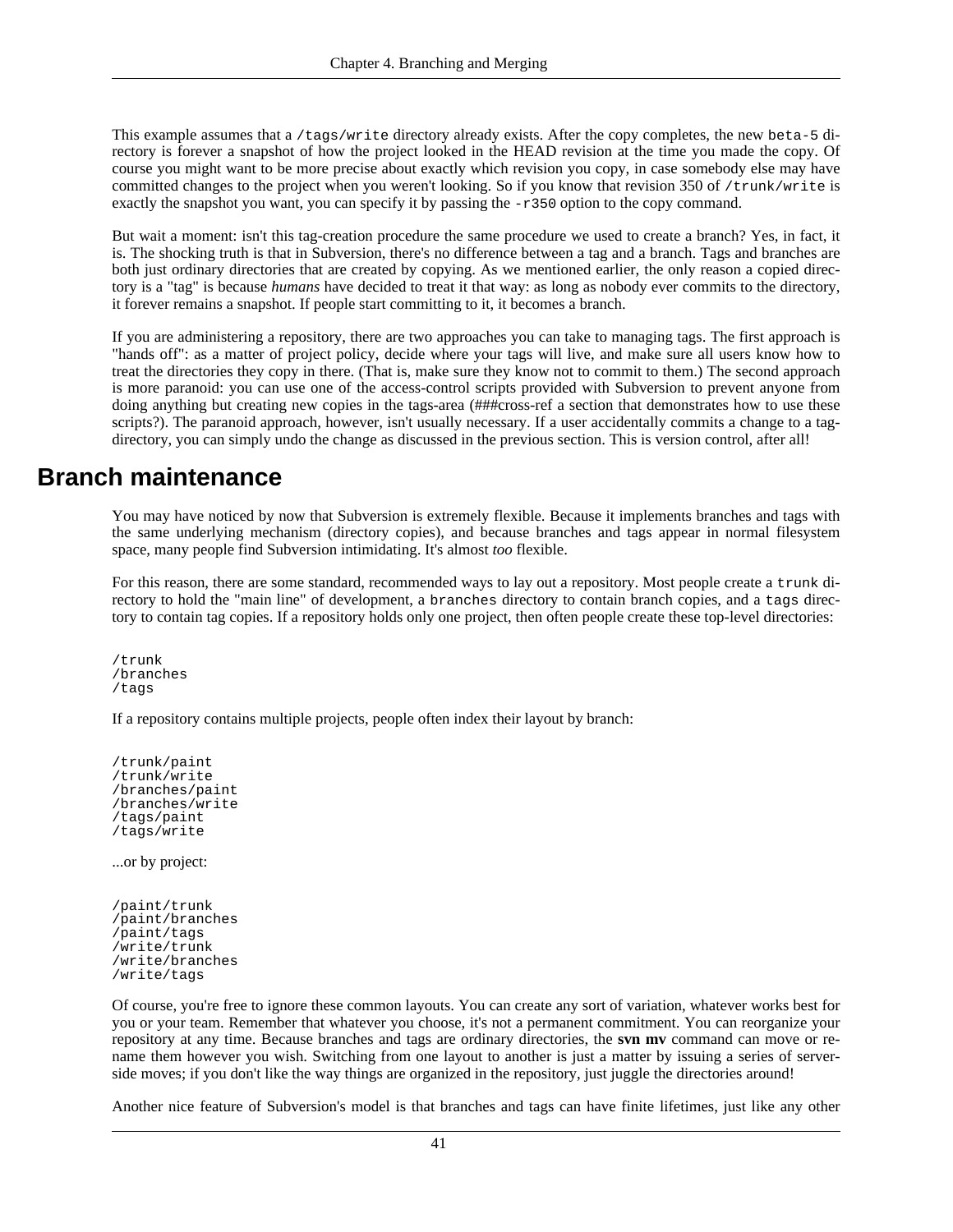This example assumes that a `/tags/write` directory already exists. After the copy completes, the new `beta-5` directory is forever a snapshot of how the project looked in the HEAD revision at the time you made the copy. Of course you might want to be more precise about exactly which revision you copy, in case somebody else may have committed changes to the project when you weren't looking. So if you know that revision 350 of `/trunk/write` is exactly the snapshot you want, you can specify it by passing the `-r350` option to the copy command.

But wait a moment: isn't this tag-creation procedure the same procedure we used to create a branch? Yes, in fact, it is. The shocking truth is that in Subversion, there's no difference between a tag and a branch. Tags and branches are both just ordinary directories that are created by copying. As we mentioned earlier, the only reason a copied directory is a "tag" is because *humans* have decided to treat it that way: as long as nobody ever commits to the directory, it forever remains a snapshot. If people start committing to it, it becomes a branch.

If you are administering a repository, there are two approaches you can take to managing tags. The first approach is "hands off": as a matter of project policy, decide where your tags will live, and make sure all users know how to treat the directories they copy in there. (That is, make sure they know not to commit to them.) The second approach is more paranoid: you can use one of the access-control scripts provided with Subversion to prevent anyone from doing anything but creating new copies in the tags-area (###cross-ref a section that demonstrates how to use these scripts?). The paranoid approach, however, isn't usually necessary. If a user accidentally commits a change to a tag-directory, you can simply undo the change as discussed in the previous section. This is version control, after all!

## Branch maintenance

You may have noticed by now that Subversion is extremely flexible. Because it implements branches and tags with the same underlying mechanism (directory copies), and because branches and tags appear in normal filesystem space, many people find Subversion intimidating. It's almost *too* flexible.

For this reason, there are some standard, recommended ways to lay out a repository. Most people create a `trunk` directory to hold the "main line" of development, a `branches` directory to contain branch copies, and a `tags` directory to contain tag copies. If a repository holds only one project, then often people create these top-level directories:

```
/trunk
/branches
/tags
```

If a repository contains multiple projects, people often index their layout by branch:

```
/trunk/paint
/trunk/write
/branches/paint
/branches/write
/tags/paint
/tags/write
```

...or by project:

```
/paint/trunk
/paint/branches
/paint/tags
/write/trunk
/write/branches
/write/tags
```

Of course, you're free to ignore these common layouts. You can create any sort of variation, whatever works best for you or your team. Remember that whatever you choose, it's not a permanent commitment. You can reorganize your repository at any time. Because branches and tags are ordinary directories, the **svn mv** command can move or rename them however you wish. Switching from one layout to another is just a matter by issuing a series of server-side moves; if you don't like the way things are organized in the repository, just juggle the directories around!

Another nice feature of Subversion's model is that branches and tags can have finite lifetimes, just like any other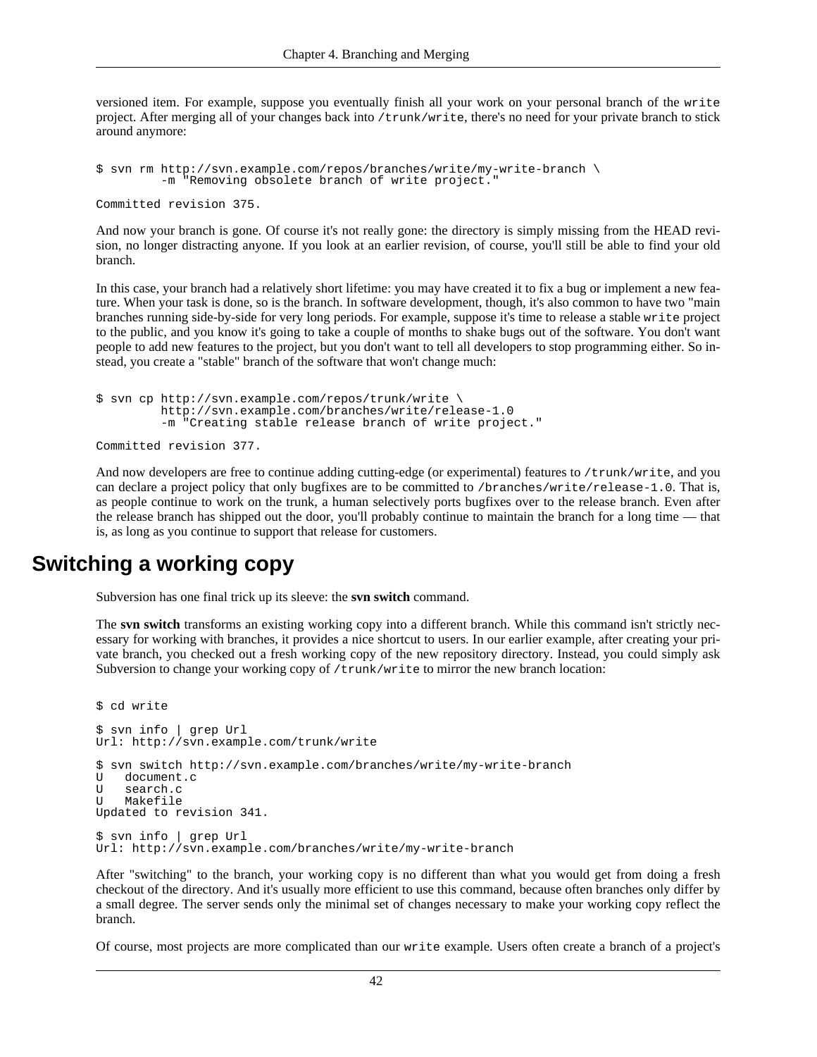versioned item. For example, suppose you eventually finish all your work on your personal branch of the `write` project. After merging all of your changes back into `/trunk/write`, there's no need for your private branch to stick around anymore:

```
$ svn rm http://svn.example.com/repos/branches/write/my-write-branch \
         -m "Removing obsolete branch of write project."

Committed revision 375.
```

And now your branch is gone. Of course it's not really gone: the directory is simply missing from the HEAD revision, no longer distracting anyone. If you look at an earlier revision, of course, you'll still be able to find your old branch.

In this case, your branch had a relatively short lifetime: you may have created it to fix a bug or implement a new feature. When your task is done, so is the branch. In software development, though, it's also common to have two "main branches running side-by-side for very long periods. For example, suppose it's time to release a stable `write` project to the public, and you know it's going to take a couple of months to shake bugs out of the software. You don't want people to add new features to the project, but you don't want to tell all developers to stop programming either. So instead, you create a "stable" branch of the software that won't change much:

```
$ svn cp http://svn.example.com/repos/trunk/write \
         http://svn.example.com/branches/write/release-1.0
         -m "Creating stable release branch of write project."

Committed revision 377.
```

And now developers are free to continue adding cutting-edge (or experimental) features to `/trunk/write`, and you can declare a project policy that only bugfixes are to be committed to `/branches/write/release-1.0`. That is, as people continue to work on the trunk, a human selectively ports bugfixes over to the release branch. Even after the release branch has shipped out the door, you'll probably continue to maintain the branch for a long time — that is, as long as you continue to support that release for customers.

## Switching a working copy

Subversion has one final trick up its sleeve: the **svn switch** command.

The **svn switch** transforms an existing working copy into a different branch. While this command isn't strictly necessary for working with branches, it provides a nice shortcut to users. In our earlier example, after creating your private branch, you checked out a fresh working copy of the new repository directory. Instead, you could simply ask Subversion to change your working copy of `/trunk/write` to mirror the new branch location:

```
$ cd write

$ svn info | grep Url
Url: http://svn.example.com/trunk/write

$ svn switch http://svn.example.com/branches/write/my-write-branch
U   document.c
U   search.c
U   Makefile
Updated to revision 341.

$ svn info | grep Url
Url: http://svn.example.com/branches/write/my-write-branch
```

After "switching" to the branch, your working copy is no different than what you would get from doing a fresh checkout of the directory. And it's usually more efficient to use this command, because often branches only differ by a small degree. The server sends only the minimal set of changes necessary to make your working copy reflect the branch.

Of course, most projects are more complicated than our `write` example. Users often create a branch of a project's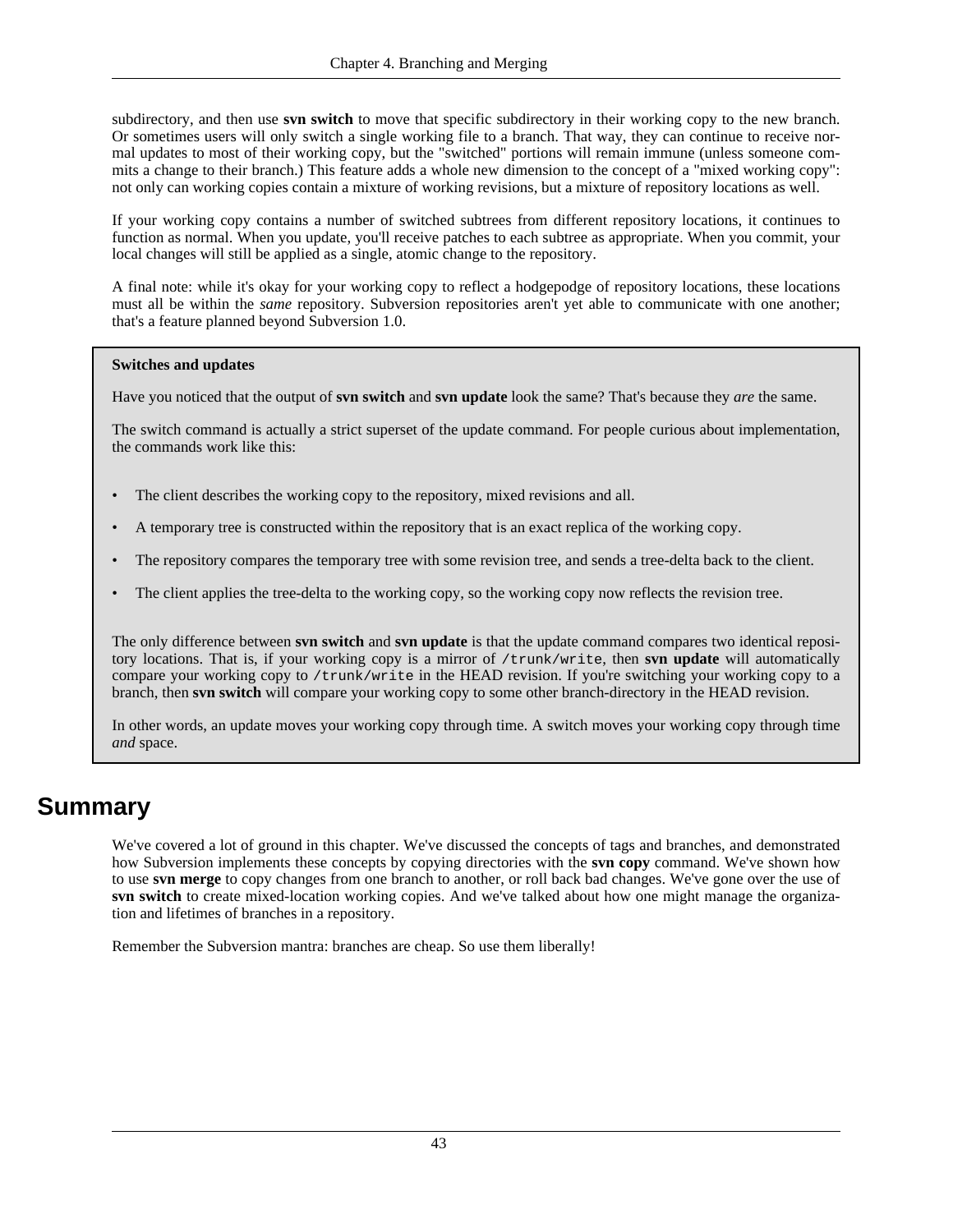subdirectory, and then use **svn switch** to move that specific subdirectory in their working copy to the new branch. Or sometimes users will only switch a single working file to a branch. That way, they can continue to receive normal updates to most of their working copy, but the "switched" portions will remain immune (unless someone commits a change to their branch.) This feature adds a whole new dimension to the concept of a "mixed working copy": not only can working copies contain a mixture of working revisions, but a mixture of repository locations as well.

If your working copy contains a number of switched subtrees from different repository locations, it continues to function as normal. When you update, you'll receive patches to each subtree as appropriate. When you commit, your local changes will still be applied as a single, atomic change to the repository.

A final note: while it's okay for your working copy to reflect a hodgepodge of repository locations, these locations must all be within the *same* repository. Subversion repositories aren't yet able to communicate with one another; that's a feature planned beyond Subversion 1.0.

> **Switches and updates**
>
> Have you noticed that the output of **svn switch** and **svn update** look the same? That's because they *are* the same.
>
> The switch command is actually a strict superset of the update command. For people curious about implementation, the commands work like this:
>
> - The client describes the working copy to the repository, mixed revisions and all.
> - A temporary tree is constructed within the repository that is an exact replica of the working copy.
> - The repository compares the temporary tree with some revision tree, and sends a tree-delta back to the client.
> - The client applies the tree-delta to the working copy, so the working copy now reflects the revision tree.
>
> The only difference between **svn switch** and **svn update** is that the update command compares two identical repository locations. That is, if your working copy is a mirror of `/trunk/write`, then **svn update** will automatically compare your working copy to `/trunk/write` in the HEAD revision. If you're switching your working copy to a branch, then **svn switch** will compare your working copy to some other branch-directory in the HEAD revision.
>
> In other words, an update moves your working copy through time. A switch moves your working copy through time *and* space.

## Summary

We've covered a lot of ground in this chapter. We've discussed the concepts of tags and branches, and demonstrated how Subversion implements these concepts by copying directories with the **svn copy** command. We've shown how to use **svn merge** to copy changes from one branch to another, or roll back bad changes. We've gone over the use of **svn switch** to create mixed-location working copies. And we've talked about how one might manage the organization and lifetimes of branches in a repository.

Remember the Subversion mantra: branches are cheap. So use them liberally!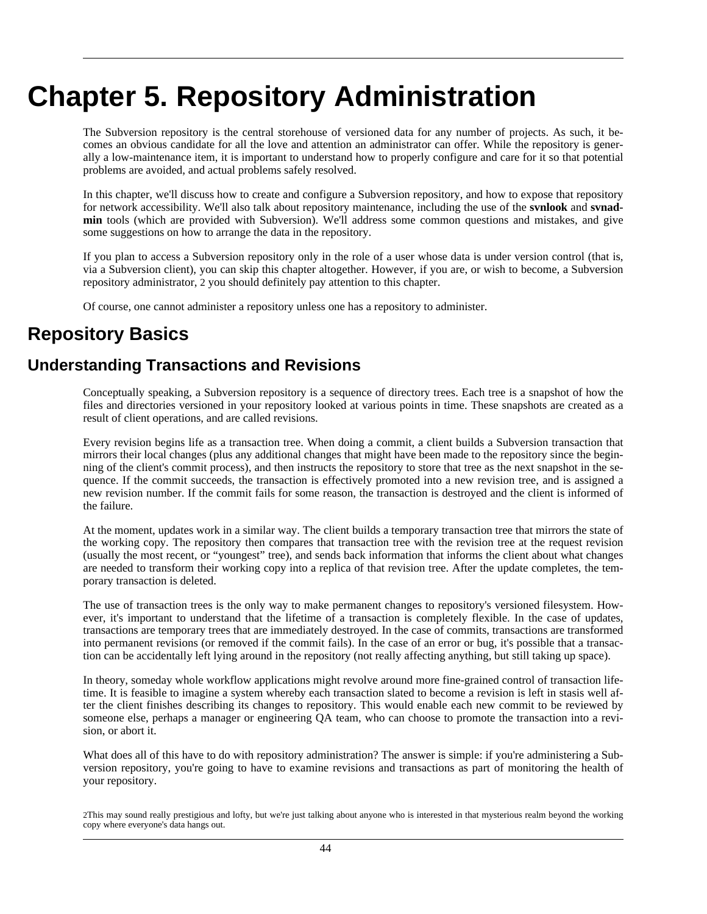# Chapter 5. Repository Administration

The Subversion repository is the central storehouse of versioned data for any number of projects. As such, it becomes an obvious candidate for all the love and attention an administrator can offer. While the repository is generally a low-maintenance item, it is important to understand how to properly configure and care for it so that potential problems are avoided, and actual problems safely resolved.

In this chapter, we'll discuss how to create and configure a Subversion repository, and how to expose that repository for network accessibility. We'll also talk about repository maintenance, including the use of the **svnlook** and **svnadmin** tools (which are provided with Subversion). We'll address some common questions and mistakes, and give some suggestions on how to arrange the data in the repository.

If you plan to access a Subversion repository only in the role of a user whose data is under version control (that is, via a Subversion client), you can skip this chapter altogether. However, if you are, or wish to become, a Subversion repository administrator, [2] you should definitely pay attention to this chapter.

Of course, one cannot administer a repository unless one has a repository to administer.

## Repository Basics

### Understanding Transactions and Revisions

Conceptually speaking, a Subversion repository is a sequence of directory trees. Each tree is a snapshot of how the files and directories versioned in your repository looked at various points in time. These snapshots are created as a result of client operations, and are called revisions.

Every revision begins life as a transaction tree. When doing a commit, a client builds a Subversion transaction that mirrors their local changes (plus any additional changes that might have been made to the repository since the beginning of the client's commit process), and then instructs the repository to store that tree as the next snapshot in the sequence. If the commit succeeds, the transaction is effectively promoted into a new revision tree, and is assigned a new revision number. If the commit fails for some reason, the transaction is destroyed and the client is informed of the failure.

At the moment, updates work in a similar way. The client builds a temporary transaction tree that mirrors the state of the working copy. The repository then compares that transaction tree with the revision tree at the request revision (usually the most recent, or "youngest" tree), and sends back information that informs the client about what changes are needed to transform their working copy into a replica of that revision tree. After the update completes, the temporary transaction is deleted.

The use of transaction trees is the only way to make permanent changes to repository's versioned filesystem. However, it's important to understand that the lifetime of a transaction is completely flexible. In the case of updates, transactions are temporary trees that are immediately destroyed. In the case of commits, transactions are transformed into permanent revisions (or removed if the commit fails). In the case of an error or bug, it's possible that a transaction can be accidentally left lying around in the repository (not really affecting anything, but still taking up space).

In theory, someday whole workflow applications might revolve around more fine-grained control of transaction lifetime. It is feasible to imagine a system whereby each transaction slated to become a revision is left in stasis well after the client finishes describing its changes to repository. This would enable each new commit to be reviewed by someone else, perhaps a manager or engineering QA team, who can choose to promote the transaction into a revision, or abort it.

What does all of this have to do with repository administration? The answer is simple: if you're administering a Subversion repository, you're going to have to examine revisions and transactions as part of monitoring the health of your repository.

[2] This may sound really prestigious and lofty, but we're just talking about anyone who is interested in that mysterious realm beyond the working copy where everyone's data hangs out.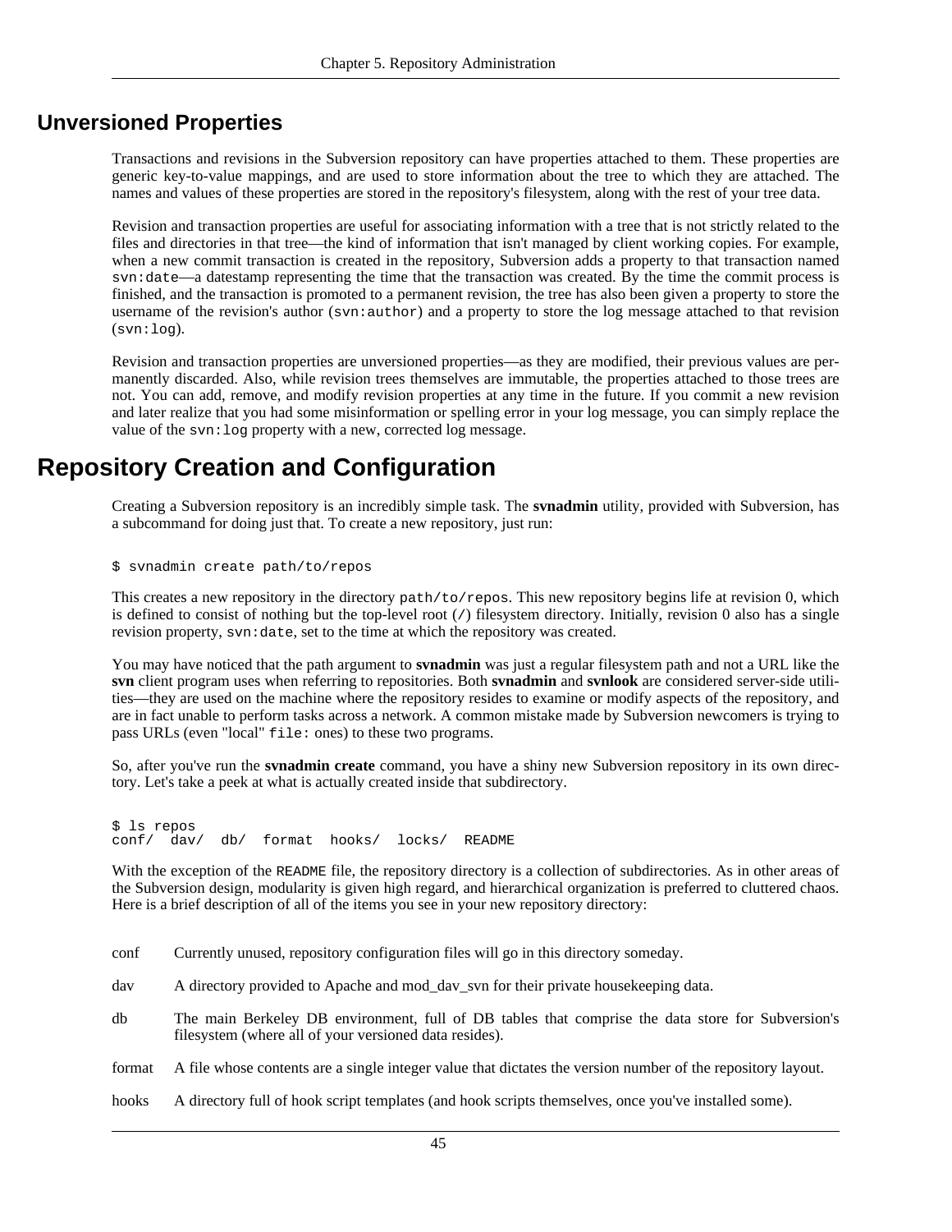## Unversioned Properties

Transactions and revisions in the Subversion repository can have properties attached to them. These properties are generic key-to-value mappings, and are used to store information about the tree to which they are attached. The names and values of these properties are stored in the repository's filesystem, along with the rest of your tree data.

Revision and transaction properties are useful for associating information with a tree that is not strictly related to the files and directories in that tree—the kind of information that isn't managed by client working copies. For example, when a new commit transaction is created in the repository, Subversion adds a property to that transaction named `svn:date`—a datestamp representing the time that the transaction was created. By the time the commit process is finished, and the transaction is promoted to a permanent revision, the tree has also been given a property to store the username of the revision's author (`svn:author`) and a property to store the log message attached to that revision (`svn:log`).

Revision and transaction properties are unversioned properties—as they are modified, their previous values are permanently discarded. Also, while revision trees themselves are immutable, the properties attached to those trees are not. You can add, remove, and modify revision properties at any time in the future. If you commit a new revision and later realize that you had some misinformation or spelling error in your log message, you can simply replace the value of the `svn:log` property with a new, corrected log message.

# Repository Creation and Configuration

Creating a Subversion repository is an incredibly simple task. The **svnadmin** utility, provided with Subversion, has a subcommand for doing just that. To create a new repository, just run:

```
$ svnadmin create path/to/repos
```

This creates a new repository in the directory `path/to/repos`. This new repository begins life at revision 0, which is defined to consist of nothing but the top-level root (`/`) filesystem directory. Initially, revision 0 also has a single revision property, `svn:date`, set to the time at which the repository was created.

You may have noticed that the path argument to **svnadmin** was just a regular filesystem path and not a URL like the **svn** client program uses when referring to repositories. Both **svnadmin** and **svnlook** are considered server-side utilities—they are used on the machine where the repository resides to examine or modify aspects of the repository, and are in fact unable to perform tasks across a network. A common mistake made by Subversion newcomers is trying to pass URLs (even "local" `file:` ones) to these two programs.

So, after you've run the **svnadmin create** command, you have a shiny new Subversion repository in its own directory. Let's take a peek at what is actually created inside that subdirectory.

```
$ ls repos
conf/  dav/  db/  format  hooks/  locks/  README
```

With the exception of the `README` file, the repository directory is a collection of subdirectories. As in other areas of the Subversion design, modularity is given high regard, and hierarchical organization is preferred to cluttered chaos. Here is a brief description of all of the items you see in your new repository directory:

conf
: Currently unused, repository configuration files will go in this directory someday.

dav
: A directory provided to Apache and mod_dav_svn for their private housekeeping data.

db
: The main Berkeley DB environment, full of DB tables that comprise the data store for Subversion's filesystem (where all of your versioned data resides).

format
: A file whose contents are a single integer value that dictates the version number of the repository layout.

hooks
: A directory full of hook script templates (and hook scripts themselves, once you've installed some).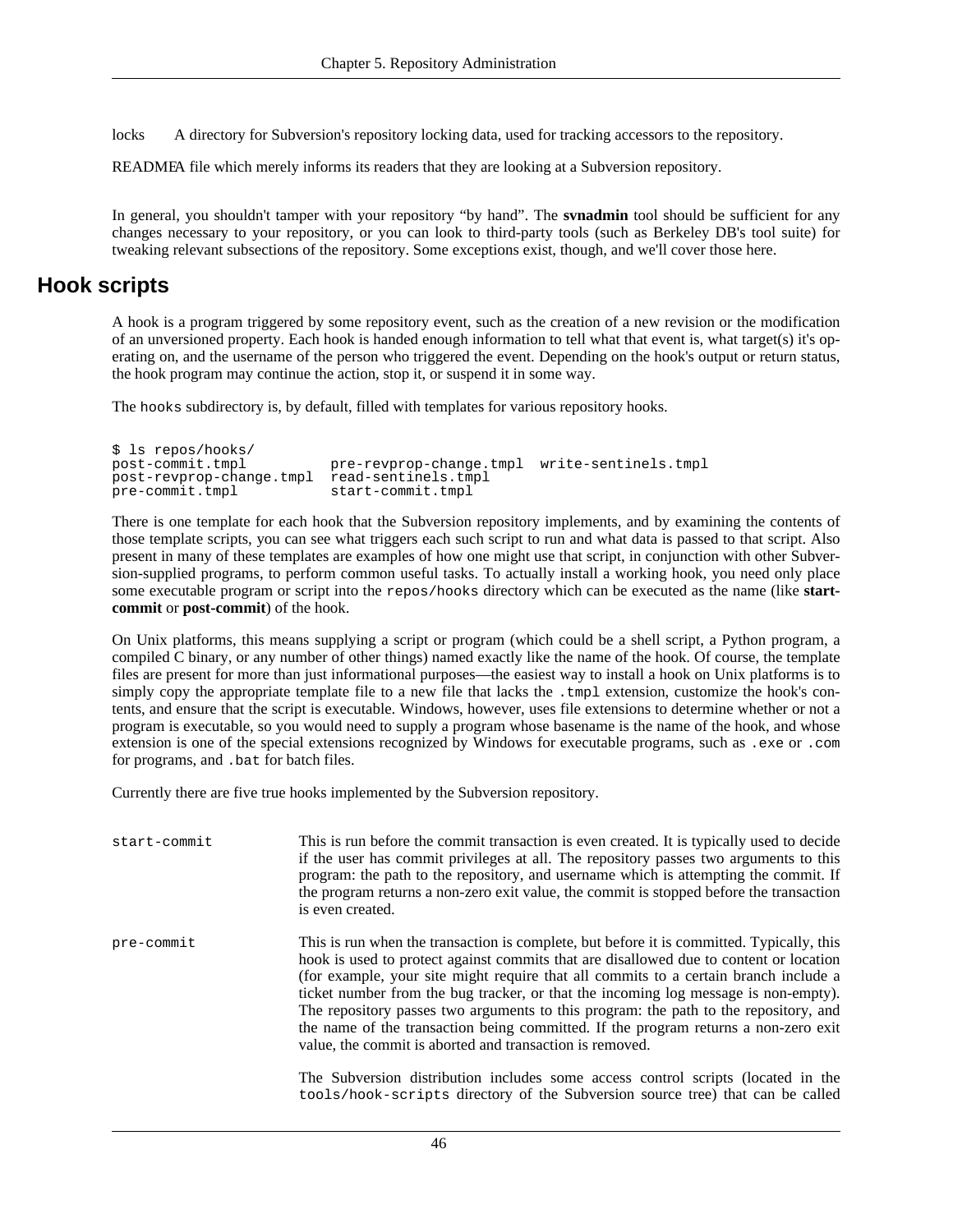locks
: A directory for Subversion's repository locking data, used for tracking accessors to the repository.

README
: A file which merely informs its readers that they are looking at a Subversion repository.

In general, you shouldn't tamper with your repository "by hand". The **svnadmin** tool should be sufficient for any changes necessary to your repository, or you can look to third-party tools (such as Berkeley DB's tool suite) for tweaking relevant subsections of the repository. Some exceptions exist, though, and we'll cover those here.

## Hook scripts

A hook is a program triggered by some repository event, such as the creation of a new revision or the modification of an unversioned property. Each hook is handed enough information to tell what that event is, what target(s) it's operating on, and the username of the person who triggered the event. Depending on the hook's output or return status, the hook program may continue the action, stop it, or suspend it in some way.

The `hooks` subdirectory is, by default, filled with templates for various repository hooks.

```
$ ls repos/hooks/
post-commit.tmpl          pre-revprop-change.tmpl  write-sentinels.tmpl
post-revprop-change.tmpl  read-sentinels.tmpl
pre-commit.tmpl           start-commit.tmpl
```

There is one template for each hook that the Subversion repository implements, and by examining the contents of those template scripts, you can see what triggers each such script to run and what data is passed to that script. Also present in many of these templates are examples of how one might use that script, in conjunction with other Subversion-supplied programs, to perform common useful tasks. To actually install a working hook, you need only place some executable program or script into the `repos/hooks` directory which can be executed as the name (like **start-commit** or **post-commit**) of the hook.

On Unix platforms, this means supplying a script or program (which could be a shell script, a Python program, a compiled C binary, or any number of other things) named exactly like the name of the hook. Of course, the template files are present for more than just informational purposes—the easiest way to install a hook on Unix platforms is to simply copy the appropriate template file to a new file that lacks the `.tmpl` extension, customize the hook's contents, and ensure that the script is executable. Windows, however, uses file extensions to determine whether or not a program is executable, so you would need to supply a program whose basename is the name of the hook, and whose extension is one of the special extensions recognized by Windows for executable programs, such as `.exe` or `.com` for programs, and `.bat` for batch files.

Currently there are five true hooks implemented by the Subversion repository.

`start-commit`
: This is run before the commit transaction is even created. It is typically used to decide if the user has commit privileges at all. The repository passes two arguments to this program: the path to the repository, and username which is attempting the commit. If the program returns a non-zero exit value, the commit is stopped before the transaction is even created.

`pre-commit`
: This is run when the transaction is complete, but before it is committed. Typically, this hook is used to protect against commits that are disallowed due to content or location (for example, your site might require that all commits to a certain branch include a ticket number from the bug tracker, or that the incoming log message is non-empty). The repository passes two arguments to this program: the path to the repository, and the name of the transaction being committed. If the program returns a non-zero exit value, the commit is aborted and transaction is removed.

  The Subversion distribution includes some access control scripts (located in the `tools/hook-scripts` directory of the Subversion source tree) that can be called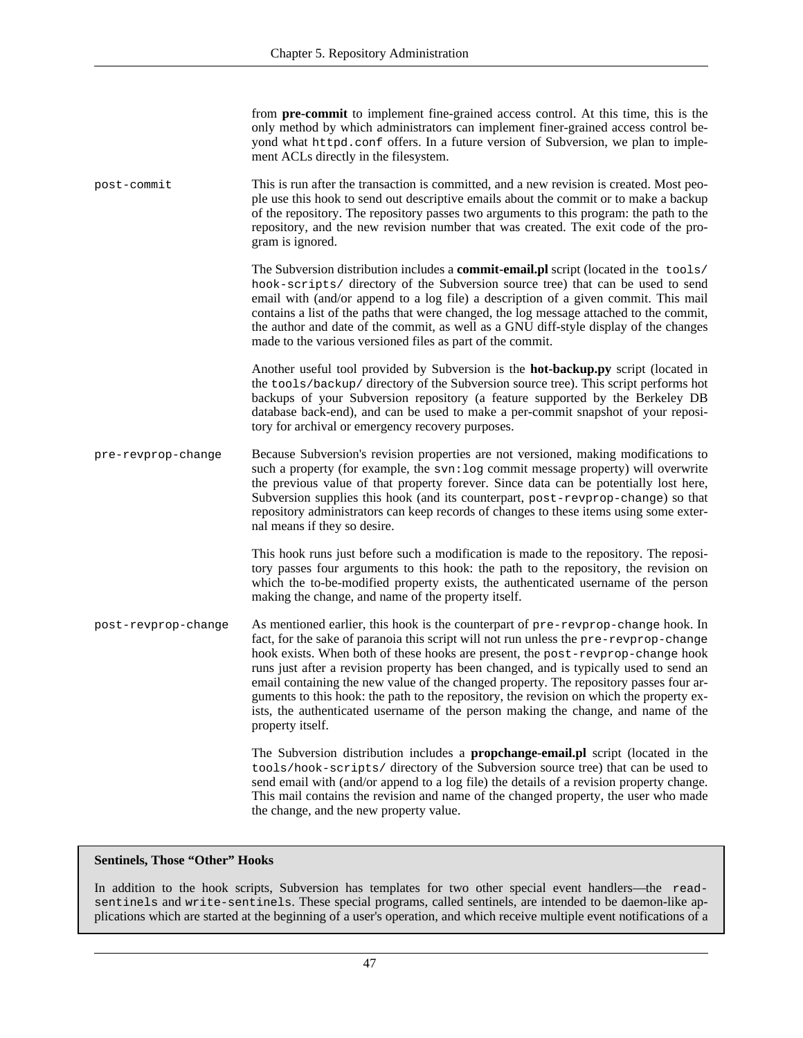from **pre-commit** to implement fine-grained access control. At this time, this is the only method by which administrators can implement finer-grained access control beyond what `httpd.conf` offers. In a future version of Subversion, we plan to implement ACLs directly in the filesystem.

`post-commit`

This is run after the transaction is committed, and a new revision is created. Most people use this hook to send out descriptive emails about the commit or to make a backup of the repository. The repository passes two arguments to this program: the path to the repository, and the new revision number that was created. The exit code of the program is ignored.

The Subversion distribution includes a **commit-email.pl** script (located in the `tools/hook-scripts/` directory of the Subversion source tree) that can be used to send email with (and/or append to a log file) a description of a given commit. This mail contains a list of the paths that were changed, the log message attached to the commit, the author and date of the commit, as well as a GNU diff-style display of the changes made to the various versioned files as part of the commit.

Another useful tool provided by Subversion is the **hot-backup.py** script (located in the `tools/backup/` directory of the Subversion source tree). This script performs hot backups of your Subversion repository (a feature supported by the Berkeley DB database back-end), and can be used to make a per-commit snapshot of your repository for archival or emergency recovery purposes.

`pre-revprop-change`

Because Subversion's revision properties are not versioned, making modifications to such a property (for example, the `svn:log` commit message property) will overwrite the previous value of that property forever. Since data can be potentially lost here, Subversion supplies this hook (and its counterpart, `post-revprop-change`) so that repository administrators can keep records of changes to these items using some external means if they so desire.

This hook runs just before such a modification is made to the repository. The repository passes four arguments to this hook: the path to the repository, the revision on which the to-be-modified property exists, the authenticated username of the person making the change, and name of the property itself.

`post-revprop-change`

As mentioned earlier, this hook is the counterpart of `pre-revprop-change` hook. In fact, for the sake of paranoia this script will not run unless the `pre-revprop-change` hook exists. When both of these hooks are present, the `post-revprop-change` hook runs just after a revision property has been changed, and is typically used to send an email containing the new value of the changed property. The repository passes four arguments to this hook: the path to the repository, the revision on which the property exists, the authenticated username of the person making the change, and name of the property itself.

The Subversion distribution includes a **propchange-email.pl** script (located in the `tools/hook-scripts/` directory of the Subversion source tree) that can be used to send email with (and/or append to a log file) the details of a revision property change. This mail contains the revision and name of the changed property, the user who made the change, and the new property value.

**Sentinels, Those "Other" Hooks**

In addition to the hook scripts, Subversion has templates for two other special event handlers—the `read-sentinels` and `write-sentinels`. These special programs, called sentinels, are intended to be daemon-like applications which are started at the beginning of a user's operation, and which receive multiple event notifications of a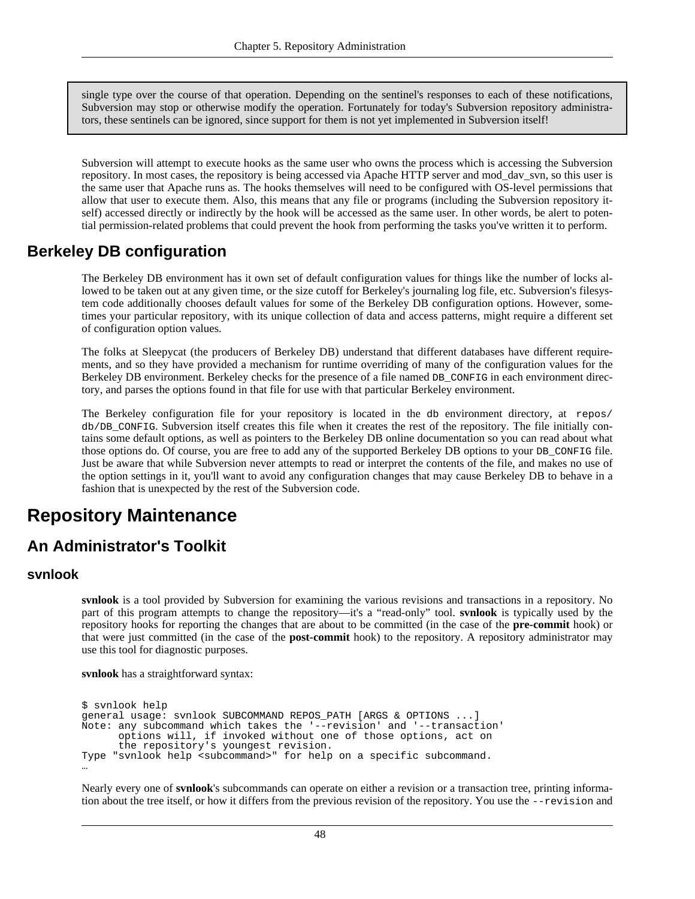single type over the course of that operation. Depending on the sentinel's responses to each of these notifications, Subversion may stop or otherwise modify the operation. Fortunately for today's Subversion repository administrators, these sentinels can be ignored, since support for them is not yet implemented in Subversion itself!

Subversion will attempt to execute hooks as the same user who owns the process which is accessing the Subversion repository. In most cases, the repository is being accessed via Apache HTTP server and mod_dav_svn, so this user is the same user that Apache runs as. The hooks themselves will need to be configured with OS-level permissions that allow that user to execute them. Also, this means that any file or programs (including the Subversion repository itself) accessed directly or indirectly by the hook will be accessed as the same user. In other words, be alert to potential permission-related problems that could prevent the hook from performing the tasks you've written it to perform.

## Berkeley DB configuration

The Berkeley DB environment has it own set of default configuration values for things like the number of locks allowed to be taken out at any given time, or the size cutoff for Berkeley's journaling log file, etc. Subversion's filesystem code additionally chooses default values for some of the Berkeley DB configuration options. However, sometimes your particular repository, with its unique collection of data and access patterns, might require a different set of configuration option values.

The folks at Sleepycat (the producers of Berkeley DB) understand that different databases have different requirements, and so they have provided a mechanism for runtime overriding of many of the configuration values for the Berkeley DB environment. Berkeley checks for the presence of a file named `DB_CONFIG` in each environment directory, and parses the options found in that file for use with that particular Berkeley environment.

The Berkeley configuration file for your repository is located in the `db` environment directory, at `repos/db/DB_CONFIG`. Subversion itself creates this file when it creates the rest of the repository. The file initially contains some default options, as well as pointers to the Berkeley DB online documentation so you can read about what those options do. Of course, you are free to add any of the supported Berkeley DB options to your `DB_CONFIG` file. Just be aware that while Subversion never attempts to read or interpret the contents of the file, and makes no use of the option settings in it, you'll want to avoid any configuration changes that may cause Berkeley DB to behave in a fashion that is unexpected by the rest of the Subversion code.

# Repository Maintenance

## An Administrator's Toolkit

### svnlook

**svnlook** is a tool provided by Subversion for examining the various revisions and transactions in a repository. No part of this program attempts to change the repository—it's a “read-only” tool. **svnlook** is typically used by the repository hooks for reporting the changes that are about to be committed (in the case of the **pre-commit** hook) or that were just committed (in the case of the **post-commit** hook) to the repository. A repository administrator may use this tool for diagnostic purposes.

**svnlook** has a straightforward syntax:

```
$ svnlook help
general usage: svnlook SUBCOMMAND REPOS_PATH [ARGS & OPTIONS ...]
Note: any subcommand which takes the '--revision' and '--transaction'
      options will, if invoked without one of those options, act on
      the repository's youngest revision.
Type "svnlook help <subcommand>" for help on a specific subcommand.
…
```

Nearly every one of **svnlook**'s subcommands can operate on either a revision or a transaction tree, printing information about the tree itself, or how it differs from the previous revision of the repository. You use the `--revision` and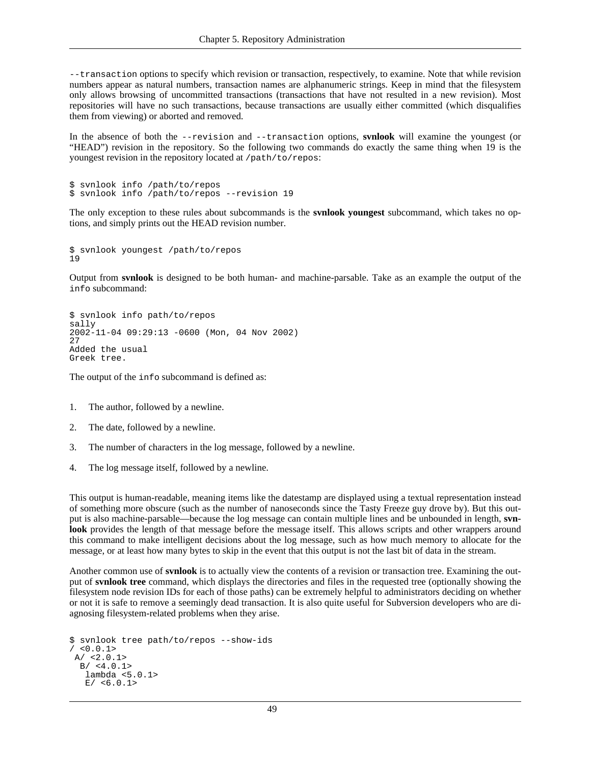`--transaction` options to specify which revision or transaction, respectively, to examine. Note that while revision numbers appear as natural numbers, transaction names are alphanumeric strings. Keep in mind that the filesystem only allows browsing of uncommitted transactions (transactions that have not resulted in a new revision). Most repositories will have no such transactions, because transactions are usually either committed (which disqualifies them from viewing) or aborted and removed.

In the absence of both the `--revision` and `--transaction` options, **svnlook** will examine the youngest (or "HEAD") revision in the repository. So the following two commands do exactly the same thing when 19 is the youngest revision in the repository located at `/path/to/repos`:

```
$ svnlook info /path/to/repos
$ svnlook info /path/to/repos --revision 19
```

The only exception to these rules about subcommands is the **svnlook youngest** subcommand, which takes no options, and simply prints out the HEAD revision number.

```
$ svnlook youngest /path/to/repos
19
```

Output from **svnlook** is designed to be both human- and machine-parsable. Take as an example the output of the `info` subcommand:

```
$ svnlook info path/to/repos
sally
2002-11-04 09:29:13 -0600 (Mon, 04 Nov 2002)
27
Added the usual
Greek tree.
```

The output of the `info` subcommand is defined as:

1. The author, followed by a newline.
2. The date, followed by a newline.
3. The number of characters in the log message, followed by a newline.
4. The log message itself, followed by a newline.

This output is human-readable, meaning items like the datestamp are displayed using a textual representation instead of something more obscure (such as the number of nanoseconds since the Tasty Freeze guy drove by). But this output is also machine-parsable—because the log message can contain multiple lines and be unbounded in length, **svnlook** provides the length of that message before the message itself. This allows scripts and other wrappers around this command to make intelligent decisions about the log message, such as how much memory to allocate for the message, or at least how many bytes to skip in the event that this output is not the last bit of data in the stream.

Another common use of **svnlook** is to actually view the contents of a revision or transaction tree. Examining the output of **svnlook tree** command, which displays the directories and files in the requested tree (optionally showing the filesystem node revision IDs for each of those paths) can be extremely helpful to administrators deciding on whether or not it is safe to remove a seemingly dead transaction. It is also quite useful for Subversion developers who are diagnosing filesystem-related problems when they arise.

```
$ svnlook tree path/to/repos --show-ids
/ <0.0.1>
 A/ <2.0.1>
  B/ <4.0.1>
   lambda <5.0.1>
   E/ <6.0.1>
```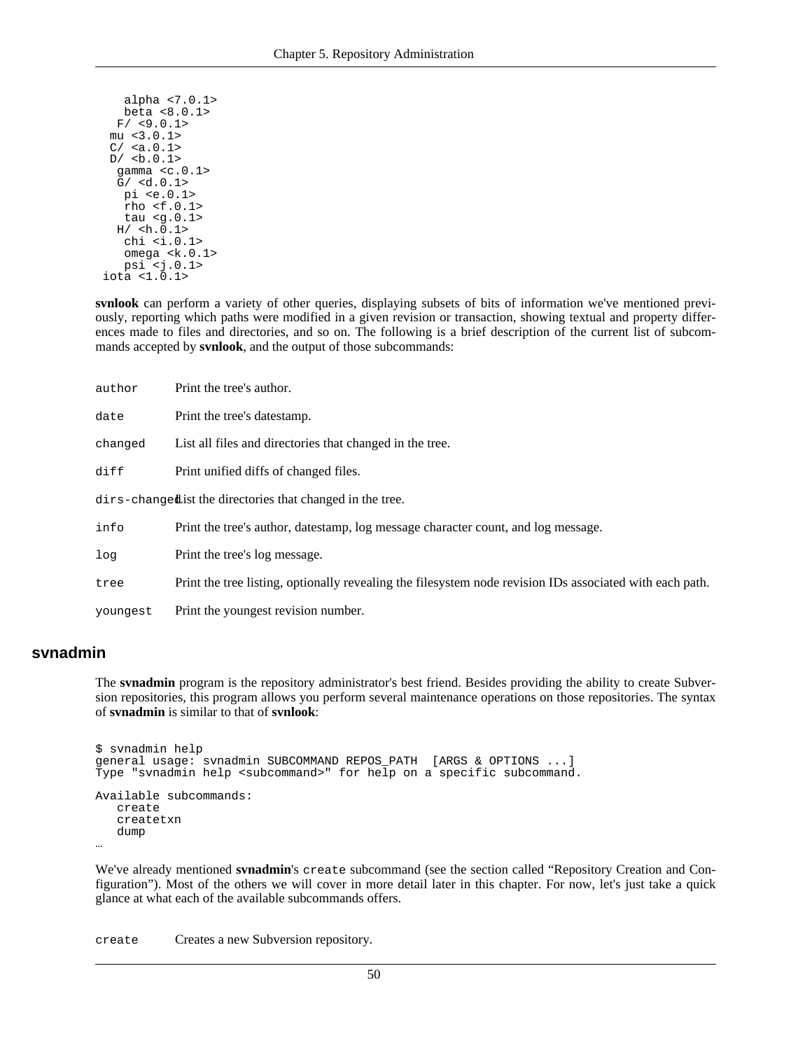```
    alpha <7.0.1>
    beta <8.0.1>
   F/ <9.0.1>
  mu <3.0.1>
  C/ <a.0.1>
  D/ <b.0.1>
   gamma <c.0.1>
   G/ <d.0.1>
    pi <e.0.1>
    rho <f.0.1>
    tau <g.0.1>
   H/ <h.0.1>
    chi <i.0.1>
    omega <k.0.1>
    psi <j.0.1>
 iota <1.0.1>
```

**svnlook** can perform a variety of other queries, displaying subsets of bits of information we've mentioned previously, reporting which paths were modified in a given revision or transaction, showing textual and property differences made to files and directories, and so on. The following is a brief description of the current list of subcommands accepted by **svnlook**, and the output of those subcommands:

`author`
: Print the tree's author.

`date`
: Print the tree's datestamp.

`changed`
: List all files and directories that changed in the tree.

`diff`
: Print unified diffs of changed files.

`dirs-changed`
: List the directories that changed in the tree.

`info`
: Print the tree's author, datestamp, log message character count, and log message.

`log`
: Print the tree's log message.

`tree`
: Print the tree listing, optionally revealing the filesystem node revision IDs associated with each path.

`youngest`
: Print the youngest revision number.

## svnadmin

The **svnadmin** program is the repository administrator's best friend. Besides providing the ability to create Subversion repositories, this program allows you perform several maintenance operations on those repositories. The syntax of **svnadmin** is similar to that of **svnlook**:

```
$ svnadmin help
general usage: svnadmin SUBCOMMAND REPOS_PATH  [ARGS & OPTIONS ...]
Type "svnadmin help <subcommand>" for help on a specific subcommand.

Available subcommands:
   create
   createtxn
   dump
…
```

We've already mentioned **svnadmin**'s `create` subcommand (see the section called "Repository Creation and Configuration"). Most of the others we will cover in more detail later in this chapter. For now, let's just take a quick glance at what each of the available subcommands offers.

`create`
: Creates a new Subversion repository.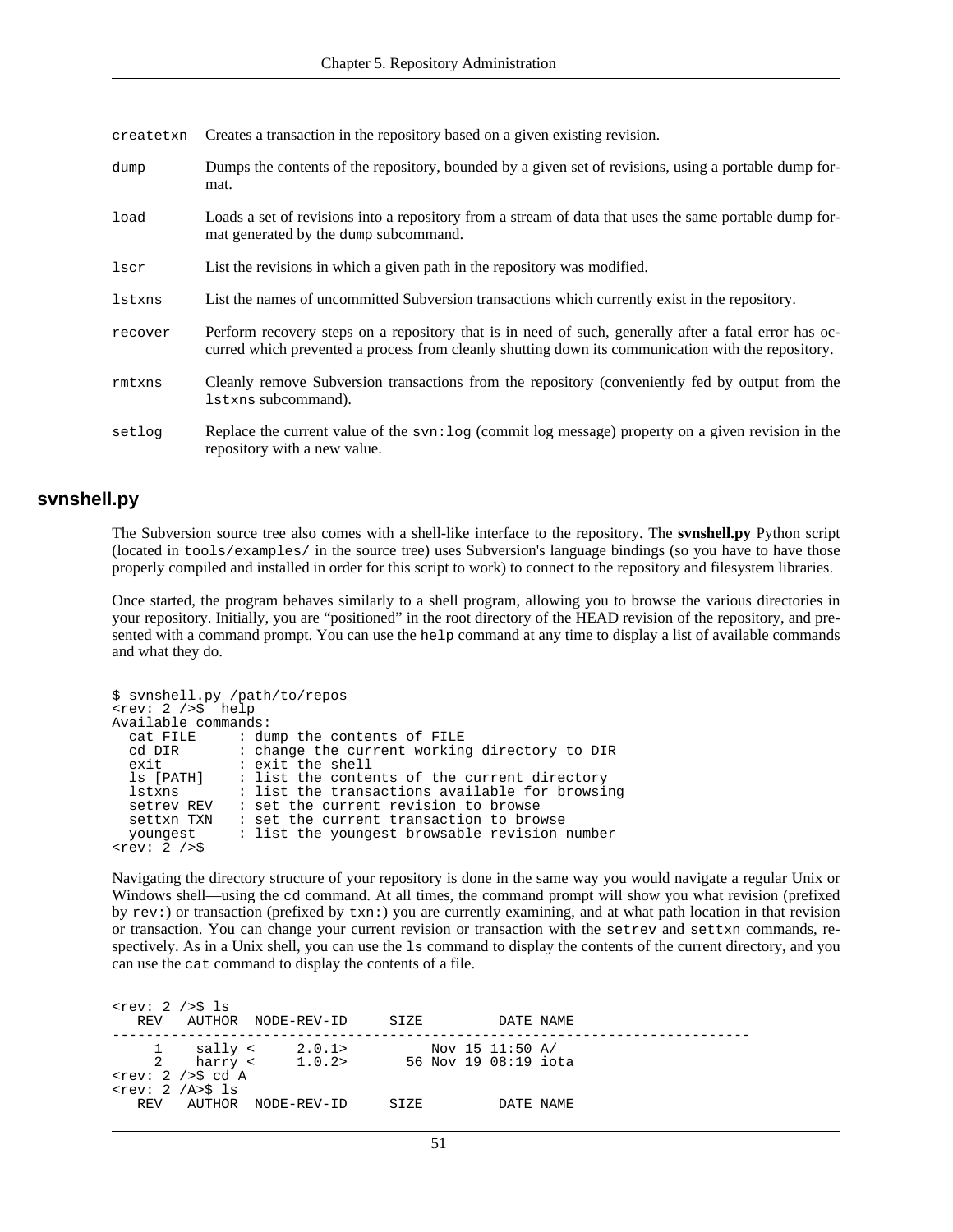`createtxn` Creates a transaction in the repository based on a given existing revision.

`dump` Dumps the contents of the repository, bounded by a given set of revisions, using a portable dump format.

`load` Loads a set of revisions into a repository from a stream of data that uses the same portable dump format generated by the `dump` subcommand.

`lscr` List the revisions in which a given path in the repository was modified.

`lstxns` List the names of uncommitted Subversion transactions which currently exist in the repository.

`recover` Perform recovery steps on a repository that is in need of such, generally after a fatal error has occurred which prevented a process from cleanly shutting down its communication with the repository.

`rmtxns` Cleanly remove Subversion transactions from the repository (conveniently fed by output from the `lstxns` subcommand).

`setlog` Replace the current value of the `svn:log` (commit log message) property on a given revision in the repository with a new value.

## svnshell.py

The Subversion source tree also comes with a shell-like interface to the repository. The **svnshell.py** Python script (located in `tools/examples/` in the source tree) uses Subversion's language bindings (so you have to have those properly compiled and installed in order for this script to work) to connect to the repository and filesystem libraries.

Once started, the program behaves similarly to a shell program, allowing you to browse the various directories in your repository. Initially, you are "positioned" in the root directory of the HEAD revision of the repository, and presented with a command prompt. You can use the `help` command at any time to display a list of available commands and what they do.

```
$ svnshell.py /path/to/repos
<rev: 2 />$  help
Available commands:
  cat FILE     : dump the contents of FILE
  cd DIR       : change the current working directory to DIR
  exit         : exit the shell
  ls [PATH]    : list the contents of the current directory
  lstxns       : list the transactions available for browsing
  setrev REV   : set the current revision to browse
  settxn TXN   : set the current transaction to browse
  youngest     : list the youngest browsable revision number
<rev: 2 />$
```

Navigating the directory structure of your repository is done in the same way you would navigate a regular Unix or Windows shell—using the `cd` command. At all times, the command prompt will show you what revision (prefixed by `rev:`) or transaction (prefixed by `txn:`) you are currently examining, and at what path location in that revision or transaction. You can change your current revision or transaction with the `setrev` and `settxn` commands, respectively. As in a Unix shell, you can use the `ls` command to display the contents of the current directory, and you can use the `cat` command to display the contents of a file.

```
<rev: 2 />$ ls
   REV   AUTHOR  NODE-REV-ID     SIZE         DATE NAME
----------------------------------------------------------------------------
     1    sally <     2.0.1>          Nov 15 11:50 A/
     2    harry <     1.0.2>       56 Nov 19 08:19 iota
<rev: 2 />$ cd A
<rev: 2 /A>$ ls
   REV   AUTHOR  NODE-REV-ID     SIZE         DATE NAME
```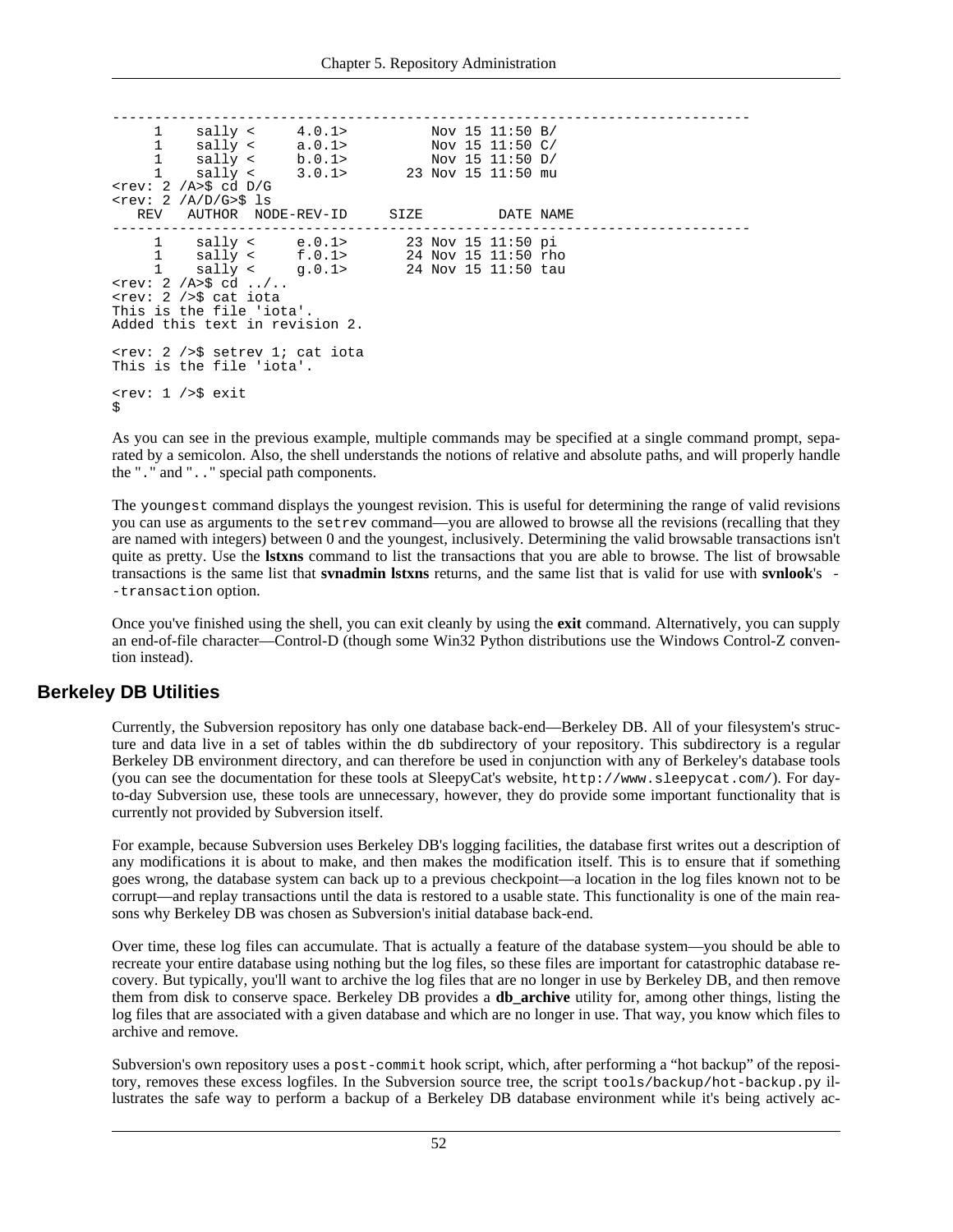```
----------------------------------------------------------------------------
     1    sally <     4.0.1>          Nov 15 11:50 B/
     1    sally <     a.0.1>          Nov 15 11:50 C/
     1    sally <     b.0.1>          Nov 15 11:50 D/
     1    sally <     3.0.1>       23 Nov 15 11:50 mu
<rev: 2 /A>$ cd D/G
<rev: 2 /A/D/G>$ ls
   REV   AUTHOR  NODE-REV-ID     SIZE         DATE NAME
----------------------------------------------------------------------------
     1    sally <     e.0.1>       23 Nov 15 11:50 pi
     1    sally <     f.0.1>       24 Nov 15 11:50 rho
     1    sally <     g.0.1>       24 Nov 15 11:50 tau
<rev: 2 /A>$ cd ../..
<rev: 2 />$ cat iota
This is the file 'iota'.
Added this text in revision 2.

<rev: 2 />$ setrev 1; cat iota
This is the file 'iota'.

<rev: 1 />$ exit
$
```

As you can see in the previous example, multiple commands may be specified at a single command prompt, separated by a semicolon. Also, the shell understands the notions of relative and absolute paths, and will properly handle the "`.`" and "`..`" special path components.

The `youngest` command displays the youngest revision. This is useful for determining the range of valid revisions you can use as arguments to the `setrev` command—you are allowed to browse all the revisions (recalling that they are named with integers) between 0 and the youngest, inclusively. Determining the valid browsable transactions isn't quite as pretty. Use the **lstxns** command to list the transactions that you are able to browse. The list of browsable transactions is the same list that **svnadmin lstxns** returns, and the same list that is valid for use with **svnlook**'s `--transaction` option.

Once you've finished using the shell, you can exit cleanly by using the **exit** command. Alternatively, you can supply an end-of-file character—Control-D (though some Win32 Python distributions use the Windows Control-Z convention instead).

## Berkeley DB Utilities

Currently, the Subversion repository has only one database back-end—Berkeley DB. All of your filesystem's structure and data live in a set of tables within the `db` subdirectory of your repository. This subdirectory is a regular Berkeley DB environment directory, and can therefore be used in conjunction with any of Berkeley's database tools (you can see the documentation for these tools at SleepyCat's website, `http://www.sleepycat.com/`). For day-to-day Subversion use, these tools are unnecessary, however, they do provide some important functionality that is currently not provided by Subversion itself.

For example, because Subversion uses Berkeley DB's logging facilities, the database first writes out a description of any modifications it is about to make, and then makes the modification itself. This is to ensure that if something goes wrong, the database system can back up to a previous checkpoint—a location in the log files known not to be corrupt—and replay transactions until the data is restored to a usable state. This functionality is one of the main reasons why Berkeley DB was chosen as Subversion's initial database back-end.

Over time, these log files can accumulate. That is actually a feature of the database system—you should be able to recreate your entire database using nothing but the log files, so these files are important for catastrophic database recovery. But typically, you'll want to archive the log files that are no longer in use by Berkeley DB, and then remove them from disk to conserve space. Berkeley DB provides a **db_archive** utility for, among other things, listing the log files that are associated with a given database and which are no longer in use. That way, you know which files to archive and remove.

Subversion's own repository uses a `post-commit` hook script, which, after performing a "hot backup" of the repository, removes these excess logfiles. In the Subversion source tree, the script `tools/backup/hot-backup.py` illustrates the safe way to perform a backup of a Berkeley DB database environment while it's being actively ac-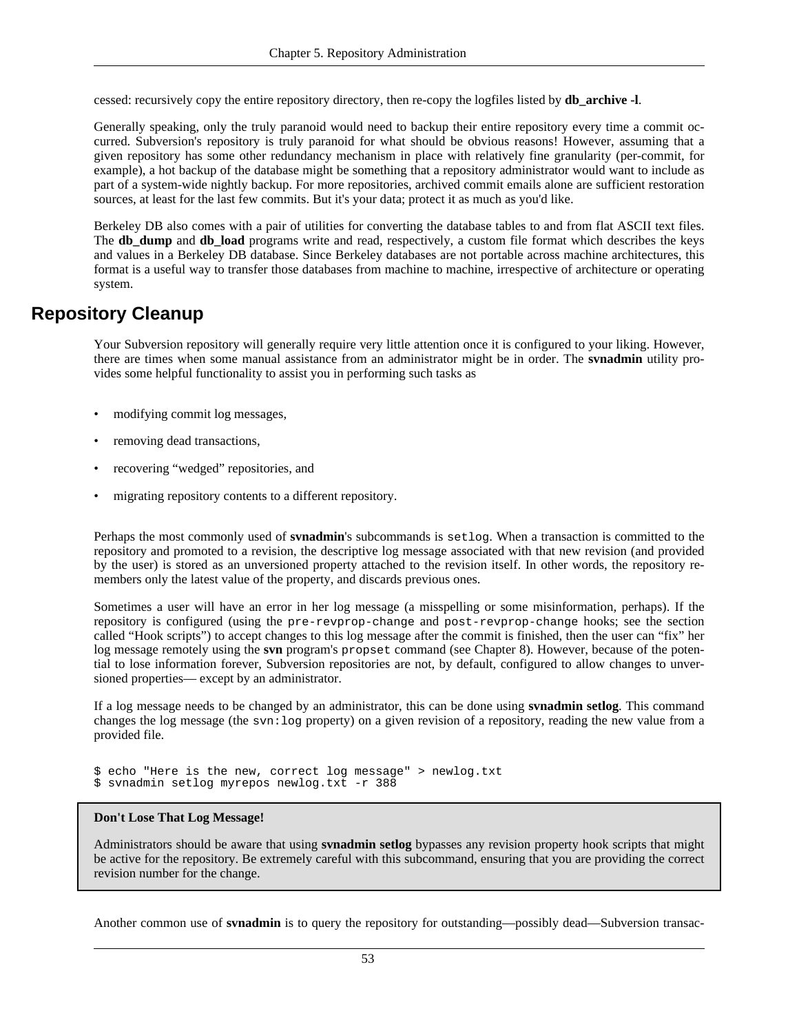cessed: recursively copy the entire repository directory, then re-copy the logfiles listed by **db_archive -l**.

Generally speaking, only the truly paranoid would need to backup their entire repository every time a commit occurred. Subversion's repository is truly paranoid for what should be obvious reasons! However, assuming that a given repository has some other redundancy mechanism in place with relatively fine granularity (per-commit, for example), a hot backup of the database might be something that a repository administrator would want to include as part of a system-wide nightly backup. For more repositories, archived commit emails alone are sufficient restoration sources, at least for the last few commits. But it's your data; protect it as much as you'd like.

Berkeley DB also comes with a pair of utilities for converting the database tables to and from flat ASCII text files. The **db_dump** and **db_load** programs write and read, respectively, a custom file format which describes the keys and values in a Berkeley DB database. Since Berkeley databases are not portable across machine architectures, this format is a useful way to transfer those databases from machine to machine, irrespective of architecture or operating system.

## Repository Cleanup

Your Subversion repository will generally require very little attention once it is configured to your liking. However, there are times when some manual assistance from an administrator might be in order. The **svnadmin** utility provides some helpful functionality to assist you in performing such tasks as

- modifying commit log messages,
- removing dead transactions,
- recovering "wedged" repositories, and
- migrating repository contents to a different repository.

Perhaps the most commonly used of **svnadmin**'s subcommands is `setlog`. When a transaction is committed to the repository and promoted to a revision, the descriptive log message associated with that new revision (and provided by the user) is stored as an unversioned property attached to the revision itself. In other words, the repository remembers only the latest value of the property, and discards previous ones.

Sometimes a user will have an error in her log message (a misspelling or some misinformation, perhaps). If the repository is configured (using the `pre-revprop-change` and `post-revprop-change` hooks; see the section called "Hook scripts") to accept changes to this log message after the commit is finished, then the user can "fix" her log message remotely using the **svn** program's `propset` command (see Chapter 8). However, because of the potential to lose information forever, Subversion repositories are not, by default, configured to allow changes to unversioned properties— except by an administrator.

If a log message needs to be changed by an administrator, this can be done using **svnadmin setlog**. This command changes the log message (the `svn:log` property) on a given revision of a repository, reading the new value from a provided file.

```
$ echo "Here is the new, correct log message" > newlog.txt
$ svnadmin setlog myrepos newlog.txt -r 388
```

**Don't Lose That Log Message!**

Administrators should be aware that using **svnadmin setlog** bypasses any revision property hook scripts that might be active for the repository. Be extremely careful with this subcommand, ensuring that you are providing the correct revision number for the change.

Another common use of **svnadmin** is to query the repository for outstanding—possibly dead—Subversion transac-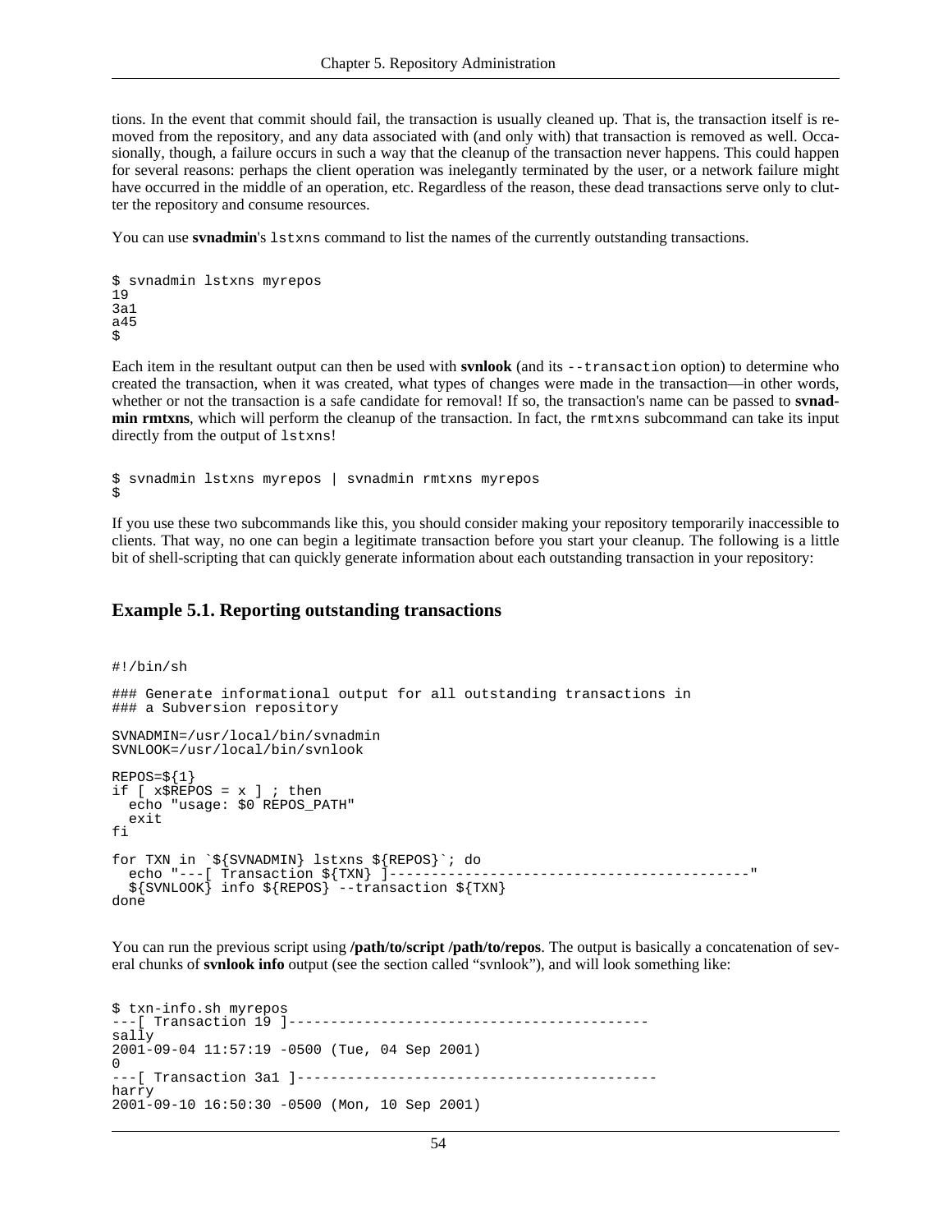tions. In the event that commit should fail, the transaction is usually cleaned up. That is, the transaction itself is removed from the repository, and any data associated with (and only with) that transaction is removed as well. Occasionally, though, a failure occurs in such a way that the cleanup of the transaction never happens. This could happen for several reasons: perhaps the client operation was inelegantly terminated by the user, or a network failure might have occurred in the middle of an operation, etc. Regardless of the reason, these dead transactions serve only to clutter the repository and consume resources.

You can use **svnadmin**'s `lstxns` command to list the names of the currently outstanding transactions.

```
$ svnadmin lstxns myrepos
19
3a1
a45
$
```

Each item in the resultant output can then be used with **svnlook** (and its `--transaction` option) to determine who created the transaction, when it was created, what types of changes were made in the transaction—in other words, whether or not the transaction is a safe candidate for removal! If so, the transaction's name can be passed to **svnadmin rmtxns**, which will perform the cleanup of the transaction. In fact, the `rmtxns` subcommand can take its input directly from the output of `lstxns`!

```
$ svnadmin lstxns myrepos | svnadmin rmtxns myrepos
$
```

If you use these two subcommands like this, you should consider making your repository temporarily inaccessible to clients. That way, no one can begin a legitimate transaction before you start your cleanup. The following is a little bit of shell-scripting that can quickly generate information about each outstanding transaction in your repository:

### Example 5.1. Reporting outstanding transactions

```
#!/bin/sh

### Generate informational output for all outstanding transactions in
### a Subversion repository

SVNADMIN=/usr/local/bin/svnadmin
SVNLOOK=/usr/local/bin/svnlook

REPOS=${1}
if [ x$REPOS = x ] ; then
  echo "usage: $0 REPOS_PATH"
  exit
fi

for TXN in `${SVNADMIN} lstxns ${REPOS}`; do
  echo "---[ Transaction ${TXN} ]-------------------------------------------"
  ${SVNLOOK} info ${REPOS} --transaction ${TXN}
done
```

You can run the previous script using **/path/to/script /path/to/repos**. The output is basically a concatenation of several chunks of **svnlook info** output (see the section called "svnlook"), and will look something like:

```
$ txn-info.sh myrepos
---[ Transaction 19 ]-------------------------------------------
sally
2001-09-04 11:57:19 -0500 (Tue, 04 Sep 2001)
0
---[ Transaction 3a1 ]-------------------------------------------
harry
2001-09-10 16:50:30 -0500 (Mon, 10 Sep 2001)
```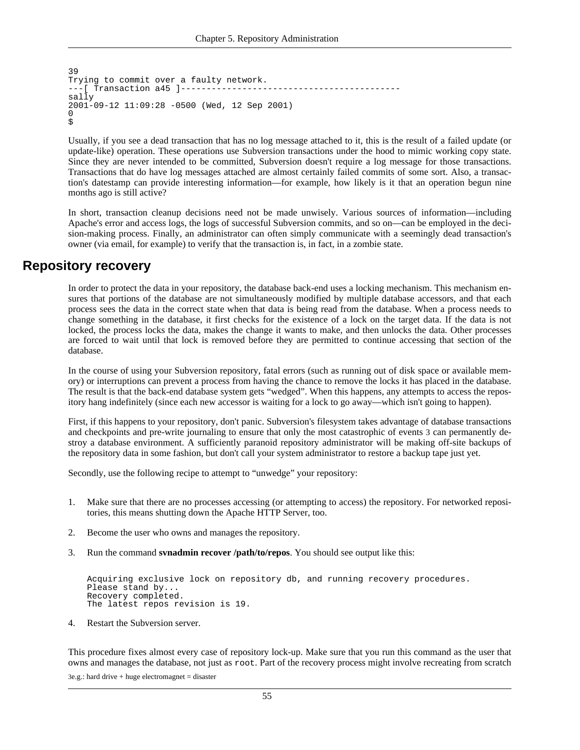```
39
Trying to commit over a faulty network.
---[ Transaction a45 ]-------------------------------------------
sally
2001-09-12 11:09:28 -0500 (Wed, 12 Sep 2001)
0
$
```

Usually, if you see a dead transaction that has no log message attached to it, this is the result of a failed update (or update-like) operation. These operations use Subversion transactions under the hood to mimic working copy state. Since they are never intended to be committed, Subversion doesn't require a log message for those transactions. Transactions that do have log messages attached are almost certainly failed commits of some sort. Also, a transaction's datestamp can provide interesting information—for example, how likely is it that an operation begun nine months ago is still active?

In short, transaction cleanup decisions need not be made unwisely. Various sources of information—including Apache's error and access logs, the logs of successful Subversion commits, and so on—can be employed in the decision-making process. Finally, an administrator can often simply communicate with a seemingly dead transaction's owner (via email, for example) to verify that the transaction is, in fact, in a zombie state.

## Repository recovery

In order to protect the data in your repository, the database back-end uses a locking mechanism. This mechanism ensures that portions of the database are not simultaneously modified by multiple database accessors, and that each process sees the data in the correct state when that data is being read from the database. When a process needs to change something in the database, it first checks for the existence of a lock on the target data. If the data is not locked, the process locks the data, makes the change it wants to make, and then unlocks the data. Other processes are forced to wait until that lock is removed before they are permitted to continue accessing that section of the database.

In the course of using your Subversion repository, fatal errors (such as running out of disk space or available memory) or interruptions can prevent a process from having the chance to remove the locks it has placed in the database. The result is that the back-end database system gets "wedged". When this happens, any attempts to access the repository hang indefinitely (since each new accessor is waiting for a lock to go away—which isn't going to happen).

First, if this happens to your repository, don't panic. Subversion's filesystem takes advantage of database transactions and checkpoints and pre-write journaling to ensure that only the most catastrophic of events [3] can permanently destroy a database environment. A sufficiently paranoid repository administrator will be making off-site backups of the repository data in some fashion, but don't call your system administrator to restore a backup tape just yet.

Secondly, use the following recipe to attempt to "unwedge" your repository:

1. Make sure that there are no processes accessing (or attempting to access) the repository. For networked repositories, this means shutting down the Apache HTTP Server, too.

2. Become the user who owns and manages the repository.

3. Run the command **svnadmin recover /path/to/repos**. You should see output like this:

   ```
   Acquiring exclusive lock on repository db, and running recovery procedures.
   Please stand by...
   Recovery completed.
   The latest repos revision is 19.
   ```

4. Restart the Subversion server.

This procedure fixes almost every case of repository lock-up. Make sure that you run this command as the user that owns and manages the database, not just as `root`. Part of the recovery process might involve recreating from scratch

[3] e.g.: hard drive + huge electromagnet = disaster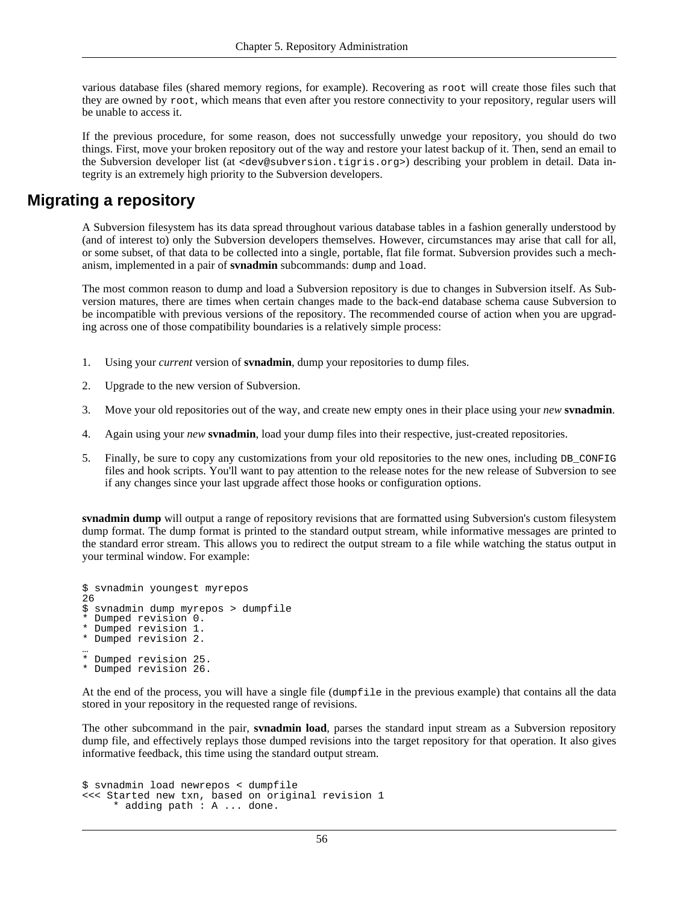various database files (shared memory regions, for example). Recovering as `root` will create those files such that they are owned by `root`, which means that even after you restore connectivity to your repository, regular users will be unable to access it.

If the previous procedure, for some reason, does not successfully unwedge your repository, you should do two things. First, move your broken repository out of the way and restore your latest backup of it. Then, send an email to the Subversion developer list (at `<dev@subversion.tigris.org>`) describing your problem in detail. Data integrity is an extremely high priority to the Subversion developers.

## Migrating a repository

A Subversion filesystem has its data spread throughout various database tables in a fashion generally understood by (and of interest to) only the Subversion developers themselves. However, circumstances may arise that call for all, or some subset, of that data to be collected into a single, portable, flat file format. Subversion provides such a mechanism, implemented in a pair of **svnadmin** subcommands: `dump` and `load`.

The most common reason to dump and load a Subversion repository is due to changes in Subversion itself. As Subversion matures, there are times when certain changes made to the back-end database schema cause Subversion to be incompatible with previous versions of the repository. The recommended course of action when you are upgrading across one of those compatibility boundaries is a relatively simple process:

1. Using your *current* version of **svnadmin**, dump your repositories to dump files.
2. Upgrade to the new version of Subversion.
3. Move your old repositories out of the way, and create new empty ones in their place using your *new* **svnadmin**.
4. Again using your *new* **svnadmin**, load your dump files into their respective, just-created repositories.
5. Finally, be sure to copy any customizations from your old repositories to the new ones, including `DB_CONFIG` files and hook scripts. You'll want to pay attention to the release notes for the new release of Subversion to see if any changes since your last upgrade affect those hooks or configuration options.

**svnadmin dump** will output a range of repository revisions that are formatted using Subversion's custom filesystem dump format. The dump format is printed to the standard output stream, while informative messages are printed to the standard error stream. This allows you to redirect the output stream to a file while watching the status output in your terminal window. For example:

```
$ svnadmin youngest myrepos
26
$ svnadmin dump myrepos > dumpfile
* Dumped revision 0.
* Dumped revision 1.
* Dumped revision 2.
…
* Dumped revision 25.
* Dumped revision 26.
```

At the end of the process, you will have a single file (`dumpfile` in the previous example) that contains all the data stored in your repository in the requested range of revisions.

The other subcommand in the pair, **svnadmin load**, parses the standard input stream as a Subversion repository dump file, and effectively replays those dumped revisions into the target repository for that operation. It also gives informative feedback, this time using the standard output stream.

```
$ svnadmin load newrepos < dumpfile
<<< Started new txn, based on original revision 1
     * adding path : A ... done.
```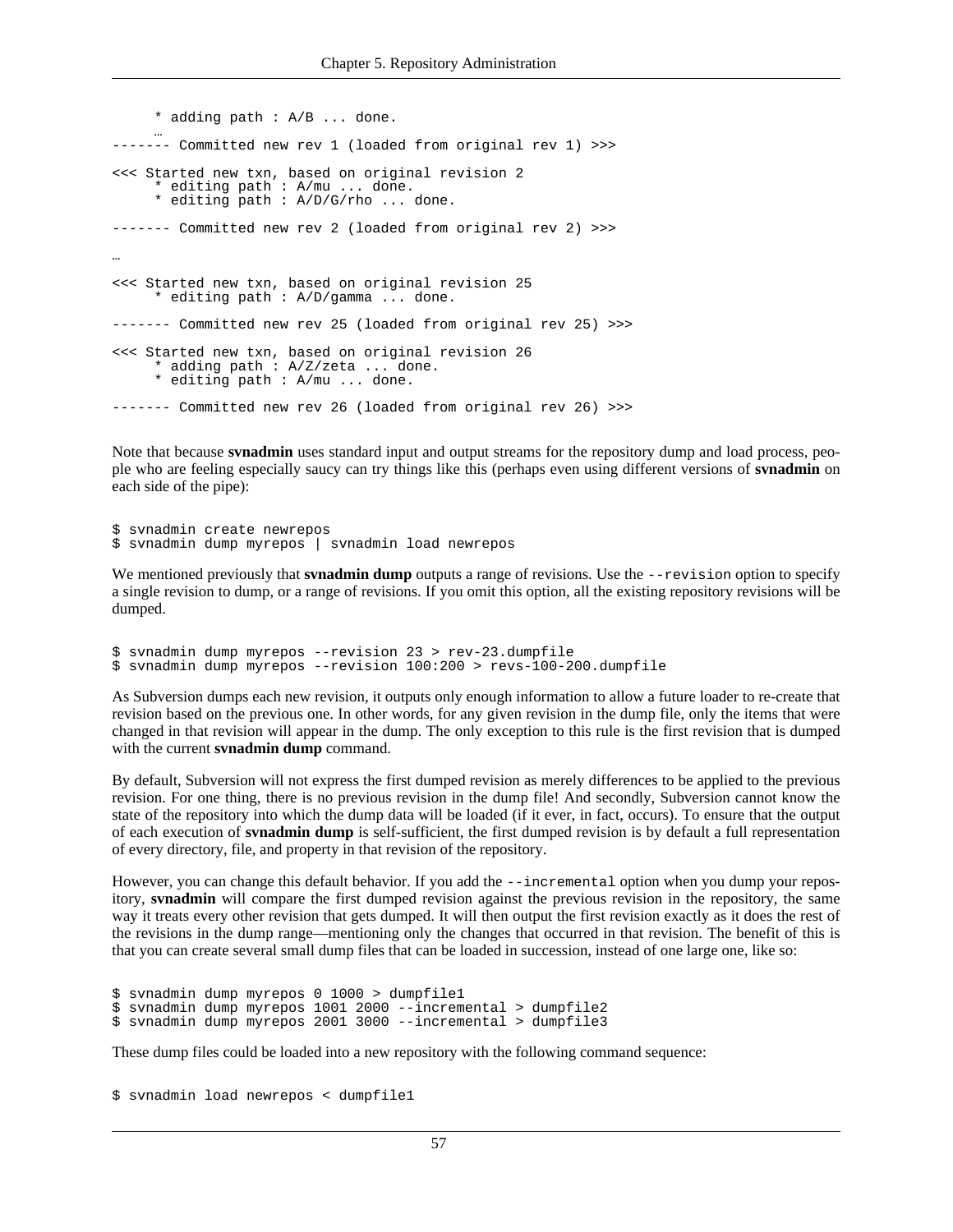```
     * adding path : A/B ... done.
     …
------- Committed new rev 1 (loaded from original rev 1) >>>

<<< Started new txn, based on original revision 2
     * editing path : A/mu ... done.
     * editing path : A/D/G/rho ... done.

------- Committed new rev 2 (loaded from original rev 2) >>>

…

<<< Started new txn, based on original revision 25
     * editing path : A/D/gamma ... done.

------- Committed new rev 25 (loaded from original rev 25) >>>

<<< Started new txn, based on original revision 26
     * adding path : A/Z/zeta ... done.
     * editing path : A/mu ... done.

------- Committed new rev 26 (loaded from original rev 26) >>>
```

Note that because **svnadmin** uses standard input and output streams for the repository dump and load process, people who are feeling especially saucy can try things like this (perhaps even using different versions of **svnadmin** on each side of the pipe):

```
$ svnadmin create newrepos
$ svnadmin dump myrepos | svnadmin load newrepos
```

We mentioned previously that **svnadmin dump** outputs a range of revisions. Use the `--revision` option to specify a single revision to dump, or a range of revisions. If you omit this option, all the existing repository revisions will be dumped.

```
$ svnadmin dump myrepos --revision 23 > rev-23.dumpfile
$ svnadmin dump myrepos --revision 100:200 > revs-100-200.dumpfile
```

As Subversion dumps each new revision, it outputs only enough information to allow a future loader to re-create that revision based on the previous one. In other words, for any given revision in the dump file, only the items that were changed in that revision will appear in the dump. The only exception to this rule is the first revision that is dumped with the current **svnadmin dump** command.

By default, Subversion will not express the first dumped revision as merely differences to be applied to the previous revision. For one thing, there is no previous revision in the dump file! And secondly, Subversion cannot know the state of the repository into which the dump data will be loaded (if it ever, in fact, occurs). To ensure that the output of each execution of **svnadmin dump** is self-sufficient, the first dumped revision is by default a full representation of every directory, file, and property in that revision of the repository.

However, you can change this default behavior. If you add the `--incremental` option when you dump your repository, **svnadmin** will compare the first dumped revision against the previous revision in the repository, the same way it treats every other revision that gets dumped. It will then output the first revision exactly as it does the rest of the revisions in the dump range—mentioning only the changes that occurred in that revision. The benefit of this is that you can create several small dump files that can be loaded in succession, instead of one large one, like so:

```
$ svnadmin dump myrepos 0 1000 > dumpfile1
$ svnadmin dump myrepos 1001 2000 --incremental > dumpfile2
$ svnadmin dump myrepos 2001 3000 --incremental > dumpfile3
```

These dump files could be loaded into a new repository with the following command sequence:

```
$ svnadmin load newrepos < dumpfile1
```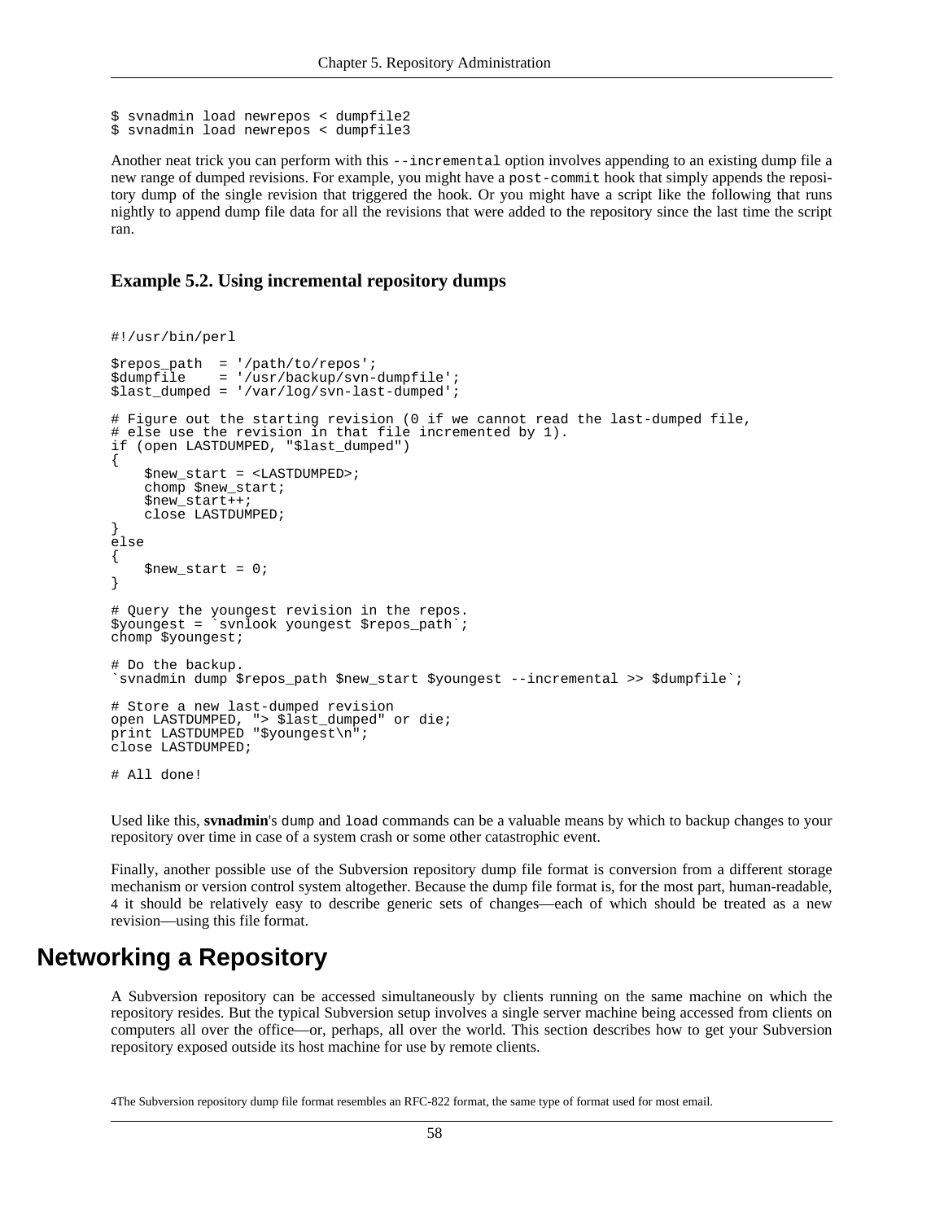```
$ svnadmin load newrepos < dumpfile2
$ svnadmin load newrepos < dumpfile3
```

Another neat trick you can perform with this `--incremental` option involves appending to an existing dump file a new range of dumped revisions. For example, you might have a `post-commit` hook that simply appends the repository dump of the single revision that triggered the hook. Or you might have a script like the following that runs nightly to append dump file data for all the revisions that were added to the repository since the last time the script ran.

**Example 5.2. Using incremental repository dumps**

```
#!/usr/bin/perl

$repos_path  = '/path/to/repos';
$dumpfile    = '/usr/backup/svn-dumpfile';
$last_dumped = '/var/log/svn-last-dumped';

# Figure out the starting revision (0 if we cannot read the last-dumped file,
# else use the revision in that file incremented by 1).
if (open LASTDUMPED, "$last_dumped")
{
    $new_start = <LASTDUMPED>;
    chomp $new_start;
    $new_start++;
    close LASTDUMPED;
}
else
{
    $new_start = 0;
}

# Query the youngest revision in the repos.
$youngest = `svnlook youngest $repos_path`;
chomp $youngest;

# Do the backup.
`svnadmin dump $repos_path $new_start $youngest --incremental >> $dumpfile`;

# Store a new last-dumped revision
open LASTDUMPED, "> $last_dumped" or die;
print LASTDUMPED "$youngest\n";
close LASTDUMPED;

# All done!
```

Used like this, **svnadmin**'s `dump` and `load` commands can be a valuable means by which to backup changes to your repository over time in case of a system crash or some other catastrophic event.

Finally, another possible use of the Subversion repository dump file format is conversion from a different storage mechanism or version control system altogether. Because the dump file format is, for the most part, human-readable, [4] it should be relatively easy to describe generic sets of changes—each of which should be treated as a new revision—using this file format.

# Networking a Repository

A Subversion repository can be accessed simultaneously by clients running on the same machine on which the repository resides. But the typical Subversion setup involves a single server machine being accessed from clients on computers all over the office—or, perhaps, all over the world. This section describes how to get your Subversion repository exposed outside its host machine for use by remote clients.

[4] The Subversion repository dump file format resembles an RFC-822 format, the same type of format used for most email.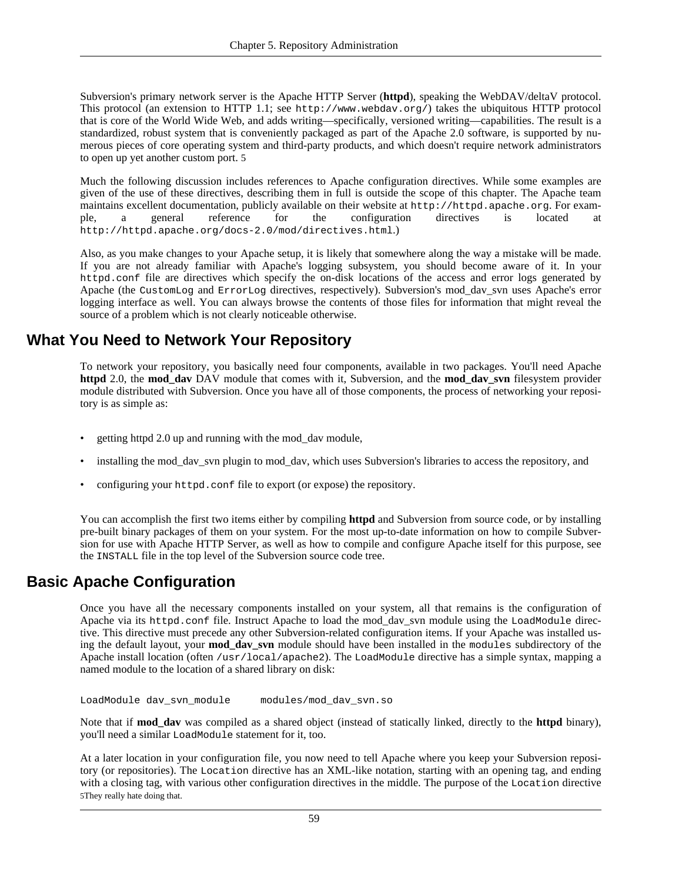Subversion's primary network server is the Apache HTTP Server (**httpd**), speaking the WebDAV/deltaV protocol. This protocol (an extension to HTTP 1.1; see `http://www.webdav.org/`) takes the ubiquitous HTTP protocol that is core of the World Wide Web, and adds writing—specifically, versioned writing—capabilities. The result is a standardized, robust system that is conveniently packaged as part of the Apache 2.0 software, is supported by numerous pieces of core operating system and third-party products, and which doesn't require network administrators to open up yet another custom port. [5]

Much the following discussion includes references to Apache configuration directives. While some examples are given of the use of these directives, describing them in full is outside the scope of this chapter. The Apache team maintains excellent documentation, publicly available on their website at `http://httpd.apache.org`. For example, a general reference for the configuration directives is located at `http://httpd.apache.org/docs-2.0/mod/directives.html`.)

Also, as you make changes to your Apache setup, it is likely that somewhere along the way a mistake will be made. If you are not already familiar with Apache's logging subsystem, you should become aware of it. In your `httpd.conf` file are directives which specify the on-disk locations of the access and error logs generated by Apache (the `CustomLog` and `ErrorLog` directives, respectively). Subversion's mod_dav_svn uses Apache's error logging interface as well. You can always browse the contents of those files for information that might reveal the source of a problem which is not clearly noticeable otherwise.

## What You Need to Network Your Repository

To network your repository, you basically need four components, available in two packages. You'll need Apache **httpd** 2.0, the **mod_dav** DAV module that comes with it, Subversion, and the **mod_dav_svn** filesystem provider module distributed with Subversion. Once you have all of those components, the process of networking your repository is as simple as:

- getting httpd 2.0 up and running with the mod_dav module,
- installing the mod_dav_svn plugin to mod_dav, which uses Subversion's libraries to access the repository, and
- configuring your `httpd.conf` file to export (or expose) the repository.

You can accomplish the first two items either by compiling **httpd** and Subversion from source code, or by installing pre-built binary packages of them on your system. For the most up-to-date information on how to compile Subversion for use with Apache HTTP Server, as well as how to compile and configure Apache itself for this purpose, see the `INSTALL` file in the top level of the Subversion source code tree.

## Basic Apache Configuration

Once you have all the necessary components installed on your system, all that remains is the configuration of Apache via its `httpd.conf` file. Instruct Apache to load the mod_dav_svn module using the `LoadModule` directive. This directive must precede any other Subversion-related configuration items. If your Apache was installed using the default layout, your **mod_dav_svn** module should have been installed in the `modules` subdirectory of the Apache install location (often `/usr/local/apache2`). The `LoadModule` directive has a simple syntax, mapping a named module to the location of a shared library on disk:

```
LoadModule dav_svn_module     modules/mod_dav_svn.so
```

Note that if **mod_dav** was compiled as a shared object (instead of statically linked, directly to the **httpd** binary), you'll need a similar `LoadModule` statement for it, too.

At a later location in your configuration file, you now need to tell Apache where you keep your Subversion repository (or repositories). The `Location` directive has an XML-like notation, starting with an opening tag, and ending with a closing tag, with various other configuration directives in the middle. The purpose of the `Location` directive

[5] They really hate doing that.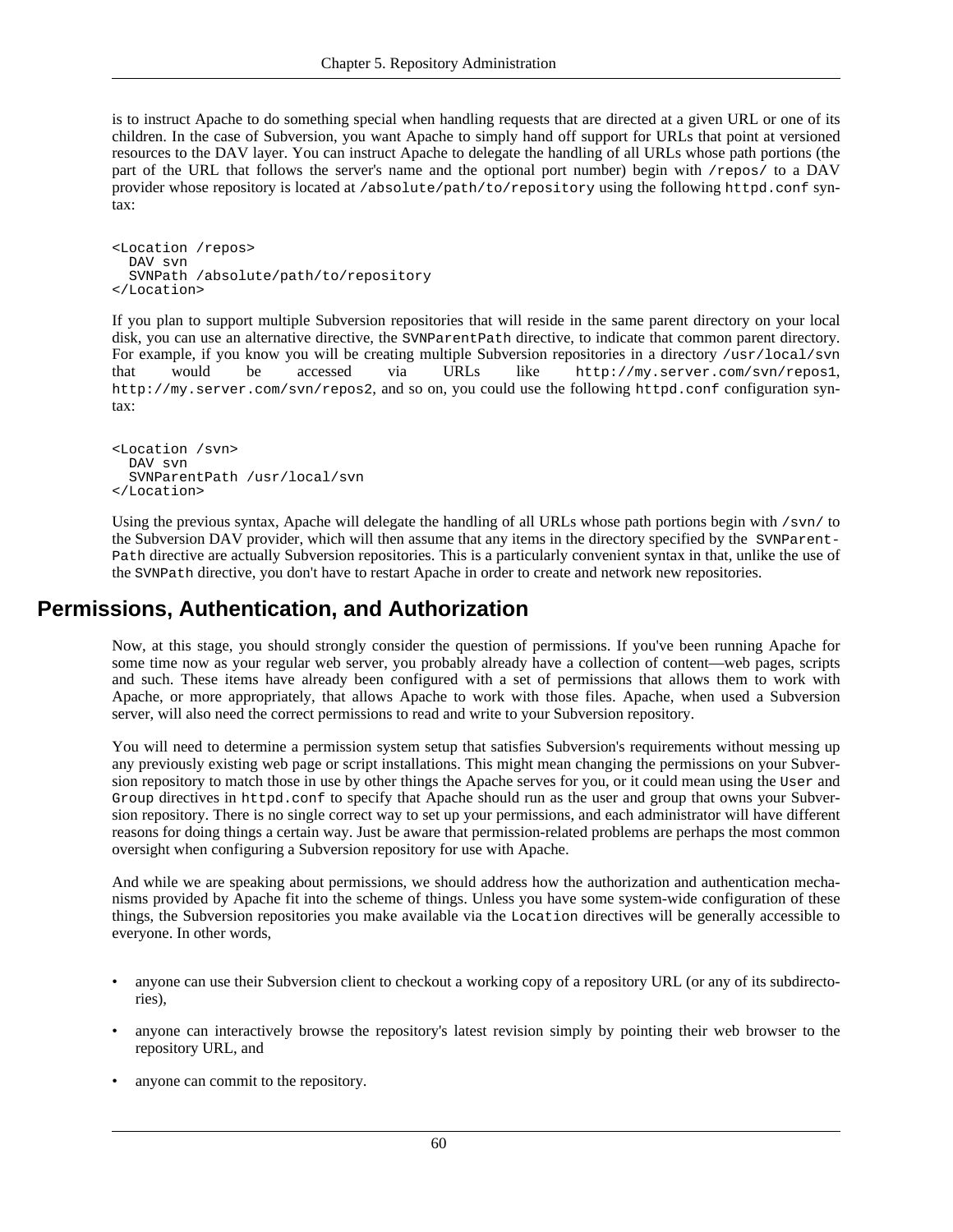is to instruct Apache to do something special when handling requests that are directed at a given URL or one of its children. In the case of Subversion, you want Apache to simply hand off support for URLs that point at versioned resources to the DAV layer. You can instruct Apache to delegate the handling of all URLs whose path portions (the part of the URL that follows the server's name and the optional port number) begin with `/repos/` to a DAV provider whose repository is located at `/absolute/path/to/repository` using the following `httpd.conf` syntax:

```
<Location /repos>
  DAV svn
  SVNPath /absolute/path/to/repository
</Location>
```

If you plan to support multiple Subversion repositories that will reside in the same parent directory on your local disk, you can use an alternative directive, the `SVNParentPath` directive, to indicate that common parent directory. For example, if you know you will be creating multiple Subversion repositories in a directory `/usr/local/svn` that would be accessed via URLs like `http://my.server.com/svn/repos1`, `http://my.server.com/svn/repos2`, and so on, you could use the following `httpd.conf` configuration syntax:

```
<Location /svn>
  DAV svn
  SVNParentPath /usr/local/svn
</Location>
```

Using the previous syntax, Apache will delegate the handling of all URLs whose path portions begin with `/svn/` to the Subversion DAV provider, which will then assume that any items in the directory specified by the `SVNParentPath` directive are actually Subversion repositories. This is a particularly convenient syntax in that, unlike the use of the `SVNPath` directive, you don't have to restart Apache in order to create and network new repositories.

## Permissions, Authentication, and Authorization

Now, at this stage, you should strongly consider the question of permissions. If you've been running Apache for some time now as your regular web server, you probably already have a collection of content—web pages, scripts and such. These items have already been configured with a set of permissions that allows them to work with Apache, or more appropriately, that allows Apache to work with those files. Apache, when used a Subversion server, will also need the correct permissions to read and write to your Subversion repository.

You will need to determine a permission system setup that satisfies Subversion's requirements without messing up any previously existing web page or script installations. This might mean changing the permissions on your Subversion repository to match those in use by other things the Apache serves for you, or it could mean using the `User` and `Group` directives in `httpd.conf` to specify that Apache should run as the user and group that owns your Subversion repository. There is no single correct way to set up your permissions, and each administrator will have different reasons for doing things a certain way. Just be aware that permission-related problems are perhaps the most common oversight when configuring a Subversion repository for use with Apache.

And while we are speaking about permissions, we should address how the authorization and authentication mechanisms provided by Apache fit into the scheme of things. Unless you have some system-wide configuration of these things, the Subversion repositories you make available via the `Location` directives will be generally accessible to everyone. In other words,

- anyone can use their Subversion client to checkout a working copy of a repository URL (or any of its subdirectories),
- anyone can interactively browse the repository's latest revision simply by pointing their web browser to the repository URL, and
- anyone can commit to the repository.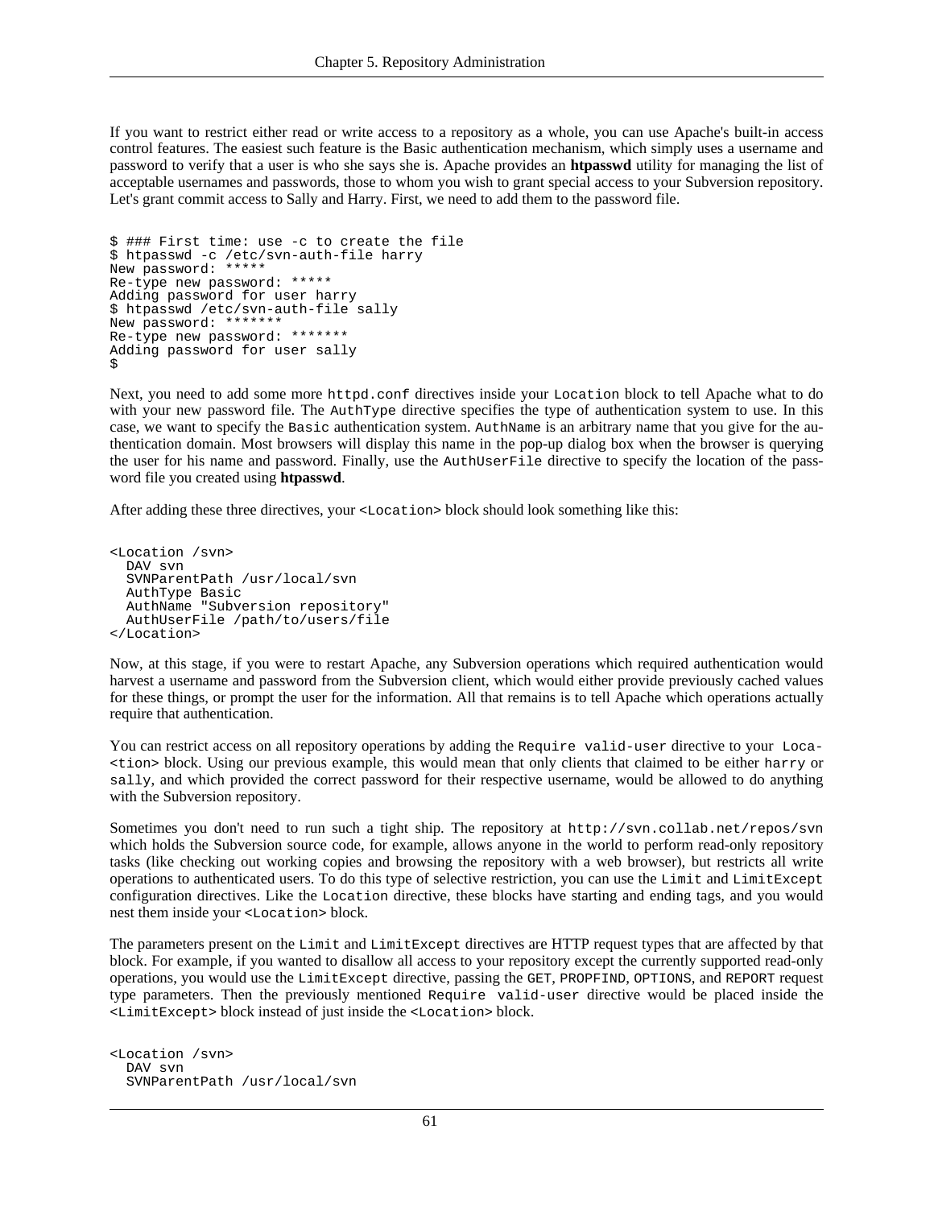If you want to restrict either read or write access to a repository as a whole, you can use Apache's built-in access control features. The easiest such feature is the Basic authentication mechanism, which simply uses a username and password to verify that a user is who she says she is. Apache provides an **htpasswd** utility for managing the list of acceptable usernames and passwords, those to whom you wish to grant special access to your Subversion repository. Let's grant commit access to Sally and Harry. First, we need to add them to the password file.

```
$ ### First time: use -c to create the file
$ htpasswd -c /etc/svn-auth-file harry
New password: *****
Re-type new password: *****
Adding password for user harry
$ htpasswd /etc/svn-auth-file sally
New password: *******
Re-type new password: *******
Adding password for user sally
$
```

Next, you need to add some more `httpd.conf` directives inside your `Location` block to tell Apache what to do with your new password file. The `AuthType` directive specifies the type of authentication system to use. In this case, we want to specify the `Basic` authentication system. `AuthName` is an arbitrary name that you give for the authentication domain. Most browsers will display this name in the pop-up dialog box when the browser is querying the user for his name and password. Finally, use the `AuthUserFile` directive to specify the location of the password file you created using **htpasswd**.

After adding these three directives, your `<Location>` block should look something like this:

```
<Location /svn>
  DAV svn
  SVNParentPath /usr/local/svn
  AuthType Basic
  AuthName "Subversion repository"
  AuthUserFile /path/to/users/file
</Location>
```

Now, at this stage, if you were to restart Apache, any Subversion operations which required authentication would harvest a username and password from the Subversion client, which would either provide previously cached values for these things, or prompt the user for the information. All that remains is to tell Apache which operations actually require that authentication.

You can restrict access on all repository operations by adding the `Require valid-user` directive to your `<Location>` block. Using our previous example, this would mean that only clients that claimed to be either `harry` or `sally`, and which provided the correct password for their respective username, would be allowed to do anything with the Subversion repository.

Sometimes you don't need to run such a tight ship. The repository at `http://svn.collab.net/repos/svn` which holds the Subversion source code, for example, allows anyone in the world to perform read-only repository tasks (like checking out working copies and browsing the repository with a web browser), but restricts all write operations to authenticated users. To do this type of selective restriction, you can use the `Limit` and `LimitExcept` configuration directives. Like the `Location` directive, these blocks have starting and ending tags, and you would nest them inside your `<Location>` block.

The parameters present on the `Limit` and `LimitExcept` directives are HTTP request types that are affected by that block. For example, if you wanted to disallow all access to your repository except the currently supported read-only operations, you would use the `LimitExcept` directive, passing the `GET`, `PROPFIND`, `OPTIONS`, and `REPORT` request type parameters. Then the previously mentioned `Require valid-user` directive would be placed inside the `<LimitExcept>` block instead of just inside the `<Location>` block.

```
<Location /svn>
  DAV svn
  SVNParentPath /usr/local/svn
```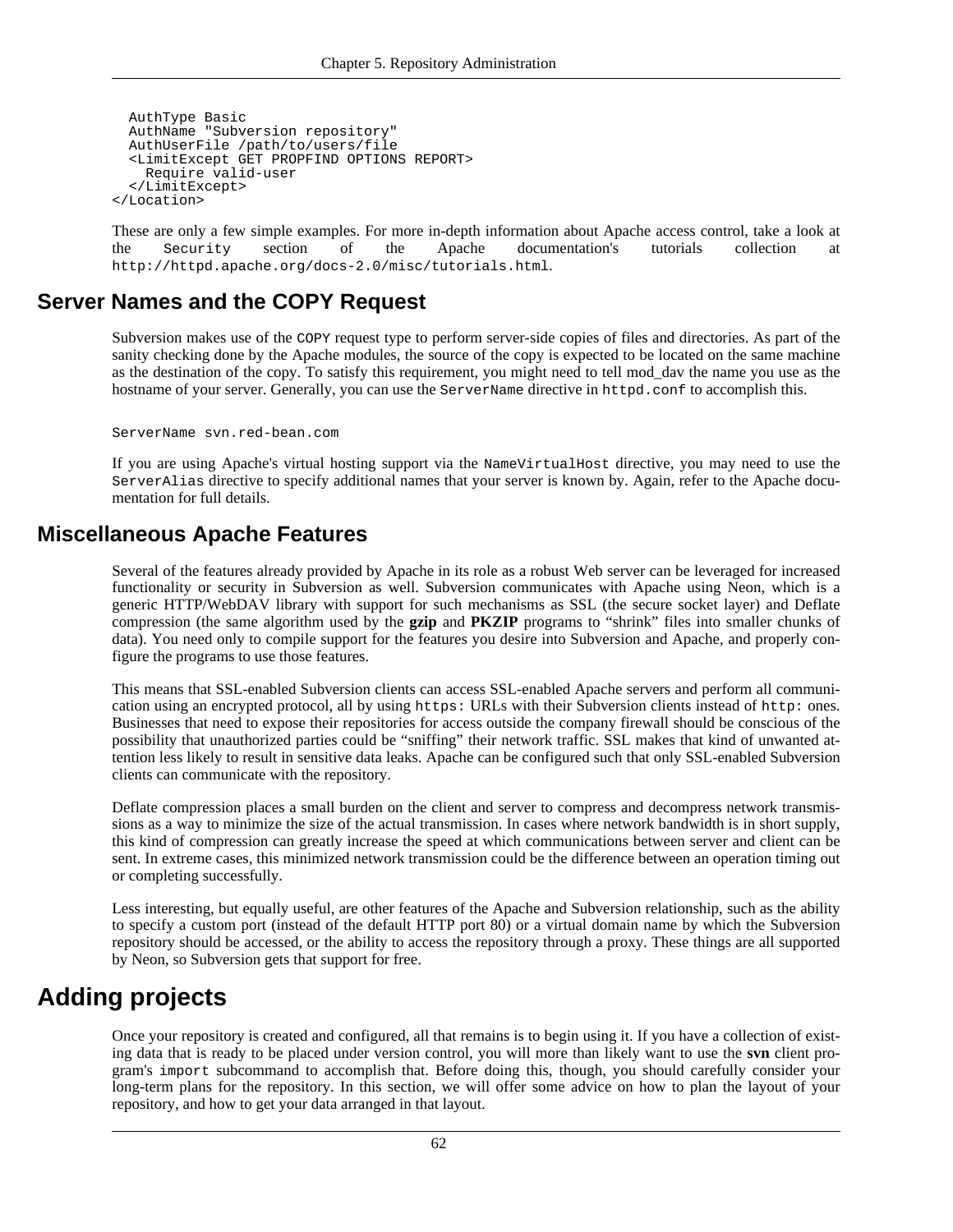```
  AuthType Basic
  AuthName "Subversion repository"
  AuthUserFile /path/to/users/file
  <LimitExcept GET PROPFIND OPTIONS REPORT>
    Require valid-user
  </LimitExcept>
</Location>
```

These are only a few simple examples. For more in-depth information about Apache access control, take a look at the `Security` section of the Apache documentation's tutorials collection at `http://httpd.apache.org/docs-2.0/misc/tutorials.html`.

## Server Names and the COPY Request

Subversion makes use of the `COPY` request type to perform server-side copies of files and directories. As part of the sanity checking done by the Apache modules, the source of the copy is expected to be located on the same machine as the destination of the copy. To satisfy this requirement, you might need to tell mod_dav the name you use as the hostname of your server. Generally, you can use the `ServerName` directive in `httpd.conf` to accomplish this.

```
ServerName svn.red-bean.com
```

If you are using Apache's virtual hosting support via the `NameVirtualHost` directive, you may need to use the `ServerAlias` directive to specify additional names that your server is known by. Again, refer to the Apache documentation for full details.

## Miscellaneous Apache Features

Several of the features already provided by Apache in its role as a robust Web server can be leveraged for increased functionality or security in Subversion as well. Subversion communicates with Apache using Neon, which is a generic HTTP/WebDAV library with support for such mechanisms as SSL (the secure socket layer) and Deflate compression (the same algorithm used by the **gzip** and **PKZIP** programs to "shrink" files into smaller chunks of data). You need only to compile support for the features you desire into Subversion and Apache, and properly configure the programs to use those features.

This means that SSL-enabled Subversion clients can access SSL-enabled Apache servers and perform all communication using an encrypted protocol, all by using `https:` URLs with their Subversion clients instead of `http:` ones. Businesses that need to expose their repositories for access outside the company firewall should be conscious of the possibility that unauthorized parties could be "sniffing" their network traffic. SSL makes that kind of unwanted attention less likely to result in sensitive data leaks. Apache can be configured such that only SSL-enabled Subversion clients can communicate with the repository.

Deflate compression places a small burden on the client and server to compress and decompress network transmissions as a way to minimize the size of the actual transmission. In cases where network bandwidth is in short supply, this kind of compression can greatly increase the speed at which communications between server and client can be sent. In extreme cases, this minimized network transmission could be the difference between an operation timing out or completing successfully.

Less interesting, but equally useful, are other features of the Apache and Subversion relationship, such as the ability to specify a custom port (instead of the default HTTP port 80) or a virtual domain name by which the Subversion repository should be accessed, or the ability to access the repository through a proxy. These things are all supported by Neon, so Subversion gets that support for free.

# Adding projects

Once your repository is created and configured, all that remains is to begin using it. If you have a collection of existing data that is ready to be placed under version control, you will more than likely want to use the **svn** client program's `import` subcommand to accomplish that. Before doing this, though, you should carefully consider your long-term plans for the repository. In this section, we will offer some advice on how to plan the layout of your repository, and how to get your data arranged in that layout.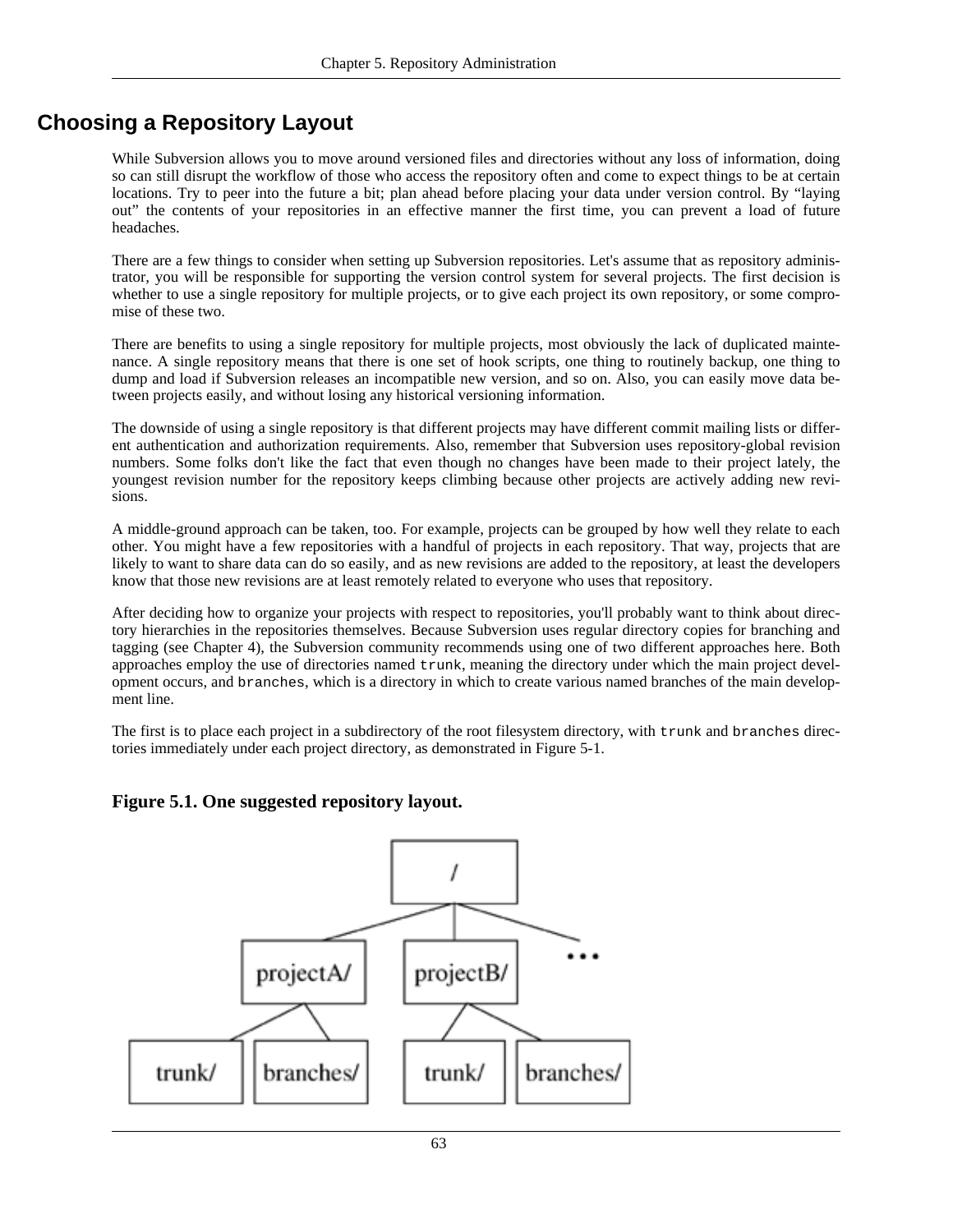## Choosing a Repository Layout

While Subversion allows you to move around versioned files and directories without any loss of information, doing so can still disrupt the workflow of those who access the repository often and come to expect things to be at certain locations. Try to peer into the future a bit; plan ahead before placing your data under version control. By “laying out” the contents of your repositories in an effective manner the first time, you can prevent a load of future headaches.

There are a few things to consider when setting up Subversion repositories. Let's assume that as repository administrator, you will be responsible for supporting the version control system for several projects. The first decision is whether to use a single repository for multiple projects, or to give each project its own repository, or some compromise of these two.

There are benefits to using a single repository for multiple projects, most obviously the lack of duplicated maintenance. A single repository means that there is one set of hook scripts, one thing to routinely backup, one thing to dump and load if Subversion releases an incompatible new version, and so on. Also, you can easily move data between projects easily, and without losing any historical versioning information.

The downside of using a single repository is that different projects may have different commit mailing lists or different authentication and authorization requirements. Also, remember that Subversion uses repository-global revision numbers. Some folks don't like the fact that even though no changes have been made to their project lately, the youngest revision number for the repository keeps climbing because other projects are actively adding new revisions.

A middle-ground approach can be taken, too. For example, projects can be grouped by how well they relate to each other. You might have a few repositories with a handful of projects in each repository. That way, projects that are likely to want to share data can do so easily, and as new revisions are added to the repository, at least the developers know that those new revisions are at least remotely related to everyone who uses that repository.

After deciding how to organize your projects with respect to repositories, you'll probably want to think about directory hierarchies in the repositories themselves. Because Subversion uses regular directory copies for branching and tagging (see Chapter 4), the Subversion community recommends using one of two different approaches here. Both approaches employ the use of directories named `trunk`, meaning the directory under which the main project development occurs, and `branches`, which is a directory in which to create various named branches of the main development line.

The first is to place each project in a subdirectory of the root filesystem directory, with `trunk` and `branches` directories immediately under each project directory, as demonstrated in Figure 5-1.

**Figure 5.1. One suggested repository layout.**

/
projectA/
projectB/
...
trunk/
branches/
trunk/
branches/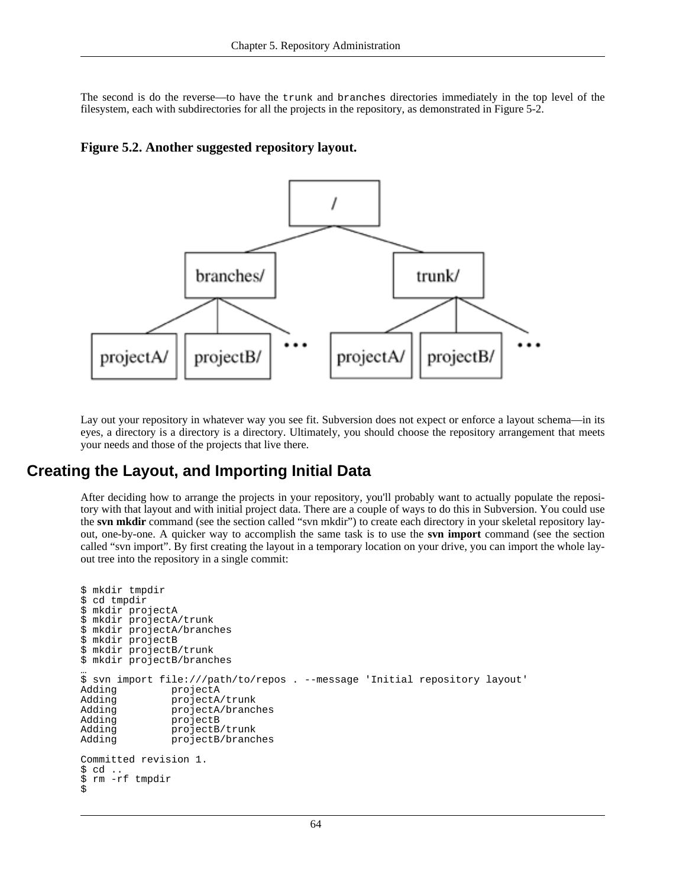The second is do the reverse—to have the `trunk` and `branches` directories immediately in the top level of the filesystem, each with subdirectories for all the projects in the repository, as demonstrated in Figure 5-2.

**Figure 5.2. Another suggested repository layout.**

Lay out your repository in whatever way you see fit. Subversion does not expect or enforce a layout schema—in its eyes, a directory is a directory is a directory. Ultimately, you should choose the repository arrangement that meets your needs and those of the projects that live there.

## Creating the Layout, and Importing Initial Data

After deciding how to arrange the projects in your repository, you'll probably want to actually populate the repository with that layout and with initial project data. There are a couple of ways to do this in Subversion. You could use the **svn mkdir** command (see the section called "svn mkdir") to create each directory in your skeletal repository layout, one-by-one. A quicker way to accomplish the same task is to use the **svn import** command (see the section called "svn import". By first creating the layout in a temporary location on your drive, you can import the whole layout tree into the repository in a single commit:

```
$ mkdir tmpdir
$ cd tmpdir
$ mkdir projectA
$ mkdir projectA/trunk
$ mkdir projectA/branches
$ mkdir projectB
$ mkdir projectB/trunk
$ mkdir projectB/branches
…
$ svn import file:///path/to/repos . --message 'Initial repository layout'
Adding         projectA
Adding         projectA/trunk
Adding         projectA/branches
Adding         projectB
Adding         projectB/trunk
Adding         projectB/branches

Committed revision 1.
$ cd ..
$ rm -rf tmpdir
$
```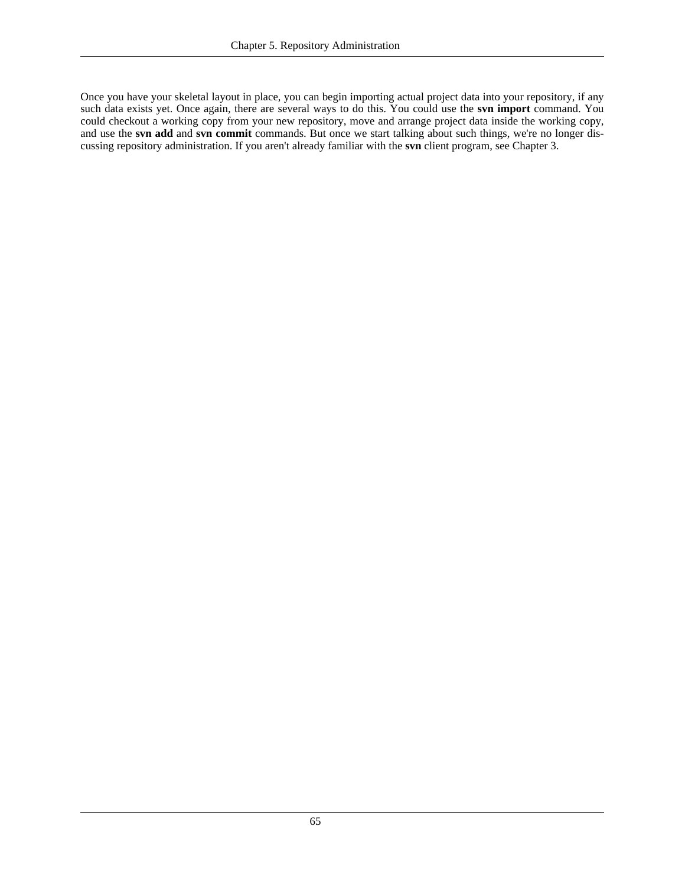Once you have your skeletal layout in place, you can begin importing actual project data into your repository, if any such data exists yet. Once again, there are several ways to do this. You could use the **svn import** command. You could checkout a working copy from your new repository, move and arrange project data inside the working copy, and use the **svn add** and **svn commit** commands. But once we start talking about such things, we're no longer discussing repository administration. If you aren't already familiar with the **svn** client program, see Chapter 3.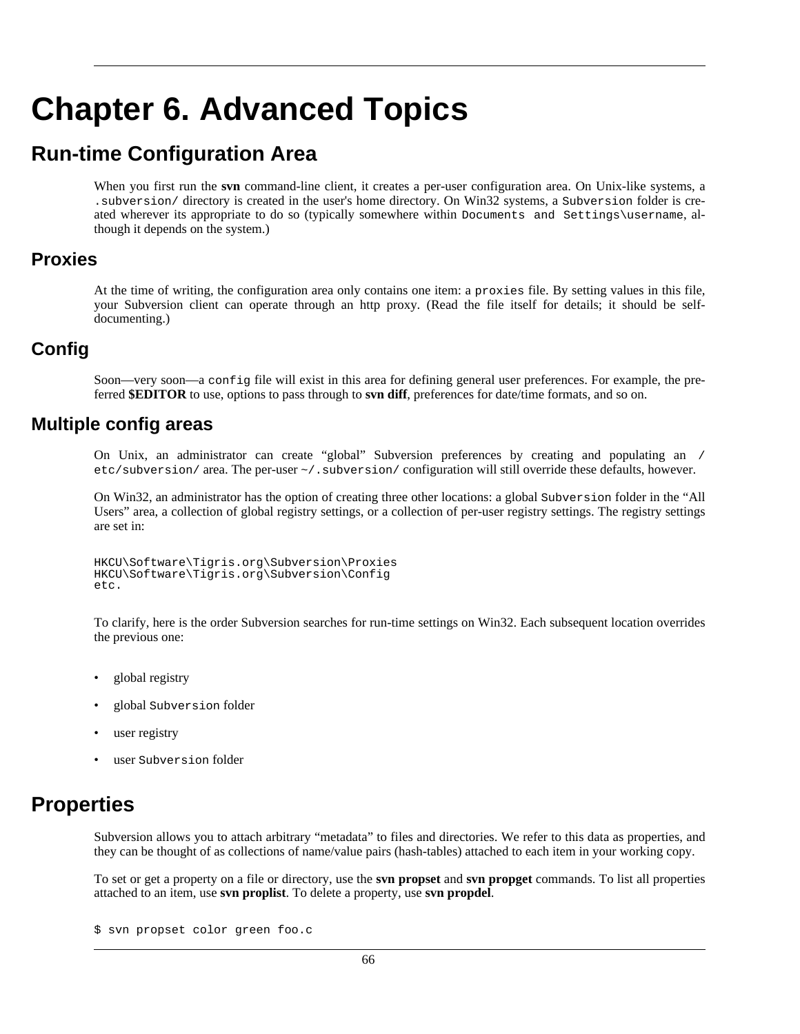# Chapter 6. Advanced Topics

## Run-time Configuration Area

When you first run the **svn** command-line client, it creates a per-user configuration area. On Unix-like systems, a `.subversion/` directory is created in the user's home directory. On Win32 systems, a `Subversion` folder is created wherever its appropriate to do so (typically somewhere within `Documents and Settings\username`, although it depends on the system.)

### Proxies

At the time of writing, the configuration area only contains one item: a `proxies` file. By setting values in this file, your Subversion client can operate through an http proxy. (Read the file itself for details; it should be self-documenting.)

### Config

Soon—very soon—a `config` file will exist in this area for defining general user preferences. For example, the preferred **$EDITOR** to use, options to pass through to **svn diff**, preferences for date/time formats, and so on.

### Multiple config areas

On Unix, an administrator can create “global” Subversion preferences by creating and populating an `/etc/subversion/` area. The per-user `~/.subversion/` configuration will still override these defaults, however.

On Win32, an administrator has the option of creating three other locations: a global `Subversion` folder in the “All Users” area, a collection of global registry settings, or a collection of per-user registry settings. The registry settings are set in:

```
HKCU\Software\Tigris.org\Subversion\Proxies
HKCU\Software\Tigris.org\Subversion\Config
etc.
```

To clarify, here is the order Subversion searches for run-time settings on Win32. Each subsequent location overrides the previous one:

- global registry
- global `Subversion` folder
- user registry
- user `Subversion` folder

## Properties

Subversion allows you to attach arbitrary “metadata” to files and directories. We refer to this data as properties, and they can be thought of as collections of name/value pairs (hash-tables) attached to each item in your working copy.

To set or get a property on a file or directory, use the **svn propset** and **svn propget** commands. To list all properties attached to an item, use **svn proplist**. To delete a property, use **svn propdel**.

```
$ svn propset color green foo.c
```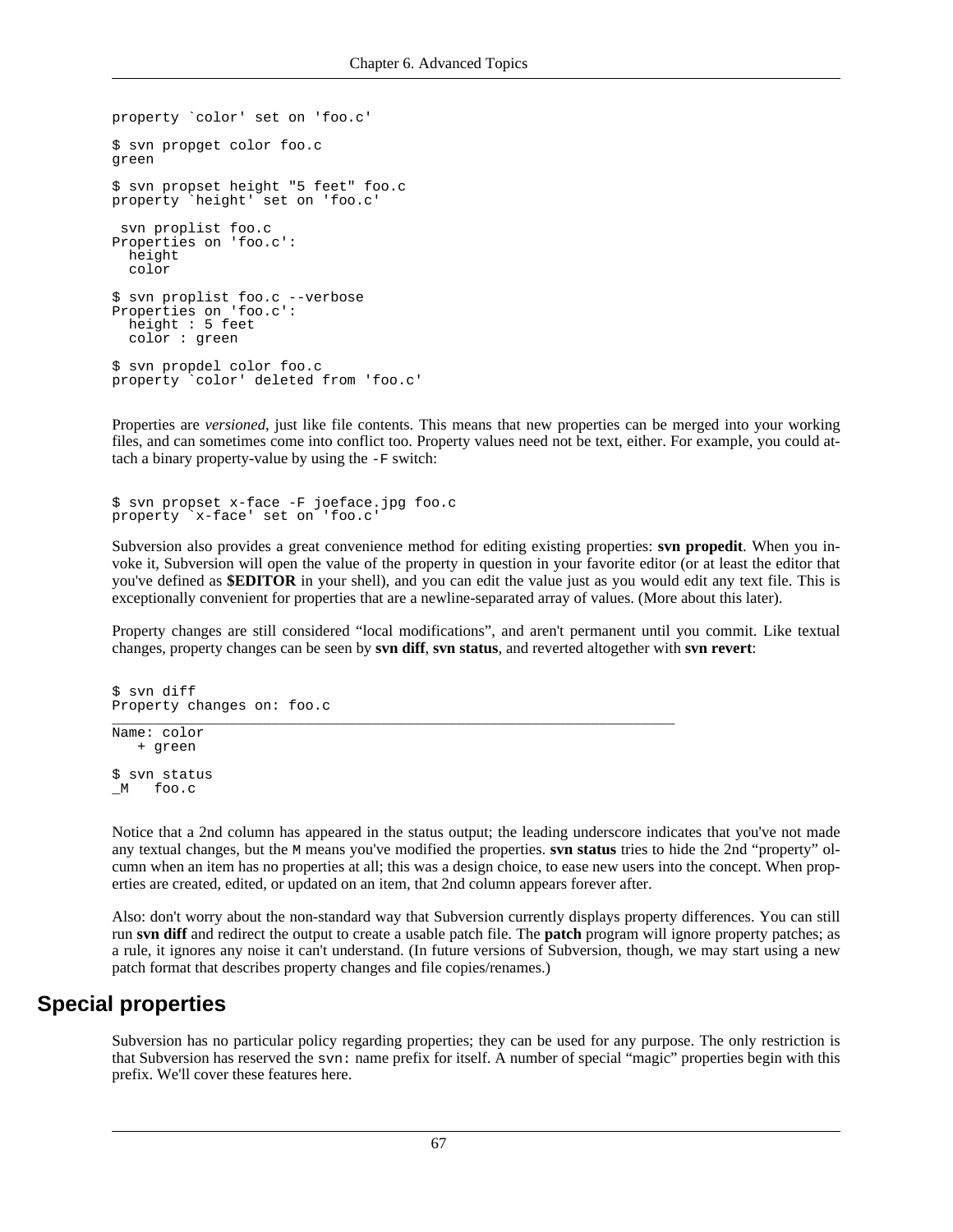```
property `color' set on 'foo.c'

$ svn propget color foo.c
green

$ svn propset height "5 feet" foo.c
property `height' set on 'foo.c'

 svn proplist foo.c
Properties on 'foo.c':
  height
  color

$ svn proplist foo.c --verbose
Properties on 'foo.c':
  height : 5 feet
  color : green

$ svn propdel color foo.c
property `color' deleted from 'foo.c'
```

Properties are *versioned*, just like file contents. This means that new properties can be merged into your working files, and can sometimes come into conflict too. Property values need not be text, either. For example, you could attach a binary property-value by using the `-F` switch:

```
$ svn propset x-face -F joeface.jpg foo.c
property `x-face' set on 'foo.c'
```

Subversion also provides a great convenience method for editing existing properties: **svn propedit**. When you invoke it, Subversion will open the value of the property in question in your favorite editor (or at least the editor that you've defined as **$EDITOR** in your shell), and you can edit the value just as you would edit any text file. This is exceptionally convenient for properties that are a newline-separated array of values. (More about this later).

Property changes are still considered "local modifications", and aren't permanent until you commit. Like textual changes, property changes can be seen by **svn diff**, **svn status**, and reverted altogether with **svn revert**:

```
$ svn diff
Property changes on: foo.c
___________________________________________________________________
Name: color
   + green

$ svn status
_M   foo.c
```

Notice that a 2nd column has appeared in the status output; the leading underscore indicates that you've not made any textual changes, but the `M` means you've modified the properties. **svn status** tries to hide the 2nd "property" olcumn when an item has no properties at all; this was a design choice, to ease new users into the concept. When properties are created, edited, or updated on an item, that 2nd column appears forever after.

Also: don't worry about the non-standard way that Subversion currently displays property differences. You can still run **svn diff** and redirect the output to create a usable patch file. The **patch** program will ignore property patches; as a rule, it ignores any noise it can't understand. (In future versions of Subversion, though, we may start using a new patch format that describes property changes and file copies/renames.)

## Special properties

Subversion has no particular policy regarding properties; they can be used for any purpose. The only restriction is that Subversion has reserved the `svn:` name prefix for itself. A number of special "magic" properties begin with this prefix. We'll cover these features here.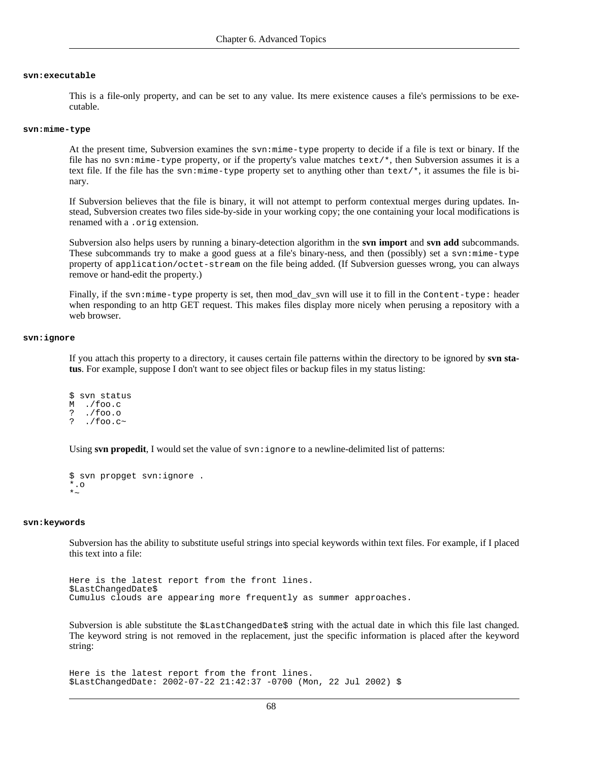**`svn:executable`**

This is a file-only property, and can be set to any value. Its mere existence causes a file's permissions to be executable.

**`svn:mime-type`**

At the present time, Subversion examines the `svn:mime-type` property to decide if a file is text or binary. If the file has no `svn:mime-type` property, or if the property's value matches `text/*`, then Subversion assumes it is a text file. If the file has the `svn:mime-type` property set to anything other than `text/*`, it assumes the file is binary.

If Subversion believes that the file is binary, it will not attempt to perform contextual merges during updates. Instead, Subversion creates two files side-by-side in your working copy; the one containing your local modifications is renamed with a `.orig` extension.

Subversion also helps users by running a binary-detection algorithm in the **svn import** and **svn add** subcommands. These subcommands try to make a good guess at a file's binary-ness, and then (possibly) set a `svn:mime-type` property of `application/octet-stream` on the file being added. (If Subversion guesses wrong, you can always remove or hand-edit the property.)

Finally, if the `svn:mime-type` property is set, then mod_dav_svn will use it to fill in the `Content-type:` header when responding to an http GET request. This makes files display more nicely when perusing a repository with a web browser.

**`svn:ignore`**

If you attach this property to a directory, it causes certain file patterns within the directory to be ignored by **svn status**. For example, suppose I don't want to see object files or backup files in my status listing:

```
$ svn status
M  ./foo.c
?  ./foo.o
?  ./foo.c~
```

Using **svn propedit**, I would set the value of `svn:ignore` to a newline-delimited list of patterns:

```
$ svn propget svn:ignore .
*.o
*~
```

**`svn:keywords`**

Subversion has the ability to substitute useful strings into special keywords within text files. For example, if I placed this text into a file:

```
Here is the latest report from the front lines.
$LastChangedDate$
Cumulus clouds are appearing more frequently as summer approaches.
```

Subversion is able substitute the `$LastChangedDate$` string with the actual date in which this file last changed. The keyword string is not removed in the replacement, just the specific information is placed after the keyword string:

```
Here is the latest report from the front lines.
$LastChangedDate: 2002-07-22 21:42:37 -0700 (Mon, 22 Jul 2002) $
```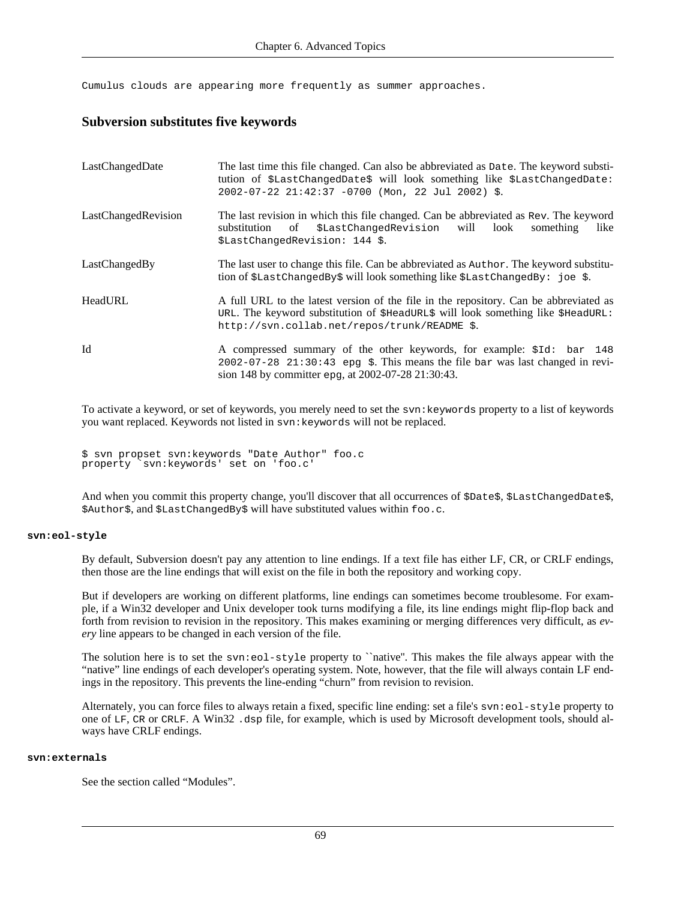```
Cumulus clouds are appearing more frequently as summer approaches.
```

### Subversion substitutes five keywords

LastChangedDate
: The last time this file changed. Can also be abbreviated as `Date`. The keyword substitution of `$LastChangedDate$` will look something like `$LastChangedDate: 2002-07-22 21:42:37 -0700 (Mon, 22 Jul 2002) $`.

LastChangedRevision
: The last revision in which this file changed. Can be abbreviated as `Rev`. The keyword substitution of `$LastChangedRevision` will look something like `$LastChangedRevision: 144 $`.

LastChangedBy
: The last user to change this file. Can be abbreviated as `Author`. The keyword substitution of `$LastChangedBy$` will look something like `$LastChangedBy: joe $`.

HeadURL
: A full URL to the latest version of the file in the repository. Can be abbreviated as `URL`. The keyword substitution of `$HeadURL$` will look something like `$HeadURL: http://svn.collab.net/repos/trunk/README $`.

Id
: A compressed summary of the other keywords, for example: `$Id: bar 148 2002-07-28 21:30:43 epg $`. This means the file `bar` was last changed in revision 148 by committer `epg`, at 2002-07-28 21:30:43.

To activate a keyword, or set of keywords, you merely need to set the `svn:keywords` property to a list of keywords you want replaced. Keywords not listed in `svn:keywords` will not be replaced.

```
$ svn propset svn:keywords "Date Author" foo.c
property `svn:keywords' set on 'foo.c'
```

And when you commit this property change, you'll discover that all occurrences of `$Date$`, `$LastChangedDate$`, `$Author$`, and `$LastChangedBy$` will have substituted values within `foo.c`.

**svn:eol-style**

By default, Subversion doesn't pay any attention to line endings. If a text file has either LF, CR, or CRLF endings, then those are the line endings that will exist on the file in both the repository and working copy.

But if developers are working on different platforms, line endings can sometimes become troublesome. For example, if a Win32 developer and Unix developer took turns modifying a file, its line endings might flip-flop back and forth from revision to revision in the repository. This makes examining or merging differences very difficult, as *every* line appears to be changed in each version of the file.

The solution here is to set the `svn:eol-style` property to ``native''. This makes the file always appear with the "native" line endings of each developer's operating system. Note, however, that the file will always contain LF endings in the repository. This prevents the line-ending "churn" from revision to revision.

Alternately, you can force files to always retain a fixed, specific line ending: set a file's `svn:eol-style` property to one of `LF`, `CR` or `CRLF`. A Win32 `.dsp` file, for example, which is used by Microsoft development tools, should always have CRLF endings.

**svn:externals**

See the section called "Modules".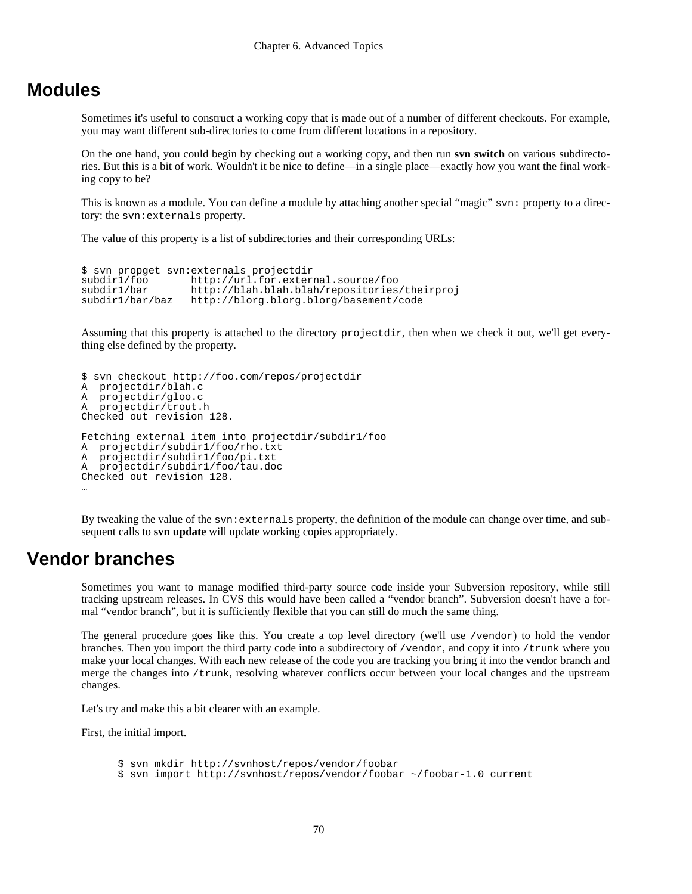## Modules

Sometimes it's useful to construct a working copy that is made out of a number of different checkouts. For example, you may want different sub-directories to come from different locations in a repository.

On the one hand, you could begin by checking out a working copy, and then run **svn switch** on various subdirectories. But this is a bit of work. Wouldn't it be nice to define—in a single place—exactly how you want the final working copy to be?

This is known as a module. You can define a module by attaching another special "magic" `svn:` property to a directory: the `svn:externals` property.

The value of this property is a list of subdirectories and their corresponding URLs:

```
$ svn propget svn:externals projectdir
subdir1/foo       http://url.for.external.source/foo
subdir1/bar       http://blah.blah.blah/repositories/theirproj
subdir1/bar/baz   http://blorg.blorg.blorg/basement/code
```

Assuming that this property is attached to the directory `projectdir`, then when we check it out, we'll get everything else defined by the property.

```
$ svn checkout http://foo.com/repos/projectdir
A  projectdir/blah.c
A  projectdir/gloo.c
A  projectdir/trout.h
Checked out revision 128.

Fetching external item into projectdir/subdir1/foo
A  projectdir/subdir1/foo/rho.txt
A  projectdir/subdir1/foo/pi.txt
A  projectdir/subdir1/foo/tau.doc
Checked out revision 128.
…
```

By tweaking the value of the `svn:externals` property, the definition of the module can change over time, and subsequent calls to **svn update** will update working copies appropriately.

## Vendor branches

Sometimes you want to manage modified third-party source code inside your Subversion repository, while still tracking upstream releases. In CVS this would have been called a "vendor branch". Subversion doesn't have a formal "vendor branch", but it is sufficiently flexible that you can still do much the same thing.

The general procedure goes like this. You create a top level directory (we'll use `/vendor`) to hold the vendor branches. Then you import the third party code into a subdirectory of `/vendor`, and copy it into `/trunk` where you make your local changes. With each new release of the code you are tracking you bring it into the vendor branch and merge the changes into `/trunk`, resolving whatever conflicts occur between your local changes and the upstream changes.

Let's try and make this a bit clearer with an example.

First, the initial import.

```
$ svn mkdir http://svnhost/repos/vendor/foobar
$ svn import http://svnhost/repos/vendor/foobar ~/foobar-1.0 current
```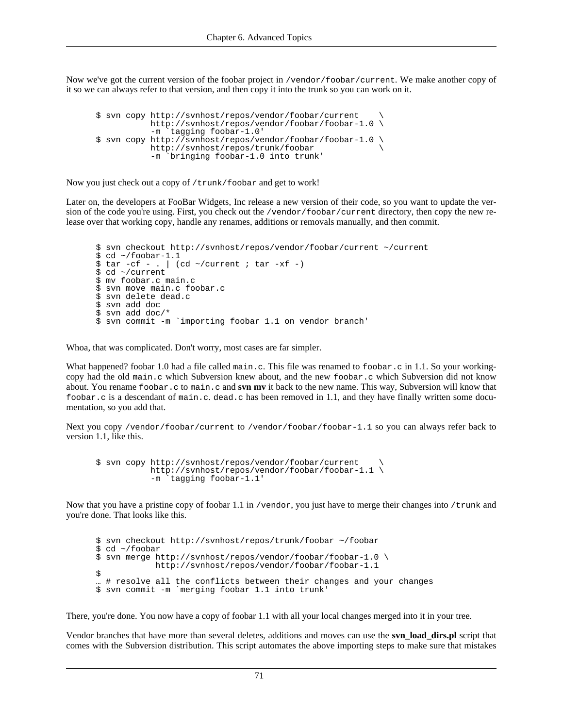Now we've got the current version of the foobar project in `/vendor/foobar/current`. We make another copy of it so we can always refer to that version, and then copy it into the trunk so you can work on it.

```
$ svn copy http://svnhost/repos/vendor/foobar/current    \
           http://svnhost/repos/vendor/foobar/foobar-1.0 \
           -m `tagging foobar-1.0'
$ svn copy http://svnhost/repos/vendor/foobar/foobar-1.0 \
           http://svnhost/repos/trunk/foobar              \
           -m `bringing foobar-1.0 into trunk'
```

Now you just check out a copy of `/trunk/foobar` and get to work!

Later on, the developers at FooBar Widgets, Inc release a new version of their code, so you want to update the version of the code you're using. First, you check out the `/vendor/foobar/current` directory, then copy the new release over that working copy, handle any renames, additions or removals manually, and then commit.

```
$ svn checkout http://svnhost/repos/vendor/foobar/current ~/current
$ cd ~/foobar-1.1
$ tar -cf - . | (cd ~/current ; tar -xf -)
$ cd ~/current
$ mv foobar.c main.c
$ svn move main.c foobar.c
$ svn delete dead.c
$ svn add doc
$ svn add doc/*
$ svn commit -m `importing foobar 1.1 on vendor branch'
```

Whoa, that was complicated. Don't worry, most cases are far simpler.

What happened? foobar 1.0 had a file called `main.c`. This file was renamed to `foobar.c` in 1.1. So your working-copy had the old `main.c` which Subversion knew about, and the new `foobar.c` which Subversion did not know about. You rename `foobar.c` to `main.c` and **svn mv** it back to the new name. This way, Subversion will know that `foobar.c` is a descendant of `main.c`. `dead.c` has been removed in 1.1, and they have finally written some documentation, so you add that.

Next you copy `/vendor/foobar/current` to `/vendor/foobar/foobar-1.1` so you can always refer back to version 1.1, like this.

```
$ svn copy http://svnhost/repos/vendor/foobar/current    \
           http://svnhost/repos/vendor/foobar/foobar-1.1 \
           -m `tagging foobar-1.1'
```

Now that you have a pristine copy of foobar 1.1 in `/vendor`, you just have to merge their changes into `/trunk` and you're done. That looks like this.

```
$ svn checkout http://svnhost/repos/trunk/foobar ~/foobar
$ cd ~/foobar
$ svn merge http://svnhost/repos/vendor/foobar/foobar-1.0 \
            http://svnhost/repos/vendor/foobar/foobar-1.1
$
… # resolve all the conflicts between their changes and your changes
$ svn commit -m `merging foobar 1.1 into trunk'
```

There, you're done. You now have a copy of foobar 1.1 with all your local changes merged into it in your tree.

Vendor branches that have more than several deletes, additions and moves can use the **svn_load_dirs.pl** script that comes with the Subversion distribution. This script automates the above importing steps to make sure that mistakes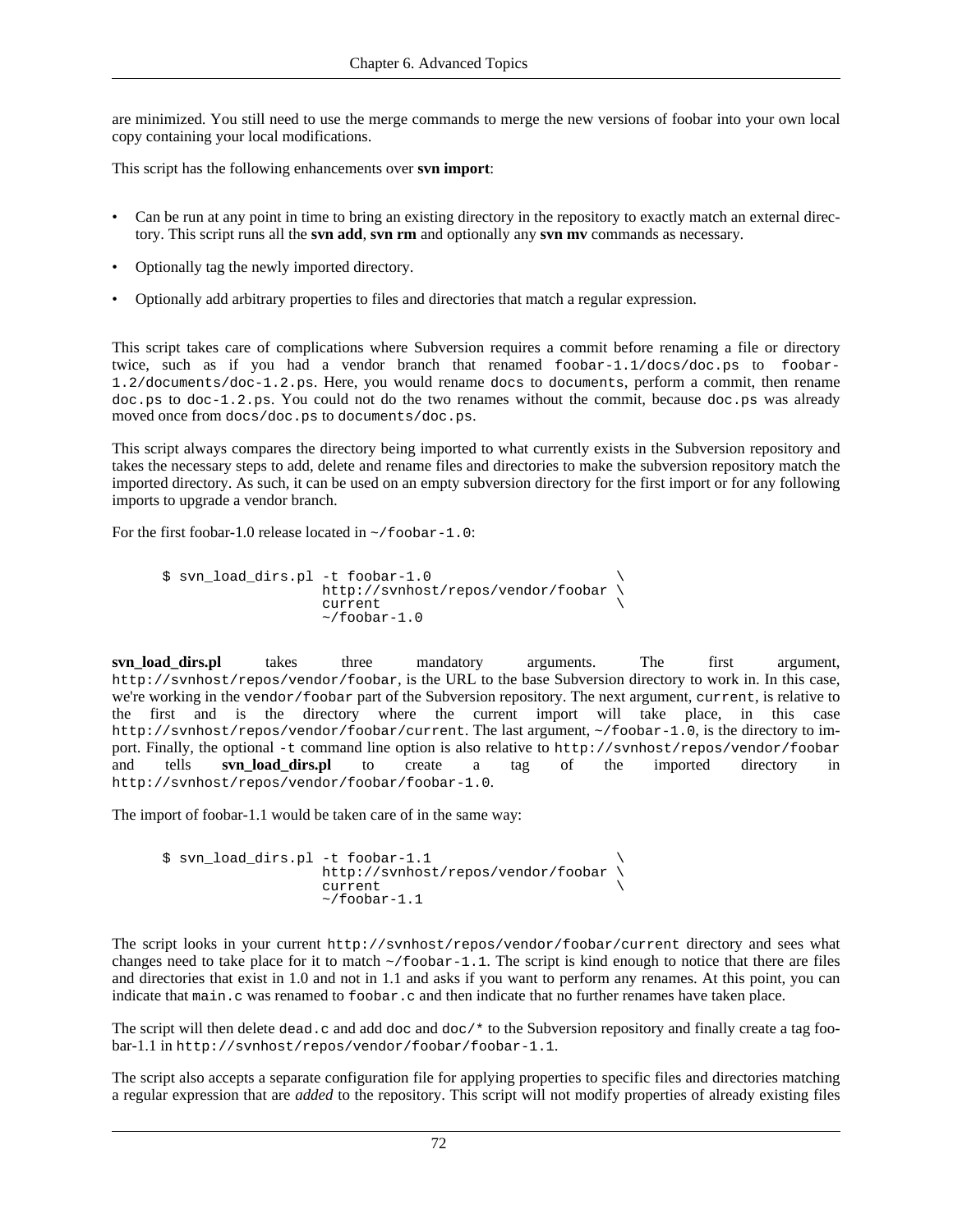are minimized. You still need to use the merge commands to merge the new versions of foobar into your own local copy containing your local modifications.

This script has the following enhancements over **svn import**:

- Can be run at any point in time to bring an existing directory in the repository to exactly match an external directory. This script runs all the **svn add**, **svn rm** and optionally any **svn mv** commands as necessary.
- Optionally tag the newly imported directory.
- Optionally add arbitrary properties to files and directories that match a regular expression.

This script takes care of complications where Subversion requires a commit before renaming a file or directory twice, such as if you had a vendor branch that renamed `foobar-1.1/docs/doc.ps` to `foobar-1.2/documents/doc-1.2.ps`. Here, you would rename `docs` to `documents`, perform a commit, then rename `doc.ps` to `doc-1.2.ps`. You could not do the two renames without the commit, because `doc.ps` was already moved once from `docs/doc.ps` to `documents/doc.ps`.

This script always compares the directory being imported to what currently exists in the Subversion repository and takes the necessary steps to add, delete and rename files and directories to make the subversion repository match the imported directory. As such, it can be used on an empty subversion directory for the first import or for any following imports to upgrade a vendor branch.

For the first foobar-1.0 release located in `~/foobar-1.0`:

```
$ svn_load_dirs.pl -t foobar-1.0                         \
                   http://svnhost/repos/vendor/foobar \
                   current                            \
                   ~/foobar-1.0
```

**svn_load_dirs.pl** takes three mandatory arguments. The first argument, `http://svnhost/repos/vendor/foobar`, is the URL to the base Subversion directory to work in. In this case, we're working in the `vendor/foobar` part of the Subversion repository. The next argument, `current`, is relative to the first and is the directory where the current import will take place, in this case `http://svnhost/repos/vendor/foobar/current`. The last argument, `~/foobar-1.0`, is the directory to import. Finally, the optional `-t` command line option is also relative to `http://svnhost/repos/vendor/foobar` and tells **svn_load_dirs.pl** to create a tag of the imported directory in `http://svnhost/repos/vendor/foobar/foobar-1.0`.

The import of foobar-1.1 would be taken care of in the same way:

```
$ svn_load_dirs.pl -t foobar-1.1                         \
                   http://svnhost/repos/vendor/foobar \
                   current                            \
                   ~/foobar-1.1
```

The script looks in your current `http://svnhost/repos/vendor/foobar/current` directory and sees what changes need to take place for it to match `~/foobar-1.1`. The script is kind enough to notice that there are files and directories that exist in 1.0 and not in 1.1 and asks if you want to perform any renames. At this point, you can indicate that `main.c` was renamed to `foobar.c` and then indicate that no further renames have taken place.

The script will then delete `dead.c` and add `doc` and `doc/*` to the Subversion repository and finally create a tag foobar-1.1 in `http://svnhost/repos/vendor/foobar/foobar-1.1`.

The script also accepts a separate configuration file for applying properties to specific files and directories matching a regular expression that are *added* to the repository. This script will not modify properties of already existing files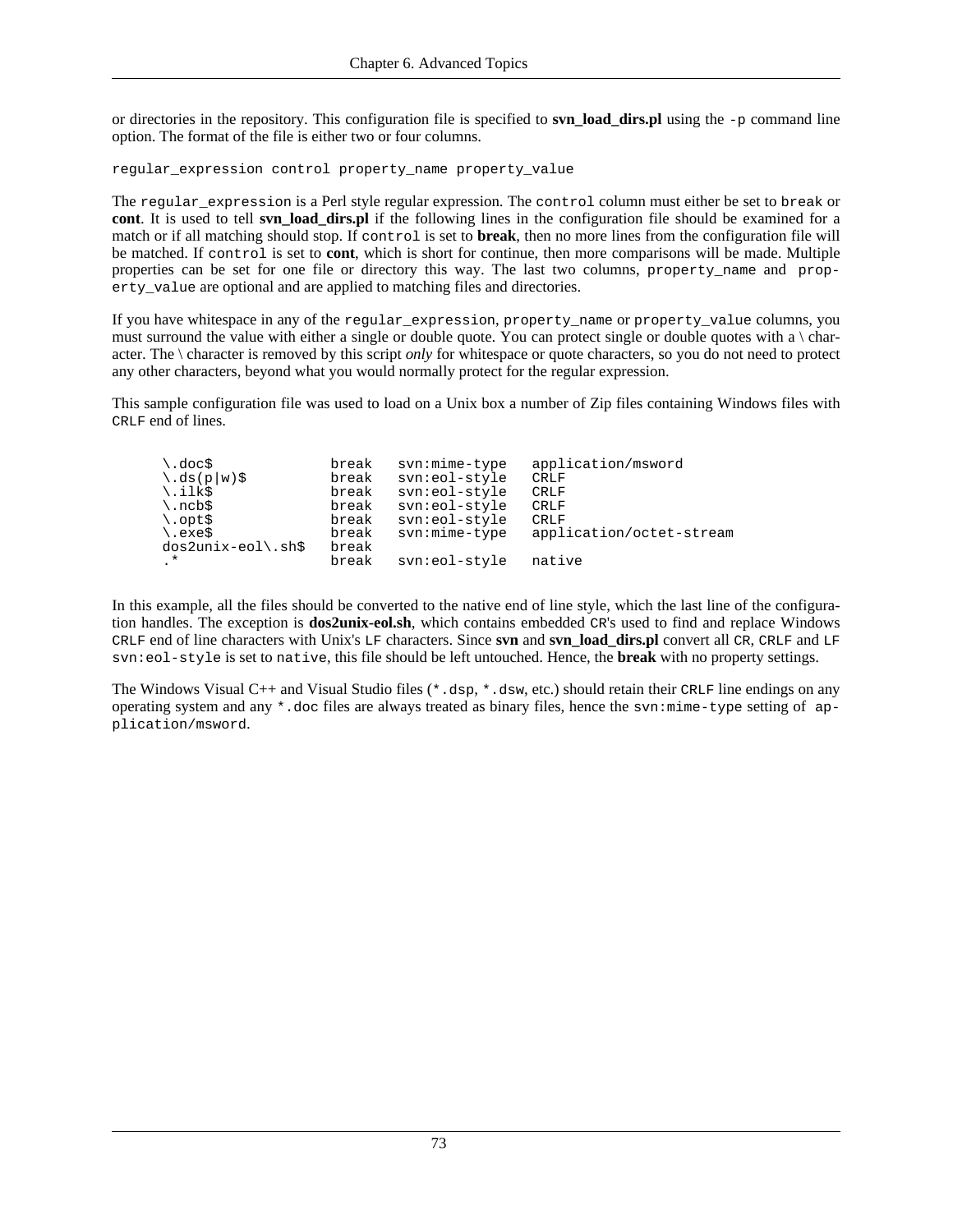or directories in the repository. This configuration file is specified to **svn_load_dirs.pl** using the `-p` command line option. The format of the file is either two or four columns.

```
regular_expression control property_name property_value
```

The `regular_expression` is a Perl style regular expression. The `control` column must either be set to `break` or **cont**. It is used to tell **svn_load_dirs.pl** if the following lines in the configuration file should be examined for a match or if all matching should stop. If `control` is set to **break**, then no more lines from the configuration file will be matched. If `control` is set to **cont**, which is short for continue, then more comparisons will be made. Multiple properties can be set for one file or directory this way. The last two columns, `property_name` and `property_value` are optional and are applied to matching files and directories.

If you have whitespace in any of the `regular_expression`, `property_name` or `property_value` columns, you must surround the value with either a single or double quote. You can protect single or double quotes with a \ character. The \ character is removed by this script *only* for whitespace or quote characters, so you do not need to protect any other characters, beyond what you would normally protect for the regular expression.

This sample configuration file was used to load on a Unix box a number of Zip files containing Windows files with `CRLF` end of lines.

```
\.doc$              break   svn:mime-type   application/msword
\.ds(p|w)$          break   svn:eol-style   CRLF
\.ilk$              break   svn:eol-style   CRLF
\.ncb$              break   svn:eol-style   CRLF
\.opt$              break   svn:eol-style   CRLF
\.exe$              break   svn:mime-type   application/octet-stream
dos2unix-eol\.sh$   break
.*                  break   svn:eol-style   native
```

In this example, all the files should be converted to the native end of line style, which the last line of the configuration handles. The exception is **dos2unix-eol.sh**, which contains embedded `CR`'s used to find and replace Windows `CRLF` end of line characters with Unix's `LF` characters. Since **svn** and **svn_load_dirs.pl** convert all `CR`, `CRLF` and `LF` `svn:eol-style` is set to `native`, this file should be left untouched. Hence, the **break** with no property settings.

The Windows Visual C++ and Visual Studio files (`*.dsp`, `*.dsw`, etc.) should retain their `CRLF` line endings on any operating system and any `*.doc` files are always treated as binary files, hence the `svn:mime-type` setting of `application/msword`.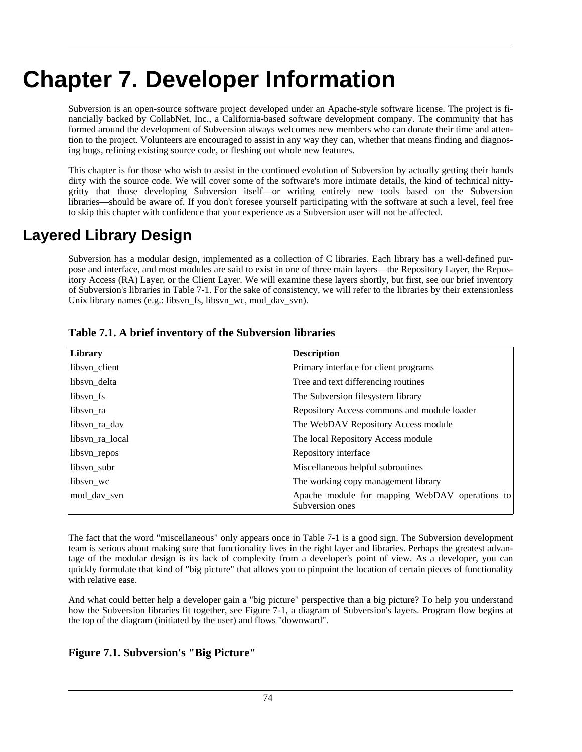# Chapter 7. Developer Information

Subversion is an open-source software project developed under an Apache-style software license. The project is financially backed by CollabNet, Inc., a California-based software development company. The community that has formed around the development of Subversion always welcomes new members who can donate their time and attention to the project. Volunteers are encouraged to assist in any way they can, whether that means finding and diagnosing bugs, refining existing source code, or fleshing out whole new features.

This chapter is for those who wish to assist in the continued evolution of Subversion by actually getting their hands dirty with the source code. We will cover some of the software's more intimate details, the kind of technical nitty-gritty that those developing Subversion itself—or writing entirely new tools based on the Subversion libraries—should be aware of. If you don't foresee yourself participating with the software at such a level, feel free to skip this chapter with confidence that your experience as a Subversion user will not be affected.

## Layered Library Design

Subversion has a modular design, implemented as a collection of C libraries. Each library has a well-defined purpose and interface, and most modules are said to exist in one of three main layers—the Repository Layer, the Repository Access (RA) Layer, or the Client Layer. We will examine these layers shortly, but first, see our brief inventory of Subversion's libraries in Table 7-1. For the sake of consistency, we will refer to the libraries by their extensionless Unix library names (e.g.: libsvn_fs, libsvn_wc, mod_dav_svn).

### Table 7.1. A brief inventory of the Subversion libraries

| Library | Description |
|---|---|
| libsvn_client | Primary interface for client programs |
| libsvn_delta | Tree and text differencing routines |
| libsvn_fs | The Subversion filesystem library |
| libsvn_ra | Repository Access commons and module loader |
| libsvn_ra_dav | The WebDAV Repository Access module |
| libsvn_ra_local | The local Repository Access module |
| libsvn_repos | Repository interface |
| libsvn_subr | Miscellaneous helpful subroutines |
| libsvn_wc | The working copy management library |
| mod_dav_svn | Apache module for mapping WebDAV operations to Subversion ones |

The fact that the word "miscellaneous" only appears once in Table 7-1 is a good sign. The Subversion development team is serious about making sure that functionality lives in the right layer and libraries. Perhaps the greatest advantage of the modular design is its lack of complexity from a developer's point of view. As a developer, you can quickly formulate that kind of "big picture" that allows you to pinpoint the location of certain pieces of functionality with relative ease.

And what could better help a developer gain a "big picture" perspective than a big picture? To help you understand how the Subversion libraries fit together, see Figure 7-1, a diagram of Subversion's layers. Program flow begins at the top of the diagram (initiated by the user) and flows "downward".

### Figure 7.1. Subversion's "Big Picture"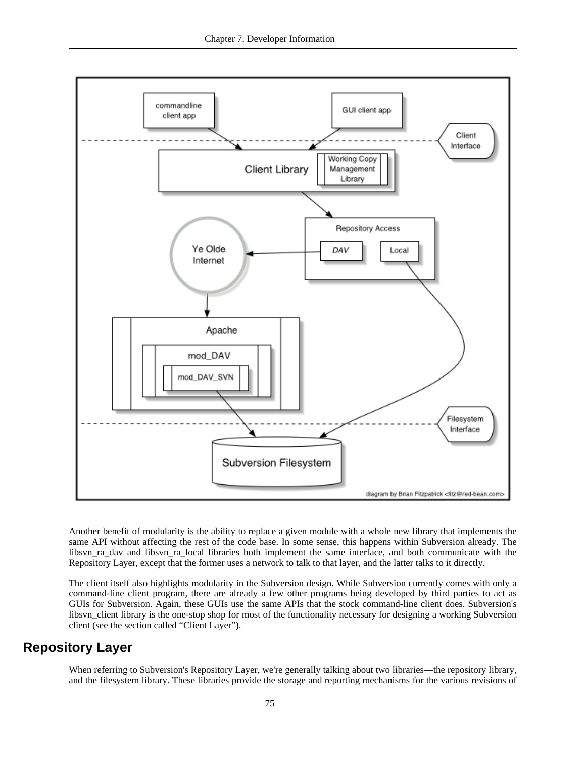Another benefit of modularity is the ability to replace a given module with a whole new library that implements the same API without affecting the rest of the code base. In some sense, this happens within Subversion already. The libsvn_ra_dav and libsvn_ra_local libraries both implement the same interface, and both communicate with the Repository Layer, except that the former uses a network to talk to that layer, and the latter talks to it directly.

The client itself also highlights modularity in the Subversion design. While Subversion currently comes with only a command-line client program, there are already a few other programs being developed by third parties to act as GUIs for Subversion. Again, these GUIs use the same APIs that the stock command-line client does. Subversion's libsvn_client library is the one-stop shop for most of the functionality necessary for designing a working Subversion client (see the section called “Client Layer”).

## Repository Layer

When referring to Subversion's Repository Layer, we're generally talking about two libraries—the repository library, and the filesystem library. These libraries provide the storage and reporting mechanisms for the various revisions of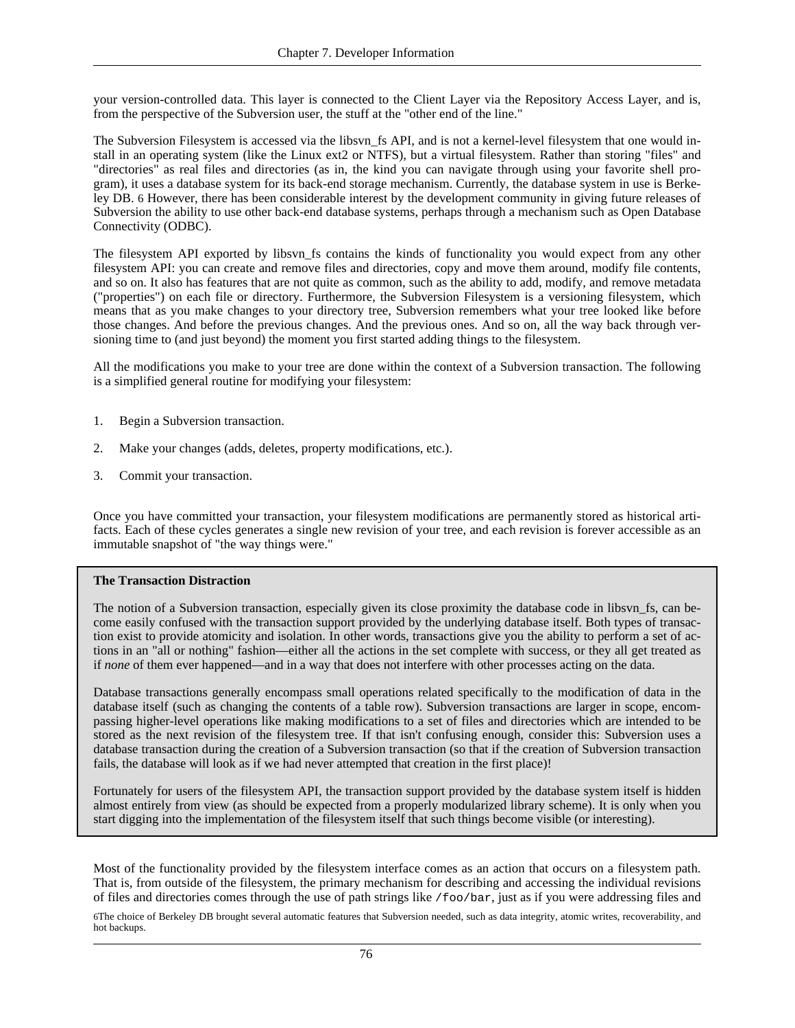your version-controlled data. This layer is connected to the Client Layer via the Repository Access Layer, and is, from the perspective of the Subversion user, the stuff at the "other end of the line."

The Subversion Filesystem is accessed via the libsvn_fs API, and is not a kernel-level filesystem that one would install in an operating system (like the Linux ext2 or NTFS), but a virtual filesystem. Rather than storing "files" and "directories" as real files and directories (as in, the kind you can navigate through using your favorite shell program), it uses a database system for its back-end storage mechanism. Currently, the database system in use is Berkeley DB. [6] However, there has been considerable interest by the development community in giving future releases of Subversion the ability to use other back-end database systems, perhaps through a mechanism such as Open Database Connectivity (ODBC).

The filesystem API exported by libsvn_fs contains the kinds of functionality you would expect from any other filesystem API: you can create and remove files and directories, copy and move them around, modify file contents, and so on. It also has features that are not quite as common, such as the ability to add, modify, and remove metadata ("properties") on each file or directory. Furthermore, the Subversion Filesystem is a versioning filesystem, which means that as you make changes to your directory tree, Subversion remembers what your tree looked like before those changes. And before the previous changes. And the previous ones. And so on, all the way back through versioning time to (and just beyond) the moment you first started adding things to the filesystem.

All the modifications you make to your tree are done within the context of a Subversion transaction. The following is a simplified general routine for modifying your filesystem:

1. Begin a Subversion transaction.
2. Make your changes (adds, deletes, property modifications, etc.).
3. Commit your transaction.

Once you have committed your transaction, your filesystem modifications are permanently stored as historical artifacts. Each of these cycles generates a single new revision of your tree, and each revision is forever accessible as an immutable snapshot of "the way things were."

**The Transaction Distraction**

The notion of a Subversion transaction, especially given its close proximity the database code in libsvn_fs, can become easily confused with the transaction support provided by the underlying database itself. Both types of transaction exist to provide atomicity and isolation. In other words, transactions give you the ability to perform a set of actions in an "all or nothing" fashion—either all the actions in the set complete with success, or they all get treated as if *none* of them ever happened—and in a way that does not interfere with other processes acting on the data.

Database transactions generally encompass small operations related specifically to the modification of data in the database itself (such as changing the contents of a table row). Subversion transactions are larger in scope, encompassing higher-level operations like making modifications to a set of files and directories which are intended to be stored as the next revision of the filesystem tree. If that isn't confusing enough, consider this: Subversion uses a database transaction during the creation of a Subversion transaction (so that if the creation of Subversion transaction fails, the database will look as if we had never attempted that creation in the first place)!

Fortunately for users of the filesystem API, the transaction support provided by the database system itself is hidden almost entirely from view (as should be expected from a properly modularized library scheme). It is only when you start digging into the implementation of the filesystem itself that such things become visible (or interesting).

Most of the functionality provided by the filesystem interface comes as an action that occurs on a filesystem path. That is, from outside of the filesystem, the primary mechanism for describing and accessing the individual revisions of files and directories comes through the use of path strings like `/foo/bar`, just as if you were addressing files and

[6] The choice of Berkeley DB brought several automatic features that Subversion needed, such as data integrity, atomic writes, recoverability, and hot backups.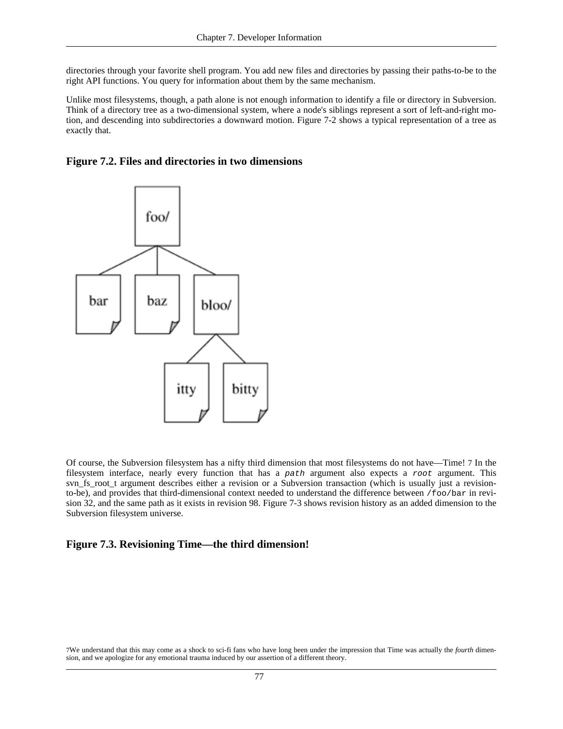directories through your favorite shell program. You add new files and directories by passing their paths-to-be to the right API functions. You query for information about them by the same mechanism.

Unlike most filesystems, though, a path alone is not enough information to identify a file or directory in Subversion. Think of a directory tree as a two-dimensional system, where a node's siblings represent a sort of left-and-right motion, and descending into subdirectories a downward motion. Figure 7-2 shows a typical representation of a tree as exactly that.

### Figure 7.2. Files and directories in two dimensions

Of course, the Subversion filesystem has a nifty third dimension that most filesystems do not have—Time! [7] In the filesystem interface, nearly every function that has a *path* argument also expects a *root* argument. This svn_fs_root_t argument describes either a revision or a Subversion transaction (which is usually just a revision-to-be), and provides that third-dimensional context needed to understand the difference between `/foo/bar` in revision 32, and the same path as it exists in revision 98. Figure 7-3 shows revision history as an added dimension to the Subversion filesystem universe.

### Figure 7.3. Revisioning Time—the third dimension!

[7] We understand that this may come as a shock to sci-fi fans who have long been under the impression that Time was actually the *fourth* dimension, and we apologize for any emotional trauma induced by our assertion of a different theory.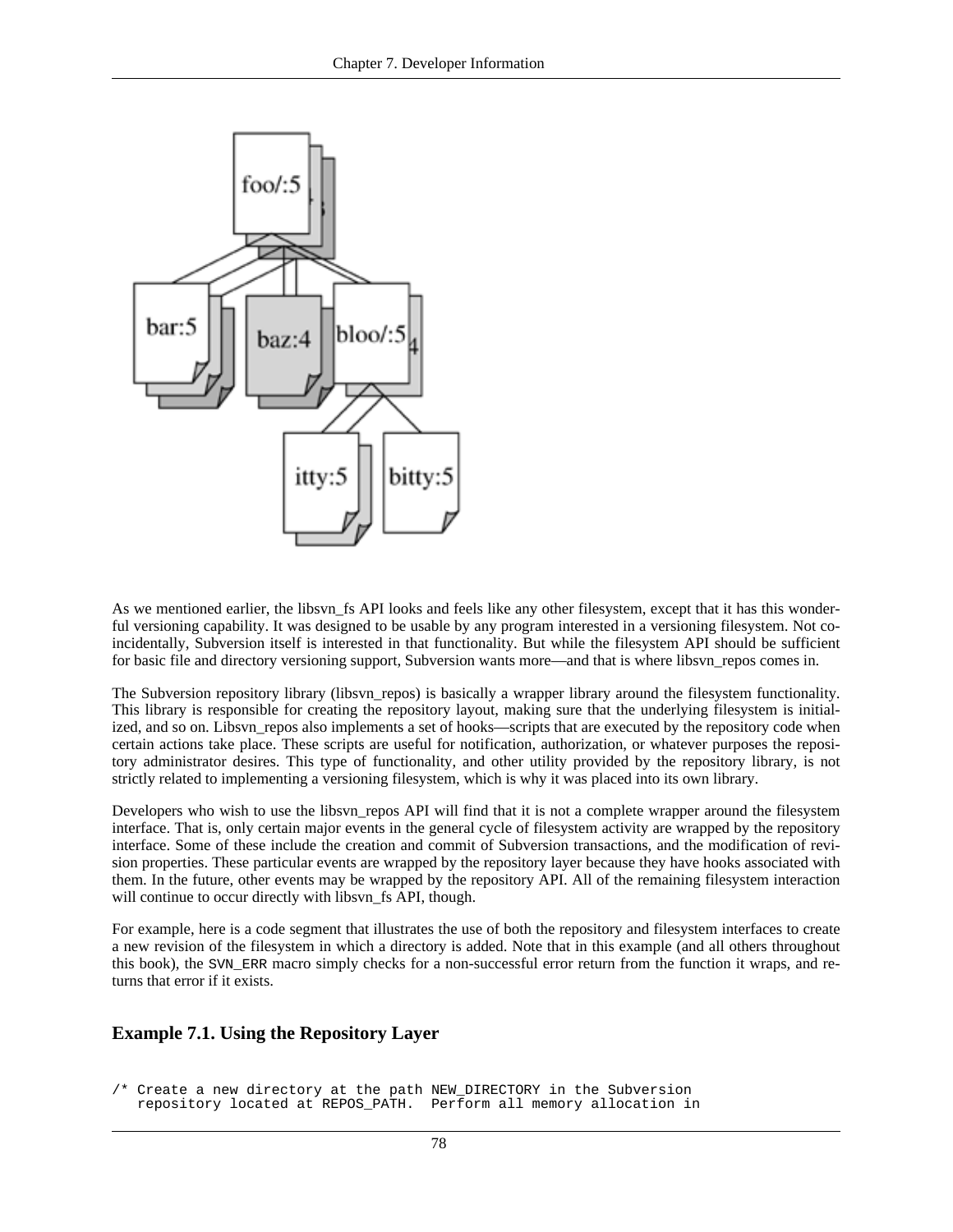foo/:5

bar:5

baz:4

bloo/:5

itty:5

bitty:5

As we mentioned earlier, the libsvn_fs API looks and feels like any other filesystem, except that it has this wonderful versioning capability. It was designed to be usable by any program interested in a versioning filesystem. Not coincidentally, Subversion itself is interested in that functionality. But while the filesystem API should be sufficient for basic file and directory versioning support, Subversion wants more—and that is where libsvn_repos comes in.

The Subversion repository library (libsvn_repos) is basically a wrapper library around the filesystem functionality. This library is responsible for creating the repository layout, making sure that the underlying filesystem is initialized, and so on. Libsvn_repos also implements a set of hooks—scripts that are executed by the repository code when certain actions take place. These scripts are useful for notification, authorization, or whatever purposes the repository administrator desires. This type of functionality, and other utility provided by the repository library, is not strictly related to implementing a versioning filesystem, which is why it was placed into its own library.

Developers who wish to use the libsvn_repos API will find that it is not a complete wrapper around the filesystem interface. That is, only certain major events in the general cycle of filesystem activity are wrapped by the repository interface. Some of these include the creation and commit of Subversion transactions, and the modification of revision properties. These particular events are wrapped by the repository layer because they have hooks associated with them. In the future, other events may be wrapped by the repository API. All of the remaining filesystem interaction will continue to occur directly with libsvn_fs API, though.

For example, here is a code segment that illustrates the use of both the repository and filesystem interfaces to create a new revision of the filesystem in which a directory is added. Note that in this example (and all others throughout this book), the `SVN_ERR` macro simply checks for a non-successful error return from the function it wraps, and returns that error if it exists.

### Example 7.1. Using the Repository Layer

```
/* Create a new directory at the path NEW_DIRECTORY in the Subversion
   repository located at REPOS_PATH.  Perform all memory allocation in
```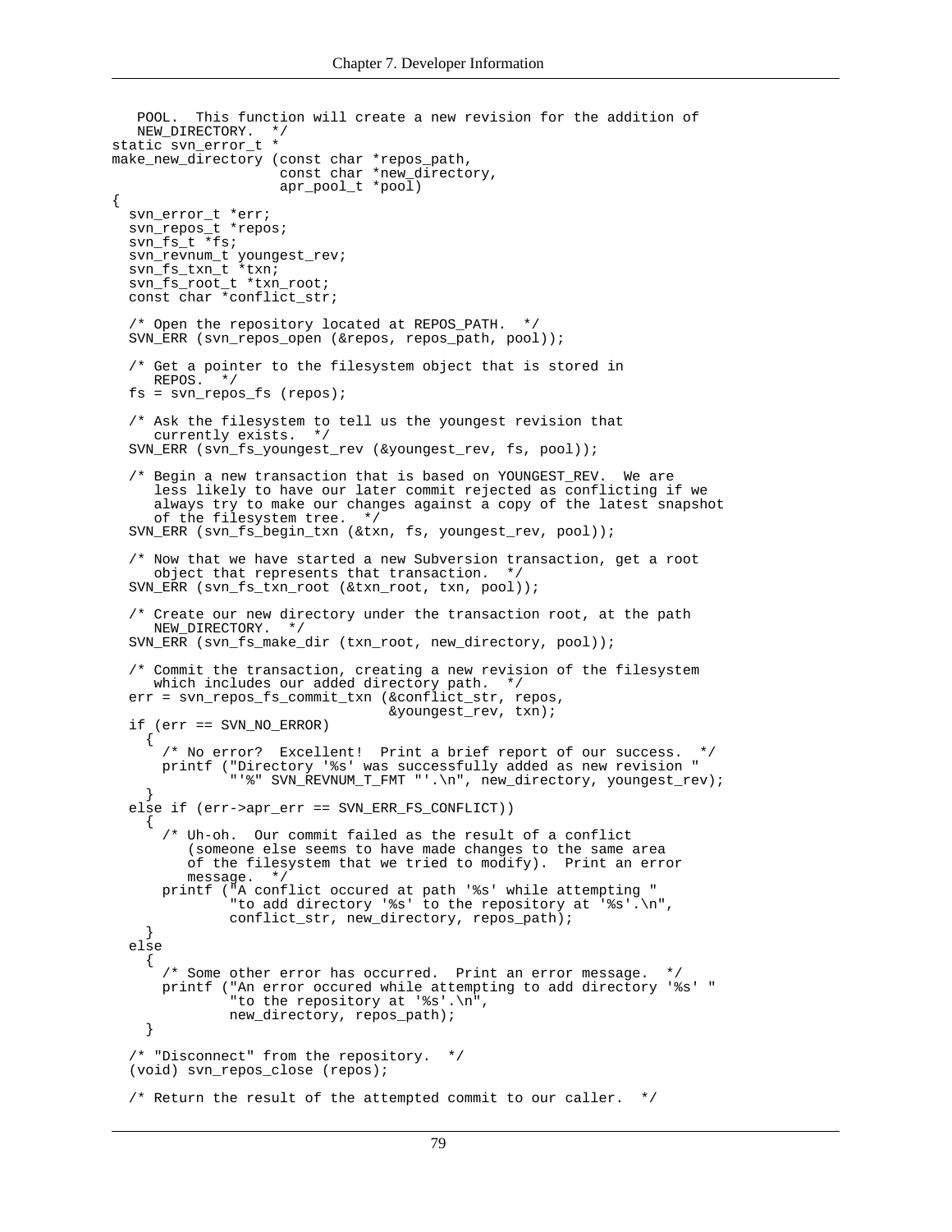```
   POOL.  This function will create a new revision for the addition of
   NEW_DIRECTORY.  */
static svn_error_t *
make_new_directory (const char *repos_path,
                    const char *new_directory,
                    apr_pool_t *pool)
{
  svn_error_t *err;
  svn_repos_t *repos;
  svn_fs_t *fs;
  svn_revnum_t youngest_rev;
  svn_fs_txn_t *txn;
  svn_fs_root_t *txn_root;
  const char *conflict_str;

  /* Open the repository located at REPOS_PATH.  */
  SVN_ERR (svn_repos_open (&repos, repos_path, pool));

  /* Get a pointer to the filesystem object that is stored in
     REPOS.  */
  fs = svn_repos_fs (repos);

  /* Ask the filesystem to tell us the youngest revision that
     currently exists.  */
  SVN_ERR (svn_fs_youngest_rev (&youngest_rev, fs, pool));

  /* Begin a new transaction that is based on YOUNGEST_REV.  We are
     less likely to have our later commit rejected as conflicting if we
     always try to make our changes against a copy of the latest snapshot
     of the filesystem tree.  */
  SVN_ERR (svn_fs_begin_txn (&txn, fs, youngest_rev, pool));

  /* Now that we have started a new Subversion transaction, get a root
     object that represents that transaction.  */
  SVN_ERR (svn_fs_txn_root (&txn_root, txn, pool));

  /* Create our new directory under the transaction root, at the path
     NEW_DIRECTORY.  */
  SVN_ERR (svn_fs_make_dir (txn_root, new_directory, pool));

  /* Commit the transaction, creating a new revision of the filesystem
     which includes our added directory path.  */
  err = svn_repos_fs_commit_txn (&conflict_str, repos,
                                 &youngest_rev, txn);
  if (err == SVN_NO_ERROR)
    {
      /* No error?  Excellent!  Print a brief report of our success.  */
      printf ("Directory '%s' was successfully added as new revision "
              "'%" SVN_REVNUM_T_FMT "'.\n", new_directory, youngest_rev);
    }
  else if (err->apr_err == SVN_ERR_FS_CONFLICT))
    {
      /* Uh-oh.  Our commit failed as the result of a conflict
         (someone else seems to have made changes to the same area
         of the filesystem that we tried to modify).  Print an error
         message.  */
      printf ("A conflict occured at path '%s' while attempting "
              "to add directory '%s' to the repository at '%s'.\n",
              conflict_str, new_directory, repos_path);
    }
  else
    {
      /* Some other error has occurred.  Print an error message.  */
      printf ("An error occured while attempting to add directory '%s' "
              "to the repository at '%s'.\n",
              new_directory, repos_path);
    }

  /* "Disconnect" from the repository.  */
  (void) svn_repos_close (repos);

  /* Return the result of the attempted commit to our caller.  */
```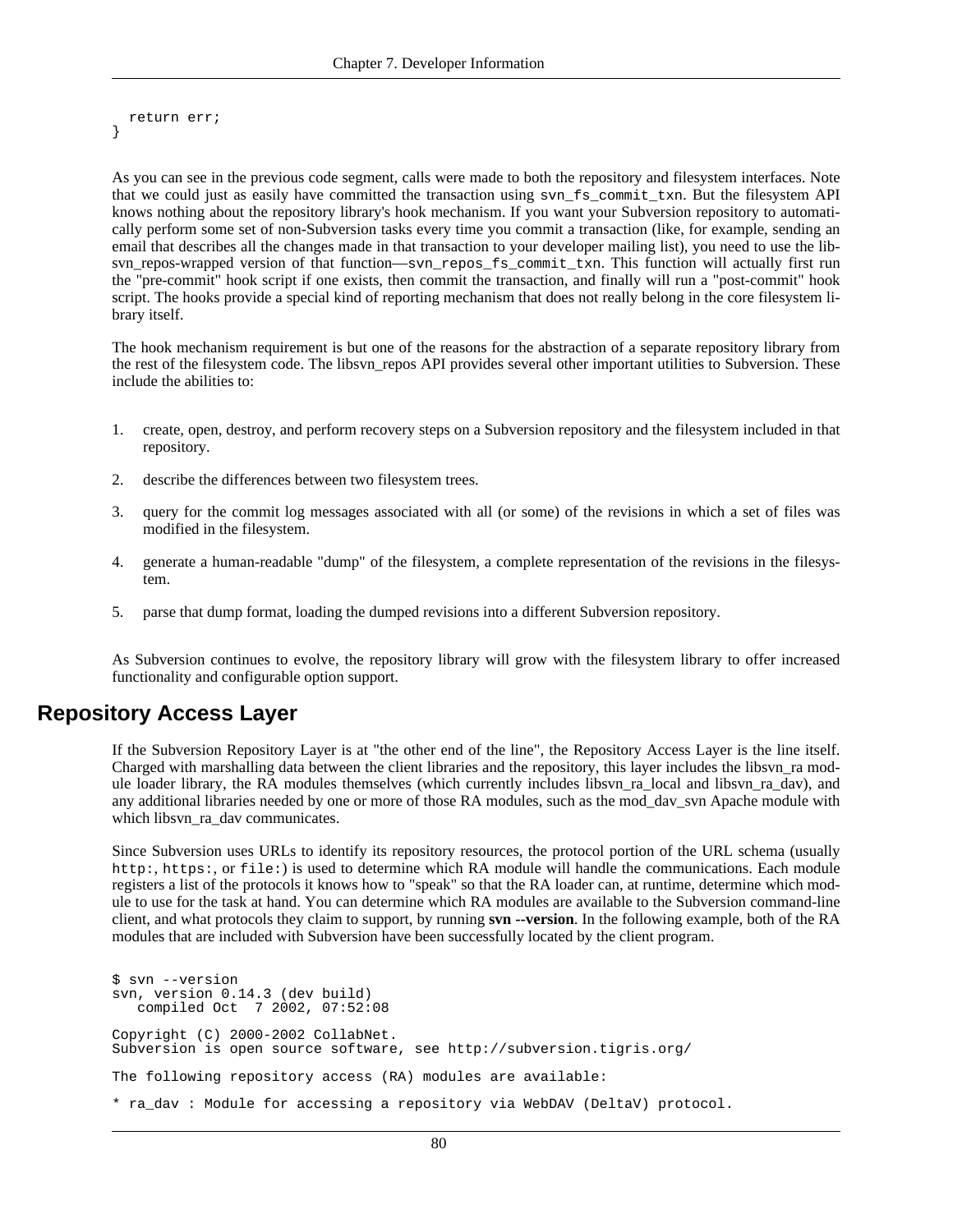```
  return err;
}
```

As you can see in the previous code segment, calls were made to both the repository and filesystem interfaces. Note that we could just as easily have committed the transaction using `svn_fs_commit_txn`. But the filesystem API knows nothing about the repository library's hook mechanism. If you want your Subversion repository to automatically perform some set of non-Subversion tasks every time you commit a transaction (like, for example, sending an email that describes all the changes made in that transaction to your developer mailing list), you need to use the libsvn_repos-wrapped version of that function—`svn_repos_fs_commit_txn`. This function will actually first run the "pre-commit" hook script if one exists, then commit the transaction, and finally will run a "post-commit" hook script. The hooks provide a special kind of reporting mechanism that does not really belong in the core filesystem library itself.

The hook mechanism requirement is but one of the reasons for the abstraction of a separate repository library from the rest of the filesystem code. The libsvn_repos API provides several other important utilities to Subversion. These include the abilities to:

1. create, open, destroy, and perform recovery steps on a Subversion repository and the filesystem included in that repository.
2. describe the differences between two filesystem trees.
3. query for the commit log messages associated with all (or some) of the revisions in which a set of files was modified in the filesystem.
4. generate a human-readable "dump" of the filesystem, a complete representation of the revisions in the filesystem.
5. parse that dump format, loading the dumped revisions into a different Subversion repository.

As Subversion continues to evolve, the repository library will grow with the filesystem library to offer increased functionality and configurable option support.

## Repository Access Layer

If the Subversion Repository Layer is at "the other end of the line", the Repository Access Layer is the line itself. Charged with marshalling data between the client libraries and the repository, this layer includes the libsvn_ra module loader library, the RA modules themselves (which currently includes libsvn_ra_local and libsvn_ra_dav), and any additional libraries needed by one or more of those RA modules, such as the mod_dav_svn Apache module with which libsvn_ra_dav communicates.

Since Subversion uses URLs to identify its repository resources, the protocol portion of the URL schema (usually `http:`, `https:`, or `file:`) is used to determine which RA module will handle the communications. Each module registers a list of the protocols it knows how to "speak" so that the RA loader can, at runtime, determine which module to use for the task at hand. You can determine which RA modules are available to the Subversion command-line client, and what protocols they claim to support, by running **svn --version**. In the following example, both of the RA modules that are included with Subversion have been successfully located by the client program.

```
$ svn --version
svn, version 0.14.3 (dev build)
   compiled Oct  7 2002, 07:52:08

Copyright (C) 2000-2002 CollabNet.
Subversion is open source software, see http://subversion.tigris.org/

The following repository access (RA) modules are available:

* ra_dav : Module for accessing a repository via WebDAV (DeltaV) protocol.
```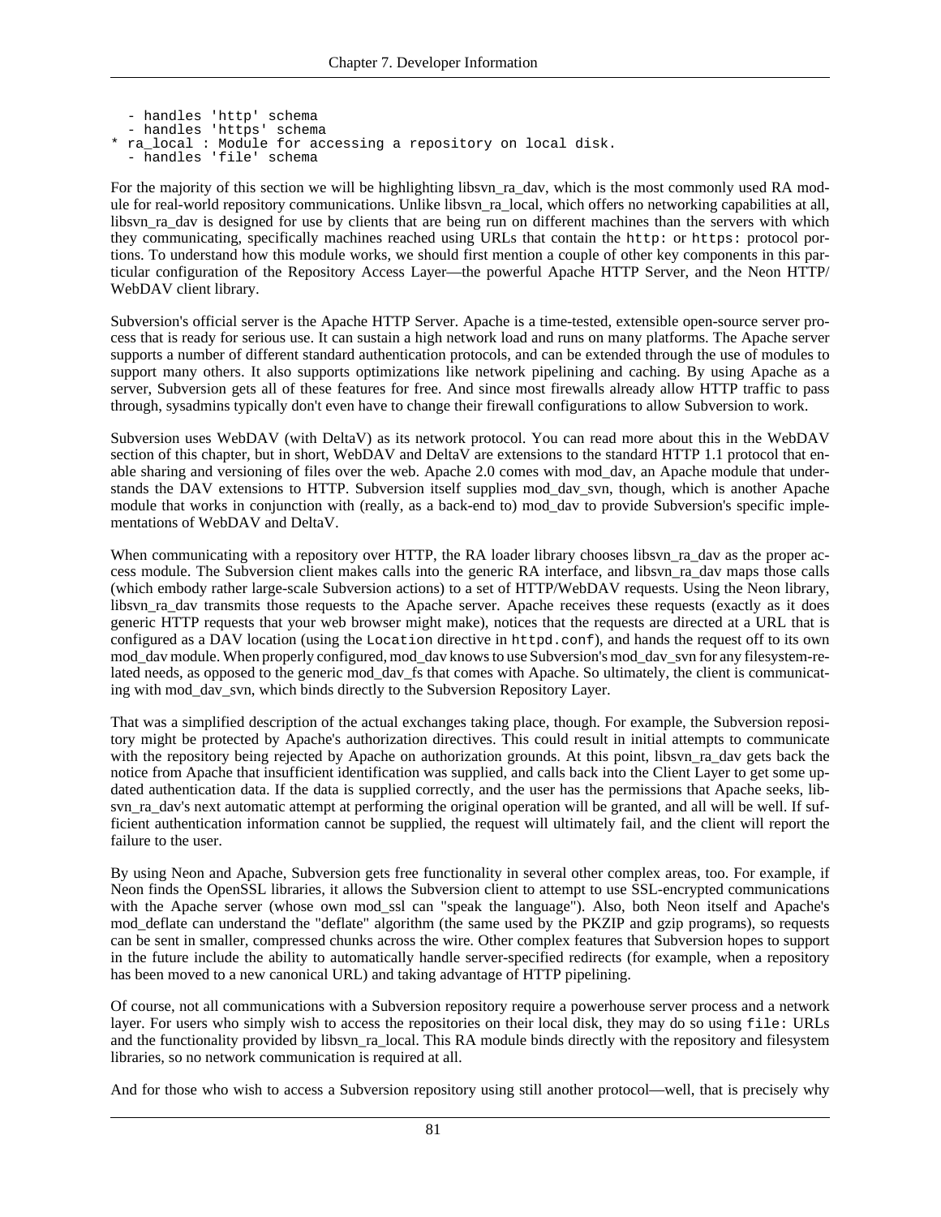```
  - handles 'http' schema
  - handles 'https' schema
* ra_local : Module for accessing a repository on local disk.
  - handles 'file' schema
```

For the majority of this section we will be highlighting libsvn_ra_dav, which is the most commonly used RA module for real-world repository communications. Unlike libsvn_ra_local, which offers no networking capabilities at all, libsvn_ra_dav is designed for use by clients that are being run on different machines than the servers with which they communicating, specifically machines reached using URLs that contain the `http:` or `https:` protocol portions. To understand how this module works, we should first mention a couple of other key components in this particular configuration of the Repository Access Layer—the powerful Apache HTTP Server, and the Neon HTTP/WebDAV client library.

Subversion's official server is the Apache HTTP Server. Apache is a time-tested, extensible open-source server process that is ready for serious use. It can sustain a high network load and runs on many platforms. The Apache server supports a number of different standard authentication protocols, and can be extended through the use of modules to support many others. It also supports optimizations like network pipelining and caching. By using Apache as a server, Subversion gets all of these features for free. And since most firewalls already allow HTTP traffic to pass through, sysadmins typically don't even have to change their firewall configurations to allow Subversion to work.

Subversion uses WebDAV (with DeltaV) as its network protocol. You can read more about this in the WebDAV section of this chapter, but in short, WebDAV and DeltaV are extensions to the standard HTTP 1.1 protocol that enable sharing and versioning of files over the web. Apache 2.0 comes with mod_dav, an Apache module that understands the DAV extensions to HTTP. Subversion itself supplies mod_dav_svn, though, which is another Apache module that works in conjunction with (really, as a back-end to) mod_dav to provide Subversion's specific implementations of WebDAV and DeltaV.

When communicating with a repository over HTTP, the RA loader library chooses libsvn_ra_dav as the proper access module. The Subversion client makes calls into the generic RA interface, and libsvn_ra_dav maps those calls (which embody rather large-scale Subversion actions) to a set of HTTP/WebDAV requests. Using the Neon library, libsvn_ra_dav transmits those requests to the Apache server. Apache receives these requests (exactly as it does generic HTTP requests that your web browser might make), notices that the requests are directed at a URL that is configured as a DAV location (using the `Location` directive in `httpd.conf`), and hands the request off to its own mod_dav module. When properly configured, mod_dav knows to use Subversion's mod_dav_svn for any filesystem-related needs, as opposed to the generic mod_dav_fs that comes with Apache. So ultimately, the client is communicating with mod_dav_svn, which binds directly to the Subversion Repository Layer.

That was a simplified description of the actual exchanges taking place, though. For example, the Subversion repository might be protected by Apache's authorization directives. This could result in initial attempts to communicate with the repository being rejected by Apache on authorization grounds. At this point, libsvn_ra_dav gets back the notice from Apache that insufficient identification was supplied, and calls back into the Client Layer to get some updated authentication data. If the data is supplied correctly, and the user has the permissions that Apache seeks, libsvn_ra_dav's next automatic attempt at performing the original operation will be granted, and all will be well. If sufficient authentication information cannot be supplied, the request will ultimately fail, and the client will report the failure to the user.

By using Neon and Apache, Subversion gets free functionality in several other complex areas, too. For example, if Neon finds the OpenSSL libraries, it allows the Subversion client to attempt to use SSL-encrypted communications with the Apache server (whose own mod_ssl can "speak the language"). Also, both Neon itself and Apache's mod_deflate can understand the "deflate" algorithm (the same used by the PKZIP and gzip programs), so requests can be sent in smaller, compressed chunks across the wire. Other complex features that Subversion hopes to support in the future include the ability to automatically handle server-specified redirects (for example, when a repository has been moved to a new canonical URL) and taking advantage of HTTP pipelining.

Of course, not all communications with a Subversion repository require a powerhouse server process and a network layer. For users who simply wish to access the repositories on their local disk, they may do so using `file:` URLs and the functionality provided by libsvn_ra_local. This RA module binds directly with the repository and filesystem libraries, so no network communication is required at all.

And for those who wish to access a Subversion repository using still another protocol—well, that is precisely why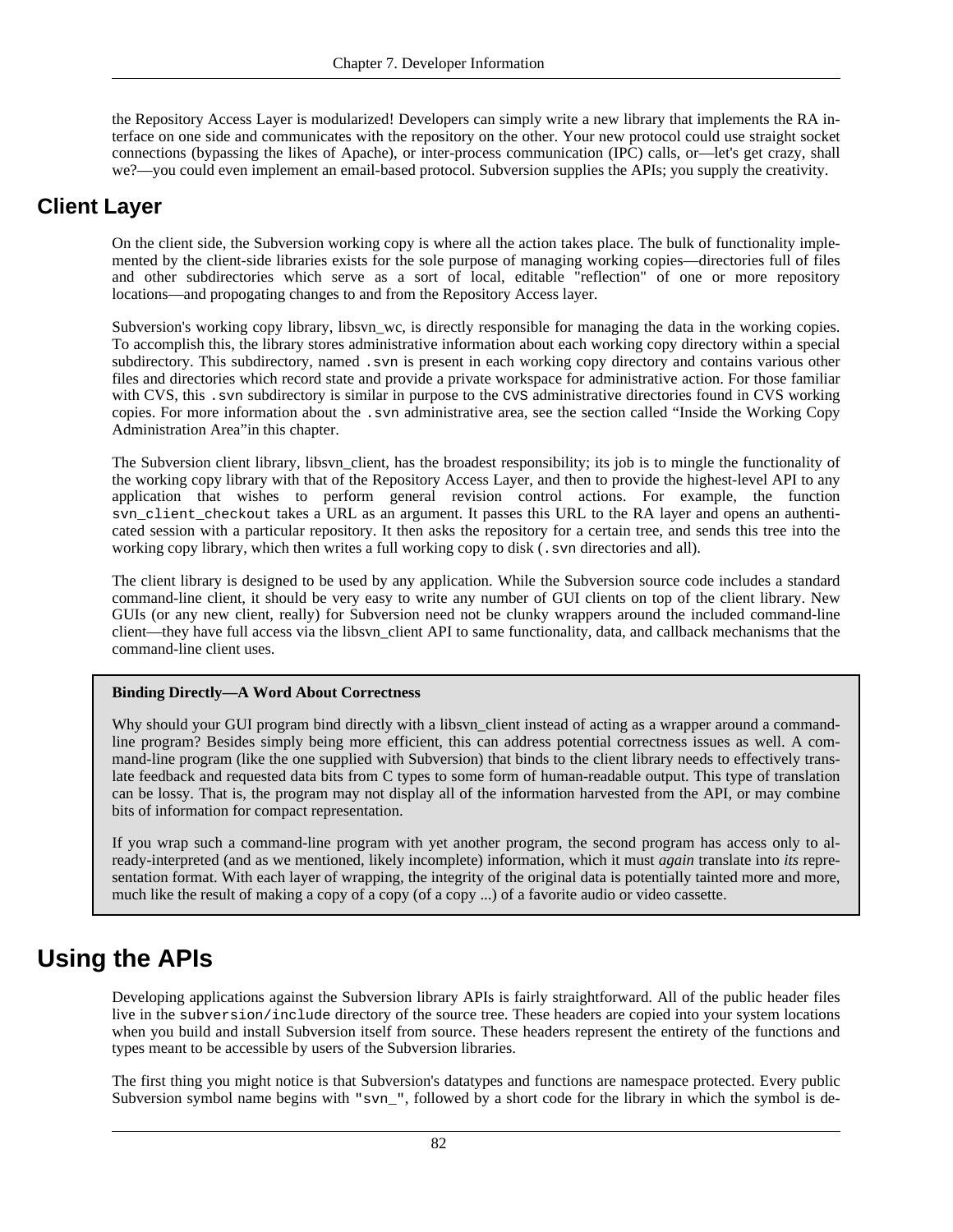the Repository Access Layer is modularized! Developers can simply write a new library that implements the RA interface on one side and communicates with the repository on the other. Your new protocol could use straight socket connections (bypassing the likes of Apache), or inter-process communication (IPC) calls, or—let's get crazy, shall we?—you could even implement an email-based protocol. Subversion supplies the APIs; you supply the creativity.

## Client Layer

On the client side, the Subversion working copy is where all the action takes place. The bulk of functionality implemented by the client-side libraries exists for the sole purpose of managing working copies—directories full of files and other subdirectories which serve as a sort of local, editable "reflection" of one or more repository locations—and propogating changes to and from the Repository Access layer.

Subversion's working copy library, libsvn_wc, is directly responsible for managing the data in the working copies. To accomplish this, the library stores administrative information about each working copy directory within a special subdirectory. This subdirectory, named `.svn` is present in each working copy directory and contains various other files and directories which record state and provide a private workspace for administrative action. For those familiar with CVS, this `.svn` subdirectory is similar in purpose to the `CVS` administrative directories found in CVS working copies. For more information about the `.svn` administrative area, see the section called "Inside the Working Copy Administration Area"in this chapter.

The Subversion client library, libsvn_client, has the broadest responsibility; its job is to mingle the functionality of the working copy library with that of the Repository Access Layer, and then to provide the highest-level API to any application that wishes to perform general revision control actions. For example, the function `svn_client_checkout` takes a URL as an argument. It passes this URL to the RA layer and opens an authenticated session with a particular repository. It then asks the repository for a certain tree, and sends this tree into the working copy library, which then writes a full working copy to disk (`.svn` directories and all).

The client library is designed to be used by any application. While the Subversion source code includes a standard command-line client, it should be very easy to write any number of GUI clients on top of the client library. New GUIs (or any new client, really) for Subversion need not be clunky wrappers around the included command-line client—they have full access via the libsvn_client API to same functionality, data, and callback mechanisms that the command-line client uses.

**Binding Directly—A Word About Correctness**

Why should your GUI program bind directly with a libsvn_client instead of acting as a wrapper around a command-line program? Besides simply being more efficient, this can address potential correctness issues as well. A command-line program (like the one supplied with Subversion) that binds to the client library needs to effectively translate feedback and requested data bits from C types to some form of human-readable output. This type of translation can be lossy. That is, the program may not display all of the information harvested from the API, or may combine bits of information for compact representation.

If you wrap such a command-line program with yet another program, the second program has access only to already-interpreted (and as we mentioned, likely incomplete) information, which it must *again* translate into *its* representation format. With each layer of wrapping, the integrity of the original data is potentially tainted more and more, much like the result of making a copy of a copy (of a copy ...) of a favorite audio or video cassette.

# Using the APIs

Developing applications against the Subversion library APIs is fairly straightforward. All of the public header files live in the `subversion/include` directory of the source tree. These headers are copied into your system locations when you build and install Subversion itself from source. These headers represent the entirety of the functions and types meant to be accessible by users of the Subversion libraries.

The first thing you might notice is that Subversion's datatypes and functions are namespace protected. Every public Subversion symbol name begins with `"svn_"`, followed by a short code for the library in which the symbol is de-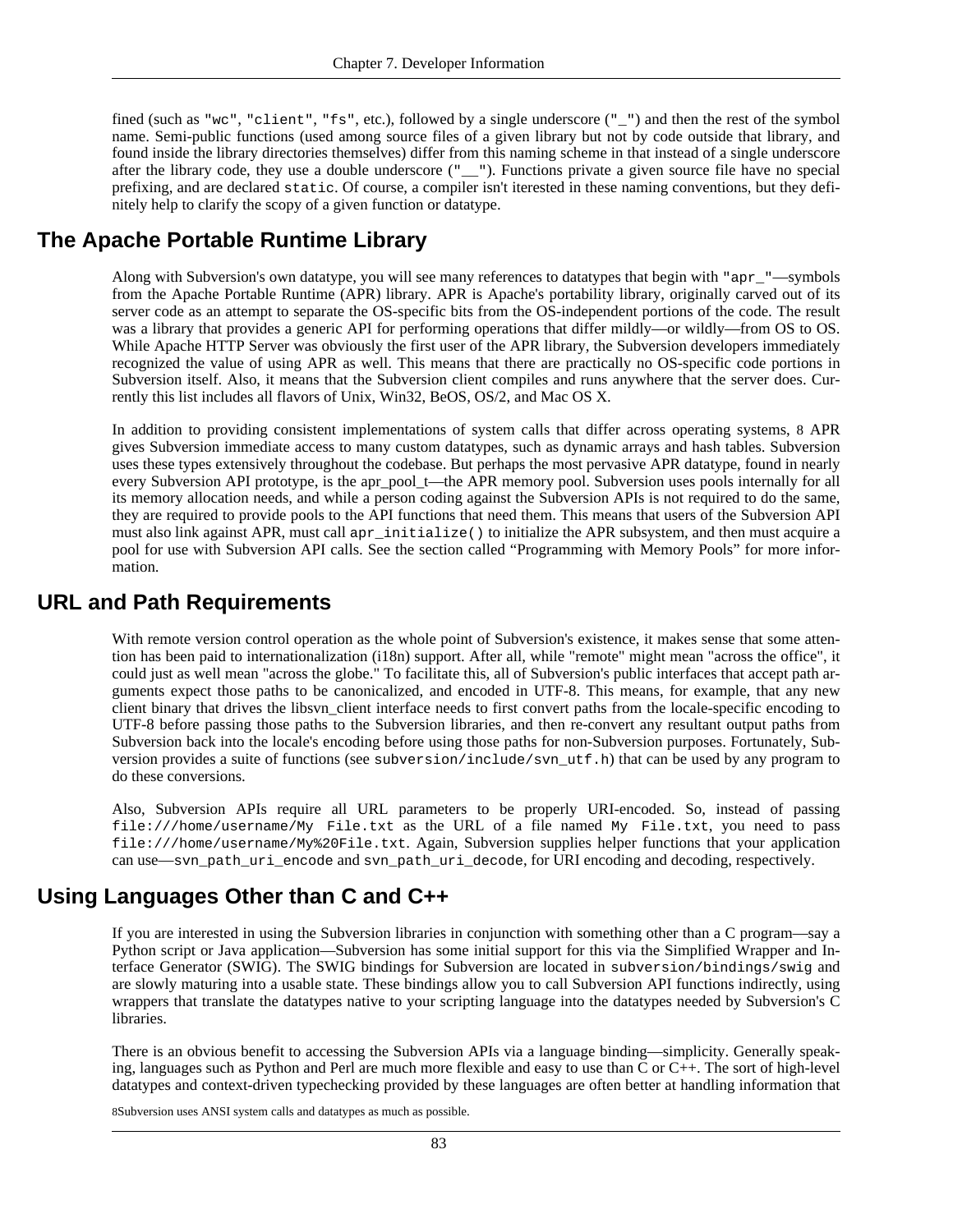fined (such as `"wc"`, `"client"`, `"fs"`, etc.), followed by a single underscore (`"_"`) and then the rest of the symbol name. Semi-public functions (used among source files of a given library but not by code outside that library, and found inside the library directories themselves) differ from this naming scheme in that instead of a single underscore after the library code, they use a double underscore (`"__"`). Functions private a given source file have no special prefixing, and are declared `static`. Of course, a compiler isn't iterested in these naming conventions, but they definitely help to clarify the scopy of a given function or datatype.

## The Apache Portable Runtime Library

Along with Subversion's own datatype, you will see many references to datatypes that begin with `"apr_"`—symbols from the Apache Portable Runtime (APR) library. APR is Apache's portability library, originally carved out of its server code as an attempt to separate the OS-specific bits from the OS-independent portions of the code. The result was a library that provides a generic API for performing operations that differ mildly—or wildly—from OS to OS. While Apache HTTP Server was obviously the first user of the APR library, the Subversion developers immediately recognized the value of using APR as well. This means that there are practically no OS-specific code portions in Subversion itself. Also, it means that the Subversion client compiles and runs anywhere that the server does. Currently this list includes all flavors of Unix, Win32, BeOS, OS/2, and Mac OS X.

In addition to providing consistent implementations of system calls that differ across operating systems, [8] APR gives Subversion immediate access to many custom datatypes, such as dynamic arrays and hash tables. Subversion uses these types extensively throughout the codebase. But perhaps the most pervasive APR datatype, found in nearly every Subversion API prototype, is the apr_pool_t—the APR memory pool. Subversion uses pools internally for all its memory allocation needs, and while a person coding against the Subversion APIs is not required to do the same, they are required to provide pools to the API functions that need them. This means that users of the Subversion API must also link against APR, must call `apr_initialize()` to initialize the APR subsystem, and then must acquire a pool for use with Subversion API calls. See the section called "Programming with Memory Pools" for more information.

## URL and Path Requirements

With remote version control operation as the whole point of Subversion's existence, it makes sense that some attention has been paid to internationalization (i18n) support. After all, while "remote" might mean "across the office", it could just as well mean "across the globe." To facilitate this, all of Subversion's public interfaces that accept path arguments expect those paths to be canonicalized, and encoded in UTF-8. This means, for example, that any new client binary that drives the libsvn_client interface needs to first convert paths from the locale-specific encoding to UTF-8 before passing those paths to the Subversion libraries, and then re-convert any resultant output paths from Subversion back into the locale's encoding before using those paths for non-Subversion purposes. Fortunately, Subversion provides a suite of functions (see `subversion/include/svn_utf.h`) that can be used by any program to do these conversions.

Also, Subversion APIs require all URL parameters to be properly URI-encoded. So, instead of passing `file:///home/username/My File.txt` as the URL of a file named `My File.txt`, you need to pass `file:///home/username/My%20File.txt`. Again, Subversion supplies helper functions that your application can use—`svn_path_uri_encode` and `svn_path_uri_decode`, for URI encoding and decoding, respectively.

## Using Languages Other than C and C++

If you are interested in using the Subversion libraries in conjunction with something other than a C program—say a Python script or Java application—Subversion has some initial support for this via the Simplified Wrapper and Interface Generator (SWIG). The SWIG bindings for Subversion are located in `subversion/bindings/swig` and are slowly maturing into a usable state. These bindings allow you to call Subversion API functions indirectly, using wrappers that translate the datatypes native to your scripting language into the datatypes needed by Subversion's C libraries.

There is an obvious benefit to accessing the Subversion APIs via a language binding—simplicity. Generally speaking, languages such as Python and Perl are much more flexible and easy to use than C or C++. The sort of high-level datatypes and context-driven typechecking provided by these languages are often better at handling information that

[8] Subversion uses ANSI system calls and datatypes as much as possible.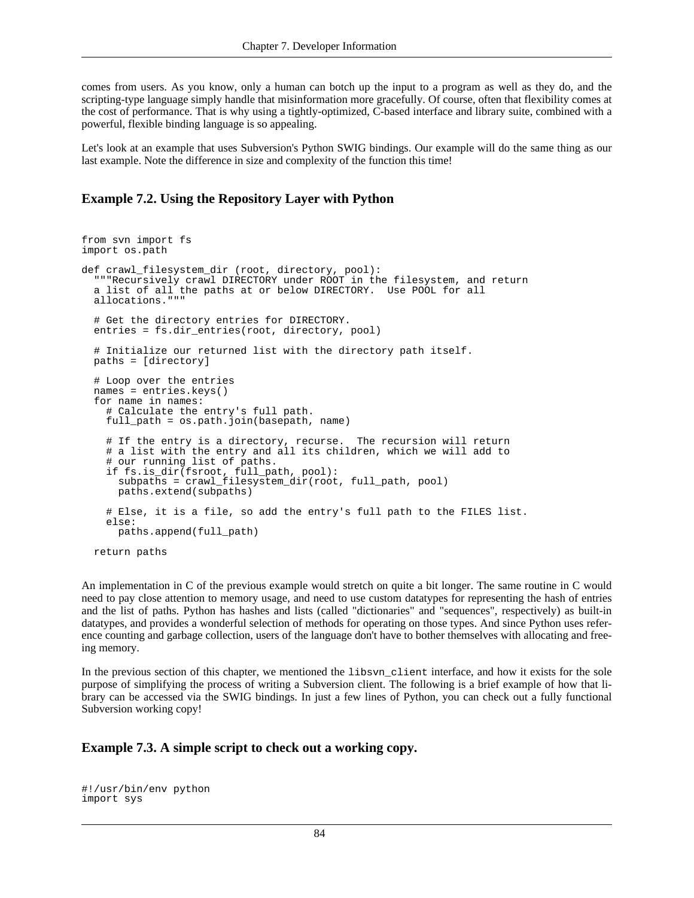comes from users. As you know, only a human can botch up the input to a program as well as they do, and the scripting-type language simply handle that misinformation more gracefully. Of course, often that flexibility comes at the cost of performance. That is why using a tightly-optimized, C-based interface and library suite, combined with a powerful, flexible binding language is so appealing.

Let's look at an example that uses Subversion's Python SWIG bindings. Our example will do the same thing as our last example. Note the difference in size and complexity of the function this time!

### Example 7.2. Using the Repository Layer with Python

```
from svn import fs
import os.path

def crawl_filesystem_dir (root, directory, pool):
  """Recursively crawl DIRECTORY under ROOT in the filesystem, and return
  a list of all the paths at or below DIRECTORY.  Use POOL for all
  allocations."""

  # Get the directory entries for DIRECTORY.
  entries = fs.dir_entries(root, directory, pool)

  # Initialize our returned list with the directory path itself.
  paths = [directory]

  # Loop over the entries
  names = entries.keys()
  for name in names:
    # Calculate the entry's full path.
    full_path = os.path.join(basepath, name)

    # If the entry is a directory, recurse.  The recursion will return
    # a list with the entry and all its children, which we will add to
    # our running list of paths.
    if fs.is_dir(fsroot, full_path, pool):
      subpaths = crawl_filesystem_dir(root, full_path, pool)
      paths.extend(subpaths)

    # Else, it is a file, so add the entry's full path to the FILES list.
    else:
      paths.append(full_path)

  return paths
```

An implementation in C of the previous example would stretch on quite a bit longer. The same routine in C would need to pay close attention to memory usage, and need to use custom datatypes for representing the hash of entries and the list of paths. Python has hashes and lists (called "dictionaries" and "sequences", respectively) as built-in datatypes, and provides a wonderful selection of methods for operating on those types. And since Python uses reference counting and garbage collection, users of the language don't have to bother themselves with allocating and freeing memory.

In the previous section of this chapter, we mentioned the `libsvn_client` interface, and how it exists for the sole purpose of simplifying the process of writing a Subversion client. The following is a brief example of how that library can be accessed via the SWIG bindings. In just a few lines of Python, you can check out a fully functional Subversion working copy!

### Example 7.3. A simple script to check out a working copy.

```
#!/usr/bin/env python
import sys
```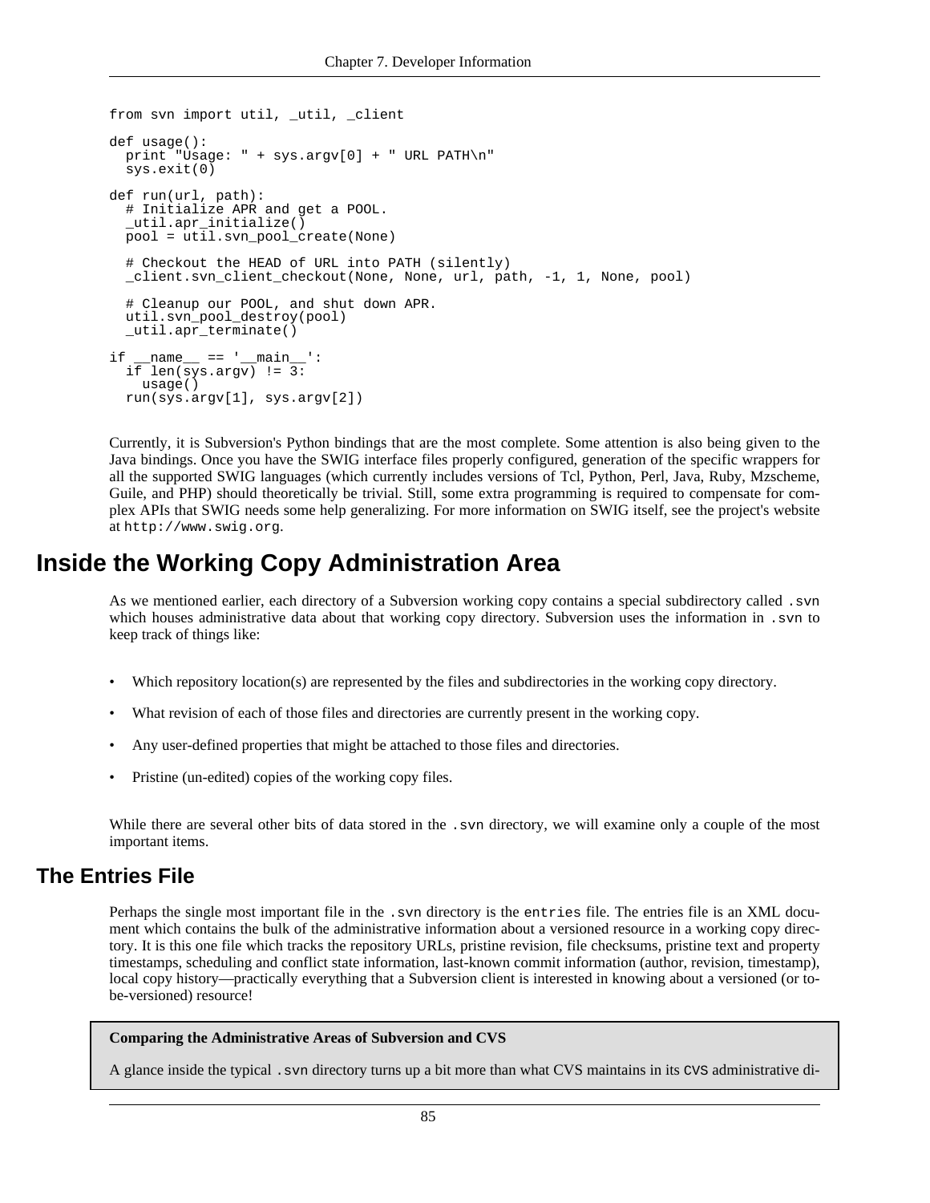```
from svn import util, _util, _client

def usage():
  print "Usage: " + sys.argv[0] + " URL PATH\n"
  sys.exit(0)

def run(url, path):
  # Initialize APR and get a POOL.
  _util.apr_initialize()
  pool = util.svn_pool_create(None)

  # Checkout the HEAD of URL into PATH (silently)
  _client.svn_client_checkout(None, None, url, path, -1, 1, None, pool)

  # Cleanup our POOL, and shut down APR.
  util.svn_pool_destroy(pool)
  _util.apr_terminate()

if __name__ == '__main__':
  if len(sys.argv) != 3:
    usage()
  run(sys.argv[1], sys.argv[2])
```

Currently, it is Subversion's Python bindings that are the most complete. Some attention is also being given to the Java bindings. Once you have the SWIG interface files properly configured, generation of the specific wrappers for all the supported SWIG languages (which currently includes versions of Tcl, Python, Perl, Java, Ruby, Mzscheme, Guile, and PHP) should theoretically be trivial. Still, some extra programming is required to compensate for complex APIs that SWIG needs some help generalizing. For more information on SWIG itself, see the project's website at `http://www.swig.org`.

# Inside the Working Copy Administration Area

As we mentioned earlier, each directory of a Subversion working copy contains a special subdirectory called `.svn` which houses administrative data about that working copy directory. Subversion uses the information in `.svn` to keep track of things like:

- Which repository location(s) are represented by the files and subdirectories in the working copy directory.
- What revision of each of those files and directories are currently present in the working copy.
- Any user-defined properties that might be attached to those files and directories.
- Pristine (un-edited) copies of the working copy files.

While there are several other bits of data stored in the `.svn` directory, we will examine only a couple of the most important items.

## The Entries File

Perhaps the single most important file in the `.svn` directory is the `entries` file. The entries file is an XML document which contains the bulk of the administrative information about a versioned resource in a working copy directory. It is this one file which tracks the repository URLs, pristine revision, file checksums, pristine text and property timestamps, scheduling and conflict state information, last-known commit information (author, revision, timestamp), local copy history—practically everything that a Subversion client is interested in knowing about a versioned (or to-be-versioned) resource!

**Comparing the Administrative Areas of Subversion and CVS**

A glance inside the typical `.svn` directory turns up a bit more than what CVS maintains in its `CVS` administrative di-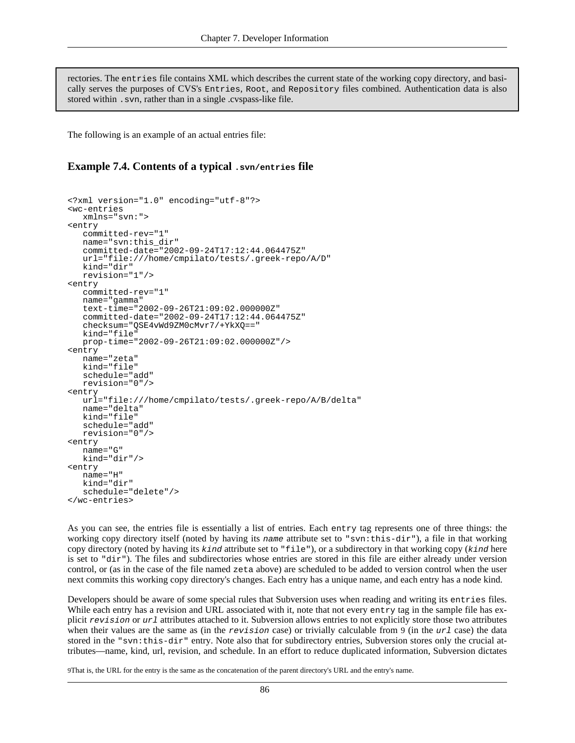rectories. The `entries` file contains XML which describes the current state of the working copy directory, and basically serves the purposes of CVS's `Entries`, `Root`, and `Repository` files combined. Authentication data is also stored within `.svn`, rather than in a single .cvspass-like file.

The following is an example of an actual entries file:

### Example 7.4. Contents of a typical `.svn/entries` file

```
<?xml version="1.0" encoding="utf-8"?>
<wc-entries
   xmlns="svn:">
<entry
   committed-rev="1"
   name="svn:this_dir"
   committed-date="2002-09-24T17:12:44.064475Z"
   url="file:///home/cmpilato/tests/.greek-repo/A/D"
   kind="dir"
   revision="1"/>
<entry
   committed-rev="1"
   name="gamma"
   text-time="2002-09-26T21:09:02.000000Z"
   committed-date="2002-09-24T17:12:44.064475Z"
   checksum="QSE4vWd9ZM0cMvr7/+YkXQ=="
   kind="file"
   prop-time="2002-09-26T21:09:02.000000Z"/>
<entry
   name="zeta"
   kind="file"
   schedule="add"
   revision="0"/>
<entry
   url="file:///home/cmpilato/tests/.greek-repo/A/B/delta"
   name="delta"
   kind="file"
   schedule="add"
   revision="0"/>
<entry
   name="G"
   kind="dir"/>
<entry
   name="H"
   kind="dir"
   schedule="delete"/>
</wc-entries>
```

As you can see, the entries file is essentially a list of entries. Each `entry` tag represents one of three things: the working copy directory itself (noted by having its *`name`* attribute set to `"svn:this-dir"`), a file in that working copy directory (noted by having its *`kind`* attribute set to `"file"`), or a subdirectory in that working copy (*`kind`* here is set to `"dir"`). The files and subdirectories whose entries are stored in this file are either already under version control, or (as in the case of the file named `zeta` above) are scheduled to be added to version control when the user next commits this working copy directory's changes. Each entry has a unique name, and each entry has a node kind.

Developers should be aware of some special rules that Subversion uses when reading and writing its `entries` files. While each entry has a revision and URL associated with it, note that not every `entry` tag in the sample file has explicit *`revision`* or *`url`* attributes attached to it. Subversion allows entries to not explicitly store those two attributes when their values are the same as (in the *`revision`* case) or trivially calculable from [9] (in the *`url`* case) the data stored in the `"svn:this-dir"` entry. Note also that for subdirectory entries, Subversion stores only the crucial attributes—name, kind, url, revision, and schedule. In an effort to reduce duplicated information, Subversion dictates

[9] That is, the URL for the entry is the same as the concatenation of the parent directory's URL and the entry's name.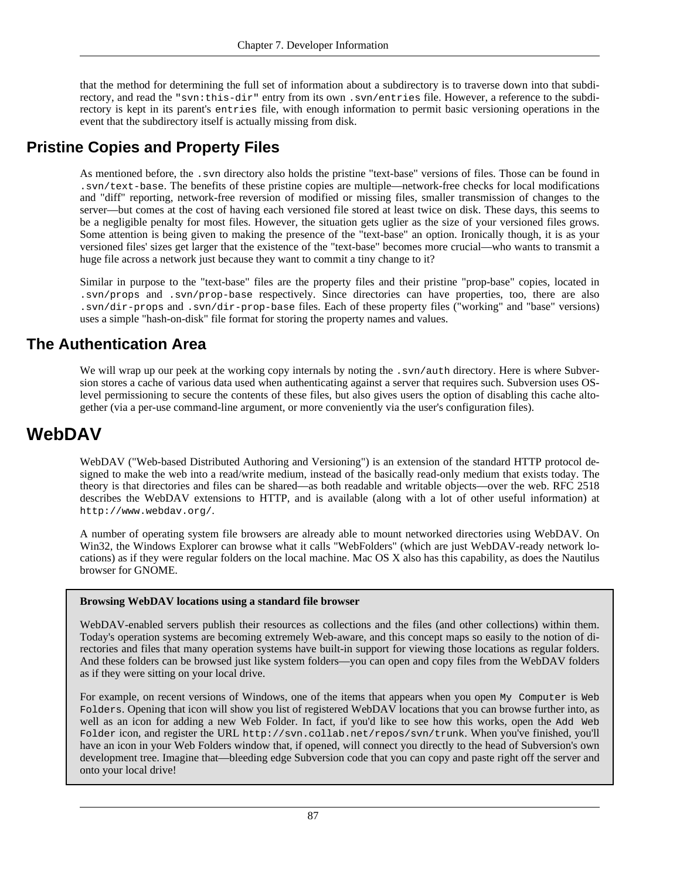that the method for determining the full set of information about a subdirectory is to traverse down into that subdirectory, and read the `"svn:this-dir"` entry from its own `.svn/entries` file. However, a reference to the subdirectory is kept in its parent's `entries` file, with enough information to permit basic versioning operations in the event that the subdirectory itself is actually missing from disk.

## Pristine Copies and Property Files

As mentioned before, the `.svn` directory also holds the pristine "text-base" versions of files. Those can be found in `.svn/text-base`. The benefits of these pristine copies are multiple—network-free checks for local modifications and "diff" reporting, network-free reversion of modified or missing files, smaller transmission of changes to the server—but comes at the cost of having each versioned file stored at least twice on disk. These days, this seems to be a negligible penalty for most files. However, the situation gets uglier as the size of your versioned files grows. Some attention is being given to making the presence of the "text-base" an option. Ironically though, it is as your versioned files' sizes get larger that the existence of the "text-base" becomes more crucial—who wants to transmit a huge file across a network just because they want to commit a tiny change to it?

Similar in purpose to the "text-base" files are the property files and their pristine "prop-base" copies, located in `.svn/props` and `.svn/prop-base` respectively. Since directories can have properties, too, there are also `.svn/dir-props` and `.svn/dir-prop-base` files. Each of these property files ("working" and "base" versions) uses a simple "hash-on-disk" file format for storing the property names and values.

## The Authentication Area

We will wrap up our peek at the working copy internals by noting the `.svn/auth` directory. Here is where Subversion stores a cache of various data used when authenticating against a server that requires such. Subversion uses OS-level permissioning to secure the contents of these files, but also gives users the option of disabling this cache altogether (via a per-use command-line argument, or more conveniently via the user's configuration files).

# WebDAV

WebDAV ("Web-based Distributed Authoring and Versioning") is an extension of the standard HTTP protocol designed to make the web into a read/write medium, instead of the basically read-only medium that exists today. The theory is that directories and files can be shared—as both readable and writable objects—over the web. RFC 2518 describes the WebDAV extensions to HTTP, and is available (along with a lot of other useful information) at `http://www.webdav.org/`.

A number of operating system file browsers are already able to mount networked directories using WebDAV. On Win32, the Windows Explorer can browse what it calls "WebFolders" (which are just WebDAV-ready network locations) as if they were regular folders on the local machine. Mac OS X also has this capability, as does the Nautilus browser for GNOME.

> **Browsing WebDAV locations using a standard file browser**
>
> WebDAV-enabled servers publish their resources as collections and the files (and other collections) within them. Today's operation systems are becoming extremely Web-aware, and this concept maps so easily to the notion of directories and files that many operation systems have built-in support for viewing those locations as regular folders. And these folders can be browsed just like system folders—you can open and copy files from the WebDAV folders as if they were sitting on your local drive.
>
> For example, on recent versions of Windows, one of the items that appears when you open `My Computer` is `Web Folders`. Opening that icon will show you list of registered WebDAV locations that you can browse further into, as well as an icon for adding a new Web Folder. In fact, if you'd like to see how this works, open the `Add Web Folder` icon, and register the URL `http://svn.collab.net/repos/svn/trunk`. When you've finished, you'll have an icon in your Web Folders window that, if opened, will connect you directly to the head of Subversion's own development tree. Imagine that—bleeding edge Subversion code that you can copy and paste right off the server and onto your local drive!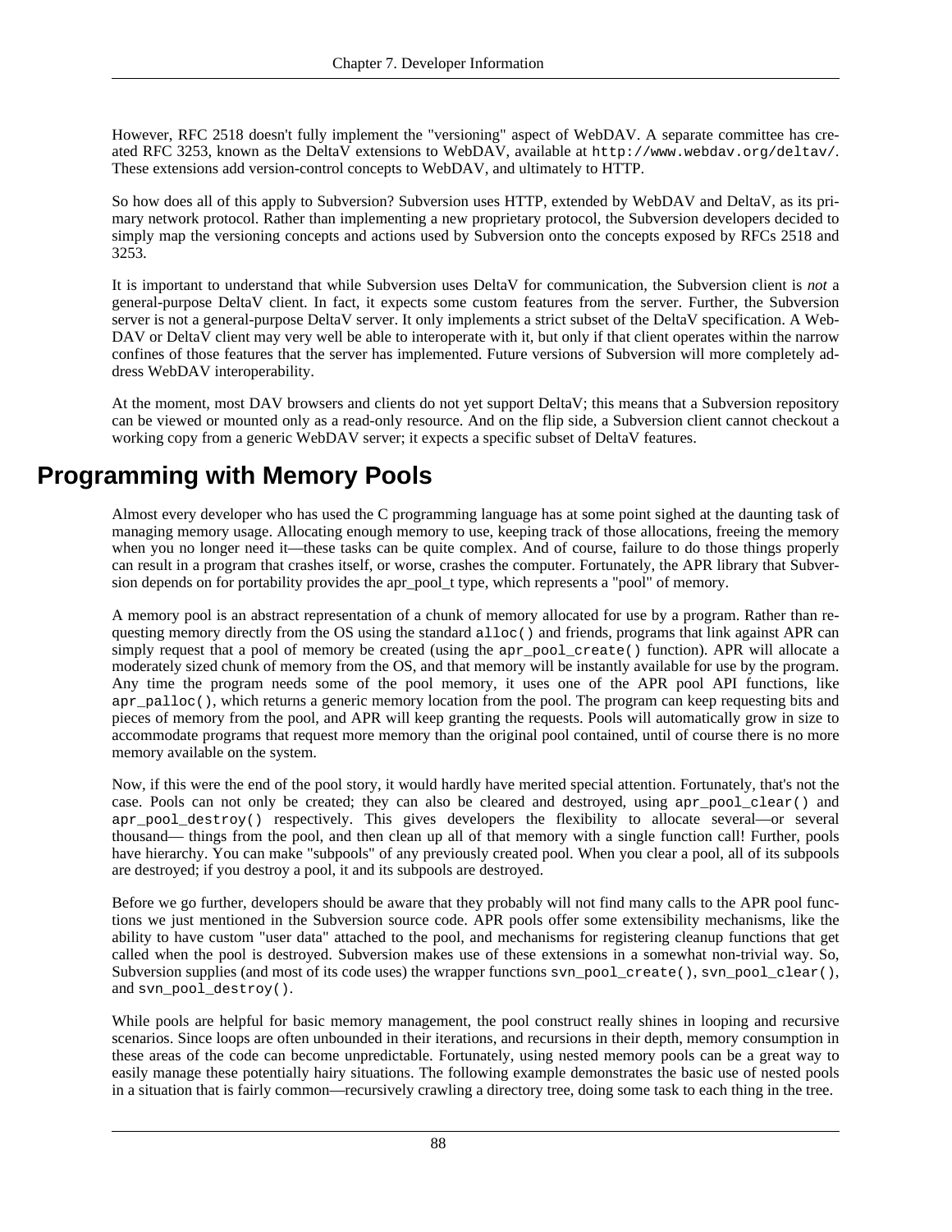However, RFC 2518 doesn't fully implement the "versioning" aspect of WebDAV. A separate committee has created RFC 3253, known as the DeltaV extensions to WebDAV, available at `http://www.webdav.org/deltav/`. These extensions add version-control concepts to WebDAV, and ultimately to HTTP.

So how does all of this apply to Subversion? Subversion uses HTTP, extended by WebDAV and DeltaV, as its primary network protocol. Rather than implementing a new proprietary protocol, the Subversion developers decided to simply map the versioning concepts and actions used by Subversion onto the concepts exposed by RFCs 2518 and 3253.

It is important to understand that while Subversion uses DeltaV for communication, the Subversion client is *not* a general-purpose DeltaV client. In fact, it expects some custom features from the server. Further, the Subversion server is not a general-purpose DeltaV server. It only implements a strict subset of the DeltaV specification. A WebDAV or DeltaV client may very well be able to interoperate with it, but only if that client operates within the narrow confines of those features that the server has implemented. Future versions of Subversion will more completely address WebDAV interoperability.

At the moment, most DAV browsers and clients do not yet support DeltaV; this means that a Subversion repository can be viewed or mounted only as a read-only resource. And on the flip side, a Subversion client cannot checkout a working copy from a generic WebDAV server; it expects a specific subset of DeltaV features.

## Programming with Memory Pools

Almost every developer who has used the C programming language has at some point sighed at the daunting task of managing memory usage. Allocating enough memory to use, keeping track of those allocations, freeing the memory when you no longer need it—these tasks can be quite complex. And of course, failure to do those things properly can result in a program that crashes itself, or worse, crashes the computer. Fortunately, the APR library that Subversion depends on for portability provides the apr_pool_t type, which represents a "pool" of memory.

A memory pool is an abstract representation of a chunk of memory allocated for use by a program. Rather than requesting memory directly from the OS using the standard `alloc()` and friends, programs that link against APR can simply request that a pool of memory be created (using the `apr_pool_create()` function). APR will allocate a moderately sized chunk of memory from the OS, and that memory will be instantly available for use by the program. Any time the program needs some of the pool memory, it uses one of the APR pool API functions, like `apr_palloc()`, which returns a generic memory location from the pool. The program can keep requesting bits and pieces of memory from the pool, and APR will keep granting the requests. Pools will automatically grow in size to accommodate programs that request more memory than the original pool contained, until of course there is no more memory available on the system.

Now, if this were the end of the pool story, it would hardly have merited special attention. Fortunately, that's not the case. Pools can not only be created; they can also be cleared and destroyed, using `apr_pool_clear()` and `apr_pool_destroy()` respectively. This gives developers the flexibility to allocate several—or several thousand— things from the pool, and then clean up all of that memory with a single function call! Further, pools have hierarchy. You can make "subpools" of any previously created pool. When you clear a pool, all of its subpools are destroyed; if you destroy a pool, it and its subpools are destroyed.

Before we go further, developers should be aware that they probably will not find many calls to the APR pool functions we just mentioned in the Subversion source code. APR pools offer some extensibility mechanisms, like the ability to have custom "user data" attached to the pool, and mechanisms for registering cleanup functions that get called when the pool is destroyed. Subversion makes use of these extensions in a somewhat non-trivial way. So, Subversion supplies (and most of its code uses) the wrapper functions `svn_pool_create()`, `svn_pool_clear()`, and `svn_pool_destroy()`.

While pools are helpful for basic memory management, the pool construct really shines in looping and recursive scenarios. Since loops are often unbounded in their iterations, and recursions in their depth, memory consumption in these areas of the code can become unpredictable. Fortunately, using nested memory pools can be a great way to easily manage these potentially hairy situations. The following example demonstrates the basic use of nested pools in a situation that is fairly common—recursively crawling a directory tree, doing some task to each thing in the tree.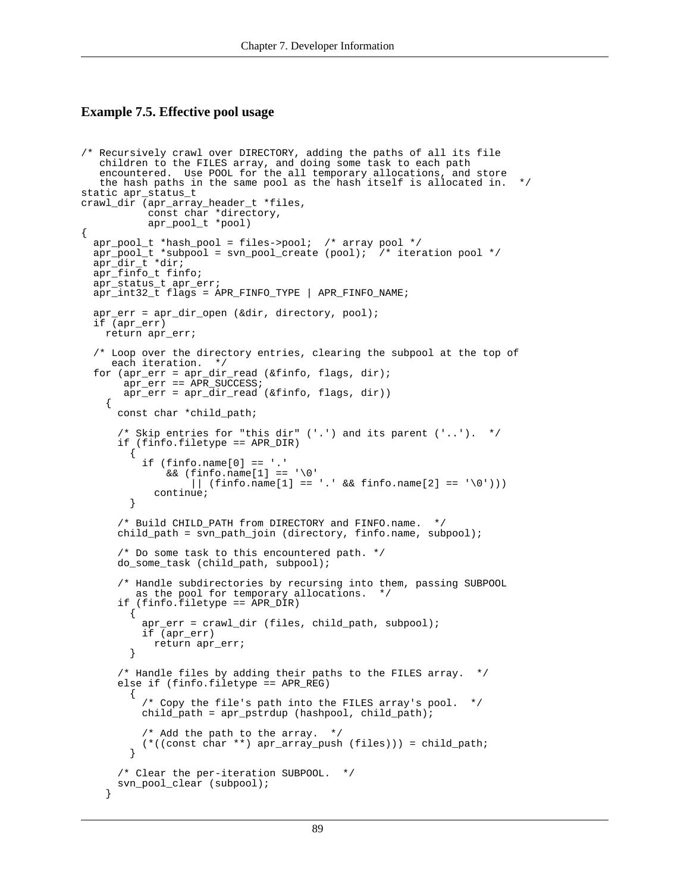**Example 7.5. Effective pool usage**

```
/* Recursively crawl over DIRECTORY, adding the paths of all its file
   children to the FILES array, and doing some task to each path
   encountered.  Use POOL for the all temporary allocations, and store
   the hash paths in the same pool as the hash itself is allocated in.  */
static apr_status_t
crawl_dir (apr_array_header_t *files,
           const char *directory,
           apr_pool_t *pool)
{
  apr_pool_t *hash_pool = files->pool;  /* array pool */
  apr_pool_t *subpool = svn_pool_create (pool);  /* iteration pool */
  apr_dir_t *dir;
  apr_finfo_t finfo;
  apr_status_t apr_err;
  apr_int32_t flags = APR_FINFO_TYPE | APR_FINFO_NAME;

  apr_err = apr_dir_open (&dir, directory, pool);
  if (apr_err)
    return apr_err;

  /* Loop over the directory entries, clearing the subpool at the top of
     each iteration.  */
  for (apr_err = apr_dir_read (&finfo, flags, dir);
       apr_err == APR_SUCCESS;
       apr_err = apr_dir_read (&finfo, flags, dir))
    {
      const char *child_path;

      /* Skip entries for "this dir" ('.') and its parent ('..').  */
      if (finfo.filetype == APR_DIR)
        {
          if (finfo.name[0] == '.'
              && (finfo.name[1] == '\0'
                  || (finfo.name[1] == '.' && finfo.name[2] == '\0')))
            continue;
        }

      /* Build CHILD_PATH from DIRECTORY and FINFO.name.  */
      child_path = svn_path_join (directory, finfo.name, subpool);

      /* Do some task to this encountered path. */
      do_some_task (child_path, subpool);

      /* Handle subdirectories by recursing into them, passing SUBPOOL
         as the pool for temporary allocations.  */
      if (finfo.filetype == APR_DIR)
        {
          apr_err = crawl_dir (files, child_path, subpool);
          if (apr_err)
            return apr_err;
        }

      /* Handle files by adding their paths to the FILES array.  */
      else if (finfo.filetype == APR_REG)
        {
          /* Copy the file's path into the FILES array's pool.  */
          child_path = apr_pstrdup (hashpool, child_path);

          /* Add the path to the array.  */
          (*((const char **) apr_array_push (files))) = child_path;
        }

      /* Clear the per-iteration SUBPOOL.  */
      svn_pool_clear (subpool);
    }
```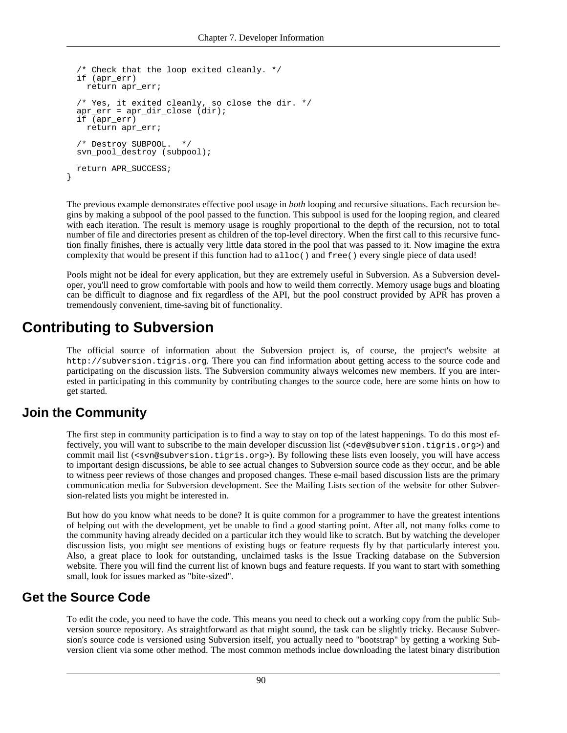```
  /* Check that the loop exited cleanly. */
  if (apr_err)
    return apr_err;

  /* Yes, it exited cleanly, so close the dir. */
  apr_err = apr_dir_close (dir);
  if (apr_err)
    return apr_err;

  /* Destroy SUBPOOL.  */
  svn_pool_destroy (subpool);

  return APR_SUCCESS;
}
```

The previous example demonstrates effective pool usage in *both* looping and recursive situations. Each recursion begins by making a subpool of the pool passed to the function. This subpool is used for the looping region, and cleared with each iteration. The result is memory usage is roughly proportional to the depth of the recursion, not to total number of file and directories present as children of the top-level directory. When the first call to this recursive function finally finishes, there is actually very little data stored in the pool that was passed to it. Now imagine the extra complexity that would be present if this function had to `alloc()` and `free()` every single piece of data used!

Pools might not be ideal for every application, but they are extremely useful in Subversion. As a Subversion developer, you'll need to grow comfortable with pools and how to weild them correctly. Memory usage bugs and bloating can be difficult to diagnose and fix regardless of the API, but the pool construct provided by APR has proven a tremendously convenient, time-saving bit of functionality.

# Contributing to Subversion

The official source of information about the Subversion project is, of course, the project's website at `http://subversion.tigris.org`. There you can find information about getting access to the source code and participating on the discussion lists. The Subversion community always welcomes new members. If you are interested in participating in this community by contributing changes to the source code, here are some hints on how to get started.

## Join the Community

The first step in community participation is to find a way to stay on top of the latest happenings. To do this most effectively, you will want to subscribe to the main developer discussion list (`<dev@subversion.tigris.org>`) and commit mail list (`<svn@subversion.tigris.org>`). By following these lists even loosely, you will have access to important design discussions, be able to see actual changes to Subversion source code as they occur, and be able to witness peer reviews of those changes and proposed changes. These e-mail based discussion lists are the primary communication media for Subversion development. See the Mailing Lists section of the website for other Subversion-related lists you might be interested in.

But how do you know what needs to be done? It is quite common for a programmer to have the greatest intentions of helping out with the development, yet be unable to find a good starting point. After all, not many folks come to the community having already decided on a particular itch they would like to scratch. But by watching the developer discussion lists, you might see mentions of existing bugs or feature requests fly by that particularly interest you. Also, a great place to look for outstanding, unclaimed tasks is the Issue Tracking database on the Subversion website. There you will find the current list of known bugs and feature requests. If you want to start with something small, look for issues marked as "bite-sized".

## Get the Source Code

To edit the code, you need to have the code. This means you need to check out a working copy from the public Subversion source repository. As straightforward as that might sound, the task can be slightly tricky. Because Subversion's source code is versioned using Subversion itself, you actually need to "bootstrap" by getting a working Subversion client via some other method. The most common methods inclue downloading the latest binary distribution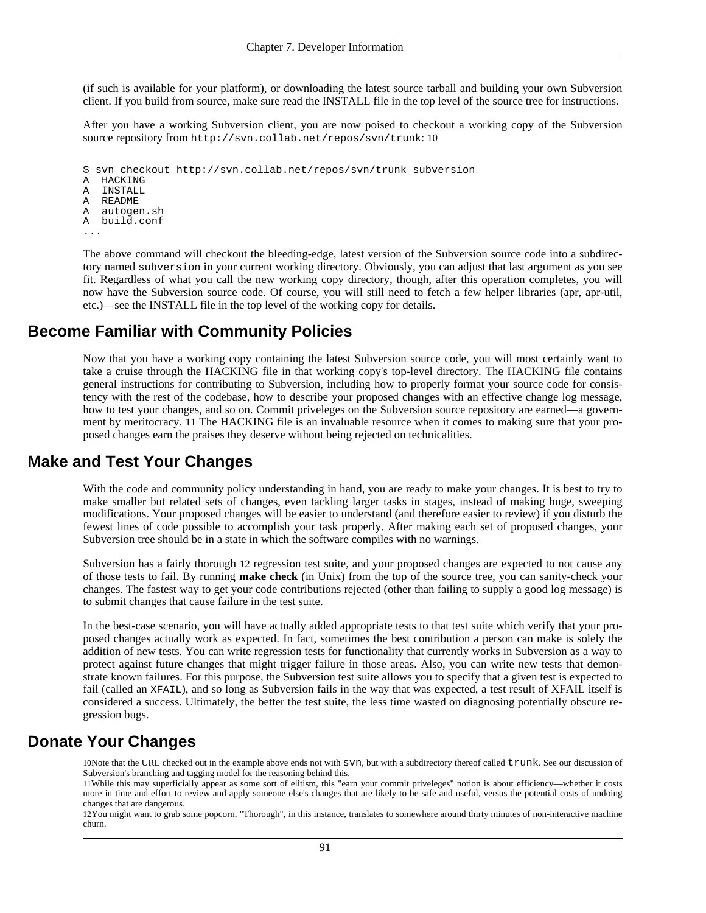(if such is available for your platform), or downloading the latest source tarball and building your own Subversion client. If you build from source, make sure read the INSTALL file in the top level of the source tree for instructions.

After you have a working Subversion client, you are now poised to checkout a working copy of the Subversion source repository from `http://svn.collab.net/repos/svn/trunk`: [10]

```
$ svn checkout http://svn.collab.net/repos/svn/trunk subversion
A  HACKING
A  INSTALL
A  README
A  autogen.sh
A  build.conf
...
```

The above command will checkout the bleeding-edge, latest version of the Subversion source code into a subdirectory named `subversion` in your current working directory. Obviously, you can adjust that last argument as you see fit. Regardless of what you call the new working copy directory, though, after this operation completes, you will now have the Subversion source code. Of course, you will still need to fetch a few helper libraries (apr, apr-util, etc.)—see the INSTALL file in the top level of the working copy for details.

## Become Familiar with Community Policies

Now that you have a working copy containing the latest Subversion source code, you will most certainly want to take a cruise through the HACKING file in that working copy's top-level directory. The HACKING file contains general instructions for contributing to Subversion, including how to properly format your source code for consistency with the rest of the codebase, how to describe your proposed changes with an effective change log message, how to test your changes, and so on. Commit priveleges on the Subversion source repository are earned—a government by meritocracy. [11] The HACKING file is an invaluable resource when it comes to making sure that your proposed changes earn the praises they deserve without being rejected on technicalities.

## Make and Test Your Changes

With the code and community policy understanding in hand, you are ready to make your changes. It is best to try to make smaller but related sets of changes, even tackling larger tasks in stages, instead of making huge, sweeping modifications. Your proposed changes will be easier to understand (and therefore easier to review) if you disturb the fewest lines of code possible to accomplish your task properly. After making each set of proposed changes, your Subversion tree should be in a state in which the software compiles with no warnings.

Subversion has a fairly thorough [12] regression test suite, and your proposed changes are expected to not cause any of those tests to fail. By running **make check** (in Unix) from the top of the source tree, you can sanity-check your changes. The fastest way to get your code contributions rejected (other than failing to supply a good log message) is to submit changes that cause failure in the test suite.

In the best-case scenario, you will have actually added appropriate tests to that test suite which verify that your proposed changes actually work as expected. In fact, sometimes the best contribution a person can make is solely the addition of new tests. You can write regression tests for functionality that currently works in Subversion as a way to protect against future changes that might trigger failure in those areas. Also, you can write new tests that demonstrate known failures. For this purpose, the Subversion test suite allows you to specify that a given test is expected to fail (called an `XFAIL`), and so long as Subversion fails in the way that was expected, a test result of XFAIL itself is considered a success. Ultimately, the better the test suite, the less time wasted on diagnosing potentially obscure regression bugs.

## Donate Your Changes

[10] Note that the URL checked out in the example above ends not with `svn`, but with a subdirectory thereof called `trunk`. See our discussion of Subversion's branching and tagging model for the reasoning behind this.

[11] While this may superficially appear as some sort of elitism, this "earn your commit priveleges" notion is about efficiency—whether it costs more in time and effort to review and apply someone else's changes that are likely to be safe and useful, versus the potential costs of undoing changes that are dangerous.

[12] You might want to grab some popcorn. "Thorough", in this instance, translates to somewhere around thirty minutes of non-interactive machine churn.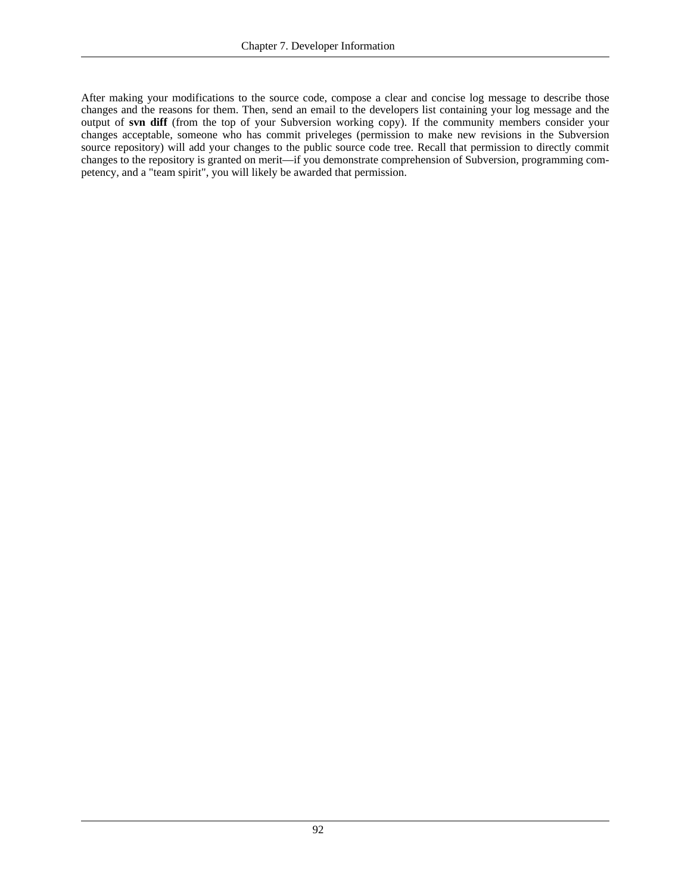After making your modifications to the source code, compose a clear and concise log message to describe those changes and the reasons for them. Then, send an email to the developers list containing your log message and the output of **svn diff** (from the top of your Subversion working copy). If the community members consider your changes acceptable, someone who has commit priveleges (permission to make new revisions in the Subversion source repository) will add your changes to the public source code tree. Recall that permission to directly commit changes to the repository is granted on merit—if you demonstrate comprehension of Subversion, programming competency, and a "team spirit", you will likely be awarded that permission.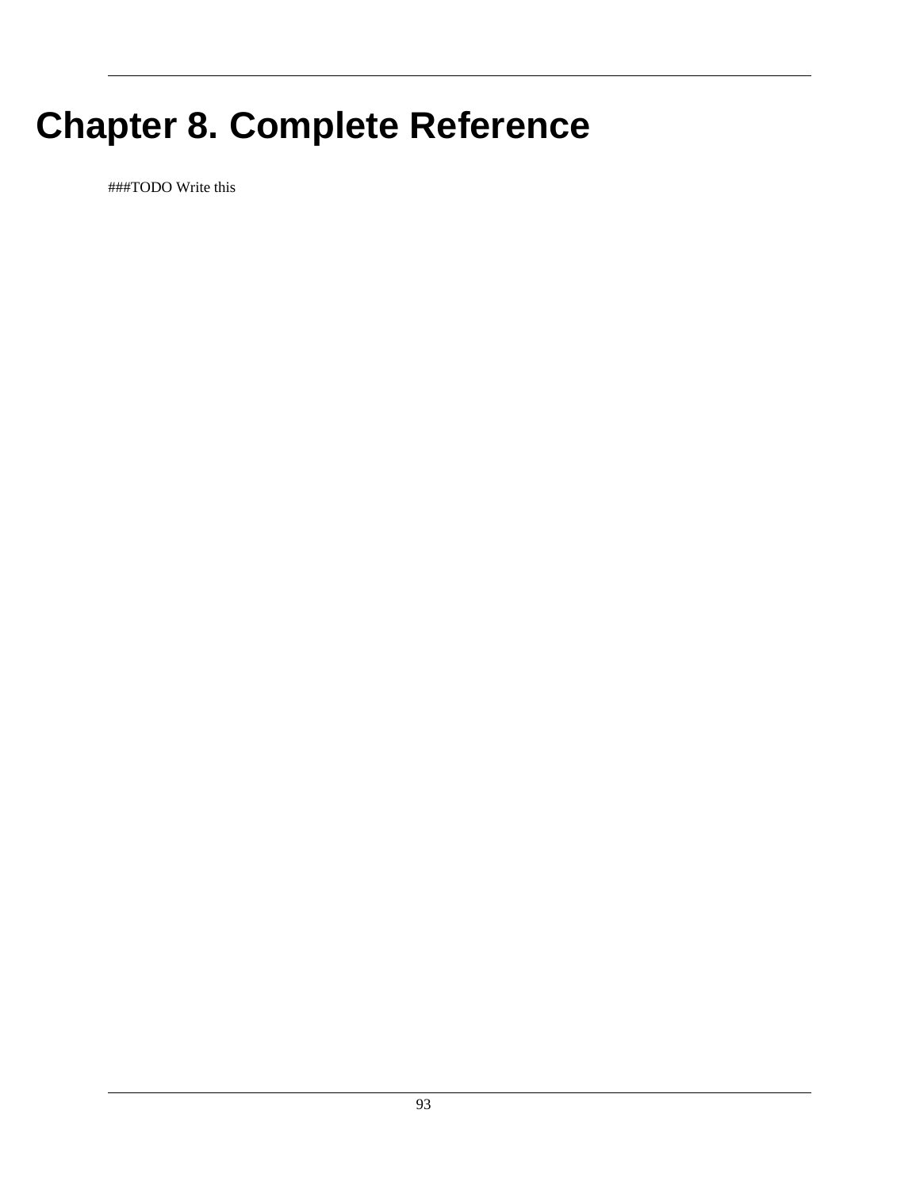# Chapter 8. Complete Reference

###TODO Write this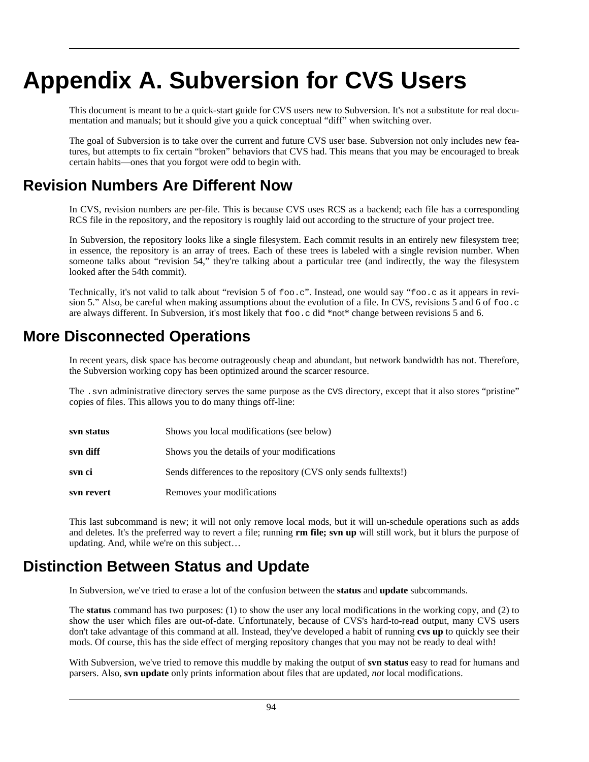# Appendix A. Subversion for CVS Users

This document is meant to be a quick-start guide for CVS users new to Subversion. It's not a substitute for real documentation and manuals; but it should give you a quick conceptual "diff" when switching over.

The goal of Subversion is to take over the current and future CVS user base. Subversion not only includes new features, but attempts to fix certain "broken" behaviors that CVS had. This means that you may be encouraged to break certain habits—ones that you forgot were odd to begin with.

## Revision Numbers Are Different Now

In CVS, revision numbers are per-file. This is because CVS uses RCS as a backend; each file has a corresponding RCS file in the repository, and the repository is roughly laid out according to the structure of your project tree.

In Subversion, the repository looks like a single filesystem. Each commit results in an entirely new filesystem tree; in essence, the repository is an array of trees. Each of these trees is labeled with a single revision number. When someone talks about "revision 54," they're talking about a particular tree (and indirectly, the way the filesystem looked after the 54th commit).

Technically, it's not valid to talk about "revision 5 of `foo.c`". Instead, one would say "`foo.c` as it appears in revision 5." Also, be careful when making assumptions about the evolution of a file. In CVS, revisions 5 and 6 of `foo.c` are always different. In Subversion, it's most likely that `foo.c` did *not* change between revisions 5 and 6.

## More Disconnected Operations

In recent years, disk space has become outrageously cheap and abundant, but network bandwidth has not. Therefore, the Subversion working copy has been optimized around the scarcer resource.

The `.svn` administrative directory serves the same purpose as the `CVS` directory, except that it also stores "pristine" copies of files. This allows you to do many things off-line:

**svn status**
: Shows you local modifications (see below)

**svn diff**
: Shows you the details of your modifications

**svn ci**
: Sends differences to the repository (CVS only sends fulltexts!)

**svn revert**
: Removes your modifications

This last subcommand is new; it will not only remove local mods, but it will un-schedule operations such as adds and deletes. It's the preferred way to revert a file; running **rm file; svn up** will still work, but it blurs the purpose of updating. And, while we're on this subject…

## Distinction Between Status and Update

In Subversion, we've tried to erase a lot of the confusion between the **status** and **update** subcommands.

The **status** command has two purposes: (1) to show the user any local modifications in the working copy, and (2) to show the user which files are out-of-date. Unfortunately, because of CVS's hard-to-read output, many CVS users don't take advantage of this command at all. Instead, they've developed a habit of running **cvs up** to quickly see their mods. Of course, this has the side effect of merging repository changes that you may not be ready to deal with!

With Subversion, we've tried to remove this muddle by making the output of **svn status** easy to read for humans and parsers. Also, **svn update** only prints information about files that are updated, *not* local modifications.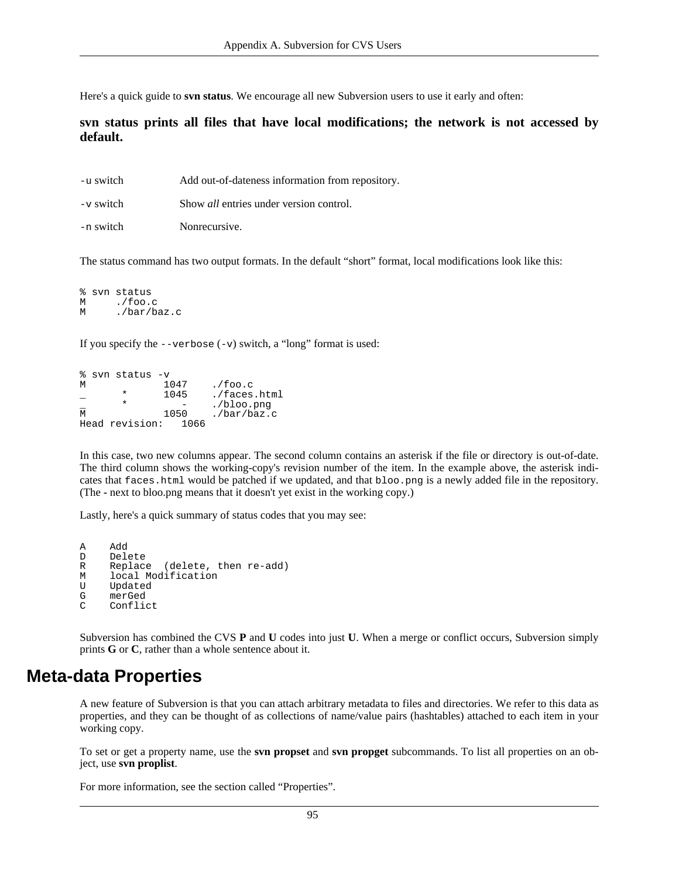Here's a quick guide to **svn status**. We encourage all new Subversion users to use it early and often:

**svn status prints all files that have local modifications; the network is not accessed by default.**

| | |
|---|---|
| -u switch | Add out-of-dateness information from repository. |
| -v switch | Show *all* entries under version control. |
| -n switch | Nonrecursive. |

The status command has two output formats. In the default "short" format, local modifications look like this:

```
% svn status
M     ./foo.c
M     ./bar/baz.c
```

If you specify the `--verbose` (`-v`) switch, a "long" format is used:

```
% svn status -v
M             1047    ./foo.c
_      *      1045    ./faces.html
_      *         -    ./bloo.png
M             1050    ./bar/baz.c
Head revision:   1066
```

In this case, two new columns appear. The second column contains an asterisk if the file or directory is out-of-date. The third column shows the working-copy's revision number of the item. In the example above, the asterisk indicates that `faces.html` would be patched if we updated, and that `bloo.png` is a newly added file in the repository. (The **-** next to bloo.png means that it doesn't yet exist in the working copy.)

Lastly, here's a quick summary of status codes that you may see:

```
A    Add
D    Delete
R    Replace  (delete, then re-add)
M    local Modification
U    Updated
G    merGed
C    Conflict
```

Subversion has combined the CVS **P** and **U** codes into just **U**. When a merge or conflict occurs, Subversion simply prints **G** or **C**, rather than a whole sentence about it.

# Meta-data Properties

A new feature of Subversion is that you can attach arbitrary metadata to files and directories. We refer to this data as properties, and they can be thought of as collections of name/value pairs (hashtables) attached to each item in your working copy.

To set or get a property name, use the **svn propset** and **svn propget** subcommands. To list all properties on an object, use **svn proplist**.

For more information, see the section called "Properties".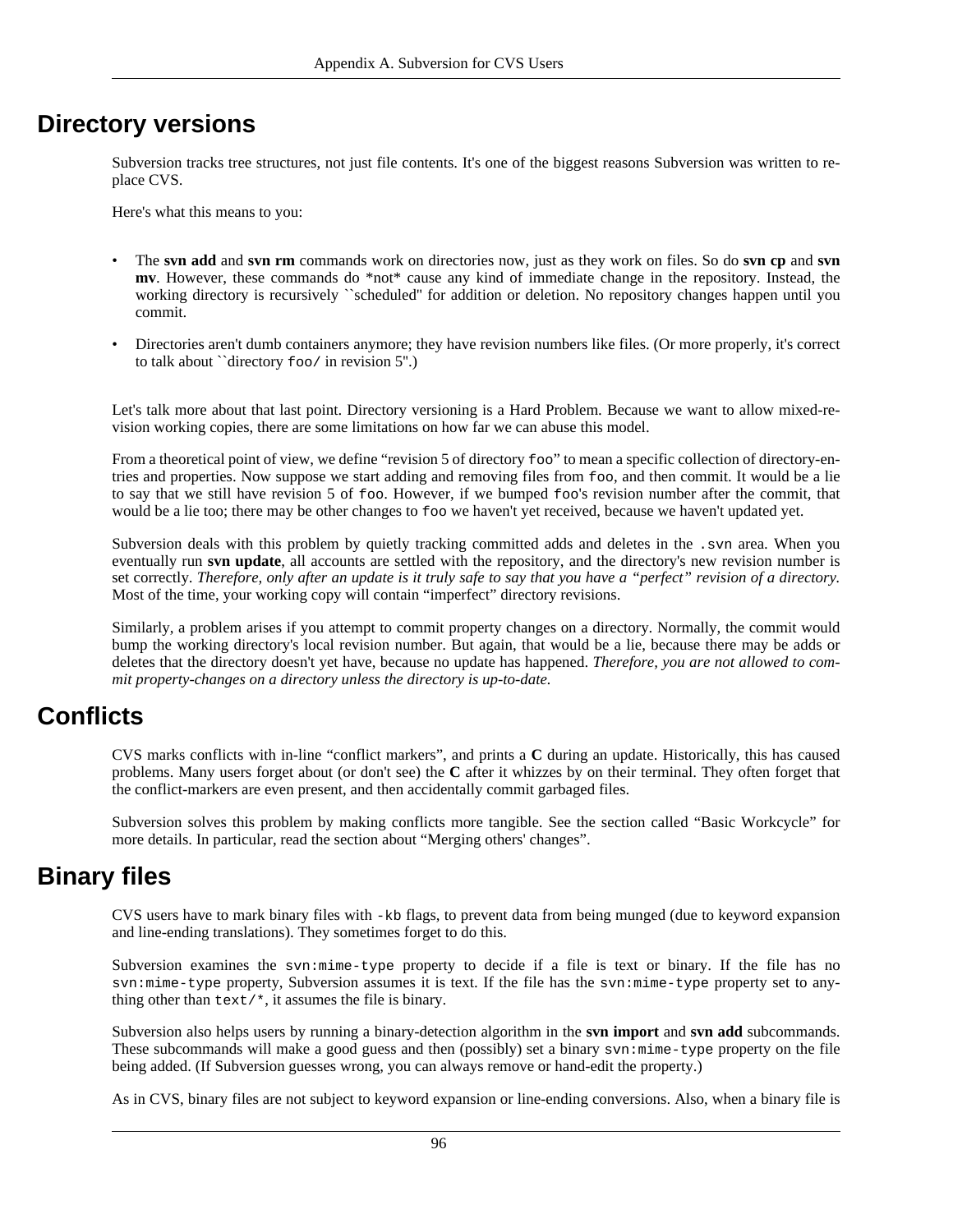## Directory versions

Subversion tracks tree structures, not just file contents. It's one of the biggest reasons Subversion was written to replace CVS.

Here's what this means to you:

- The **svn add** and **svn rm** commands work on directories now, just as they work on files. So do **svn cp** and **svn mv**. However, these commands do *not* cause any kind of immediate change in the repository. Instead, the working directory is recursively ``scheduled'' for addition or deletion. No repository changes happen until you commit.
- Directories aren't dumb containers anymore; they have revision numbers like files. (Or more properly, it's correct to talk about ``directory `foo/` in revision 5''.)

Let's talk more about that last point. Directory versioning is a Hard Problem. Because we want to allow mixed-revision working copies, there are some limitations on how far we can abuse this model.

From a theoretical point of view, we define "revision 5 of directory `foo`" to mean a specific collection of directory-entries and properties. Now suppose we start adding and removing files from `foo`, and then commit. It would be a lie to say that we still have revision 5 of `foo`. However, if we bumped `foo`'s revision number after the commit, that would be a lie too; there may be other changes to `foo` we haven't yet received, because we haven't updated yet.

Subversion deals with this problem by quietly tracking committed adds and deletes in the `.svn` area. When you eventually run **svn update**, all accounts are settled with the repository, and the directory's new revision number is set correctly. *Therefore, only after an update is it truly safe to say that you have a "perfect" revision of a directory.* Most of the time, your working copy will contain "imperfect" directory revisions.

Similarly, a problem arises if you attempt to commit property changes on a directory. Normally, the commit would bump the working directory's local revision number. But again, that would be a lie, because there may be adds or deletes that the directory doesn't yet have, because no update has happened. *Therefore, you are not allowed to commit property-changes on a directory unless the directory is up-to-date.*

## Conflicts

CVS marks conflicts with in-line "conflict markers", and prints a **C** during an update. Historically, this has caused problems. Many users forget about (or don't see) the **C** after it whizzes by on their terminal. They often forget that the conflict-markers are even present, and then accidentally commit garbaged files.

Subversion solves this problem by making conflicts more tangible. See the section called "Basic Workcycle" for more details. In particular, read the section about "Merging others' changes".

## Binary files

CVS users have to mark binary files with `-kb` flags, to prevent data from being munged (due to keyword expansion and line-ending translations). They sometimes forget to do this.

Subversion examines the `svn:mime-type` property to decide if a file is text or binary. If the file has no `svn:mime-type` property, Subversion assumes it is text. If the file has the `svn:mime-type` property set to anything other than `text/*`, it assumes the file is binary.

Subversion also helps users by running a binary-detection algorithm in the **svn import** and **svn add** subcommands. These subcommands will make a good guess and then (possibly) set a binary `svn:mime-type` property on the file being added. (If Subversion guesses wrong, you can always remove or hand-edit the property.)

As in CVS, binary files are not subject to keyword expansion or line-ending conversions. Also, when a binary file is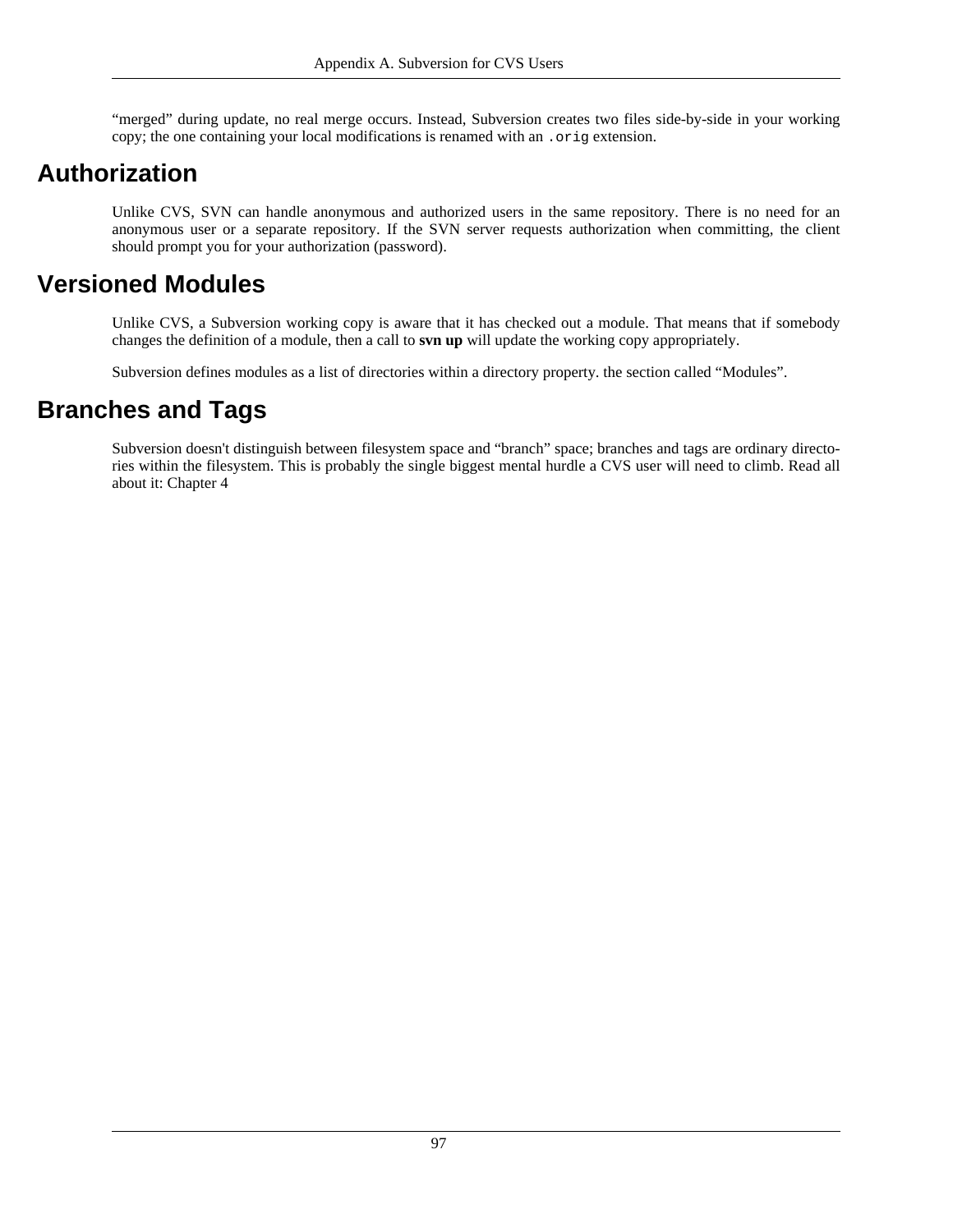“merged” during update, no real merge occurs. Instead, Subversion creates two files side-by-side in your working copy; the one containing your local modifications is renamed with an `.orig` extension.

## Authorization

Unlike CVS, SVN can handle anonymous and authorized users in the same repository. There is no need for an anonymous user or a separate repository. If the SVN server requests authorization when committing, the client should prompt you for your authorization (password).

## Versioned Modules

Unlike CVS, a Subversion working copy is aware that it has checked out a module. That means that if somebody changes the definition of a module, then a call to **svn up** will update the working copy appropriately.

Subversion defines modules as a list of directories within a directory property. the section called “Modules”.

## Branches and Tags

Subversion doesn't distinguish between filesystem space and “branch” space; branches and tags are ordinary directories within the filesystem. This is probably the single biggest mental hurdle a CVS user will need to climb. Read all about it: Chapter 4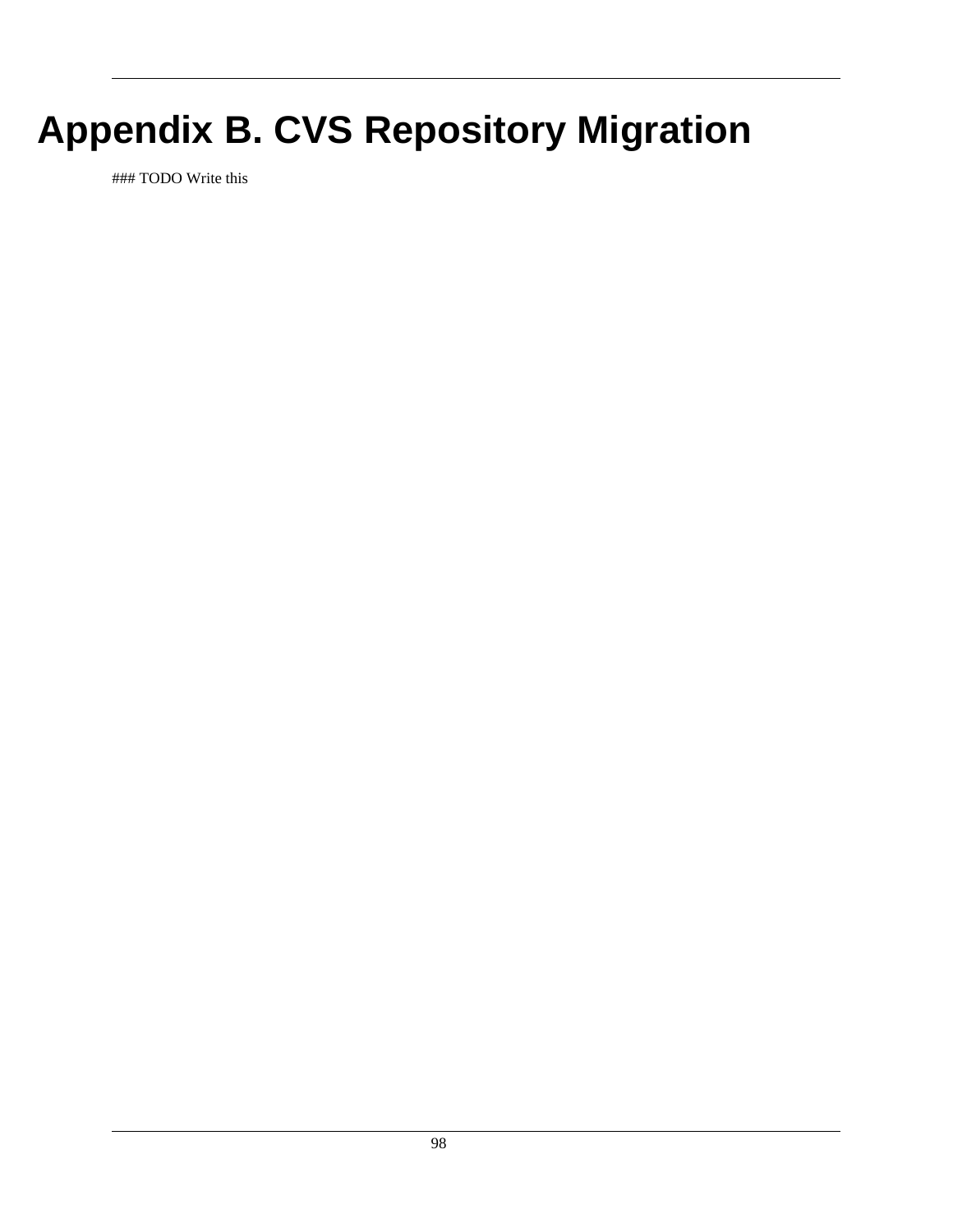# Appendix B. CVS Repository Migration

### TODO Write this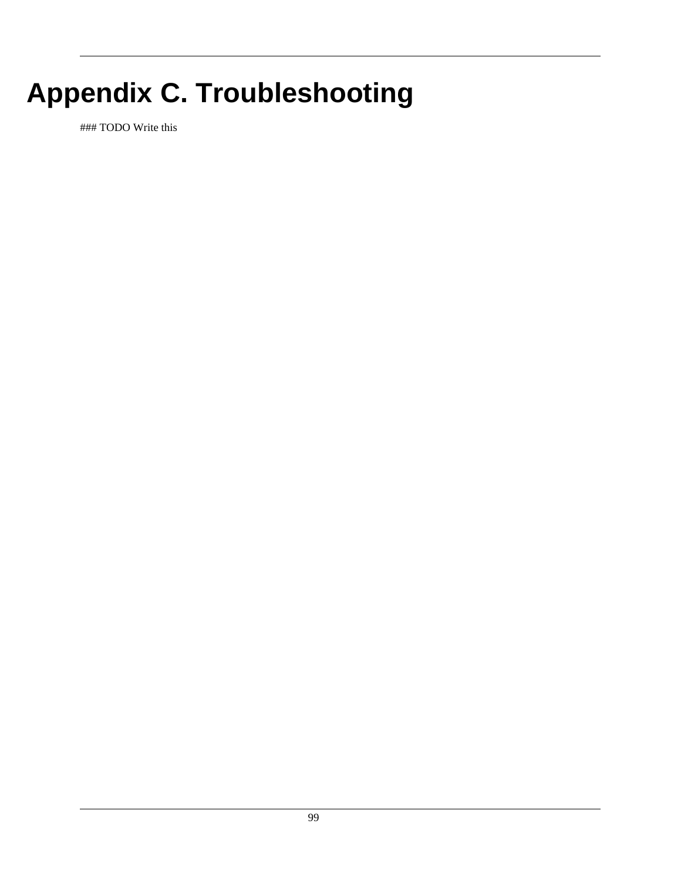# Appendix C. Troubleshooting

### TODO Write this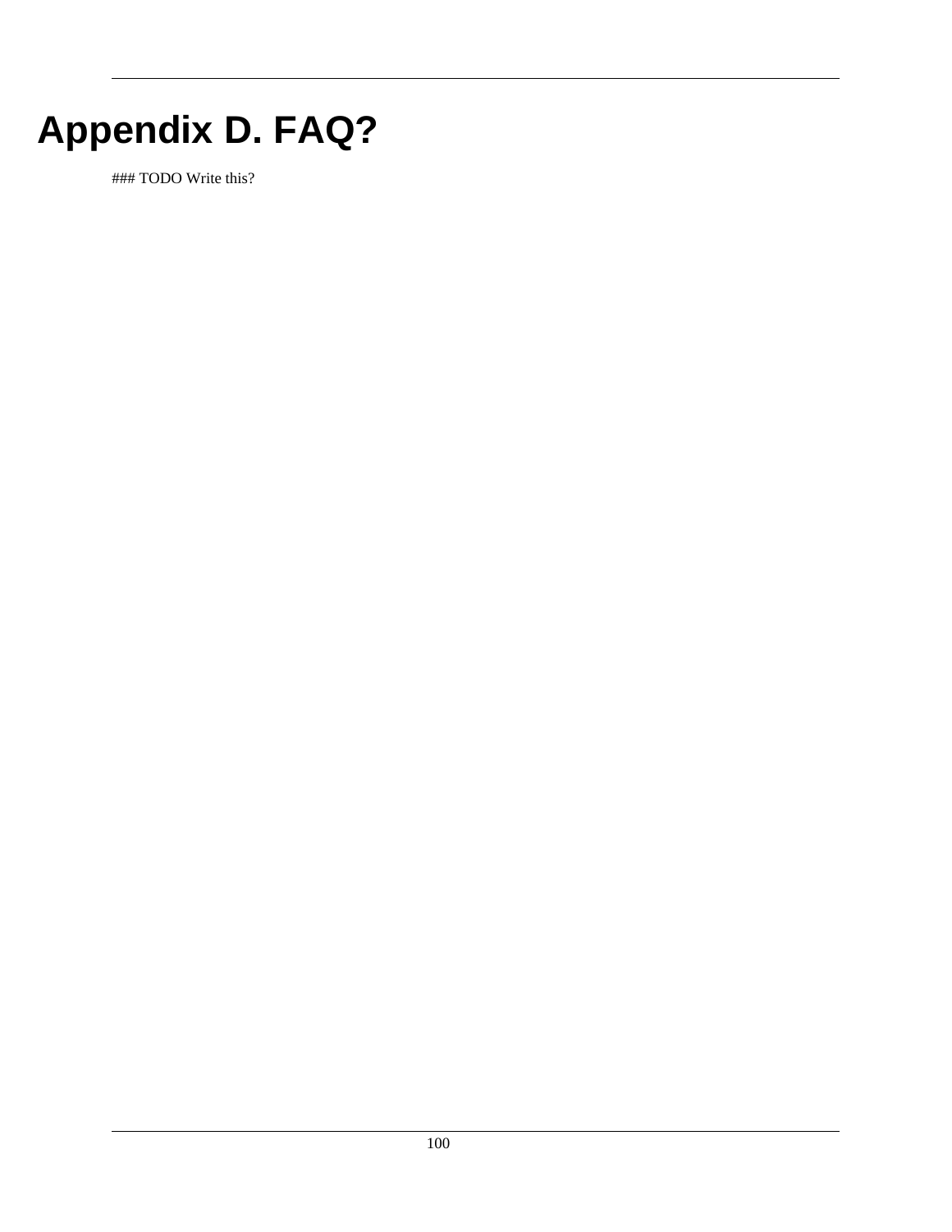# Appendix D. FAQ?

### TODO Write this?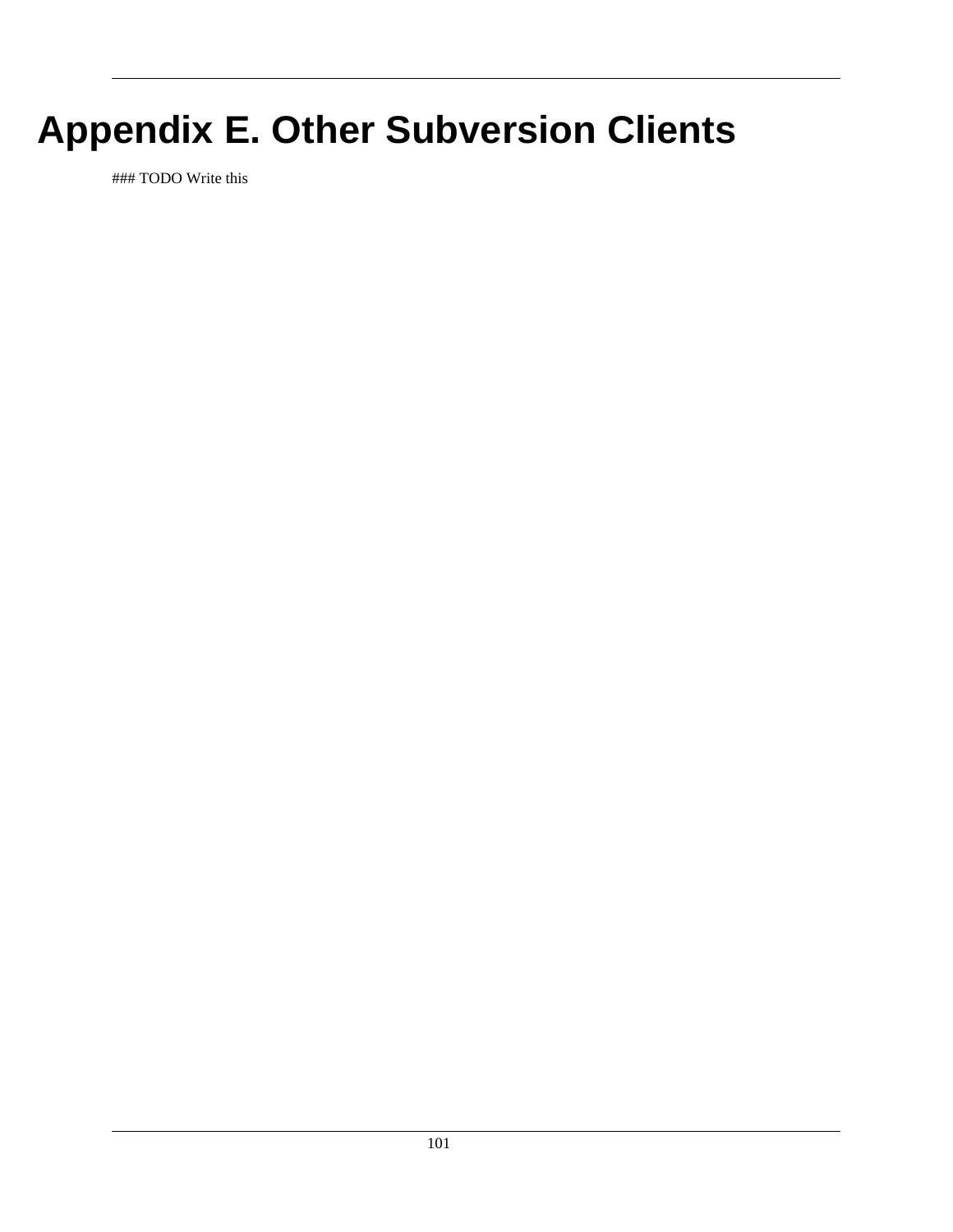# Appendix E. Other Subversion Clients

### TODO Write this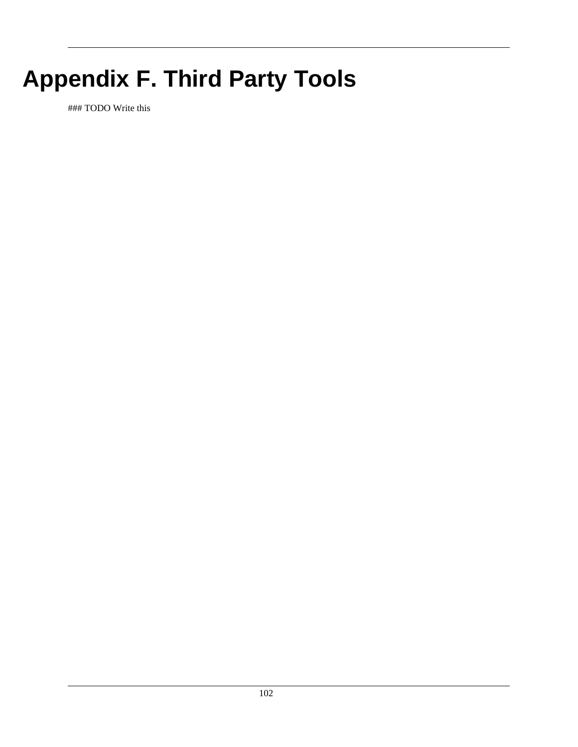# Appendix F. Third Party Tools

### TODO Write this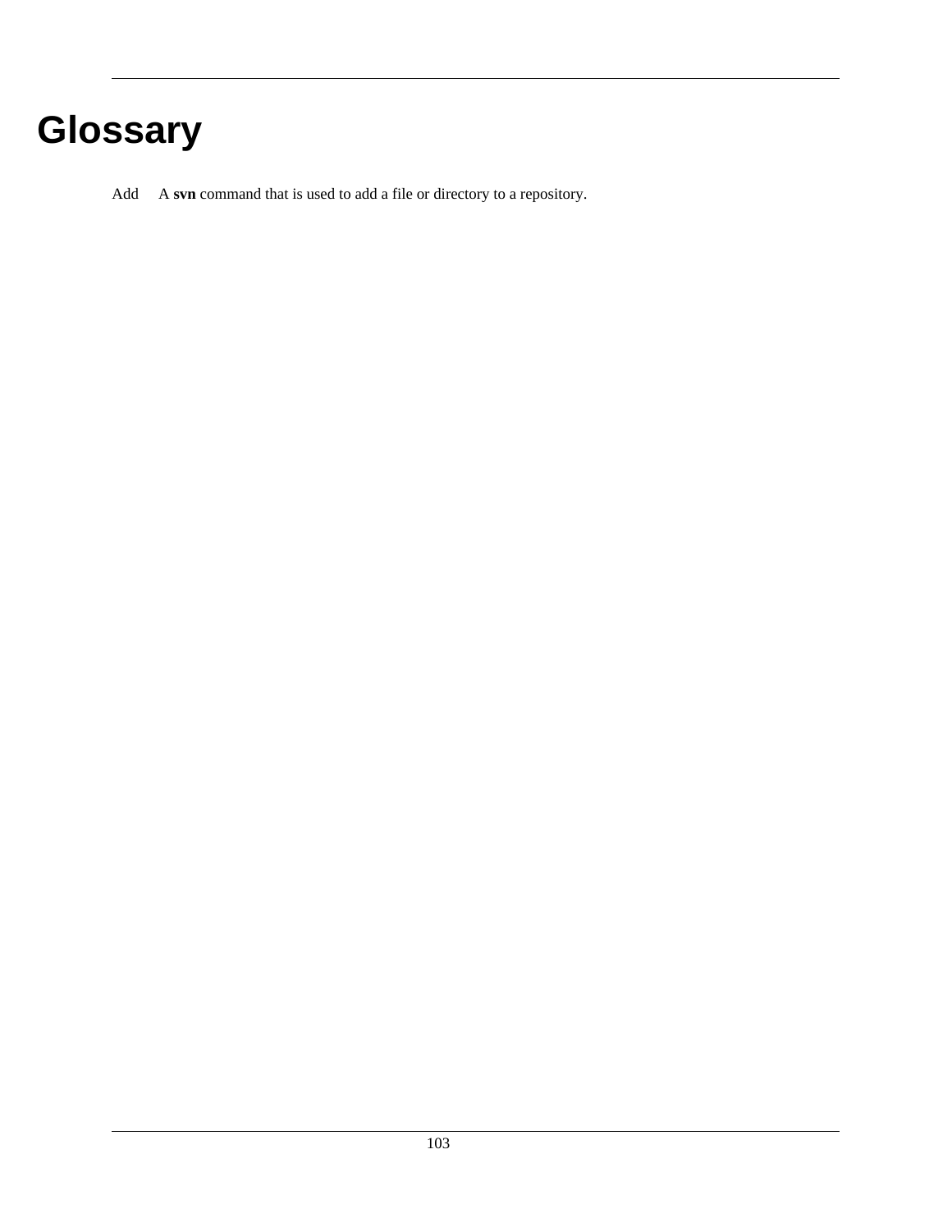# Glossary

Add    A **svn** command that is used to add a file or directory to a repository.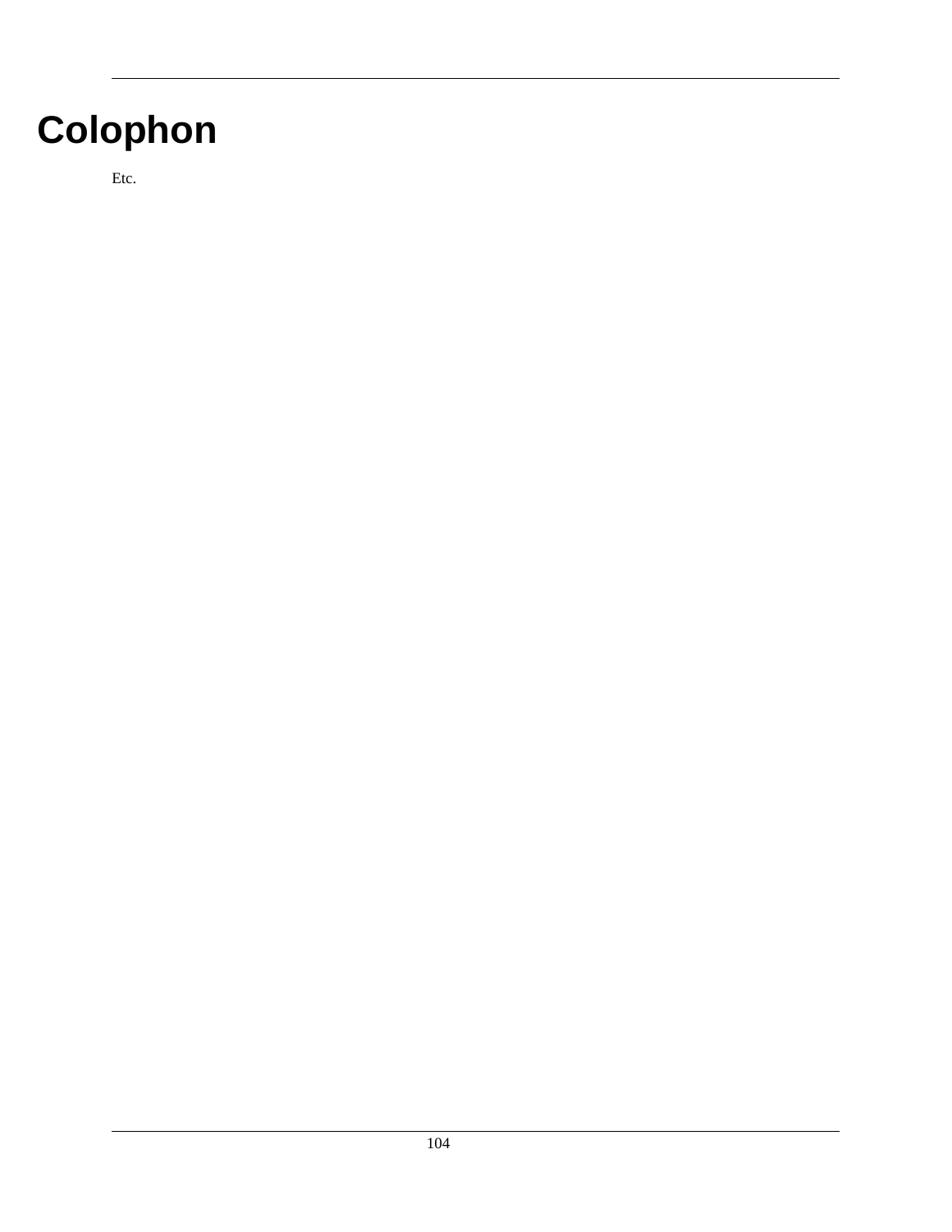# Colophon

Etc.